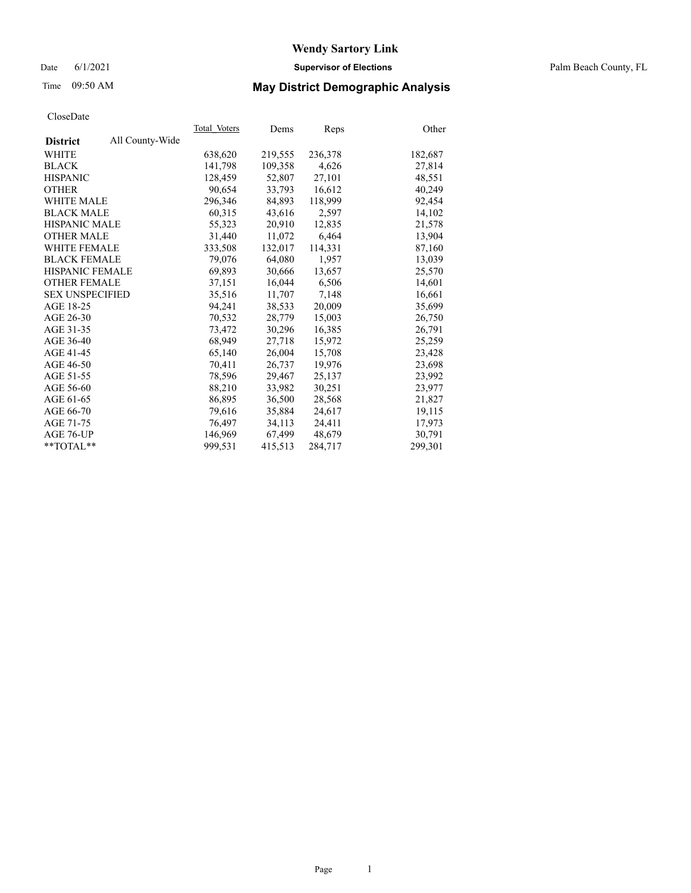# Wendy Sartory Link

Date 6/1/2021 **Supervisor of Elections** Palm Beach County, FL

Time 09:50 AM **May District Demographic Analysis**

CloseDate

| **District** All County-Wide | Total_Voters | Dems | Reps | Other |
|---|---|---|---|---|
| WHITE | 638,620 | 219,555 | 236,378 | 182,687 |
| BLACK | 141,798 | 109,358 | 4,626 | 27,814 |
| HISPANIC | 128,459 | 52,807 | 27,101 | 48,551 |
| OTHER | 90,654 | 33,793 | 16,612 | 40,249 |
| WHITE MALE | 296,346 | 84,893 | 118,999 | 92,454 |
| BLACK MALE | 60,315 | 43,616 | 2,597 | 14,102 |
| HISPANIC MALE | 55,323 | 20,910 | 12,835 | 21,578 |
| OTHER MALE | 31,440 | 11,072 | 6,464 | 13,904 |
| WHITE FEMALE | 333,508 | 132,017 | 114,331 | 87,160 |
| BLACK FEMALE | 79,076 | 64,080 | 1,957 | 13,039 |
| HISPANIC FEMALE | 69,893 | 30,666 | 13,657 | 25,570 |
| OTHER FEMALE | 37,151 | 16,044 | 6,506 | 14,601 |
| SEX UNSPECIFIED | 35,516 | 11,707 | 7,148 | 16,661 |
| AGE 18-25 | 94,241 | 38,533 | 20,009 | 35,699 |
| AGE 26-30 | 70,532 | 28,779 | 15,003 | 26,750 |
| AGE 31-35 | 73,472 | 30,296 | 16,385 | 26,791 |
| AGE 36-40 | 68,949 | 27,718 | 15,972 | 25,259 |
| AGE 41-45 | 65,140 | 26,004 | 15,708 | 23,428 |
| AGE 46-50 | 70,411 | 26,737 | 19,976 | 23,698 |
| AGE 51-55 | 78,596 | 29,467 | 25,137 | 23,992 |
| AGE 56-60 | 88,210 | 33,982 | 30,251 | 23,977 |
| AGE 61-65 | 86,895 | 36,500 | 28,568 | 21,827 |
| AGE 66-70 | 79,616 | 35,884 | 24,617 | 19,115 |
| AGE 71-75 | 76,497 | 34,113 | 24,411 | 17,973 |
| AGE 76-UP | 146,969 | 67,499 | 48,679 | 30,791 |
| **TOTAL** | 999,531 | 415,513 | 284,717 | 299,301 |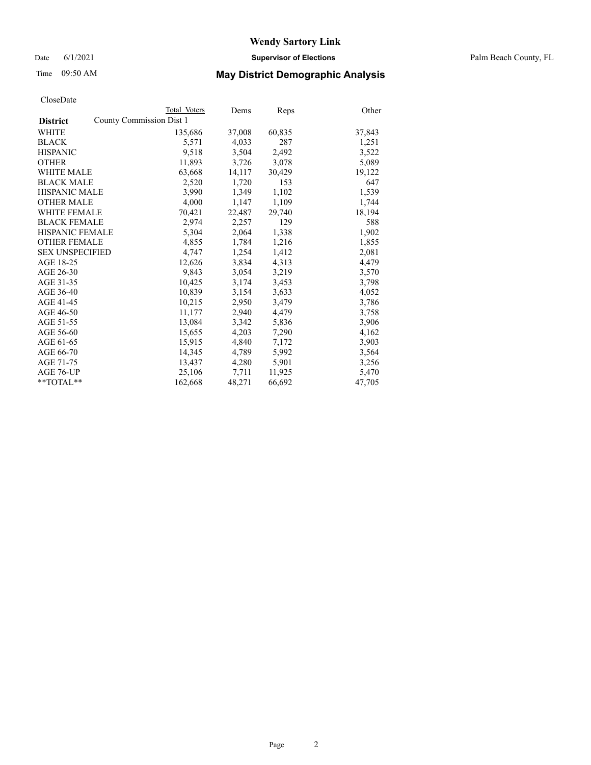# Wendy Sartory Link

Date 6/1/2021 **Supervisor of Elections** Palm Beach County, FL

Time 09:50 AM **May District Demographic Analysis**

CloseDate

| **District** | Total Voters | Dems | Reps | Other |
|---|---|---|---|---|
| County Commission Dist 1 | | | | |
| WHITE | 135,686 | 37,008 | 60,835 | 37,843 |
| BLACK | 5,571 | 4,033 | 287 | 1,251 |
| HISPANIC | 9,518 | 3,504 | 2,492 | 3,522 |
| OTHER | 11,893 | 3,726 | 3,078 | 5,089 |
| WHITE MALE | 63,668 | 14,117 | 30,429 | 19,122 |
| BLACK MALE | 2,520 | 1,720 | 153 | 647 |
| HISPANIC MALE | 3,990 | 1,349 | 1,102 | 1,539 |
| OTHER MALE | 4,000 | 1,147 | 1,109 | 1,744 |
| WHITE FEMALE | 70,421 | 22,487 | 29,740 | 18,194 |
| BLACK FEMALE | 2,974 | 2,257 | 129 | 588 |
| HISPANIC FEMALE | 5,304 | 2,064 | 1,338 | 1,902 |
| OTHER FEMALE | 4,855 | 1,784 | 1,216 | 1,855 |
| SEX UNSPECIFIED | 4,747 | 1,254 | 1,412 | 2,081 |
| AGE 18-25 | 12,626 | 3,834 | 4,313 | 4,479 |
| AGE 26-30 | 9,843 | 3,054 | 3,219 | 3,570 |
| AGE 31-35 | 10,425 | 3,174 | 3,453 | 3,798 |
| AGE 36-40 | 10,839 | 3,154 | 3,633 | 4,052 |
| AGE 41-45 | 10,215 | 2,950 | 3,479 | 3,786 |
| AGE 46-50 | 11,177 | 2,940 | 4,479 | 3,758 |
| AGE 51-55 | 13,084 | 3,342 | 5,836 | 3,906 |
| AGE 56-60 | 15,655 | 4,203 | 7,290 | 4,162 |
| AGE 61-65 | 15,915 | 4,840 | 7,172 | 3,903 |
| AGE 66-70 | 14,345 | 4,789 | 5,992 | 3,564 |
| AGE 71-75 | 13,437 | 4,280 | 5,901 | 3,256 |
| AGE 76-UP | 25,106 | 7,711 | 11,925 | 5,470 |
| **TOTAL** | 162,668 | 48,271 | 66,692 | 47,705 |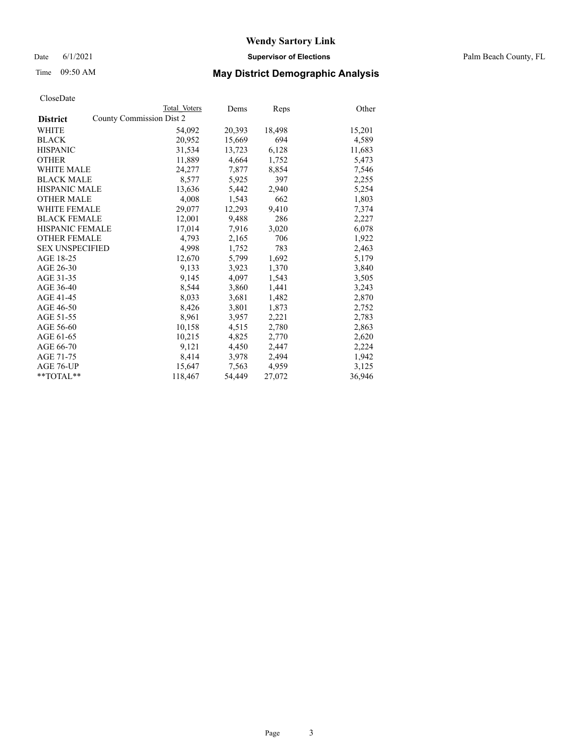Date 6/1/2021

Time 09:50 AM

# Wendy Sartory Link

**Supervisor of Elections**

Palm Beach County, FL

## May District Demographic Analysis

CloseDate

| **District** | Total Voters | Dems | Reps | Other |
|---|---|---|---|---|
| County Commission Dist 2 | | | | |
| WHITE | 54,092 | 20,393 | 18,498 | 15,201 |
| BLACK | 20,952 | 15,669 | 694 | 4,589 |
| HISPANIC | 31,534 | 13,723 | 6,128 | 11,683 |
| OTHER | 11,889 | 4,664 | 1,752 | 5,473 |
| WHITE MALE | 24,277 | 7,877 | 8,854 | 7,546 |
| BLACK MALE | 8,577 | 5,925 | 397 | 2,255 |
| HISPANIC MALE | 13,636 | 5,442 | 2,940 | 5,254 |
| OTHER MALE | 4,008 | 1,543 | 662 | 1,803 |
| WHITE FEMALE | 29,077 | 12,293 | 9,410 | 7,374 |
| BLACK FEMALE | 12,001 | 9,488 | 286 | 2,227 |
| HISPANIC FEMALE | 17,014 | 7,916 | 3,020 | 6,078 |
| OTHER FEMALE | 4,793 | 2,165 | 706 | 1,922 |
| SEX UNSPECIFIED | 4,998 | 1,752 | 783 | 2,463 |
| AGE 18-25 | 12,670 | 5,799 | 1,692 | 5,179 |
| AGE 26-30 | 9,133 | 3,923 | 1,370 | 3,840 |
| AGE 31-35 | 9,145 | 4,097 | 1,543 | 3,505 |
| AGE 36-40 | 8,544 | 3,860 | 1,441 | 3,243 |
| AGE 41-45 | 8,033 | 3,681 | 1,482 | 2,870 |
| AGE 46-50 | 8,426 | 3,801 | 1,873 | 2,752 |
| AGE 51-55 | 8,961 | 3,957 | 2,221 | 2,783 |
| AGE 56-60 | 10,158 | 4,515 | 2,780 | 2,863 |
| AGE 61-65 | 10,215 | 4,825 | 2,770 | 2,620 |
| AGE 66-70 | 9,121 | 4,450 | 2,447 | 2,224 |
| AGE 71-75 | 8,414 | 3,978 | 2,494 | 1,942 |
| AGE 76-UP | 15,647 | 7,563 | 4,959 | 3,125 |
| **TOTAL** | 118,467 | 54,449 | 27,072 | 36,946 |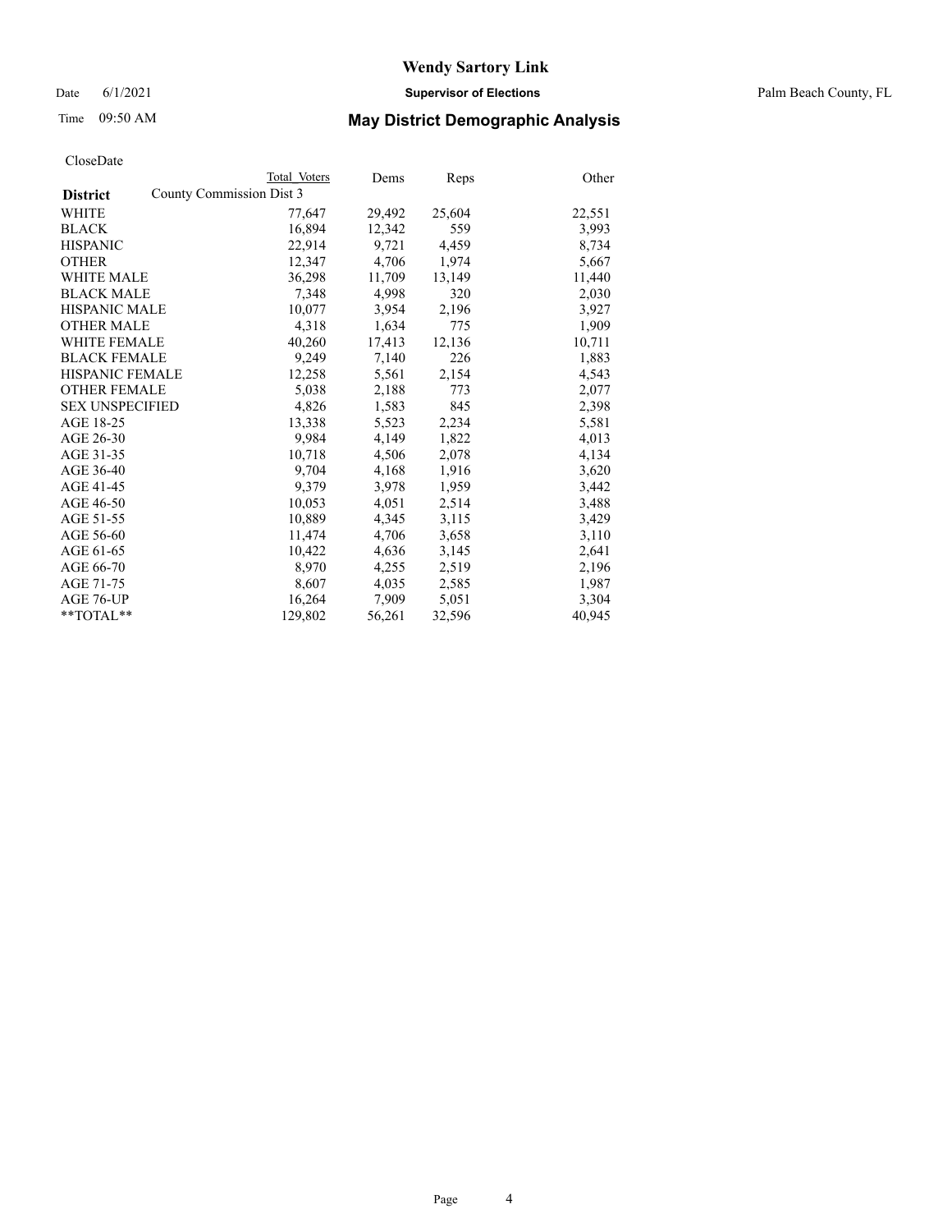# Wendy Sartory Link

Date 6/1/2021 **Supervisor of Elections** Palm Beach County, FL

Time 09:50 AM **May District Demographic Analysis**

CloseDate

| District | Total Voters | Dems | Reps | Other |
|---|---|---|---|---|
| **County Commission Dist 3** | | | | |
| WHITE | 77,647 | 29,492 | 25,604 | 22,551 |
| BLACK | 16,894 | 12,342 | 559 | 3,993 |
| HISPANIC | 22,914 | 9,721 | 4,459 | 8,734 |
| OTHER | 12,347 | 4,706 | 1,974 | 5,667 |
| WHITE MALE | 36,298 | 11,709 | 13,149 | 11,440 |
| BLACK MALE | 7,348 | 4,998 | 320 | 2,030 |
| HISPANIC MALE | 10,077 | 3,954 | 2,196 | 3,927 |
| OTHER MALE | 4,318 | 1,634 | 775 | 1,909 |
| WHITE FEMALE | 40,260 | 17,413 | 12,136 | 10,711 |
| BLACK FEMALE | 9,249 | 7,140 | 226 | 1,883 |
| HISPANIC FEMALE | 12,258 | 5,561 | 2,154 | 4,543 |
| OTHER FEMALE | 5,038 | 2,188 | 773 | 2,077 |
| SEX UNSPECIFIED | 4,826 | 1,583 | 845 | 2,398 |
| AGE 18-25 | 13,338 | 5,523 | 2,234 | 5,581 |
| AGE 26-30 | 9,984 | 4,149 | 1,822 | 4,013 |
| AGE 31-35 | 10,718 | 4,506 | 2,078 | 4,134 |
| AGE 36-40 | 9,704 | 4,168 | 1,916 | 3,620 |
| AGE 41-45 | 9,379 | 3,978 | 1,959 | 3,442 |
| AGE 46-50 | 10,053 | 4,051 | 2,514 | 3,488 |
| AGE 51-55 | 10,889 | 4,345 | 3,115 | 3,429 |
| AGE 56-60 | 11,474 | 4,706 | 3,658 | 3,110 |
| AGE 61-65 | 10,422 | 4,636 | 3,145 | 2,641 |
| AGE 66-70 | 8,970 | 4,255 | 2,519 | 2,196 |
| AGE 71-75 | 8,607 | 4,035 | 2,585 | 1,987 |
| AGE 76-UP | 16,264 | 7,909 | 5,051 | 3,304 |
| **TOTAL** | 129,802 | 56,261 | 32,596 | 40,945 |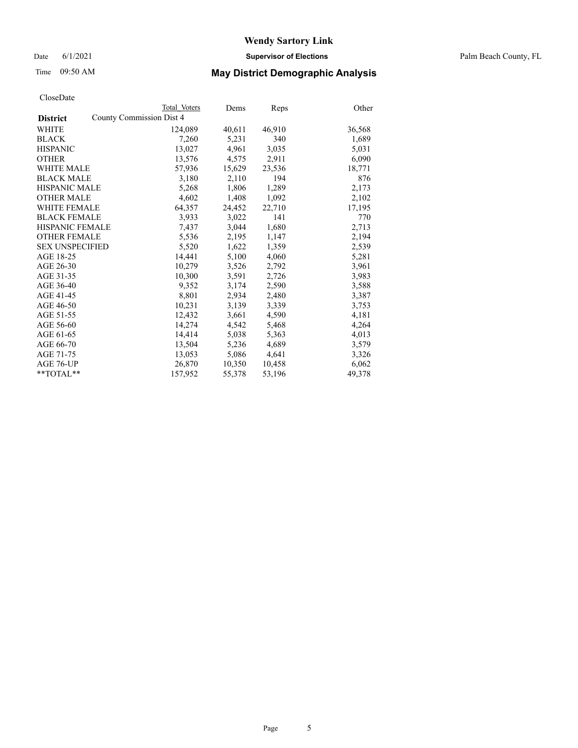**Wendy Sartory Link**

Date 6/1/2021 **Supervisor of Elections** Palm Beach County, FL

Time 09:50 AM **May District Demographic Analysis**

CloseDate

| District | Total Voters | Dems | Reps | Other |
|---|---|---|---|---|
| County Commission Dist 4 | | | | |
| WHITE | 124,089 | 40,611 | 46,910 | 36,568 |
| BLACK | 7,260 | 5,231 | 340 | 1,689 |
| HISPANIC | 13,027 | 4,961 | 3,035 | 5,031 |
| OTHER | 13,576 | 4,575 | 2,911 | 6,090 |
| WHITE MALE | 57,936 | 15,629 | 23,536 | 18,771 |
| BLACK MALE | 3,180 | 2,110 | 194 | 876 |
| HISPANIC MALE | 5,268 | 1,806 | 1,289 | 2,173 |
| OTHER MALE | 4,602 | 1,408 | 1,092 | 2,102 |
| WHITE FEMALE | 64,357 | 24,452 | 22,710 | 17,195 |
| BLACK FEMALE | 3,933 | 3,022 | 141 | 770 |
| HISPANIC FEMALE | 7,437 | 3,044 | 1,680 | 2,713 |
| OTHER FEMALE | 5,536 | 2,195 | 1,147 | 2,194 |
| SEX UNSPECIFIED | 5,520 | 1,622 | 1,359 | 2,539 |
| AGE 18-25 | 14,441 | 5,100 | 4,060 | 5,281 |
| AGE 26-30 | 10,279 | 3,526 | 2,792 | 3,961 |
| AGE 31-35 | 10,300 | 3,591 | 2,726 | 3,983 |
| AGE 36-40 | 9,352 | 3,174 | 2,590 | 3,588 |
| AGE 41-45 | 8,801 | 2,934 | 2,480 | 3,387 |
| AGE 46-50 | 10,231 | 3,139 | 3,339 | 3,753 |
| AGE 51-55 | 12,432 | 3,661 | 4,590 | 4,181 |
| AGE 56-60 | 14,274 | 4,542 | 5,468 | 4,264 |
| AGE 61-65 | 14,414 | 5,038 | 5,363 | 4,013 |
| AGE 66-70 | 13,504 | 5,236 | 4,689 | 3,579 |
| AGE 71-75 | 13,053 | 5,086 | 4,641 | 3,326 |
| AGE 76-UP | 26,870 | 10,350 | 10,458 | 6,062 |
| **TOTAL** | 157,952 | 55,378 | 53,196 | 49,378 |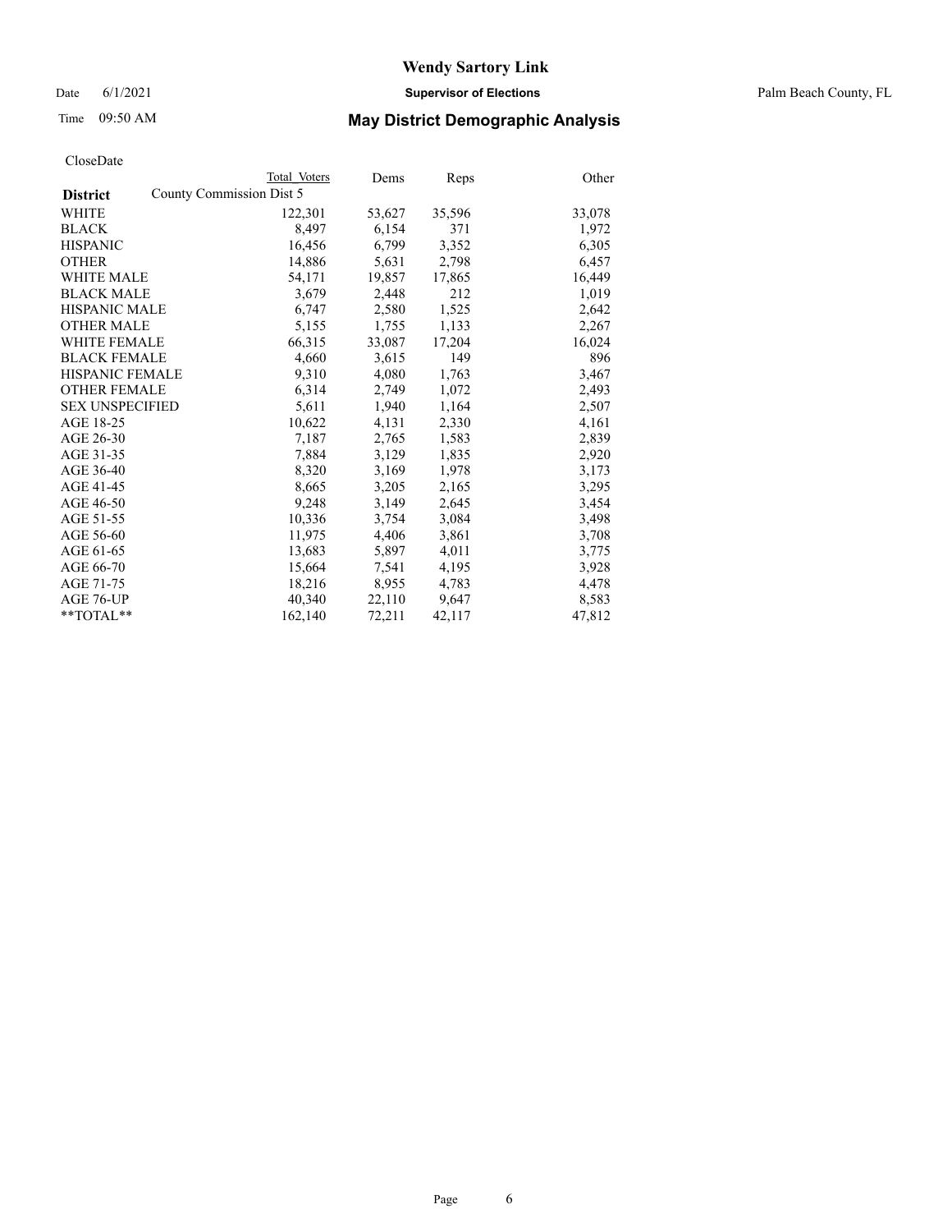# Wendy Sartory Link

Date 6/1/2021 **Supervisor of Elections** Palm Beach County, FL

Time 09:50 AM **May District Demographic Analysis**

CloseDate

| **District** | Total Voters | Dems | Reps | Other |
|---|---|---|---|---|
| County Commission Dist 5 | | | | |
| WHITE | 122,301 | 53,627 | 35,596 | 33,078 |
| BLACK | 8,497 | 6,154 | 371 | 1,972 |
| HISPANIC | 16,456 | 6,799 | 3,352 | 6,305 |
| OTHER | 14,886 | 5,631 | 2,798 | 6,457 |
| WHITE MALE | 54,171 | 19,857 | 17,865 | 16,449 |
| BLACK MALE | 3,679 | 2,448 | 212 | 1,019 |
| HISPANIC MALE | 6,747 | 2,580 | 1,525 | 2,642 |
| OTHER MALE | 5,155 | 1,755 | 1,133 | 2,267 |
| WHITE FEMALE | 66,315 | 33,087 | 17,204 | 16,024 |
| BLACK FEMALE | 4,660 | 3,615 | 149 | 896 |
| HISPANIC FEMALE | 9,310 | 4,080 | 1,763 | 3,467 |
| OTHER FEMALE | 6,314 | 2,749 | 1,072 | 2,493 |
| SEX UNSPECIFIED | 5,611 | 1,940 | 1,164 | 2,507 |
| AGE 18-25 | 10,622 | 4,131 | 2,330 | 4,161 |
| AGE 26-30 | 7,187 | 2,765 | 1,583 | 2,839 |
| AGE 31-35 | 7,884 | 3,129 | 1,835 | 2,920 |
| AGE 36-40 | 8,320 | 3,169 | 1,978 | 3,173 |
| AGE 41-45 | 8,665 | 3,205 | 2,165 | 3,295 |
| AGE 46-50 | 9,248 | 3,149 | 2,645 | 3,454 |
| AGE 51-55 | 10,336 | 3,754 | 3,084 | 3,498 |
| AGE 56-60 | 11,975 | 4,406 | 3,861 | 3,708 |
| AGE 61-65 | 13,683 | 5,897 | 4,011 | 3,775 |
| AGE 66-70 | 15,664 | 7,541 | 4,195 | 3,928 |
| AGE 71-75 | 18,216 | 8,955 | 4,783 | 4,478 |
| AGE 76-UP | 40,340 | 22,110 | 9,647 | 8,583 |
| **TOTAL** | 162,140 | 72,211 | 42,117 | 47,812 |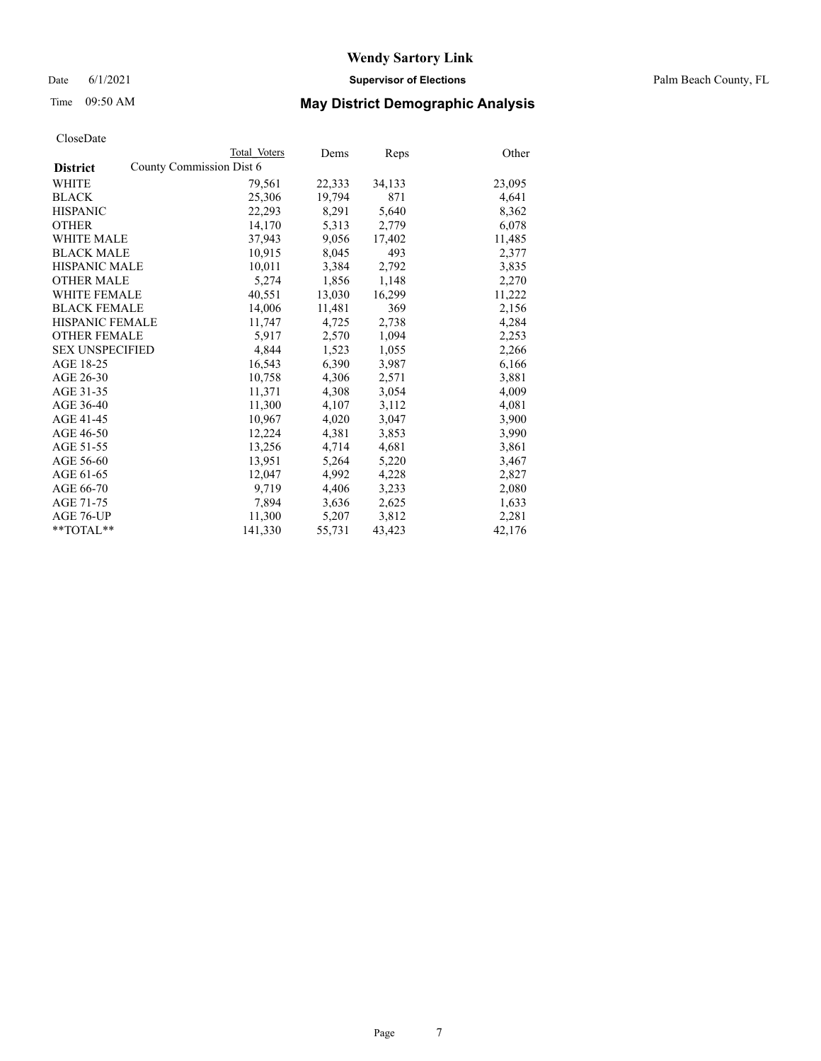CloseDate

| District | Total Voters | Dems | Reps | Other |
|---|---|---|---|---|
| County Commission Dist 6 | | | | |
| WHITE | 79,561 | 22,333 | 34,133 | 23,095 |
| BLACK | 25,306 | 19,794 | 871 | 4,641 |
| HISPANIC | 22,293 | 8,291 | 5,640 | 8,362 |
| OTHER | 14,170 | 5,313 | 2,779 | 6,078 |
| WHITE MALE | 37,943 | 9,056 | 17,402 | 11,485 |
| BLACK MALE | 10,915 | 8,045 | 493 | 2,377 |
| HISPANIC MALE | 10,011 | 3,384 | 2,792 | 3,835 |
| OTHER MALE | 5,274 | 1,856 | 1,148 | 2,270 |
| WHITE FEMALE | 40,551 | 13,030 | 16,299 | 11,222 |
| BLACK FEMALE | 14,006 | 11,481 | 369 | 2,156 |
| HISPANIC FEMALE | 11,747 | 4,725 | 2,738 | 4,284 |
| OTHER FEMALE | 5,917 | 2,570 | 1,094 | 2,253 |
| SEX UNSPECIFIED | 4,844 | 1,523 | 1,055 | 2,266 |
| AGE 18-25 | 16,543 | 6,390 | 3,987 | 6,166 |
| AGE 26-30 | 10,758 | 4,306 | 2,571 | 3,881 |
| AGE 31-35 | 11,371 | 4,308 | 3,054 | 4,009 |
| AGE 36-40 | 11,300 | 4,107 | 3,112 | 4,081 |
| AGE 41-45 | 10,967 | 4,020 | 3,047 | 3,900 |
| AGE 46-50 | 12,224 | 4,381 | 3,853 | 3,990 |
| AGE 51-55 | 13,256 | 4,714 | 4,681 | 3,861 |
| AGE 56-60 | 13,951 | 5,264 | 5,220 | 3,467 |
| AGE 61-65 | 12,047 | 4,992 | 4,228 | 2,827 |
| AGE 66-70 | 9,719 | 4,406 | 3,233 | 2,080 |
| AGE 71-75 | 7,894 | 3,636 | 2,625 | 1,633 |
| AGE 76-UP | 11,300 | 5,207 | 3,812 | 2,281 |
| **TOTAL** | 141,330 | 55,731 | 43,423 | 42,176 |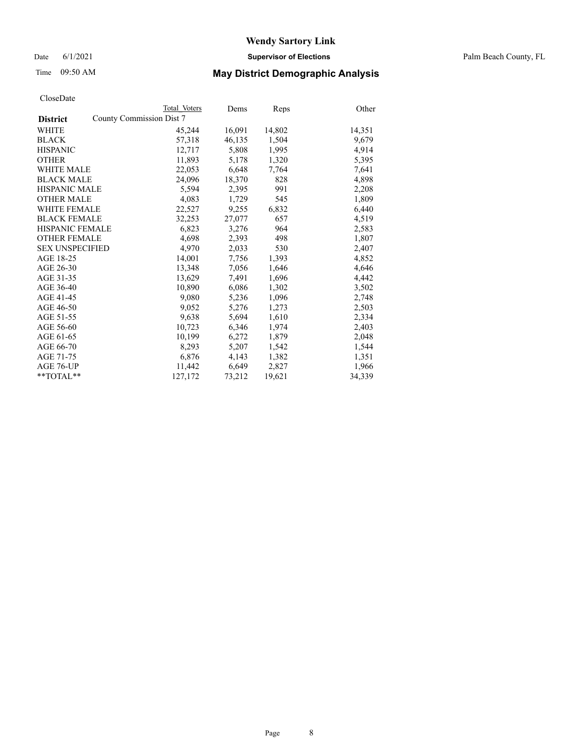# Wendy Sartory Link

Date 6/1/2021 **Supervisor of Elections** Palm Beach County, FL

Time 09:50 AM **May District Demographic Analysis**

CloseDate

| District | Total Voters | Dems | Reps | Other |
|---|---|---|---|---|
| County Commission Dist 7 | | | | |
| WHITE | 45,244 | 16,091 | 14,802 | 14,351 |
| BLACK | 57,318 | 46,135 | 1,504 | 9,679 |
| HISPANIC | 12,717 | 5,808 | 1,995 | 4,914 |
| OTHER | 11,893 | 5,178 | 1,320 | 5,395 |
| WHITE MALE | 22,053 | 6,648 | 7,764 | 7,641 |
| BLACK MALE | 24,096 | 18,370 | 828 | 4,898 |
| HISPANIC MALE | 5,594 | 2,395 | 991 | 2,208 |
| OTHER MALE | 4,083 | 1,729 | 545 | 1,809 |
| WHITE FEMALE | 22,527 | 9,255 | 6,832 | 6,440 |
| BLACK FEMALE | 32,253 | 27,077 | 657 | 4,519 |
| HISPANIC FEMALE | 6,823 | 3,276 | 964 | 2,583 |
| OTHER FEMALE | 4,698 | 2,393 | 498 | 1,807 |
| SEX UNSPECIFIED | 4,970 | 2,033 | 530 | 2,407 |
| AGE 18-25 | 14,001 | 7,756 | 1,393 | 4,852 |
| AGE 26-30 | 13,348 | 7,056 | 1,646 | 4,646 |
| AGE 31-35 | 13,629 | 7,491 | 1,696 | 4,442 |
| AGE 36-40 | 10,890 | 6,086 | 1,302 | 3,502 |
| AGE 41-45 | 9,080 | 5,236 | 1,096 | 2,748 |
| AGE 46-50 | 9,052 | 5,276 | 1,273 | 2,503 |
| AGE 51-55 | 9,638 | 5,694 | 1,610 | 2,334 |
| AGE 56-60 | 10,723 | 6,346 | 1,974 | 2,403 |
| AGE 61-65 | 10,199 | 6,272 | 1,879 | 2,048 |
| AGE 66-70 | 8,293 | 5,207 | 1,542 | 1,544 |
| AGE 71-75 | 6,876 | 4,143 | 1,382 | 1,351 |
| AGE 76-UP | 11,442 | 6,649 | 2,827 | 1,966 |
| **TOTAL** | 127,172 | 73,212 | 19,621 | 34,339 |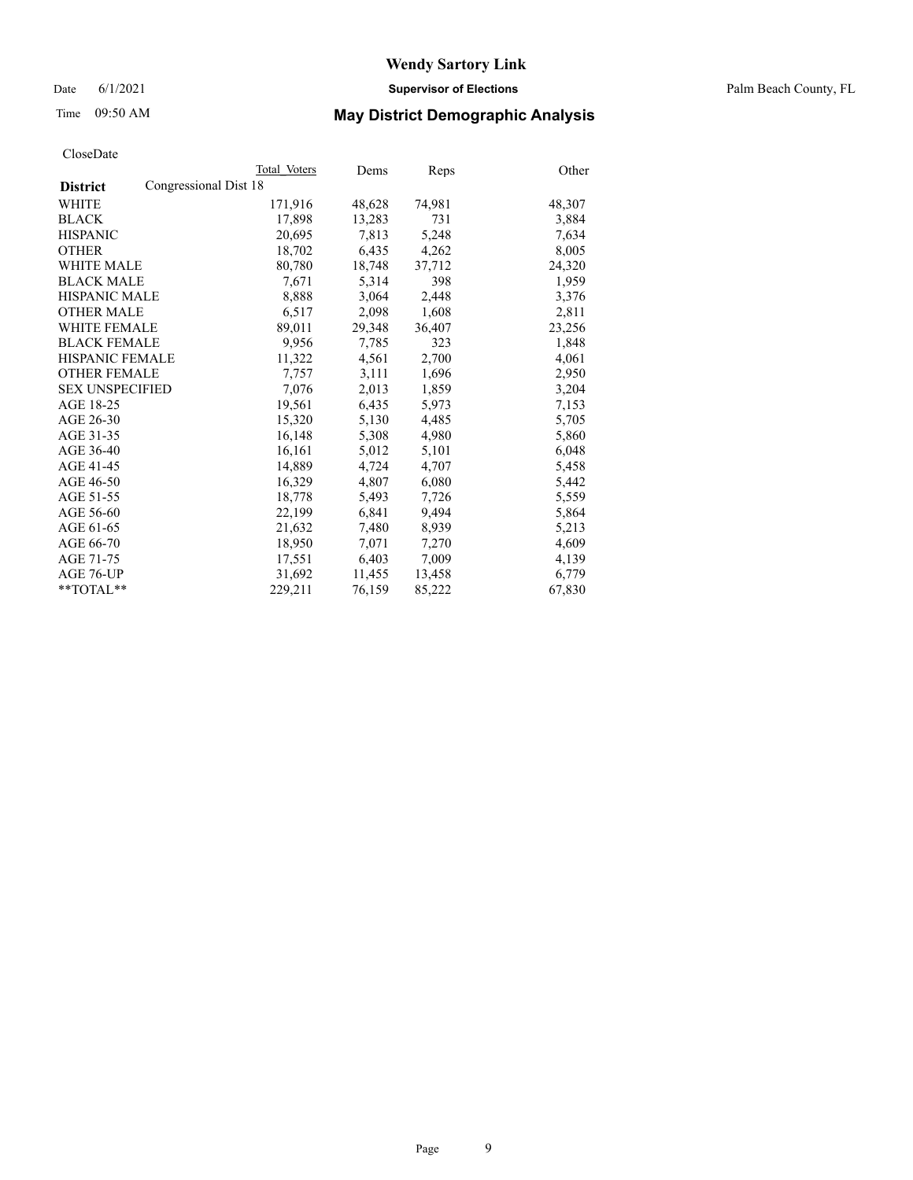# Wendy Sartory Link

Date 6/1/2021 **Supervisor of Elections** Palm Beach County, FL

Time 09:50 AM **May District Demographic Analysis**

CloseDate

| **District** | Congressional Dist 18 | Total Voters | Dems | Reps | Other |
|---|---|---|---|---|---|
| WHITE | | 171,916 | 48,628 | 74,981 | 48,307 |
| BLACK | | 17,898 | 13,283 | 731 | 3,884 |
| HISPANIC | | 20,695 | 7,813 | 5,248 | 7,634 |
| OTHER | | 18,702 | 6,435 | 4,262 | 8,005 |
| WHITE MALE | | 80,780 | 18,748 | 37,712 | 24,320 |
| BLACK MALE | | 7,671 | 5,314 | 398 | 1,959 |
| HISPANIC MALE | | 8,888 | 3,064 | 2,448 | 3,376 |
| OTHER MALE | | 6,517 | 2,098 | 1,608 | 2,811 |
| WHITE FEMALE | | 89,011 | 29,348 | 36,407 | 23,256 |
| BLACK FEMALE | | 9,956 | 7,785 | 323 | 1,848 |
| HISPANIC FEMALE | | 11,322 | 4,561 | 2,700 | 4,061 |
| OTHER FEMALE | | 7,757 | 3,111 | 1,696 | 2,950 |
| SEX UNSPECIFIED | | 7,076 | 2,013 | 1,859 | 3,204 |
| AGE 18-25 | | 19,561 | 6,435 | 5,973 | 7,153 |
| AGE 26-30 | | 15,320 | 5,130 | 4,485 | 5,705 |
| AGE 31-35 | | 16,148 | 5,308 | 4,980 | 5,860 |
| AGE 36-40 | | 16,161 | 5,012 | 5,101 | 6,048 |
| AGE 41-45 | | 14,889 | 4,724 | 4,707 | 5,458 |
| AGE 46-50 | | 16,329 | 4,807 | 6,080 | 5,442 |
| AGE 51-55 | | 18,778 | 5,493 | 7,726 | 5,559 |
| AGE 56-60 | | 22,199 | 6,841 | 9,494 | 5,864 |
| AGE 61-65 | | 21,632 | 7,480 | 8,939 | 5,213 |
| AGE 66-70 | | 18,950 | 7,071 | 7,270 | 4,609 |
| AGE 71-75 | | 17,551 | 6,403 | 7,009 | 4,139 |
| AGE 76-UP | | 31,692 | 11,455 | 13,458 | 6,779 |
| **TOTAL** | | 229,211 | 76,159 | 85,222 | 67,830 |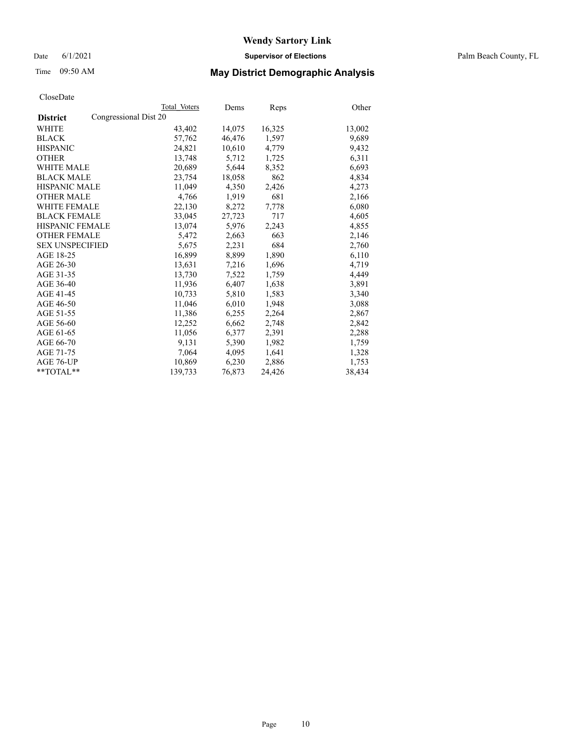**Wendy Sartory Link**

Date 6/1/2021 **Supervisor of Elections** Palm Beach County, FL

Time 09:50 AM **May District Demographic Analysis**

CloseDate

| **District** | Total Voters | Dems | Reps | Other |
|---|---|---|---|---|
| Congressional Dist 20 | | | | |
| WHITE | 43,402 | 14,075 | 16,325 | 13,002 |
| BLACK | 57,762 | 46,476 | 1,597 | 9,689 |
| HISPANIC | 24,821 | 10,610 | 4,779 | 9,432 |
| OTHER | 13,748 | 5,712 | 1,725 | 6,311 |
| WHITE MALE | 20,689 | 5,644 | 8,352 | 6,693 |
| BLACK MALE | 23,754 | 18,058 | 862 | 4,834 |
| HISPANIC MALE | 11,049 | 4,350 | 2,426 | 4,273 |
| OTHER MALE | 4,766 | 1,919 | 681 | 2,166 |
| WHITE FEMALE | 22,130 | 8,272 | 7,778 | 6,080 |
| BLACK FEMALE | 33,045 | 27,723 | 717 | 4,605 |
| HISPANIC FEMALE | 13,074 | 5,976 | 2,243 | 4,855 |
| OTHER FEMALE | 5,472 | 2,663 | 663 | 2,146 |
| SEX UNSPECIFIED | 5,675 | 2,231 | 684 | 2,760 |
| AGE 18-25 | 16,899 | 8,899 | 1,890 | 6,110 |
| AGE 26-30 | 13,631 | 7,216 | 1,696 | 4,719 |
| AGE 31-35 | 13,730 | 7,522 | 1,759 | 4,449 |
| AGE 36-40 | 11,936 | 6,407 | 1,638 | 3,891 |
| AGE 41-45 | 10,733 | 5,810 | 1,583 | 3,340 |
| AGE 46-50 | 11,046 | 6,010 | 1,948 | 3,088 |
| AGE 51-55 | 11,386 | 6,255 | 2,264 | 2,867 |
| AGE 56-60 | 12,252 | 6,662 | 2,748 | 2,842 |
| AGE 61-65 | 11,056 | 6,377 | 2,391 | 2,288 |
| AGE 66-70 | 9,131 | 5,390 | 1,982 | 1,759 |
| AGE 71-75 | 7,064 | 4,095 | 1,641 | 1,328 |
| AGE 76-UP | 10,869 | 6,230 | 2,886 | 1,753 |
| **TOTAL** | 139,733 | 76,873 | 24,426 | 38,434 |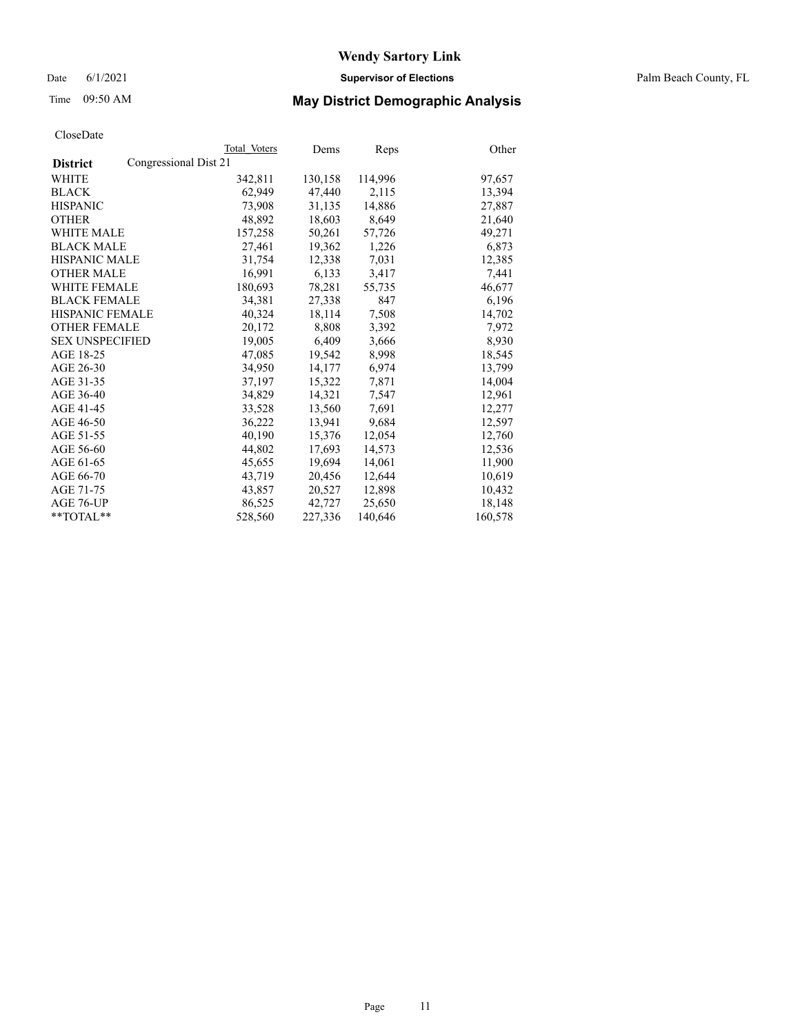# Wendy Sartory Link

Date 6/1/2021 **Supervisor of Elections** Palm Beach County, FL

Time 09:50 AM **May District Demographic Analysis**

CloseDate

| **District** | Congressional Dist 21 | | | |
|---|---|---|---|---|
| | Total Voters | Dems | Reps | Other |
| WHITE | 342,811 | 130,158 | 114,996 | 97,657 |
| BLACK | 62,949 | 47,440 | 2,115 | 13,394 |
| HISPANIC | 73,908 | 31,135 | 14,886 | 27,887 |
| OTHER | 48,892 | 18,603 | 8,649 | 21,640 |
| WHITE MALE | 157,258 | 50,261 | 57,726 | 49,271 |
| BLACK MALE | 27,461 | 19,362 | 1,226 | 6,873 |
| HISPANIC MALE | 31,754 | 12,338 | 7,031 | 12,385 |
| OTHER MALE | 16,991 | 6,133 | 3,417 | 7,441 |
| WHITE FEMALE | 180,693 | 78,281 | 55,735 | 46,677 |
| BLACK FEMALE | 34,381 | 27,338 | 847 | 6,196 |
| HISPANIC FEMALE | 40,324 | 18,114 | 7,508 | 14,702 |
| OTHER FEMALE | 20,172 | 8,808 | 3,392 | 7,972 |
| SEX UNSPECIFIED | 19,005 | 6,409 | 3,666 | 8,930 |
| AGE 18-25 | 47,085 | 19,542 | 8,998 | 18,545 |
| AGE 26-30 | 34,950 | 14,177 | 6,974 | 13,799 |
| AGE 31-35 | 37,197 | 15,322 | 7,871 | 14,004 |
| AGE 36-40 | 34,829 | 14,321 | 7,547 | 12,961 |
| AGE 41-45 | 33,528 | 13,560 | 7,691 | 12,277 |
| AGE 46-50 | 36,222 | 13,941 | 9,684 | 12,597 |
| AGE 51-55 | 40,190 | 15,376 | 12,054 | 12,760 |
| AGE 56-60 | 44,802 | 17,693 | 14,573 | 12,536 |
| AGE 61-65 | 45,655 | 19,694 | 14,061 | 11,900 |
| AGE 66-70 | 43,719 | 20,456 | 12,644 | 10,619 |
| AGE 71-75 | 43,857 | 20,527 | 12,898 | 10,432 |
| AGE 76-UP | 86,525 | 42,727 | 25,650 | 18,148 |
| **TOTAL** | 528,560 | 227,336 | 140,646 | 160,578 |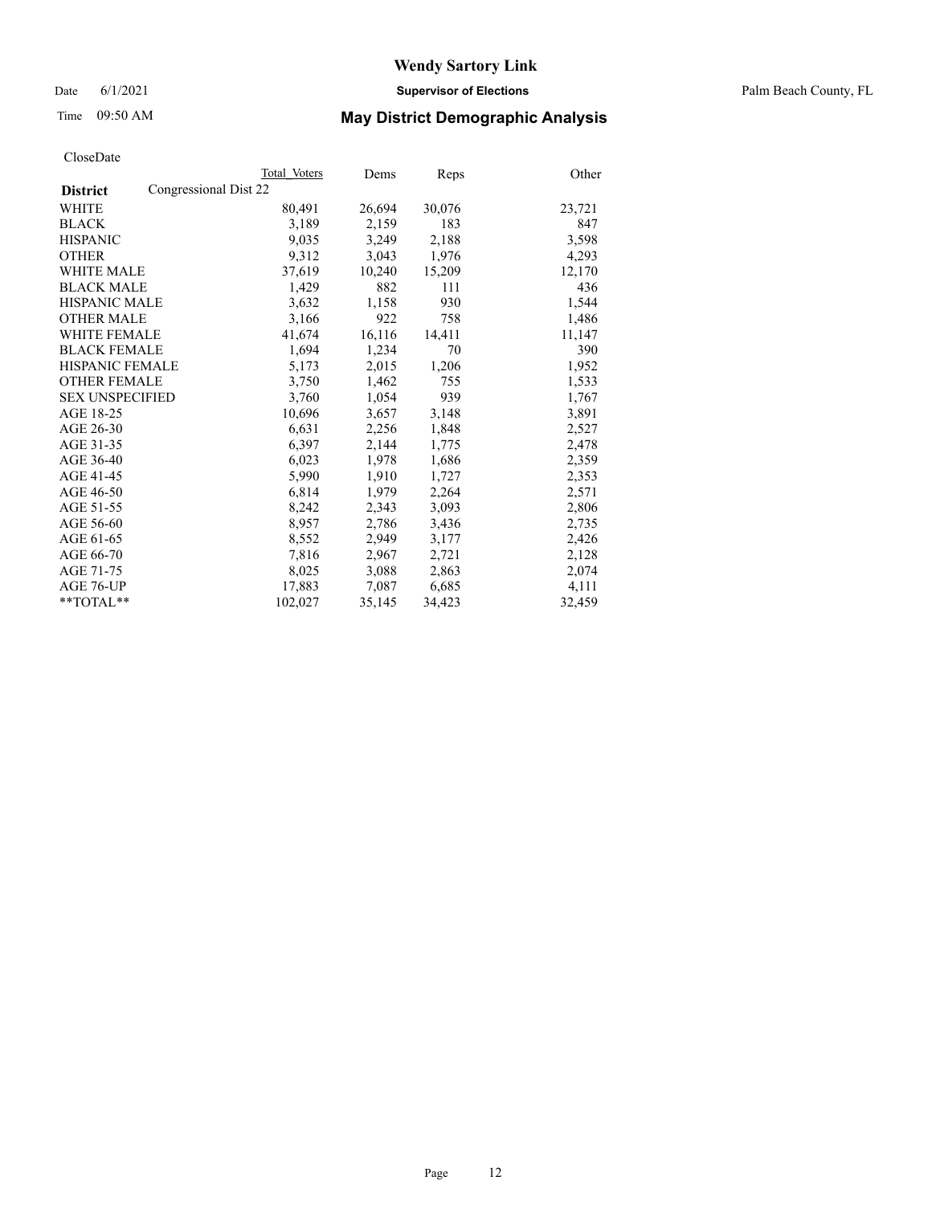# Wendy Sartory Link

Date 6/1/2021 **Supervisor of Elections** Palm Beach County, FL

Time 09:50 AM **May District Demographic Analysis**

CloseDate

| District | Total Voters | Dems | Reps | Other |
|---|---|---|---|---|
| Congressional Dist 22 | | | | |
| WHITE | 80,491 | 26,694 | 30,076 | 23,721 |
| BLACK | 3,189 | 2,159 | 183 | 847 |
| HISPANIC | 9,035 | 3,249 | 2,188 | 3,598 |
| OTHER | 9,312 | 3,043 | 1,976 | 4,293 |
| WHITE MALE | 37,619 | 10,240 | 15,209 | 12,170 |
| BLACK MALE | 1,429 | 882 | 111 | 436 |
| HISPANIC MALE | 3,632 | 1,158 | 930 | 1,544 |
| OTHER MALE | 3,166 | 922 | 758 | 1,486 |
| WHITE FEMALE | 41,674 | 16,116 | 14,411 | 11,147 |
| BLACK FEMALE | 1,694 | 1,234 | 70 | 390 |
| HISPANIC FEMALE | 5,173 | 2,015 | 1,206 | 1,952 |
| OTHER FEMALE | 3,750 | 1,462 | 755 | 1,533 |
| SEX UNSPECIFIED | 3,760 | 1,054 | 939 | 1,767 |
| AGE 18-25 | 10,696 | 3,657 | 3,148 | 3,891 |
| AGE 26-30 | 6,631 | 2,256 | 1,848 | 2,527 |
| AGE 31-35 | 6,397 | 2,144 | 1,775 | 2,478 |
| AGE 36-40 | 6,023 | 1,978 | 1,686 | 2,359 |
| AGE 41-45 | 5,990 | 1,910 | 1,727 | 2,353 |
| AGE 46-50 | 6,814 | 1,979 | 2,264 | 2,571 |
| AGE 51-55 | 8,242 | 2,343 | 3,093 | 2,806 |
| AGE 56-60 | 8,957 | 2,786 | 3,436 | 2,735 |
| AGE 61-65 | 8,552 | 2,949 | 3,177 | 2,426 |
| AGE 66-70 | 7,816 | 2,967 | 2,721 | 2,128 |
| AGE 71-75 | 8,025 | 3,088 | 2,863 | 2,074 |
| AGE 76-UP | 17,883 | 7,087 | 6,685 | 4,111 |
| **TOTAL** | 102,027 | 35,145 | 34,423 | 32,459 |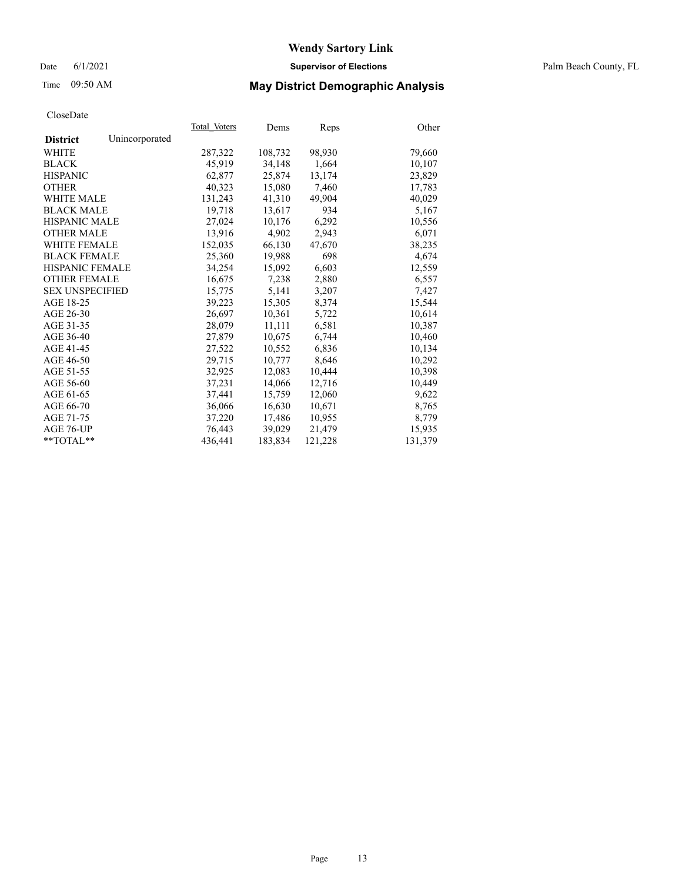# Wendy Sartory Link

Date 6/1/2021 **Supervisor of Elections** Palm Beach County, FL

Time 09:50 AM **May District Demographic Analysis**

CloseDate

| **District** Unincorporated | Total Voters | Dems | Reps | Other |
|---|---|---|---|---|
| WHITE | 287,322 | 108,732 | 98,930 | 79,660 |
| BLACK | 45,919 | 34,148 | 1,664 | 10,107 |
| HISPANIC | 62,877 | 25,874 | 13,174 | 23,829 |
| OTHER | 40,323 | 15,080 | 7,460 | 17,783 |
| WHITE MALE | 131,243 | 41,310 | 49,904 | 40,029 |
| BLACK MALE | 19,718 | 13,617 | 934 | 5,167 |
| HISPANIC MALE | 27,024 | 10,176 | 6,292 | 10,556 |
| OTHER MALE | 13,916 | 4,902 | 2,943 | 6,071 |
| WHITE FEMALE | 152,035 | 66,130 | 47,670 | 38,235 |
| BLACK FEMALE | 25,360 | 19,988 | 698 | 4,674 |
| HISPANIC FEMALE | 34,254 | 15,092 | 6,603 | 12,559 |
| OTHER FEMALE | 16,675 | 7,238 | 2,880 | 6,557 |
| SEX UNSPECIFIED | 15,775 | 5,141 | 3,207 | 7,427 |
| AGE 18-25 | 39,223 | 15,305 | 8,374 | 15,544 |
| AGE 26-30 | 26,697 | 10,361 | 5,722 | 10,614 |
| AGE 31-35 | 28,079 | 11,111 | 6,581 | 10,387 |
| AGE 36-40 | 27,879 | 10,675 | 6,744 | 10,460 |
| AGE 41-45 | 27,522 | 10,552 | 6,836 | 10,134 |
| AGE 46-50 | 29,715 | 10,777 | 8,646 | 10,292 |
| AGE 51-55 | 32,925 | 12,083 | 10,444 | 10,398 |
| AGE 56-60 | 37,231 | 14,066 | 12,716 | 10,449 |
| AGE 61-65 | 37,441 | 15,759 | 12,060 | 9,622 |
| AGE 66-70 | 36,066 | 16,630 | 10,671 | 8,765 |
| AGE 71-75 | 37,220 | 17,486 | 10,955 | 8,779 |
| AGE 76-UP | 76,443 | 39,029 | 21,479 | 15,935 |
| **TOTAL** | 436,441 | 183,834 | 121,228 | 131,379 |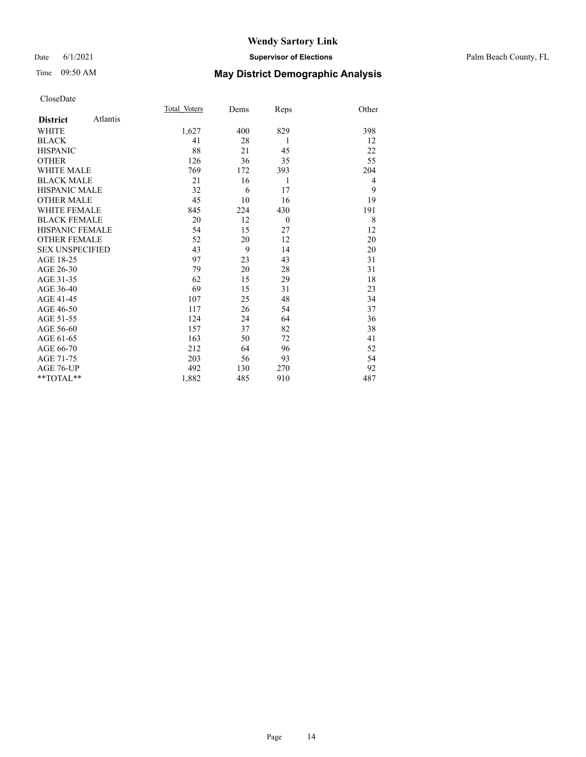# Wendy Sartory Link

Date 6/1/2021 **Supervisor of Elections** Palm Beach County, FL

Time 09:50 AM **May District Demographic Analysis**

CloseDate

| **District** Atlantis | Total_Voters | Dems | Reps | Other |
|---|---|---|---|---|
| WHITE | 1,627 | 400 | 829 | 398 |
| BLACK | 41 | 28 | 1 | 12 |
| HISPANIC | 88 | 21 | 45 | 22 |
| OTHER | 126 | 36 | 35 | 55 |
| WHITE MALE | 769 | 172 | 393 | 204 |
| BLACK MALE | 21 | 16 | 1 | 4 |
| HISPANIC MALE | 32 | 6 | 17 | 9 |
| OTHER MALE | 45 | 10 | 16 | 19 |
| WHITE FEMALE | 845 | 224 | 430 | 191 |
| BLACK FEMALE | 20 | 12 | 0 | 8 |
| HISPANIC FEMALE | 54 | 15 | 27 | 12 |
| OTHER FEMALE | 52 | 20 | 12 | 20 |
| SEX UNSPECIFIED | 43 | 9 | 14 | 20 |
| AGE 18-25 | 97 | 23 | 43 | 31 |
| AGE 26-30 | 79 | 20 | 28 | 31 |
| AGE 31-35 | 62 | 15 | 29 | 18 |
| AGE 36-40 | 69 | 15 | 31 | 23 |
| AGE 41-45 | 107 | 25 | 48 | 34 |
| AGE 46-50 | 117 | 26 | 54 | 37 |
| AGE 51-55 | 124 | 24 | 64 | 36 |
| AGE 56-60 | 157 | 37 | 82 | 38 |
| AGE 61-65 | 163 | 50 | 72 | 41 |
| AGE 66-70 | 212 | 64 | 96 | 52 |
| AGE 71-75 | 203 | 56 | 93 | 54 |
| AGE 76-UP | 492 | 130 | 270 | 92 |
| **TOTAL** | 1,882 | 485 | 910 | 487 |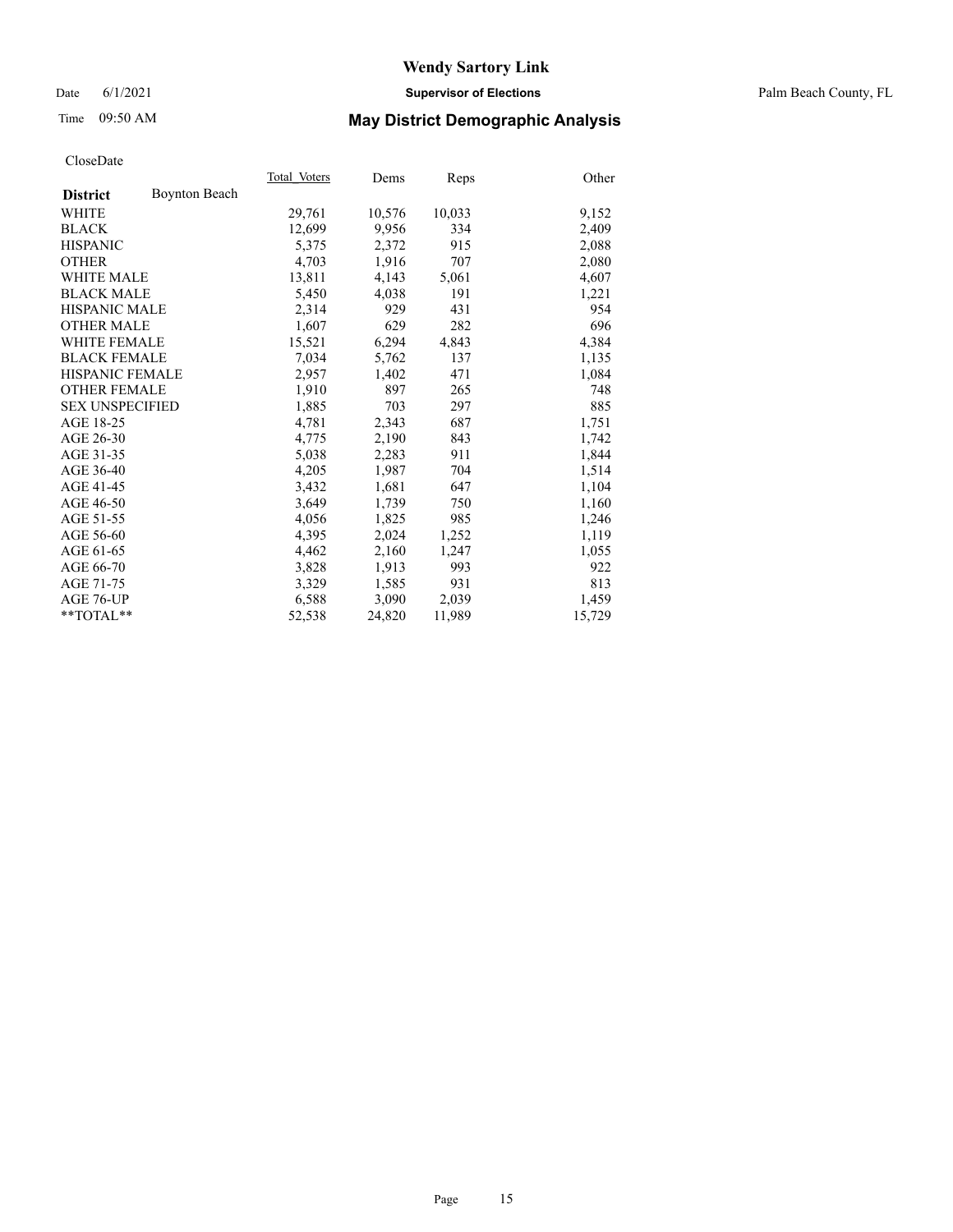# Wendy Sartory Link

Date 6/1/2021 **Supervisor of Elections** Palm Beach County, FL

Time 09:50 AM **May District Demographic Analysis**

CloseDate

| **District** Boynton Beach | Total Voters | Dems | Reps | Other |
|---|---|---|---|---|
| WHITE | 29,761 | 10,576 | 10,033 | 9,152 |
| BLACK | 12,699 | 9,956 | 334 | 2,409 |
| HISPANIC | 5,375 | 2,372 | 915 | 2,088 |
| OTHER | 4,703 | 1,916 | 707 | 2,080 |
| WHITE MALE | 13,811 | 4,143 | 5,061 | 4,607 |
| BLACK MALE | 5,450 | 4,038 | 191 | 1,221 |
| HISPANIC MALE | 2,314 | 929 | 431 | 954 |
| OTHER MALE | 1,607 | 629 | 282 | 696 |
| WHITE FEMALE | 15,521 | 6,294 | 4,843 | 4,384 |
| BLACK FEMALE | 7,034 | 5,762 | 137 | 1,135 |
| HISPANIC FEMALE | 2,957 | 1,402 | 471 | 1,084 |
| OTHER FEMALE | 1,910 | 897 | 265 | 748 |
| SEX UNSPECIFIED | 1,885 | 703 | 297 | 885 |
| AGE 18-25 | 4,781 | 2,343 | 687 | 1,751 |
| AGE 26-30 | 4,775 | 2,190 | 843 | 1,742 |
| AGE 31-35 | 5,038 | 2,283 | 911 | 1,844 |
| AGE 36-40 | 4,205 | 1,987 | 704 | 1,514 |
| AGE 41-45 | 3,432 | 1,681 | 647 | 1,104 |
| AGE 46-50 | 3,649 | 1,739 | 750 | 1,160 |
| AGE 51-55 | 4,056 | 1,825 | 985 | 1,246 |
| AGE 56-60 | 4,395 | 2,024 | 1,252 | 1,119 |
| AGE 61-65 | 4,462 | 2,160 | 1,247 | 1,055 |
| AGE 66-70 | 3,828 | 1,913 | 993 | 922 |
| AGE 71-75 | 3,329 | 1,585 | 931 | 813 |
| AGE 76-UP | 6,588 | 3,090 | 2,039 | 1,459 |
| **TOTAL** | 52,538 | 24,820 | 11,989 | 15,729 |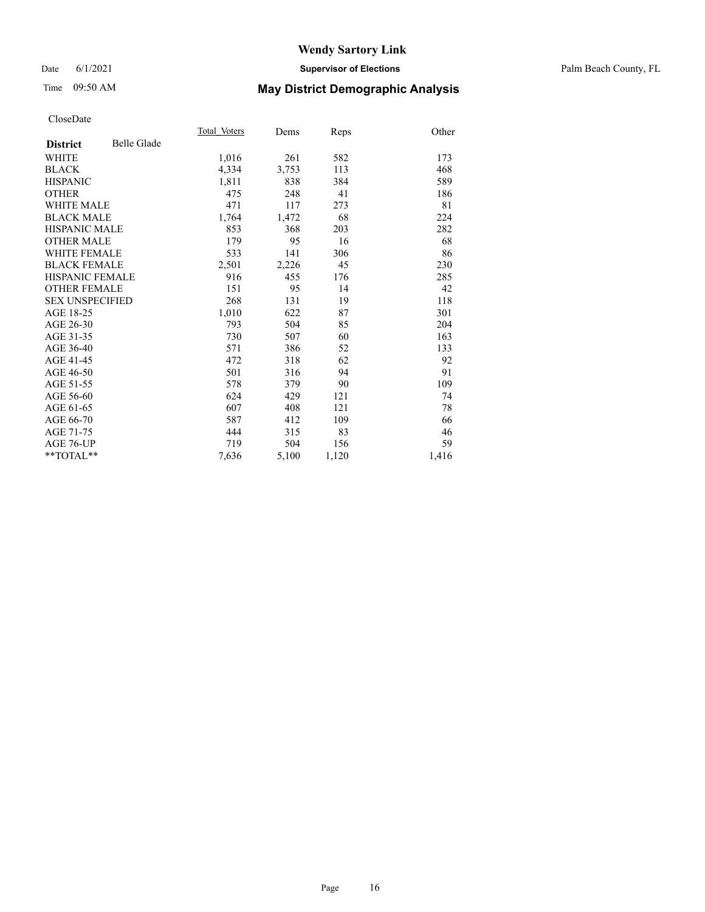# Wendy Sartory Link

Date 6/1/2021 **Supervisor of Elections** Palm Beach County, FL

Time 09:50 AM **May District Demographic Analysis**

CloseDate

| **District** Belle Glade | Total_Voters | Dems | Reps | Other |
|---|---|---|---|---|
| WHITE | 1,016 | 261 | 582 | 173 |
| BLACK | 4,334 | 3,753 | 113 | 468 |
| HISPANIC | 1,811 | 838 | 384 | 589 |
| OTHER | 475 | 248 | 41 | 186 |
| WHITE MALE | 471 | 117 | 273 | 81 |
| BLACK MALE | 1,764 | 1,472 | 68 | 224 |
| HISPANIC MALE | 853 | 368 | 203 | 282 |
| OTHER MALE | 179 | 95 | 16 | 68 |
| WHITE FEMALE | 533 | 141 | 306 | 86 |
| BLACK FEMALE | 2,501 | 2,226 | 45 | 230 |
| HISPANIC FEMALE | 916 | 455 | 176 | 285 |
| OTHER FEMALE | 151 | 95 | 14 | 42 |
| SEX UNSPECIFIED | 268 | 131 | 19 | 118 |
| AGE 18-25 | 1,010 | 622 | 87 | 301 |
| AGE 26-30 | 793 | 504 | 85 | 204 |
| AGE 31-35 | 730 | 507 | 60 | 163 |
| AGE 36-40 | 571 | 386 | 52 | 133 |
| AGE 41-45 | 472 | 318 | 62 | 92 |
| AGE 46-50 | 501 | 316 | 94 | 91 |
| AGE 51-55 | 578 | 379 | 90 | 109 |
| AGE 56-60 | 624 | 429 | 121 | 74 |
| AGE 61-65 | 607 | 408 | 121 | 78 |
| AGE 66-70 | 587 | 412 | 109 | 66 |
| AGE 71-75 | 444 | 315 | 83 | 46 |
| AGE 76-UP | 719 | 504 | 156 | 59 |
| **TOTAL** | 7,636 | 5,100 | 1,120 | 1,416 |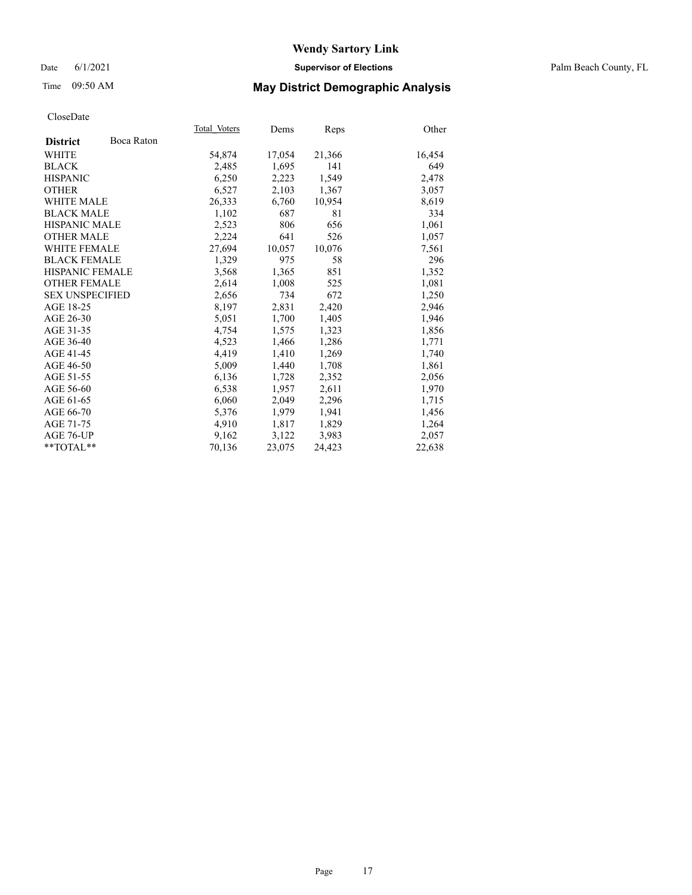# Wendy Sartory Link

Date 6/1/2021 **Supervisor of Elections** Palm Beach County, FL

Time 09:50 AM **May District Demographic Analysis**

CloseDate

| **District** Boca Raton | Total Voters | Dems | Reps | Other |
|---|---|---|---|---|
| WHITE | 54,874 | 17,054 | 21,366 | 16,454 |
| BLACK | 2,485 | 1,695 | 141 | 649 |
| HISPANIC | 6,250 | 2,223 | 1,549 | 2,478 |
| OTHER | 6,527 | 2,103 | 1,367 | 3,057 |
| WHITE MALE | 26,333 | 6,760 | 10,954 | 8,619 |
| BLACK MALE | 1,102 | 687 | 81 | 334 |
| HISPANIC MALE | 2,523 | 806 | 656 | 1,061 |
| OTHER MALE | 2,224 | 641 | 526 | 1,057 |
| WHITE FEMALE | 27,694 | 10,057 | 10,076 | 7,561 |
| BLACK FEMALE | 1,329 | 975 | 58 | 296 |
| HISPANIC FEMALE | 3,568 | 1,365 | 851 | 1,352 |
| OTHER FEMALE | 2,614 | 1,008 | 525 | 1,081 |
| SEX UNSPECIFIED | 2,656 | 734 | 672 | 1,250 |
| AGE 18-25 | 8,197 | 2,831 | 2,420 | 2,946 |
| AGE 26-30 | 5,051 | 1,700 | 1,405 | 1,946 |
| AGE 31-35 | 4,754 | 1,575 | 1,323 | 1,856 |
| AGE 36-40 | 4,523 | 1,466 | 1,286 | 1,771 |
| AGE 41-45 | 4,419 | 1,410 | 1,269 | 1,740 |
| AGE 46-50 | 5,009 | 1,440 | 1,708 | 1,861 |
| AGE 51-55 | 6,136 | 1,728 | 2,352 | 2,056 |
| AGE 56-60 | 6,538 | 1,957 | 2,611 | 1,970 |
| AGE 61-65 | 6,060 | 2,049 | 2,296 | 1,715 |
| AGE 66-70 | 5,376 | 1,979 | 1,941 | 1,456 |
| AGE 71-75 | 4,910 | 1,817 | 1,829 | 1,264 |
| AGE 76-UP | 9,162 | 3,122 | 3,983 | 2,057 |
| **TOTAL** | 70,136 | 23,075 | 24,423 | 22,638 |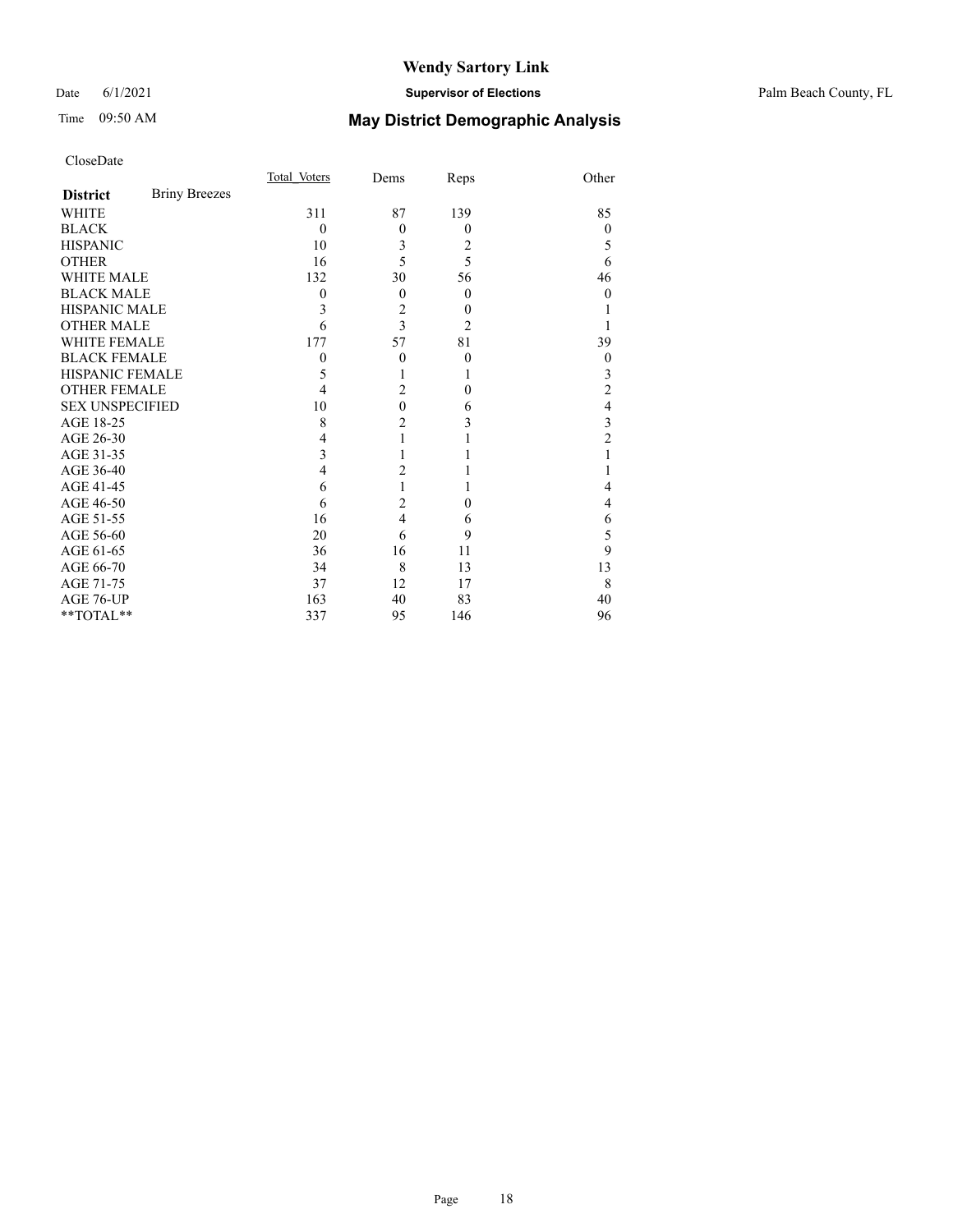# Wendy Sartory Link

Date 6/1/2021 **Supervisor of Elections** Palm Beach County, FL

Time 09:50 AM **May District Demographic Analysis**

CloseDate

| **District** Briny Breezes | Total Voters | Dems | Reps | Other |
|---|---|---|---|---|
| WHITE | 311 | 87 | 139 | 85 |
| BLACK | 0 | 0 | 0 | 0 |
| HISPANIC | 10 | 3 | 2 | 5 |
| OTHER | 16 | 5 | 5 | 6 |
| WHITE MALE | 132 | 30 | 56 | 46 |
| BLACK MALE | 0 | 0 | 0 | 0 |
| HISPANIC MALE | 3 | 2 | 0 | 1 |
| OTHER MALE | 6 | 3 | 2 | 1 |
| WHITE FEMALE | 177 | 57 | 81 | 39 |
| BLACK FEMALE | 0 | 0 | 0 | 0 |
| HISPANIC FEMALE | 5 | 1 | 1 | 3 |
| OTHER FEMALE | 4 | 2 | 0 | 2 |
| SEX UNSPECIFIED | 10 | 0 | 6 | 4 |
| AGE 18-25 | 8 | 2 | 3 | 3 |
| AGE 26-30 | 4 | 1 | 1 | 2 |
| AGE 31-35 | 3 | 1 | 1 | 1 |
| AGE 36-40 | 4 | 2 | 1 | 1 |
| AGE 41-45 | 6 | 1 | 1 | 4 |
| AGE 46-50 | 6 | 2 | 0 | 4 |
| AGE 51-55 | 16 | 4 | 6 | 6 |
| AGE 56-60 | 20 | 6 | 9 | 5 |
| AGE 61-65 | 36 | 16 | 11 | 9 |
| AGE 66-70 | 34 | 8 | 13 | 13 |
| AGE 71-75 | 37 | 12 | 17 | 8 |
| AGE 76-UP | 163 | 40 | 83 | 40 |
| **TOTAL** | 337 | 95 | 146 | 96 |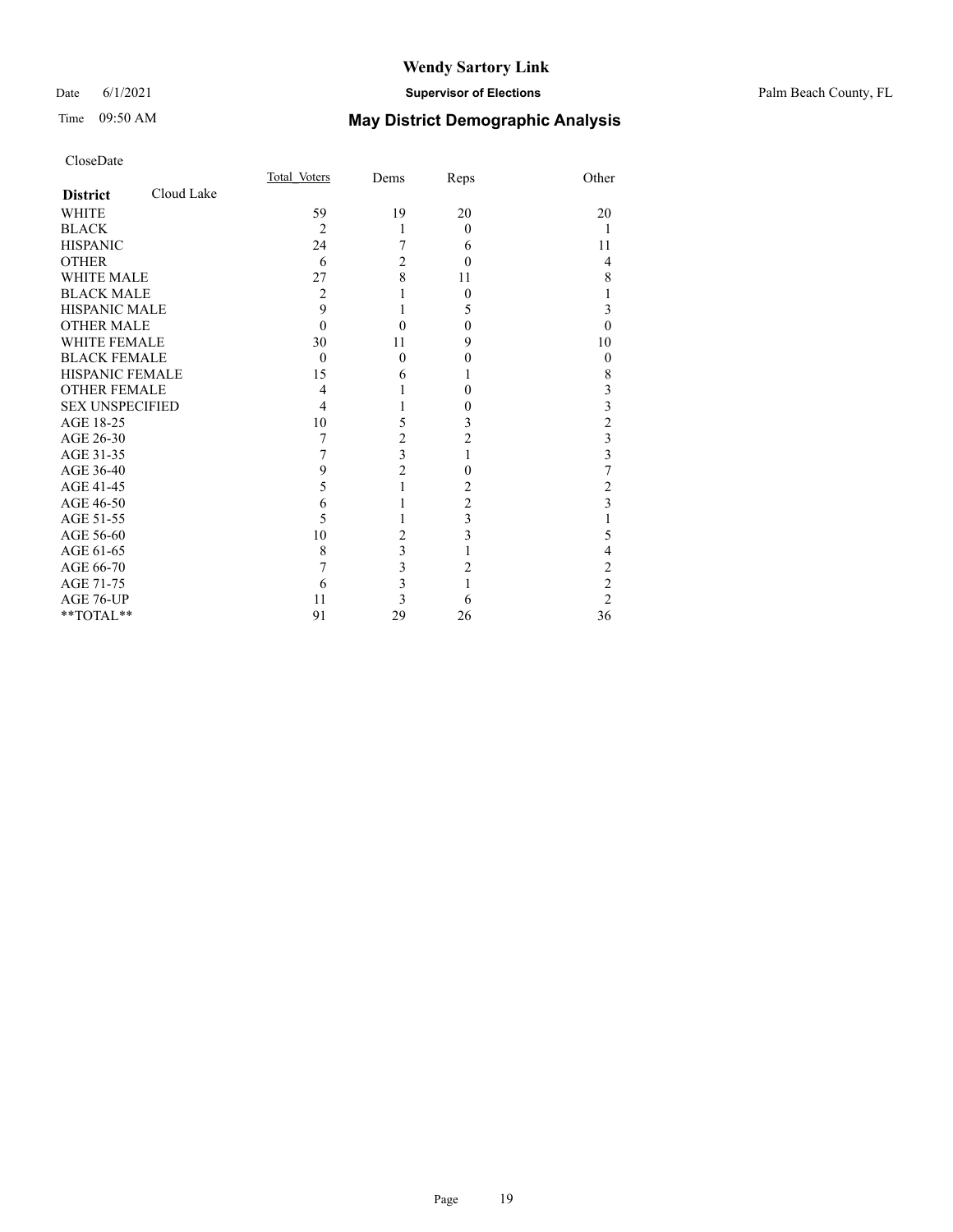# Wendy Sartory Link

Date 6/1/2021 **Supervisor of Elections** Palm Beach County, FL

Time 09:50 AM **May District Demographic Analysis**

CloseDate

| **District** Cloud Lake | Total_Voters | Dems | Reps | Other |
|---|---|---|---|---|
| WHITE | 59 | 19 | 20 | 20 |
| BLACK | 2 | 1 | 0 | 1 |
| HISPANIC | 24 | 7 | 6 | 11 |
| OTHER | 6 | 2 | 0 | 4 |
| WHITE MALE | 27 | 8 | 11 | 8 |
| BLACK MALE | 2 | 1 | 0 | 1 |
| HISPANIC MALE | 9 | 1 | 5 | 3 |
| OTHER MALE | 0 | 0 | 0 | 0 |
| WHITE FEMALE | 30 | 11 | 9 | 10 |
| BLACK FEMALE | 0 | 0 | 0 | 0 |
| HISPANIC FEMALE | 15 | 6 | 1 | 8 |
| OTHER FEMALE | 4 | 1 | 0 | 3 |
| SEX UNSPECIFIED | 4 | 1 | 0 | 3 |
| AGE 18-25 | 10 | 5 | 3 | 2 |
| AGE 26-30 | 7 | 2 | 2 | 3 |
| AGE 31-35 | 7 | 3 | 1 | 3 |
| AGE 36-40 | 9 | 2 | 0 | 7 |
| AGE 41-45 | 5 | 1 | 2 | 2 |
| AGE 46-50 | 6 | 1 | 2 | 3 |
| AGE 51-55 | 5 | 1 | 3 | 1 |
| AGE 56-60 | 10 | 2 | 3 | 5 |
| AGE 61-65 | 8 | 3 | 1 | 4 |
| AGE 66-70 | 7 | 3 | 2 | 2 |
| AGE 71-75 | 6 | 3 | 1 | 2 |
| AGE 76-UP | 11 | 3 | 6 | 2 |
| **TOTAL** | 91 | 29 | 26 | 36 |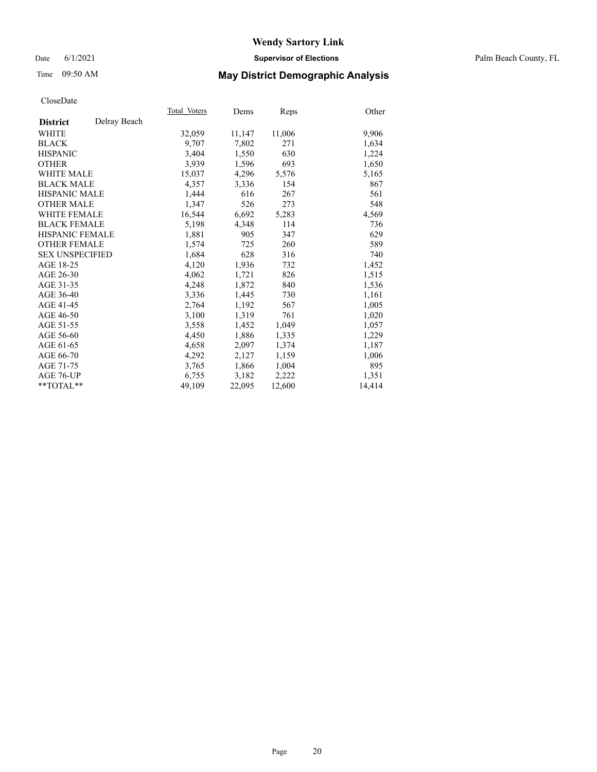# Wendy Sartory Link

Date 6/1/2021 **Supervisor of Elections** Palm Beach County, FL

Time 09:50 AM **May District Demographic Analysis**

CloseDate

| **District** Delray Beach | Total Voters | Dems | Reps | Other |
|---|---|---|---|---|
| WHITE | 32,059 | 11,147 | 11,006 | 9,906 |
| BLACK | 9,707 | 7,802 | 271 | 1,634 |
| HISPANIC | 3,404 | 1,550 | 630 | 1,224 |
| OTHER | 3,939 | 1,596 | 693 | 1,650 |
| WHITE MALE | 15,037 | 4,296 | 5,576 | 5,165 |
| BLACK MALE | 4,357 | 3,336 | 154 | 867 |
| HISPANIC MALE | 1,444 | 616 | 267 | 561 |
| OTHER MALE | 1,347 | 526 | 273 | 548 |
| WHITE FEMALE | 16,544 | 6,692 | 5,283 | 4,569 |
| BLACK FEMALE | 5,198 | 4,348 | 114 | 736 |
| HISPANIC FEMALE | 1,881 | 905 | 347 | 629 |
| OTHER FEMALE | 1,574 | 725 | 260 | 589 |
| SEX UNSPECIFIED | 1,684 | 628 | 316 | 740 |
| AGE 18-25 | 4,120 | 1,936 | 732 | 1,452 |
| AGE 26-30 | 4,062 | 1,721 | 826 | 1,515 |
| AGE 31-35 | 4,248 | 1,872 | 840 | 1,536 |
| AGE 36-40 | 3,336 | 1,445 | 730 | 1,161 |
| AGE 41-45 | 2,764 | 1,192 | 567 | 1,005 |
| AGE 46-50 | 3,100 | 1,319 | 761 | 1,020 |
| AGE 51-55 | 3,558 | 1,452 | 1,049 | 1,057 |
| AGE 56-60 | 4,450 | 1,886 | 1,335 | 1,229 |
| AGE 61-65 | 4,658 | 2,097 | 1,374 | 1,187 |
| AGE 66-70 | 4,292 | 2,127 | 1,159 | 1,006 |
| AGE 71-75 | 3,765 | 1,866 | 1,004 | 895 |
| AGE 76-UP | 6,755 | 3,182 | 2,222 | 1,351 |
| **TOTAL** | 49,109 | 22,095 | 12,600 | 14,414 |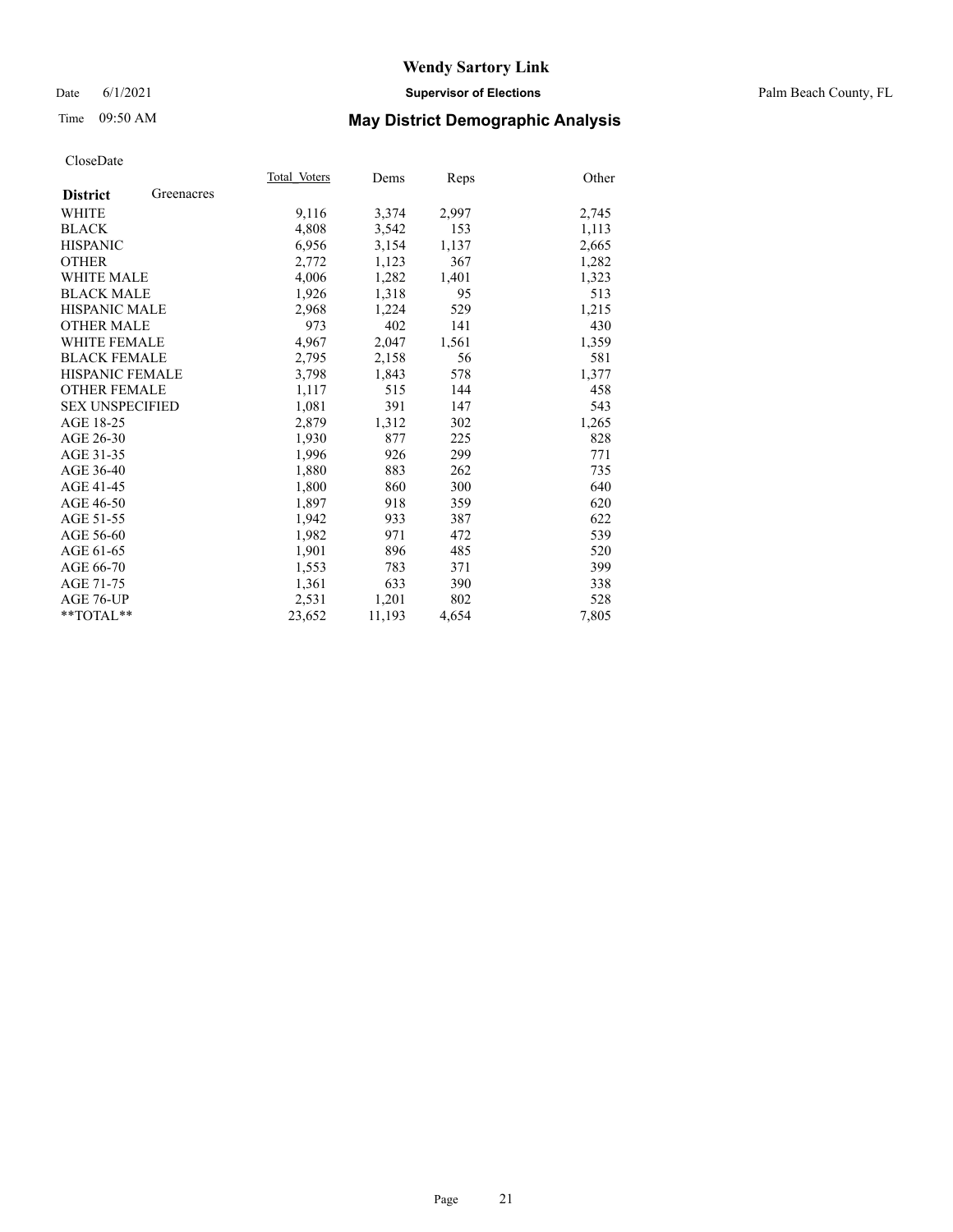# Wendy Sartory Link

Date 6/1/2021 **Supervisor of Elections** Palm Beach County, FL

Time 09:50 AM **May District Demographic Analysis**

CloseDate

| **District** Greenacres | Total Voters | Dems | Reps | Other |
|---|---|---|---|---|
| WHITE | 9,116 | 3,374 | 2,997 | 2,745 |
| BLACK | 4,808 | 3,542 | 153 | 1,113 |
| HISPANIC | 6,956 | 3,154 | 1,137 | 2,665 |
| OTHER | 2,772 | 1,123 | 367 | 1,282 |
| WHITE MALE | 4,006 | 1,282 | 1,401 | 1,323 |
| BLACK MALE | 1,926 | 1,318 | 95 | 513 |
| HISPANIC MALE | 2,968 | 1,224 | 529 | 1,215 |
| OTHER MALE | 973 | 402 | 141 | 430 |
| WHITE FEMALE | 4,967 | 2,047 | 1,561 | 1,359 |
| BLACK FEMALE | 2,795 | 2,158 | 56 | 581 |
| HISPANIC FEMALE | 3,798 | 1,843 | 578 | 1,377 |
| OTHER FEMALE | 1,117 | 515 | 144 | 458 |
| SEX UNSPECIFIED | 1,081 | 391 | 147 | 543 |
| AGE 18-25 | 2,879 | 1,312 | 302 | 1,265 |
| AGE 26-30 | 1,930 | 877 | 225 | 828 |
| AGE 31-35 | 1,996 | 926 | 299 | 771 |
| AGE 36-40 | 1,880 | 883 | 262 | 735 |
| AGE 41-45 | 1,800 | 860 | 300 | 640 |
| AGE 46-50 | 1,897 | 918 | 359 | 620 |
| AGE 51-55 | 1,942 | 933 | 387 | 622 |
| AGE 56-60 | 1,982 | 971 | 472 | 539 |
| AGE 61-65 | 1,901 | 896 | 485 | 520 |
| AGE 66-70 | 1,553 | 783 | 371 | 399 |
| AGE 71-75 | 1,361 | 633 | 390 | 338 |
| AGE 76-UP | 2,531 | 1,201 | 802 | 528 |
| **TOTAL** | 23,652 | 11,193 | 4,654 | 7,805 |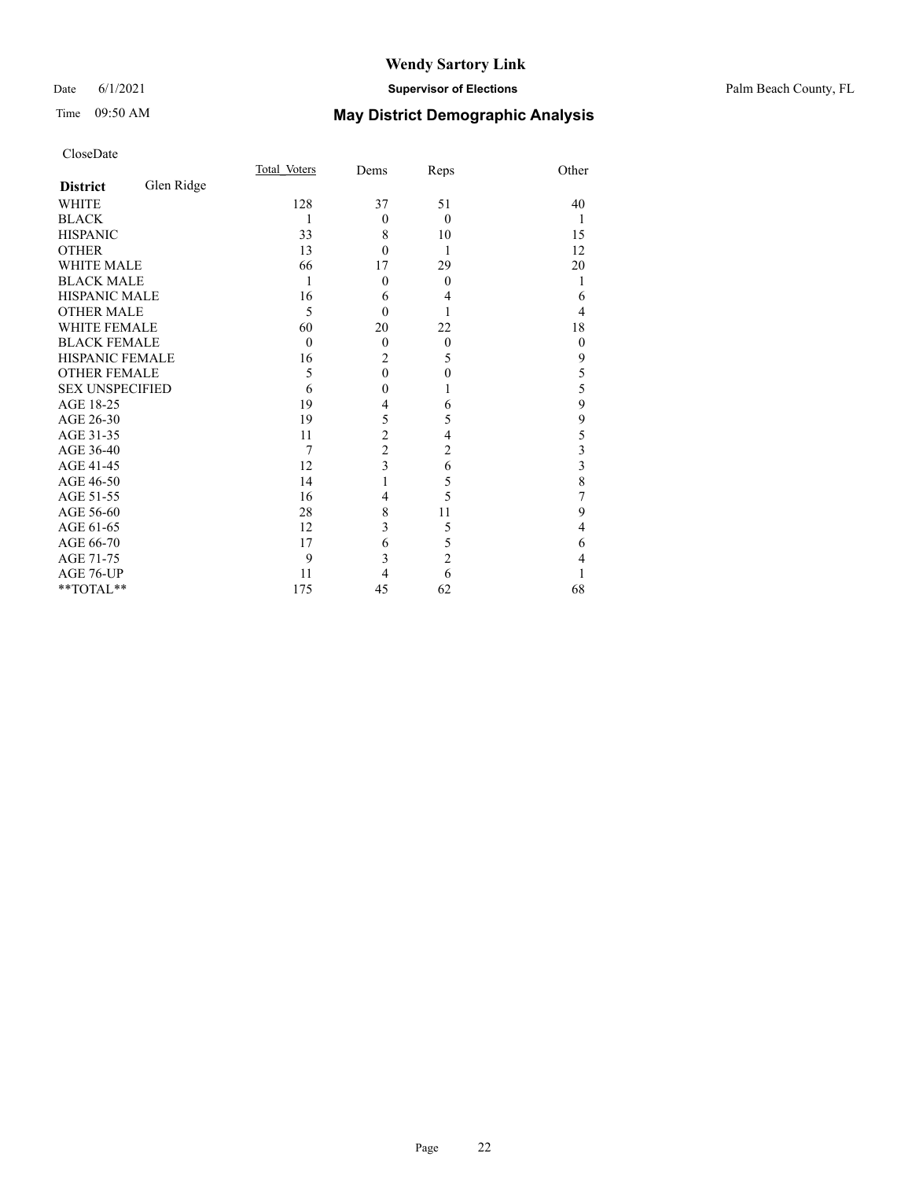# Wendy Sartory Link

Date 6/1/2021 **Supervisor of Elections** Palm Beach County, FL

Time 09:50 AM **May District Demographic Analysis**

CloseDate

| **District** Glen Ridge | Total Voters | Dems | Reps | Other |
|---|---|---|---|---|
| WHITE | 128 | 37 | 51 | 40 |
| BLACK | 1 | 0 | 0 | 1 |
| HISPANIC | 33 | 8 | 10 | 15 |
| OTHER | 13 | 0 | 1 | 12 |
| WHITE MALE | 66 | 17 | 29 | 20 |
| BLACK MALE | 1 | 0 | 0 | 1 |
| HISPANIC MALE | 16 | 6 | 4 | 6 |
| OTHER MALE | 5 | 0 | 1 | 4 |
| WHITE FEMALE | 60 | 20 | 22 | 18 |
| BLACK FEMALE | 0 | 0 | 0 | 0 |
| HISPANIC FEMALE | 16 | 2 | 5 | 9 |
| OTHER FEMALE | 5 | 0 | 0 | 5 |
| SEX UNSPECIFIED | 6 | 0 | 1 | 5 |
| AGE 18-25 | 19 | 4 | 6 | 9 |
| AGE 26-30 | 19 | 5 | 5 | 9 |
| AGE 31-35 | 11 | 2 | 4 | 5 |
| AGE 36-40 | 7 | 2 | 2 | 3 |
| AGE 41-45 | 12 | 3 | 6 | 3 |
| AGE 46-50 | 14 | 1 | 5 | 8 |
| AGE 51-55 | 16 | 4 | 5 | 7 |
| AGE 56-60 | 28 | 8 | 11 | 9 |
| AGE 61-65 | 12 | 3 | 5 | 4 |
| AGE 66-70 | 17 | 6 | 5 | 6 |
| AGE 71-75 | 9 | 3 | 2 | 4 |
| AGE 76-UP | 11 | 4 | 6 | 1 |
| **TOTAL** | 175 | 45 | 62 | 68 |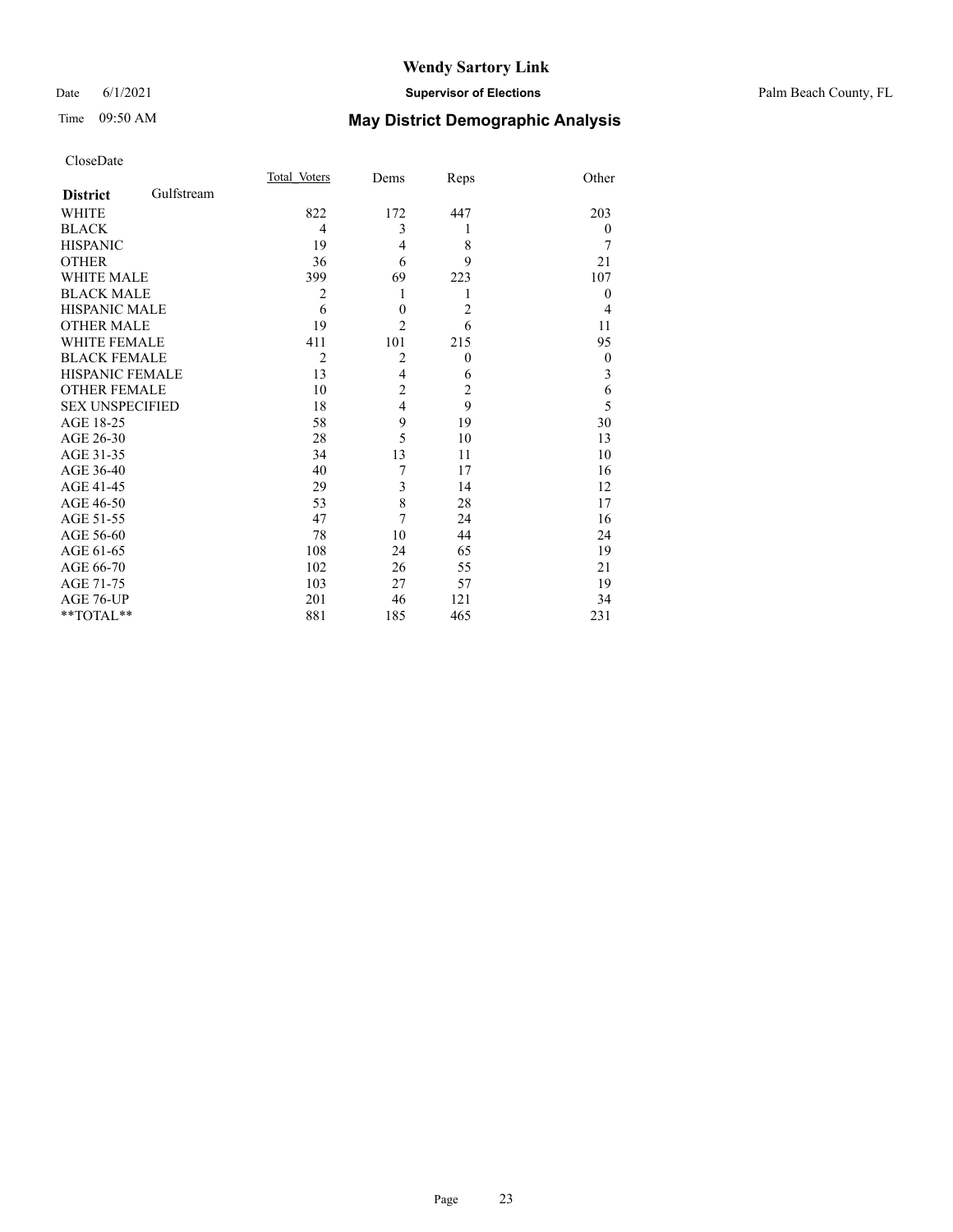CloseDate

| District Gulfstream | Total_Voters | Dems | Reps | Other |
|---|---|---|---|---|
| WHITE | 822 | 172 | 447 | 203 |
| BLACK | 4 | 3 | 1 | 0 |
| HISPANIC | 19 | 4 | 8 | 7 |
| OTHER | 36 | 6 | 9 | 21 |
| WHITE MALE | 399 | 69 | 223 | 107 |
| BLACK MALE | 2 | 1 | 1 | 0 |
| HISPANIC MALE | 6 | 0 | 2 | 4 |
| OTHER MALE | 19 | 2 | 6 | 11 |
| WHITE FEMALE | 411 | 101 | 215 | 95 |
| BLACK FEMALE | 2 | 2 | 0 | 0 |
| HISPANIC FEMALE | 13 | 4 | 6 | 3 |
| OTHER FEMALE | 10 | 2 | 2 | 6 |
| SEX UNSPECIFIED | 18 | 4 | 9 | 5 |
| AGE 18-25 | 58 | 9 | 19 | 30 |
| AGE 26-30 | 28 | 5 | 10 | 13 |
| AGE 31-35 | 34 | 13 | 11 | 10 |
| AGE 36-40 | 40 | 7 | 17 | 16 |
| AGE 41-45 | 29 | 3 | 14 | 12 |
| AGE 46-50 | 53 | 8 | 28 | 17 |
| AGE 51-55 | 47 | 7 | 24 | 16 |
| AGE 56-60 | 78 | 10 | 44 | 24 |
| AGE 61-65 | 108 | 24 | 65 | 19 |
| AGE 66-70 | 102 | 26 | 55 | 21 |
| AGE 71-75 | 103 | 27 | 57 | 19 |
| AGE 76-UP | 201 | 46 | 121 | 34 |
| **TOTAL** | 881 | 185 | 465 | 231 |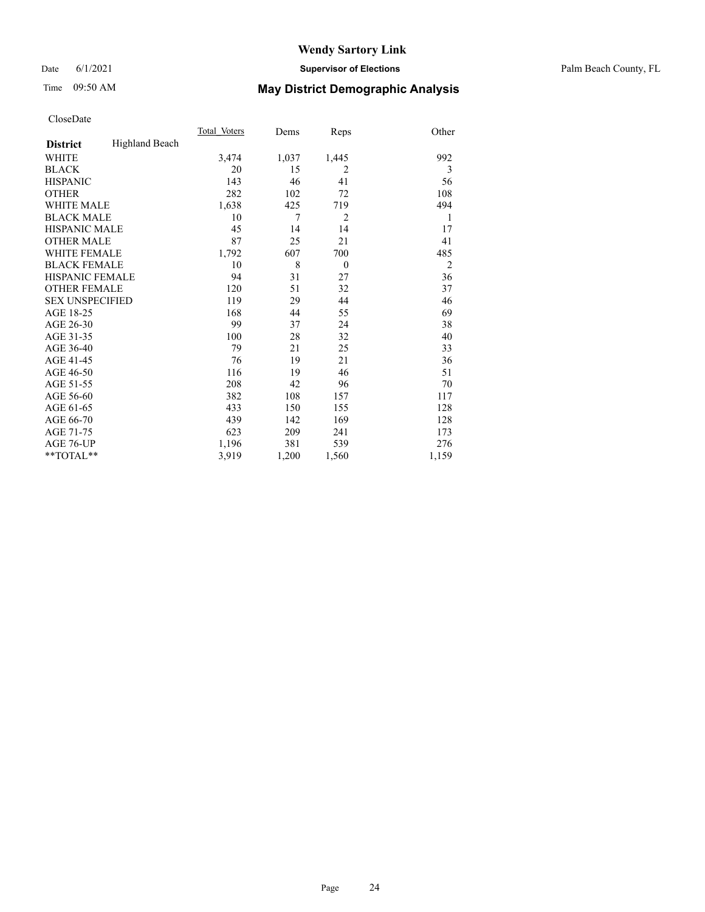CloseDate

| District | Highland Beach | Total_Voters | Dems | Reps | Other |
|---|---|---|---|---|---|
| WHITE | | 3,474 | 1,037 | 1,445 | 992 |
| BLACK | | 20 | 15 | 2 | 3 |
| HISPANIC | | 143 | 46 | 41 | 56 |
| OTHER | | 282 | 102 | 72 | 108 |
| WHITE MALE | | 1,638 | 425 | 719 | 494 |
| BLACK MALE | | 10 | 7 | 2 | 1 |
| HISPANIC MALE | | 45 | 14 | 14 | 17 |
| OTHER MALE | | 87 | 25 | 21 | 41 |
| WHITE FEMALE | | 1,792 | 607 | 700 | 485 |
| BLACK FEMALE | | 10 | 8 | 0 | 2 |
| HISPANIC FEMALE | | 94 | 31 | 27 | 36 |
| OTHER FEMALE | | 120 | 51 | 32 | 37 |
| SEX UNSPECIFIED | | 119 | 29 | 44 | 46 |
| AGE 18-25 | | 168 | 44 | 55 | 69 |
| AGE 26-30 | | 99 | 37 | 24 | 38 |
| AGE 31-35 | | 100 | 28 | 32 | 40 |
| AGE 36-40 | | 79 | 21 | 25 | 33 |
| AGE 41-45 | | 76 | 19 | 21 | 36 |
| AGE 46-50 | | 116 | 19 | 46 | 51 |
| AGE 51-55 | | 208 | 42 | 96 | 70 |
| AGE 56-60 | | 382 | 108 | 157 | 117 |
| AGE 61-65 | | 433 | 150 | 155 | 128 |
| AGE 66-70 | | 439 | 142 | 169 | 128 |
| AGE 71-75 | | 623 | 209 | 241 | 173 |
| AGE 76-UP | | 1,196 | 381 | 539 | 276 |
| **TOTAL** | | 3,919 | 1,200 | 1,560 | 1,159 |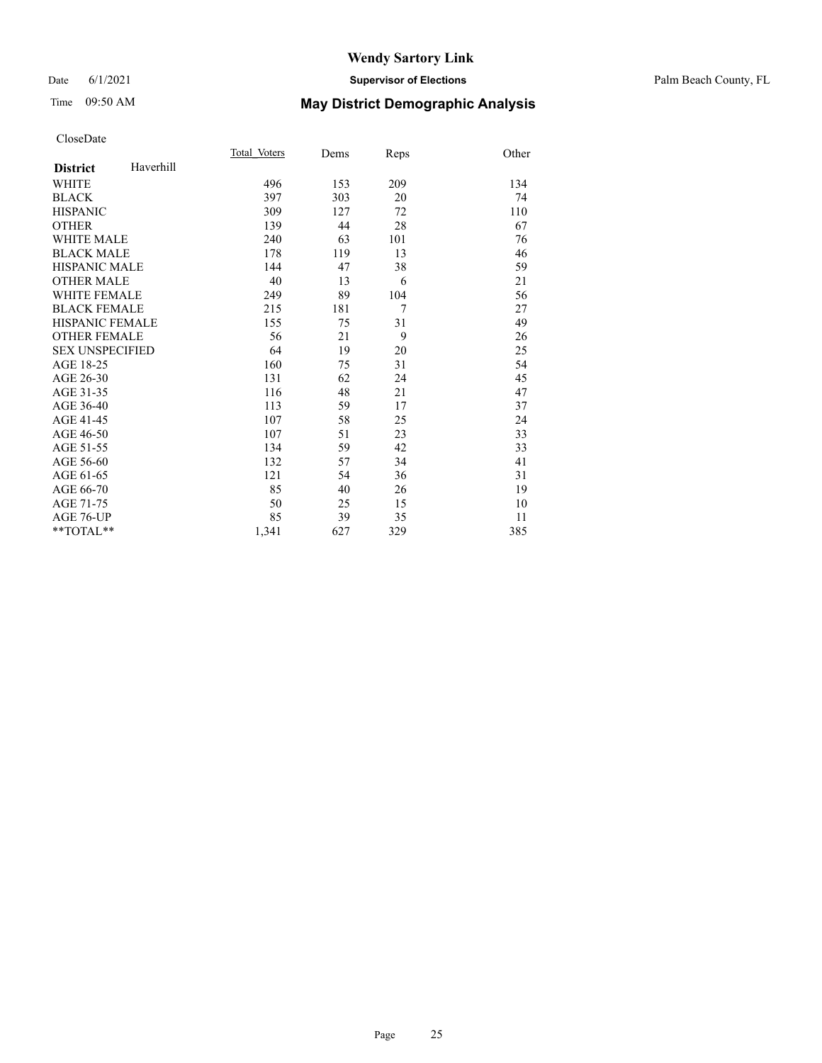# Wendy Sartory Link

Date 6/1/2021 **Supervisor of Elections** Palm Beach County, FL

Time 09:50 AM **May District Demographic Analysis**

CloseDate

| **District** Haverhill | Total Voters | Dems | Reps | Other |
|---|---|---|---|---|
| WHITE | 496 | 153 | 209 | 134 |
| BLACK | 397 | 303 | 20 | 74 |
| HISPANIC | 309 | 127 | 72 | 110 |
| OTHER | 139 | 44 | 28 | 67 |
| WHITE MALE | 240 | 63 | 101 | 76 |
| BLACK MALE | 178 | 119 | 13 | 46 |
| HISPANIC MALE | 144 | 47 | 38 | 59 |
| OTHER MALE | 40 | 13 | 6 | 21 |
| WHITE FEMALE | 249 | 89 | 104 | 56 |
| BLACK FEMALE | 215 | 181 | 7 | 27 |
| HISPANIC FEMALE | 155 | 75 | 31 | 49 |
| OTHER FEMALE | 56 | 21 | 9 | 26 |
| SEX UNSPECIFIED | 64 | 19 | 20 | 25 |
| AGE 18-25 | 160 | 75 | 31 | 54 |
| AGE 26-30 | 131 | 62 | 24 | 45 |
| AGE 31-35 | 116 | 48 | 21 | 47 |
| AGE 36-40 | 113 | 59 | 17 | 37 |
| AGE 41-45 | 107 | 58 | 25 | 24 |
| AGE 46-50 | 107 | 51 | 23 | 33 |
| AGE 51-55 | 134 | 59 | 42 | 33 |
| AGE 56-60 | 132 | 57 | 34 | 41 |
| AGE 61-65 | 121 | 54 | 36 | 31 |
| AGE 66-70 | 85 | 40 | 26 | 19 |
| AGE 71-75 | 50 | 25 | 15 | 10 |
| AGE 76-UP | 85 | 39 | 35 | 11 |
| **TOTAL** | 1,341 | 627 | 329 | 385 |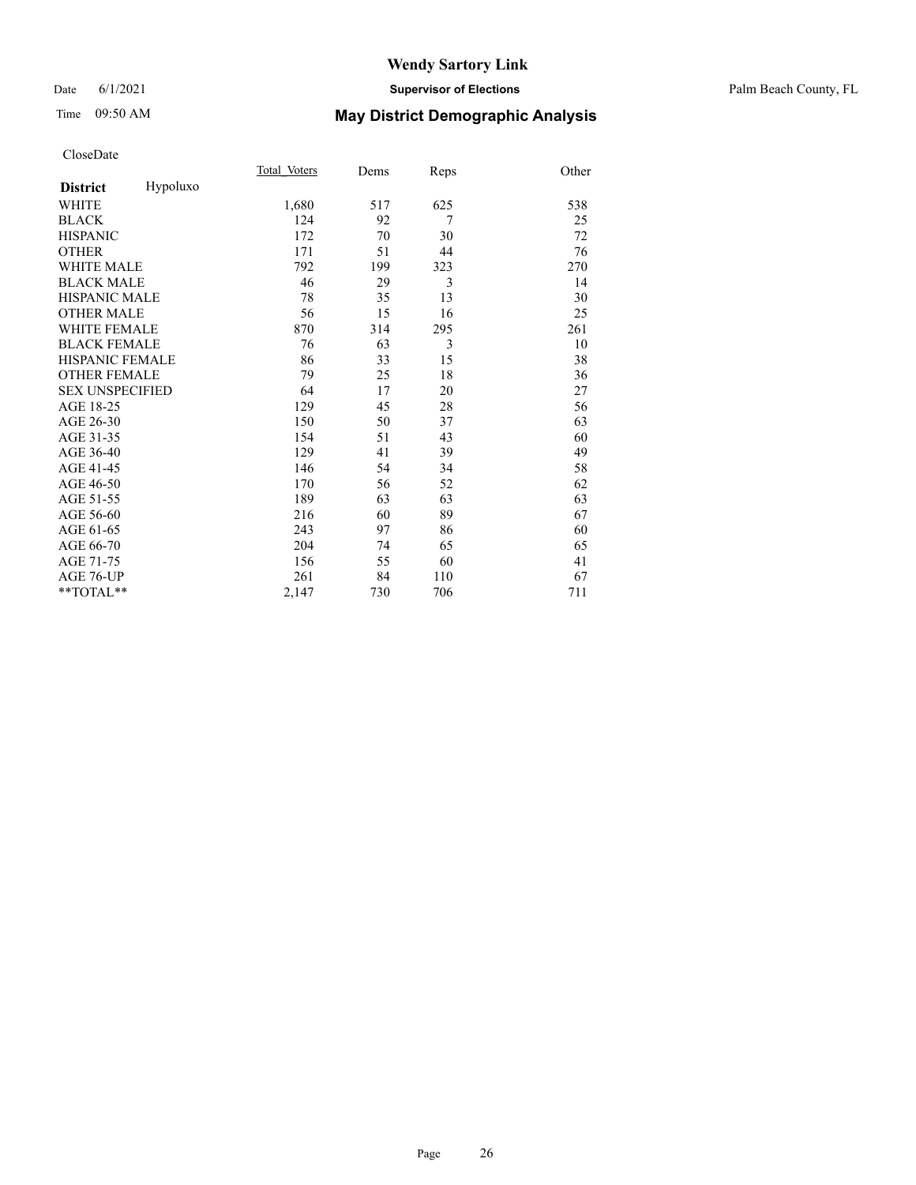CloseDate

| **District** Hypoluxo | Total_Voters | Dems | Reps | Other |
|---|---|---|---|---|
| WHITE | 1,680 | 517 | 625 | 538 |
| BLACK | 124 | 92 | 7 | 25 |
| HISPANIC | 172 | 70 | 30 | 72 |
| OTHER | 171 | 51 | 44 | 76 |
| WHITE MALE | 792 | 199 | 323 | 270 |
| BLACK MALE | 46 | 29 | 3 | 14 |
| HISPANIC MALE | 78 | 35 | 13 | 30 |
| OTHER MALE | 56 | 15 | 16 | 25 |
| WHITE FEMALE | 870 | 314 | 295 | 261 |
| BLACK FEMALE | 76 | 63 | 3 | 10 |
| HISPANIC FEMALE | 86 | 33 | 15 | 38 |
| OTHER FEMALE | 79 | 25 | 18 | 36 |
| SEX UNSPECIFIED | 64 | 17 | 20 | 27 |
| AGE 18-25 | 129 | 45 | 28 | 56 |
| AGE 26-30 | 150 | 50 | 37 | 63 |
| AGE 31-35 | 154 | 51 | 43 | 60 |
| AGE 36-40 | 129 | 41 | 39 | 49 |
| AGE 41-45 | 146 | 54 | 34 | 58 |
| AGE 46-50 | 170 | 56 | 52 | 62 |
| AGE 51-55 | 189 | 63 | 63 | 63 |
| AGE 56-60 | 216 | 60 | 89 | 67 |
| AGE 61-65 | 243 | 97 | 86 | 60 |
| AGE 66-70 | 204 | 74 | 65 | 65 |
| AGE 71-75 | 156 | 55 | 60 | 41 |
| AGE 76-UP | 261 | 84 | 110 | 67 |
| **TOTAL** | 2,147 | 730 | 706 | 711 |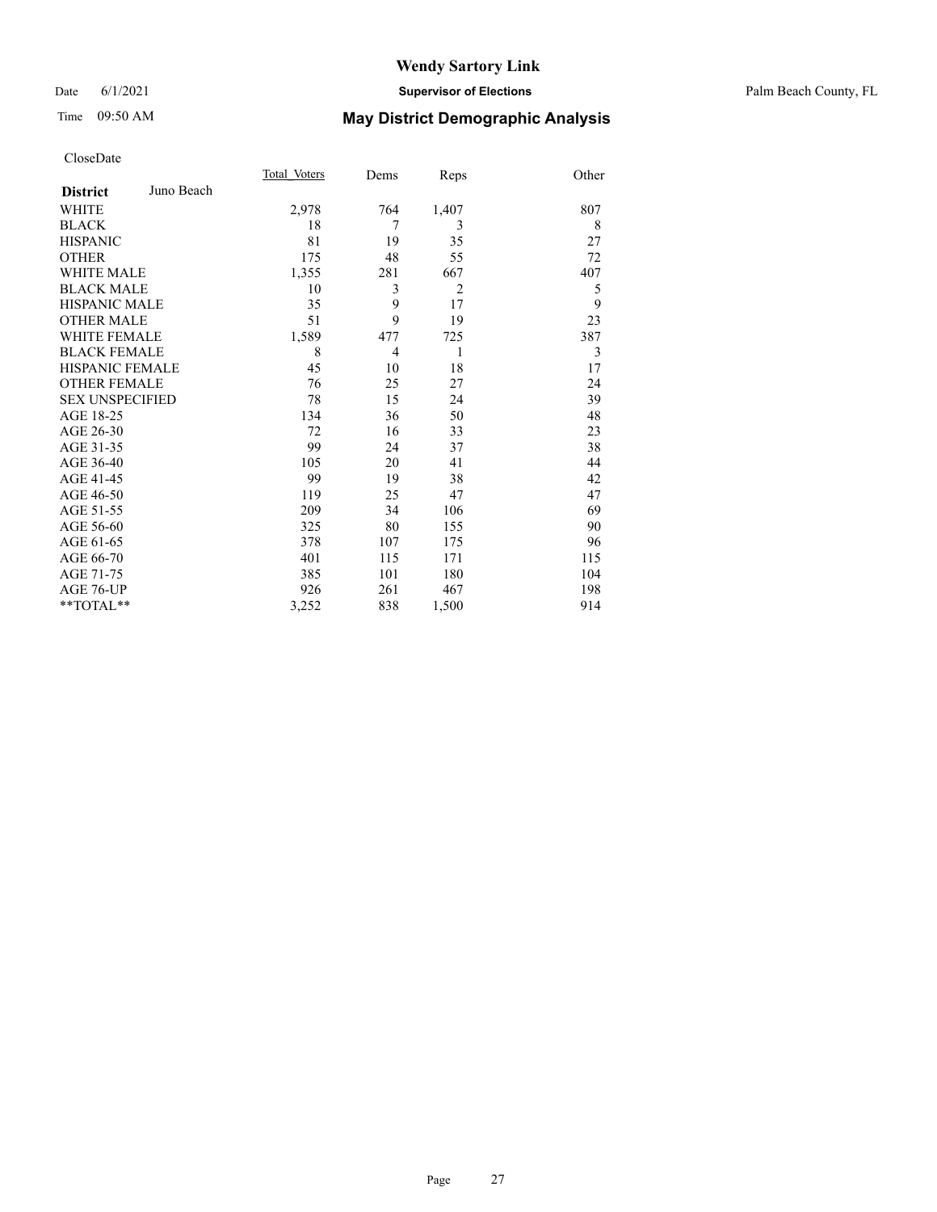# Wendy Sartory Link

Date 6/1/2021 **Supervisor of Elections** Palm Beach County, FL

Time 09:50 AM **May District Demographic Analysis**

CloseDate

| **District** Juno Beach | Total Voters | Dems | Reps | Other |
|---|---|---|---|---|
| WHITE | 2,978 | 764 | 1,407 | 807 |
| BLACK | 18 | 7 | 3 | 8 |
| HISPANIC | 81 | 19 | 35 | 27 |
| OTHER | 175 | 48 | 55 | 72 |
| WHITE MALE | 1,355 | 281 | 667 | 407 |
| BLACK MALE | 10 | 3 | 2 | 5 |
| HISPANIC MALE | 35 | 9 | 17 | 9 |
| OTHER MALE | 51 | 9 | 19 | 23 |
| WHITE FEMALE | 1,589 | 477 | 725 | 387 |
| BLACK FEMALE | 8 | 4 | 1 | 3 |
| HISPANIC FEMALE | 45 | 10 | 18 | 17 |
| OTHER FEMALE | 76 | 25 | 27 | 24 |
| SEX UNSPECIFIED | 78 | 15 | 24 | 39 |
| AGE 18-25 | 134 | 36 | 50 | 48 |
| AGE 26-30 | 72 | 16 | 33 | 23 |
| AGE 31-35 | 99 | 24 | 37 | 38 |
| AGE 36-40 | 105 | 20 | 41 | 44 |
| AGE 41-45 | 99 | 19 | 38 | 42 |
| AGE 46-50 | 119 | 25 | 47 | 47 |
| AGE 51-55 | 209 | 34 | 106 | 69 |
| AGE 56-60 | 325 | 80 | 155 | 90 |
| AGE 61-65 | 378 | 107 | 175 | 96 |
| AGE 66-70 | 401 | 115 | 171 | 115 |
| AGE 71-75 | 385 | 101 | 180 | 104 |
| AGE 76-UP | 926 | 261 | 467 | 198 |
| **TOTAL** | 3,252 | 838 | 1,500 | 914 |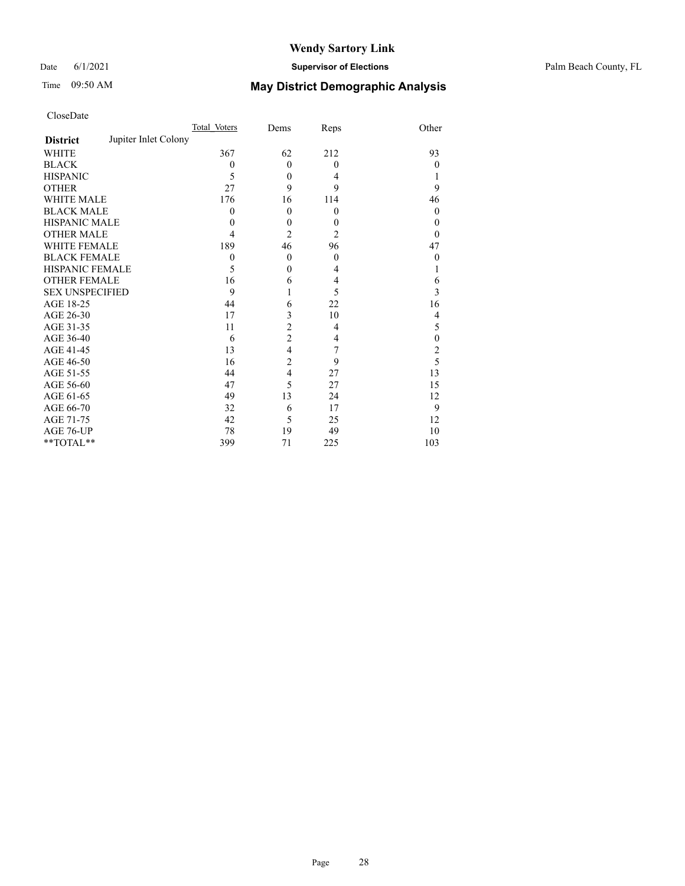# Wendy Sartory Link

Date 6/1/2021 **Supervisor of Elections** Palm Beach County, FL

Time 09:50 AM **May District Demographic Analysis**

CloseDate

| **District** Jupiter Inlet Colony | Total_Voters | Dems | Reps | Other |
|---|---|---|---|---|
| WHITE | 367 | 62 | 212 | 93 |
| BLACK | 0 | 0 | 0 | 0 |
| HISPANIC | 5 | 0 | 4 | 1 |
| OTHER | 27 | 9 | 9 | 9 |
| WHITE MALE | 176 | 16 | 114 | 46 |
| BLACK MALE | 0 | 0 | 0 | 0 |
| HISPANIC MALE | 0 | 0 | 0 | 0 |
| OTHER MALE | 4 | 2 | 2 | 0 |
| WHITE FEMALE | 189 | 46 | 96 | 47 |
| BLACK FEMALE | 0 | 0 | 0 | 0 |
| HISPANIC FEMALE | 5 | 0 | 4 | 1 |
| OTHER FEMALE | 16 | 6 | 4 | 6 |
| SEX UNSPECIFIED | 9 | 1 | 5 | 3 |
| AGE 18-25 | 44 | 6 | 22 | 16 |
| AGE 26-30 | 17 | 3 | 10 | 4 |
| AGE 31-35 | 11 | 2 | 4 | 5 |
| AGE 36-40 | 6 | 2 | 4 | 0 |
| AGE 41-45 | 13 | 4 | 7 | 2 |
| AGE 46-50 | 16 | 2 | 9 | 5 |
| AGE 51-55 | 44 | 4 | 27 | 13 |
| AGE 56-60 | 47 | 5 | 27 | 15 |
| AGE 61-65 | 49 | 13 | 24 | 12 |
| AGE 66-70 | 32 | 6 | 17 | 9 |
| AGE 71-75 | 42 | 5 | 25 | 12 |
| AGE 76-UP | 78 | 19 | 49 | 10 |
| **TOTAL** | 399 | 71 | 225 | 103 |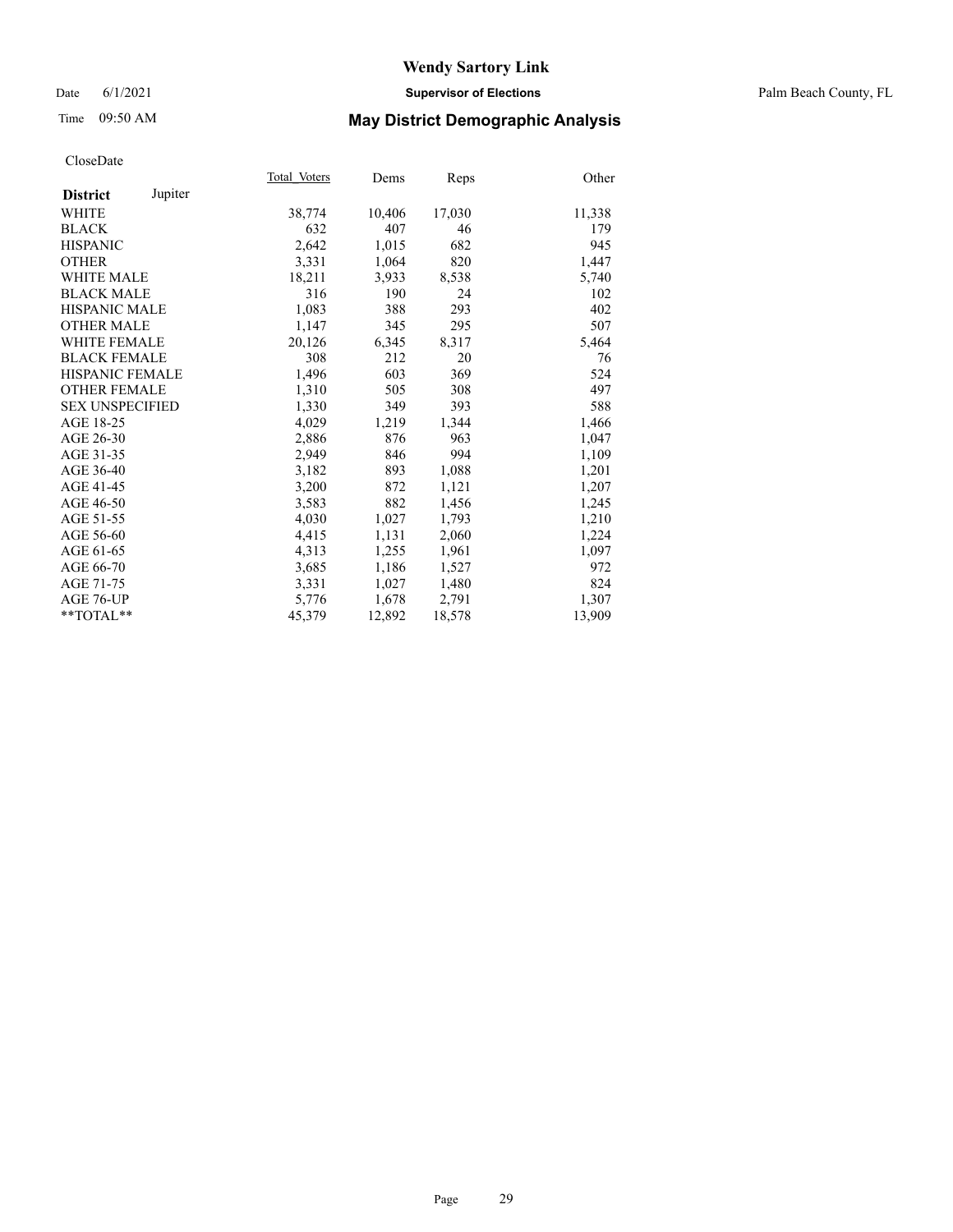# Wendy Sartory Link

Date 6/1/2021 **Supervisor of Elections** Palm Beach County, FL

Time 09:50 AM **May District Demographic Analysis**

CloseDate

| **District** Jupiter | Total Voters | Dems | Reps | Other |
|---|---|---|---|---|
| WHITE | 38,774 | 10,406 | 17,030 | 11,338 |
| BLACK | 632 | 407 | 46 | 179 |
| HISPANIC | 2,642 | 1,015 | 682 | 945 |
| OTHER | 3,331 | 1,064 | 820 | 1,447 |
| WHITE MALE | 18,211 | 3,933 | 8,538 | 5,740 |
| BLACK MALE | 316 | 190 | 24 | 102 |
| HISPANIC MALE | 1,083 | 388 | 293 | 402 |
| OTHER MALE | 1,147 | 345 | 295 | 507 |
| WHITE FEMALE | 20,126 | 6,345 | 8,317 | 5,464 |
| BLACK FEMALE | 308 | 212 | 20 | 76 |
| HISPANIC FEMALE | 1,496 | 603 | 369 | 524 |
| OTHER FEMALE | 1,310 | 505 | 308 | 497 |
| SEX UNSPECIFIED | 1,330 | 349 | 393 | 588 |
| AGE 18-25 | 4,029 | 1,219 | 1,344 | 1,466 |
| AGE 26-30 | 2,886 | 876 | 963 | 1,047 |
| AGE 31-35 | 2,949 | 846 | 994 | 1,109 |
| AGE 36-40 | 3,182 | 893 | 1,088 | 1,201 |
| AGE 41-45 | 3,200 | 872 | 1,121 | 1,207 |
| AGE 46-50 | 3,583 | 882 | 1,456 | 1,245 |
| AGE 51-55 | 4,030 | 1,027 | 1,793 | 1,210 |
| AGE 56-60 | 4,415 | 1,131 | 2,060 | 1,224 |
| AGE 61-65 | 4,313 | 1,255 | 1,961 | 1,097 |
| AGE 66-70 | 3,685 | 1,186 | 1,527 | 972 |
| AGE 71-75 | 3,331 | 1,027 | 1,480 | 824 |
| AGE 76-UP | 5,776 | 1,678 | 2,791 | 1,307 |
| **TOTAL** | 45,379 | 12,892 | 18,578 | 13,909 |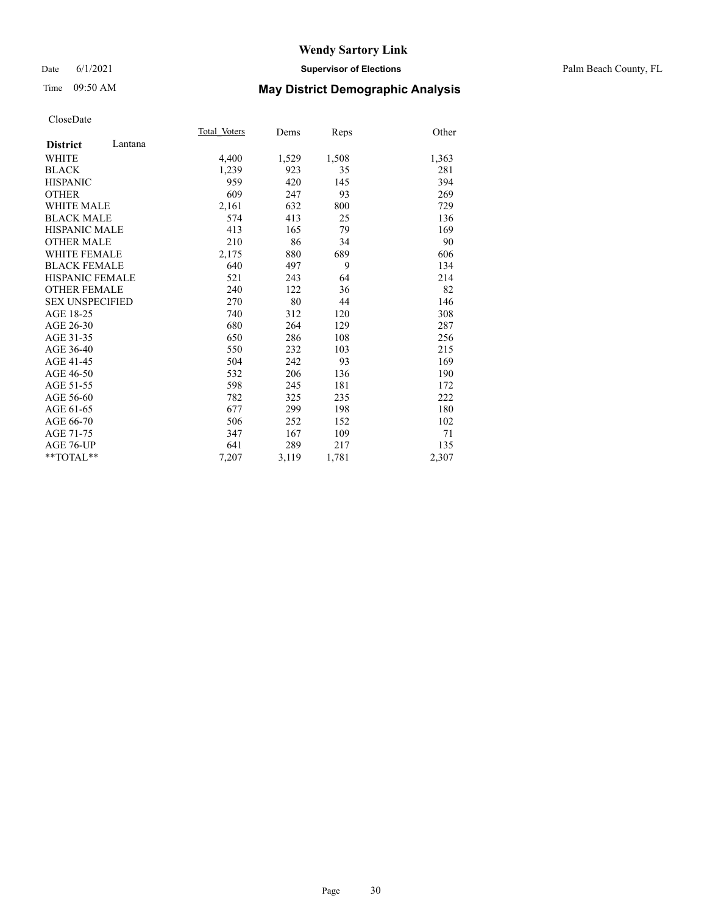CloseDate

| District | Lantana | Total_Voters | Dems | Reps | Other |
|---|---|---|---|---|---|
| WHITE | | 4,400 | 1,529 | 1,508 | 1,363 |
| BLACK | | 1,239 | 923 | 35 | 281 |
| HISPANIC | | 959 | 420 | 145 | 394 |
| OTHER | | 609 | 247 | 93 | 269 |
| WHITE MALE | | 2,161 | 632 | 800 | 729 |
| BLACK MALE | | 574 | 413 | 25 | 136 |
| HISPANIC MALE | | 413 | 165 | 79 | 169 |
| OTHER MALE | | 210 | 86 | 34 | 90 |
| WHITE FEMALE | | 2,175 | 880 | 689 | 606 |
| BLACK FEMALE | | 640 | 497 | 9 | 134 |
| HISPANIC FEMALE | | 521 | 243 | 64 | 214 |
| OTHER FEMALE | | 240 | 122 | 36 | 82 |
| SEX UNSPECIFIED | | 270 | 80 | 44 | 146 |
| AGE 18-25 | | 740 | 312 | 120 | 308 |
| AGE 26-30 | | 680 | 264 | 129 | 287 |
| AGE 31-35 | | 650 | 286 | 108 | 256 |
| AGE 36-40 | | 550 | 232 | 103 | 215 |
| AGE 41-45 | | 504 | 242 | 93 | 169 |
| AGE 46-50 | | 532 | 206 | 136 | 190 |
| AGE 51-55 | | 598 | 245 | 181 | 172 |
| AGE 56-60 | | 782 | 325 | 235 | 222 |
| AGE 61-65 | | 677 | 299 | 198 | 180 |
| AGE 66-70 | | 506 | 252 | 152 | 102 |
| AGE 71-75 | | 347 | 167 | 109 | 71 |
| AGE 76-UP | | 641 | 289 | 217 | 135 |
| **TOTAL** | | 7,207 | 3,119 | 1,781 | 2,307 |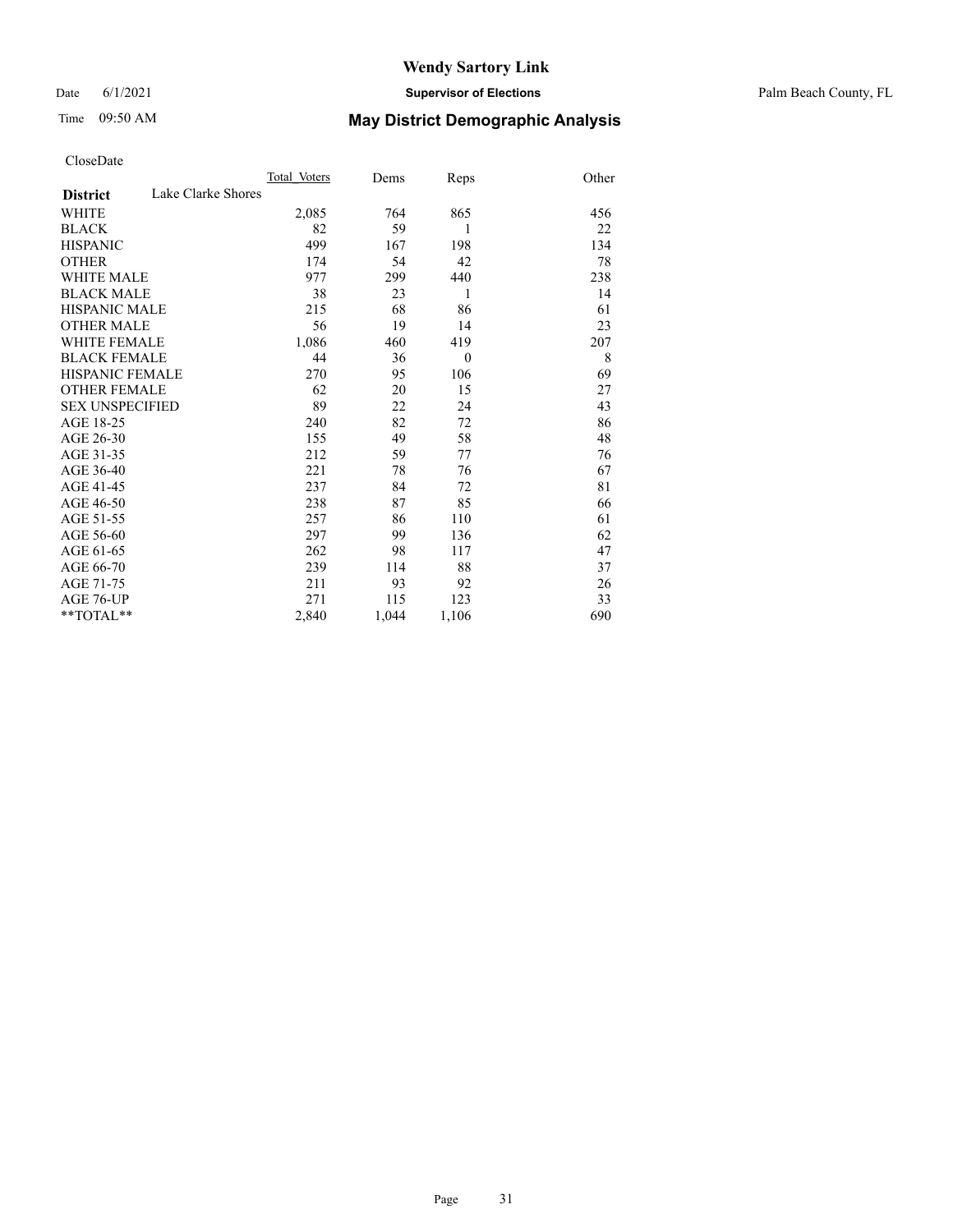# Wendy Sartory Link

Date 6/1/2021 **Supervisor of Elections** Palm Beach County, FL

Time 09:50 AM **May District Demographic Analysis**

CloseDate

| **District** Lake Clarke Shores | Total Voters | Dems | Reps | Other |
|---|---|---|---|---|
| WHITE | 2,085 | 764 | 865 | 456 |
| BLACK | 82 | 59 | 1 | 22 |
| HISPANIC | 499 | 167 | 198 | 134 |
| OTHER | 174 | 54 | 42 | 78 |
| WHITE MALE | 977 | 299 | 440 | 238 |
| BLACK MALE | 38 | 23 | 1 | 14 |
| HISPANIC MALE | 215 | 68 | 86 | 61 |
| OTHER MALE | 56 | 19 | 14 | 23 |
| WHITE FEMALE | 1,086 | 460 | 419 | 207 |
| BLACK FEMALE | 44 | 36 | 0 | 8 |
| HISPANIC FEMALE | 270 | 95 | 106 | 69 |
| OTHER FEMALE | 62 | 20 | 15 | 27 |
| SEX UNSPECIFIED | 89 | 22 | 24 | 43 |
| AGE 18-25 | 240 | 82 | 72 | 86 |
| AGE 26-30 | 155 | 49 | 58 | 48 |
| AGE 31-35 | 212 | 59 | 77 | 76 |
| AGE 36-40 | 221 | 78 | 76 | 67 |
| AGE 41-45 | 237 | 84 | 72 | 81 |
| AGE 46-50 | 238 | 87 | 85 | 66 |
| AGE 51-55 | 257 | 86 | 110 | 61 |
| AGE 56-60 | 297 | 99 | 136 | 62 |
| AGE 61-65 | 262 | 98 | 117 | 47 |
| AGE 66-70 | 239 | 114 | 88 | 37 |
| AGE 71-75 | 211 | 93 | 92 | 26 |
| AGE 76-UP | 271 | 115 | 123 | 33 |
| **TOTAL** | 2,840 | 1,044 | 1,106 | 690 |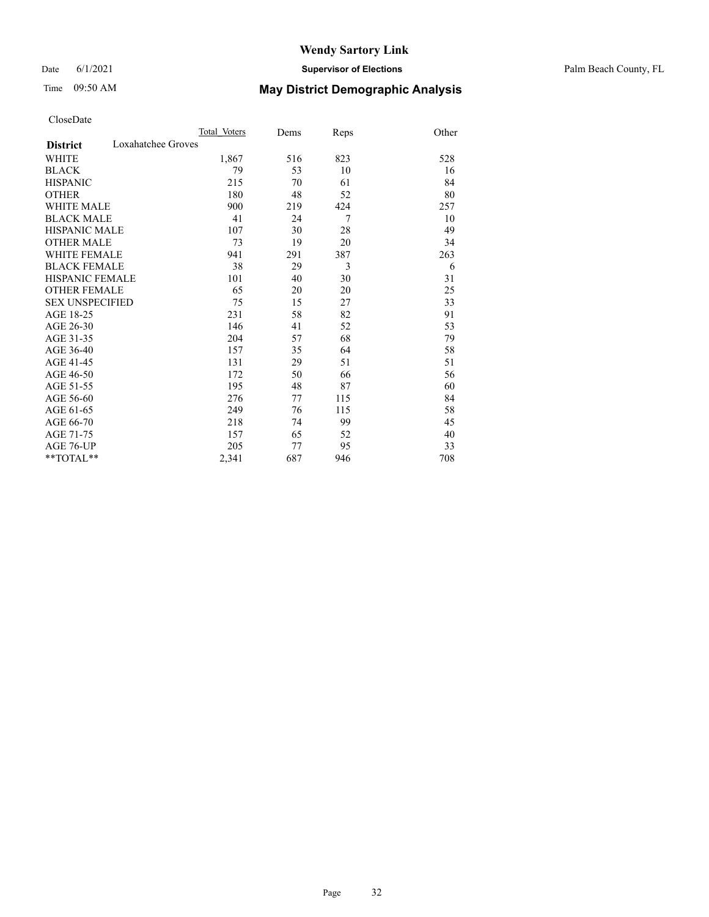CloseDate

| District | Loxahatchee Groves | Total Voters | Dems | Reps | Other |
|---|---|---|---|---|---|
| WHITE | | 1,867 | 516 | 823 | 528 |
| BLACK | | 79 | 53 | 10 | 16 |
| HISPANIC | | 215 | 70 | 61 | 84 |
| OTHER | | 180 | 48 | 52 | 80 |
| WHITE MALE | | 900 | 219 | 424 | 257 |
| BLACK MALE | | 41 | 24 | 7 | 10 |
| HISPANIC MALE | | 107 | 30 | 28 | 49 |
| OTHER MALE | | 73 | 19 | 20 | 34 |
| WHITE FEMALE | | 941 | 291 | 387 | 263 |
| BLACK FEMALE | | 38 | 29 | 3 | 6 |
| HISPANIC FEMALE | | 101 | 40 | 30 | 31 |
| OTHER FEMALE | | 65 | 20 | 20 | 25 |
| SEX UNSPECIFIED | | 75 | 15 | 27 | 33 |
| AGE 18-25 | | 231 | 58 | 82 | 91 |
| AGE 26-30 | | 146 | 41 | 52 | 53 |
| AGE 31-35 | | 204 | 57 | 68 | 79 |
| AGE 36-40 | | 157 | 35 | 64 | 58 |
| AGE 41-45 | | 131 | 29 | 51 | 51 |
| AGE 46-50 | | 172 | 50 | 66 | 56 |
| AGE 51-55 | | 195 | 48 | 87 | 60 |
| AGE 56-60 | | 276 | 77 | 115 | 84 |
| AGE 61-65 | | 249 | 76 | 115 | 58 |
| AGE 66-70 | | 218 | 74 | 99 | 45 |
| AGE 71-75 | | 157 | 65 | 52 | 40 |
| AGE 76-UP | | 205 | 77 | 95 | 33 |
| **TOTAL** | | 2,341 | 687 | 946 | 708 |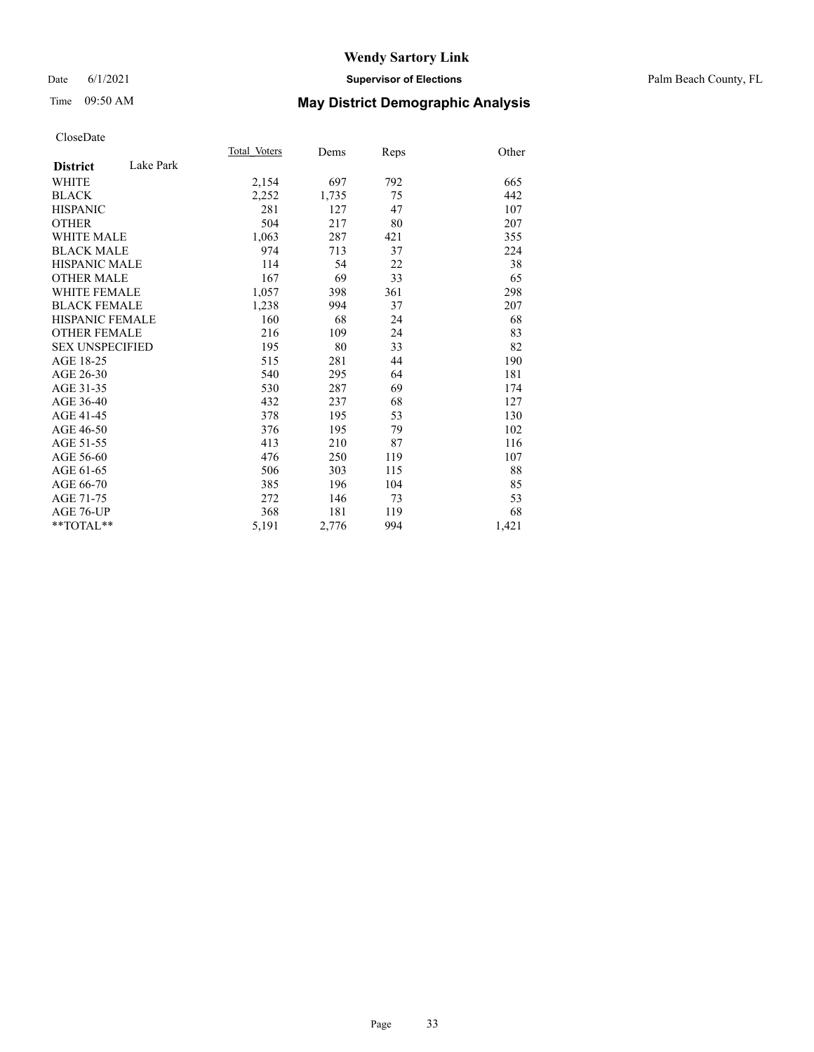# Wendy Sartory Link

Date 6/1/2021 **Supervisor of Elections** Palm Beach County, FL

Time 09:50 AM **May District Demographic Analysis**

CloseDate

| **District** Lake Park | Total_Voters | Dems | Reps | Other |
|---|---|---|---|---|
| WHITE | 2,154 | 697 | 792 | 665 |
| BLACK | 2,252 | 1,735 | 75 | 442 |
| HISPANIC | 281 | 127 | 47 | 107 |
| OTHER | 504 | 217 | 80 | 207 |
| WHITE MALE | 1,063 | 287 | 421 | 355 |
| BLACK MALE | 974 | 713 | 37 | 224 |
| HISPANIC MALE | 114 | 54 | 22 | 38 |
| OTHER MALE | 167 | 69 | 33 | 65 |
| WHITE FEMALE | 1,057 | 398 | 361 | 298 |
| BLACK FEMALE | 1,238 | 994 | 37 | 207 |
| HISPANIC FEMALE | 160 | 68 | 24 | 68 |
| OTHER FEMALE | 216 | 109 | 24 | 83 |
| SEX UNSPECIFIED | 195 | 80 | 33 | 82 |
| AGE 18-25 | 515 | 281 | 44 | 190 |
| AGE 26-30 | 540 | 295 | 64 | 181 |
| AGE 31-35 | 530 | 287 | 69 | 174 |
| AGE 36-40 | 432 | 237 | 68 | 127 |
| AGE 41-45 | 378 | 195 | 53 | 130 |
| AGE 46-50 | 376 | 195 | 79 | 102 |
| AGE 51-55 | 413 | 210 | 87 | 116 |
| AGE 56-60 | 476 | 250 | 119 | 107 |
| AGE 61-65 | 506 | 303 | 115 | 88 |
| AGE 66-70 | 385 | 196 | 104 | 85 |
| AGE 71-75 | 272 | 146 | 73 | 53 |
| AGE 76-UP | 368 | 181 | 119 | 68 |
| **TOTAL** | 5,191 | 2,776 | 994 | 1,421 |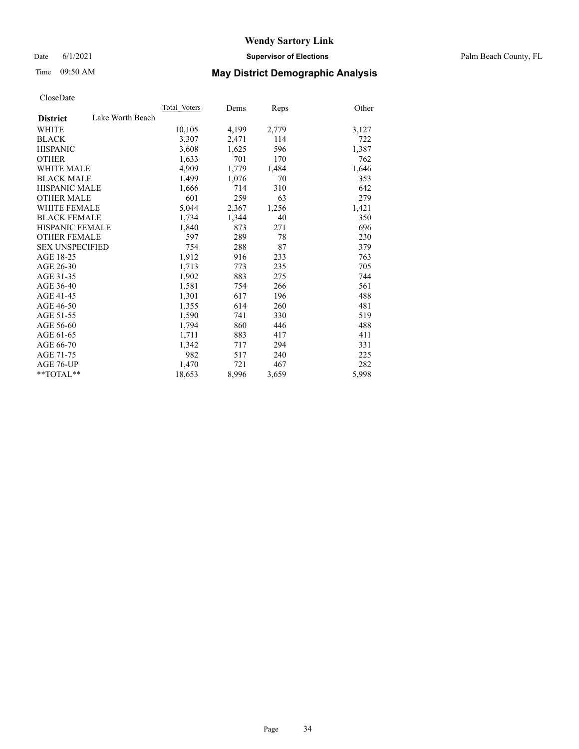# Wendy Sartory Link

Date 6/1/2021 **Supervisor of Elections** Palm Beach County, FL

Time 09:50 AM **May District Demographic Analysis**

CloseDate

| **District** Lake Worth Beach | Total Voters | Dems | Reps | Other |
|---|---|---|---|---|
| WHITE | 10,105 | 4,199 | 2,779 | 3,127 |
| BLACK | 3,307 | 2,471 | 114 | 722 |
| HISPANIC | 3,608 | 1,625 | 596 | 1,387 |
| OTHER | 1,633 | 701 | 170 | 762 |
| WHITE MALE | 4,909 | 1,779 | 1,484 | 1,646 |
| BLACK MALE | 1,499 | 1,076 | 70 | 353 |
| HISPANIC MALE | 1,666 | 714 | 310 | 642 |
| OTHER MALE | 601 | 259 | 63 | 279 |
| WHITE FEMALE | 5,044 | 2,367 | 1,256 | 1,421 |
| BLACK FEMALE | 1,734 | 1,344 | 40 | 350 |
| HISPANIC FEMALE | 1,840 | 873 | 271 | 696 |
| OTHER FEMALE | 597 | 289 | 78 | 230 |
| SEX UNSPECIFIED | 754 | 288 | 87 | 379 |
| AGE 18-25 | 1,912 | 916 | 233 | 763 |
| AGE 26-30 | 1,713 | 773 | 235 | 705 |
| AGE 31-35 | 1,902 | 883 | 275 | 744 |
| AGE 36-40 | 1,581 | 754 | 266 | 561 |
| AGE 41-45 | 1,301 | 617 | 196 | 488 |
| AGE 46-50 | 1,355 | 614 | 260 | 481 |
| AGE 51-55 | 1,590 | 741 | 330 | 519 |
| AGE 56-60 | 1,794 | 860 | 446 | 488 |
| AGE 61-65 | 1,711 | 883 | 417 | 411 |
| AGE 66-70 | 1,342 | 717 | 294 | 331 |
| AGE 71-75 | 982 | 517 | 240 | 225 |
| AGE 76-UP | 1,470 | 721 | 467 | 282 |
| **TOTAL** | 18,653 | 8,996 | 3,659 | 5,998 |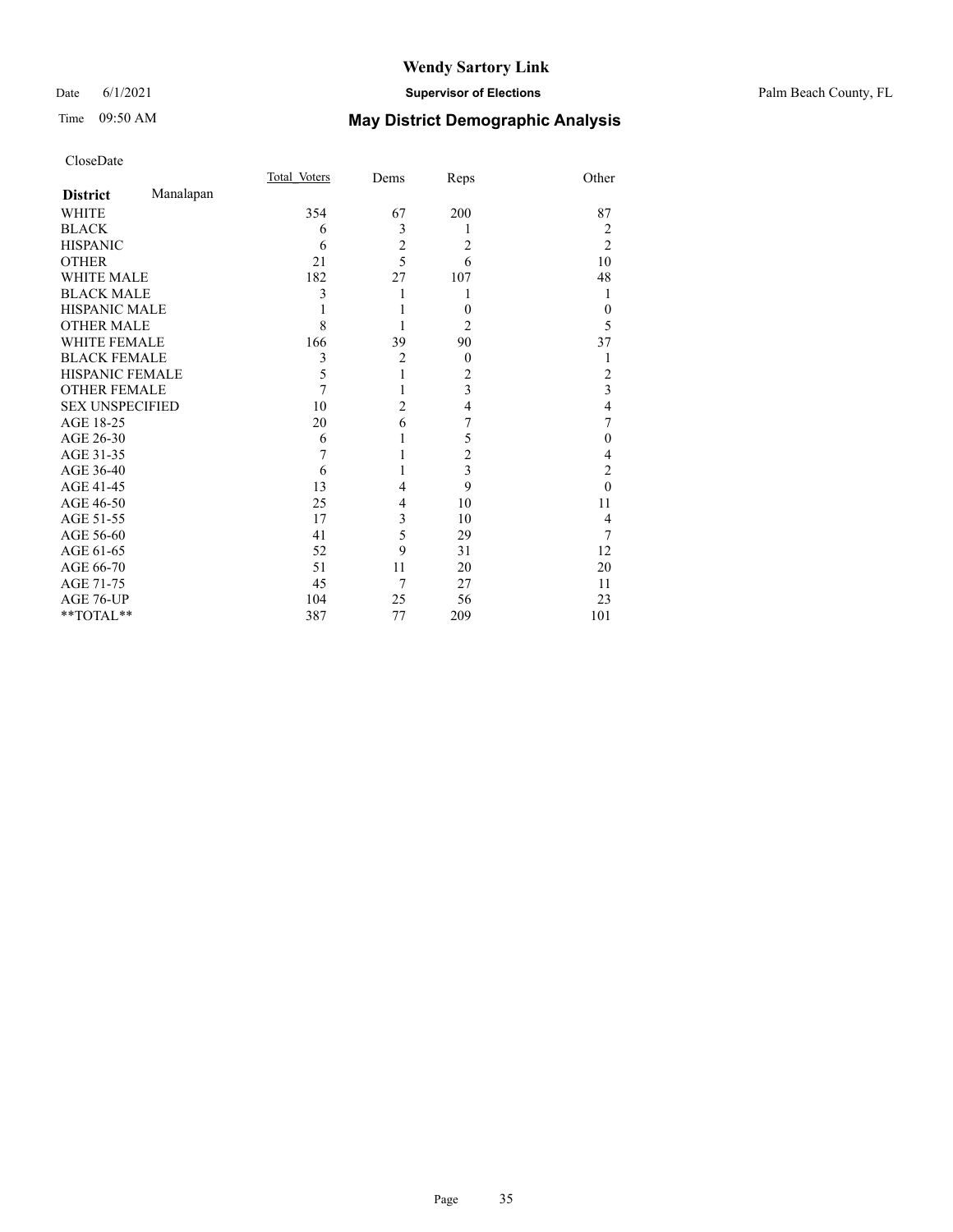# Wendy Sartory Link

Date 6/1/2021 **Supervisor of Elections** Palm Beach County, FL

Time 09:50 AM **May District Demographic Analysis**

CloseDate

| **District** Manalapan | Total Voters | Dems | Reps | Other |
|---|---|---|---|---|
| WHITE | 354 | 67 | 200 | 87 |
| BLACK | 6 | 3 | 1 | 2 |
| HISPANIC | 6 | 2 | 2 | 2 |
| OTHER | 21 | 5 | 6 | 10 |
| WHITE MALE | 182 | 27 | 107 | 48 |
| BLACK MALE | 3 | 1 | 1 | 1 |
| HISPANIC MALE | 1 | 1 | 0 | 0 |
| OTHER MALE | 8 | 1 | 2 | 5 |
| WHITE FEMALE | 166 | 39 | 90 | 37 |
| BLACK FEMALE | 3 | 2 | 0 | 1 |
| HISPANIC FEMALE | 5 | 1 | 2 | 2 |
| OTHER FEMALE | 7 | 1 | 3 | 3 |
| SEX UNSPECIFIED | 10 | 2 | 4 | 4 |
| AGE 18-25 | 20 | 6 | 7 | 7 |
| AGE 26-30 | 6 | 1 | 5 | 0 |
| AGE 31-35 | 7 | 1 | 2 | 4 |
| AGE 36-40 | 6 | 1 | 3 | 2 |
| AGE 41-45 | 13 | 4 | 9 | 0 |
| AGE 46-50 | 25 | 4 | 10 | 11 |
| AGE 51-55 | 17 | 3 | 10 | 4 |
| AGE 56-60 | 41 | 5 | 29 | 7 |
| AGE 61-65 | 52 | 9 | 31 | 12 |
| AGE 66-70 | 51 | 11 | 20 | 20 |
| AGE 71-75 | 45 | 7 | 27 | 11 |
| AGE 76-UP | 104 | 25 | 56 | 23 |
| **TOTAL** | 387 | 77 | 209 | 101 |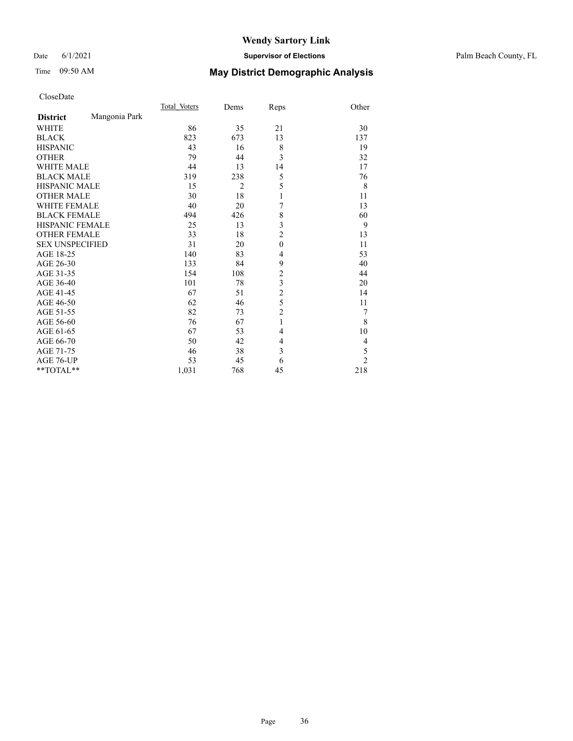# Wendy Sartory Link

Date 6/1/2021 **Supervisor of Elections** Palm Beach County, FL

Time 09:50 AM **May District Demographic Analysis**

CloseDate

| **District** Mangonia Park | Total Voters | Dems | Reps | Other |
|---|---|---|---|---|
| WHITE | 86 | 35 | 21 | 30 |
| BLACK | 823 | 673 | 13 | 137 |
| HISPANIC | 43 | 16 | 8 | 19 |
| OTHER | 79 | 44 | 3 | 32 |
| WHITE MALE | 44 | 13 | 14 | 17 |
| BLACK MALE | 319 | 238 | 5 | 76 |
| HISPANIC MALE | 15 | 2 | 5 | 8 |
| OTHER MALE | 30 | 18 | 1 | 11 |
| WHITE FEMALE | 40 | 20 | 7 | 13 |
| BLACK FEMALE | 494 | 426 | 8 | 60 |
| HISPANIC FEMALE | 25 | 13 | 3 | 9 |
| OTHER FEMALE | 33 | 18 | 2 | 13 |
| SEX UNSPECIFIED | 31 | 20 | 0 | 11 |
| AGE 18-25 | 140 | 83 | 4 | 53 |
| AGE 26-30 | 133 | 84 | 9 | 40 |
| AGE 31-35 | 154 | 108 | 2 | 44 |
| AGE 36-40 | 101 | 78 | 3 | 20 |
| AGE 41-45 | 67 | 51 | 2 | 14 |
| AGE 46-50 | 62 | 46 | 5 | 11 |
| AGE 51-55 | 82 | 73 | 2 | 7 |
| AGE 56-60 | 76 | 67 | 1 | 8 |
| AGE 61-65 | 67 | 53 | 4 | 10 |
| AGE 66-70 | 50 | 42 | 4 | 4 |
| AGE 71-75 | 46 | 38 | 3 | 5 |
| AGE 76-UP | 53 | 45 | 6 | 2 |
| **TOTAL** | 1,031 | 768 | 45 | 218 |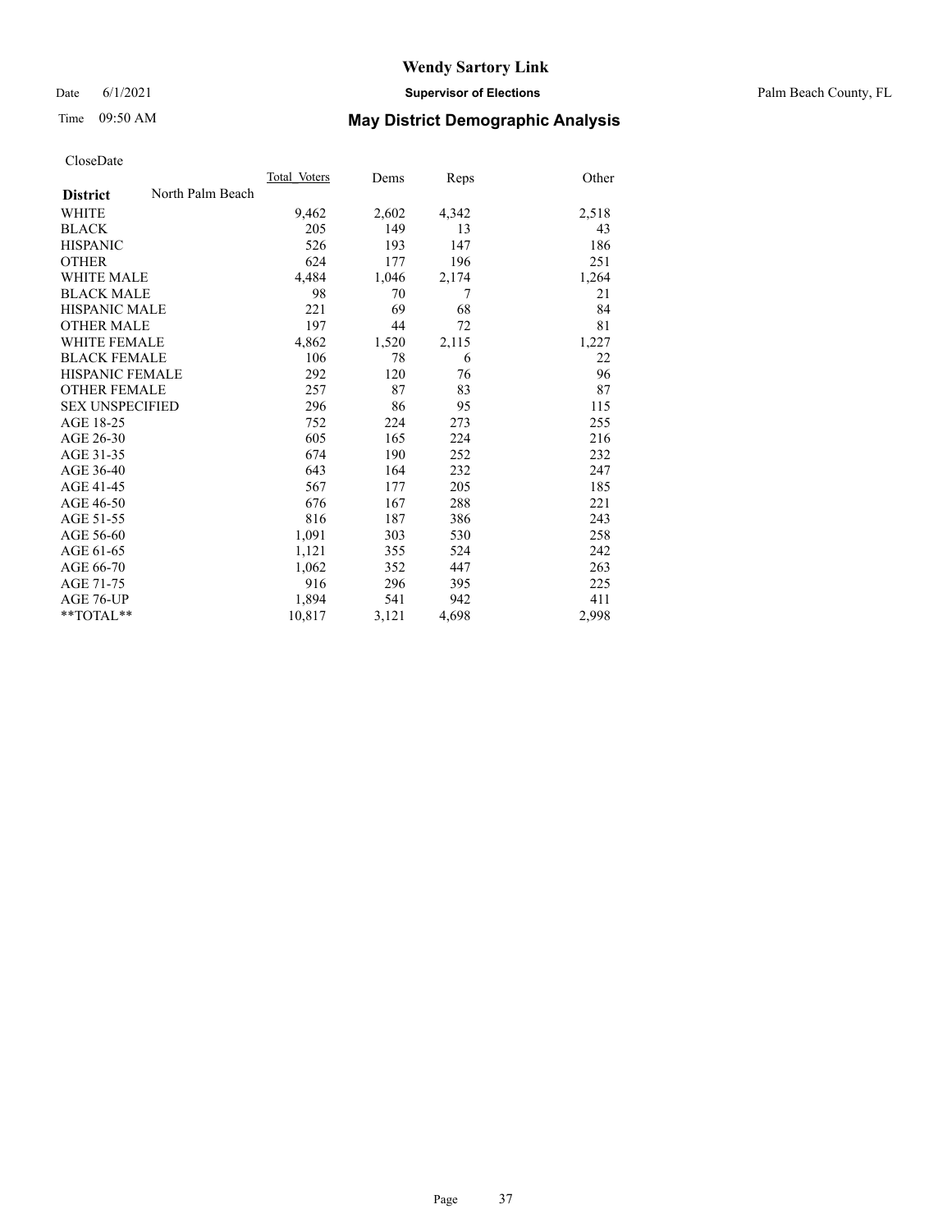# Wendy Sartory Link

Date 6/1/2021 **Supervisor of Elections** Palm Beach County, FL

Time 09:50 AM **May District Demographic Analysis**

CloseDate

| **District** North Palm Beach | Total_Voters | Dems | Reps | Other |
|---|---|---|---|---|
| WHITE | 9,462 | 2,602 | 4,342 | 2,518 |
| BLACK | 205 | 149 | 13 | 43 |
| HISPANIC | 526 | 193 | 147 | 186 |
| OTHER | 624 | 177 | 196 | 251 |
| WHITE MALE | 4,484 | 1,046 | 2,174 | 1,264 |
| BLACK MALE | 98 | 70 | 7 | 21 |
| HISPANIC MALE | 221 | 69 | 68 | 84 |
| OTHER MALE | 197 | 44 | 72 | 81 |
| WHITE FEMALE | 4,862 | 1,520 | 2,115 | 1,227 |
| BLACK FEMALE | 106 | 78 | 6 | 22 |
| HISPANIC FEMALE | 292 | 120 | 76 | 96 |
| OTHER FEMALE | 257 | 87 | 83 | 87 |
| SEX UNSPECIFIED | 296 | 86 | 95 | 115 |
| AGE 18-25 | 752 | 224 | 273 | 255 |
| AGE 26-30 | 605 | 165 | 224 | 216 |
| AGE 31-35 | 674 | 190 | 252 | 232 |
| AGE 36-40 | 643 | 164 | 232 | 247 |
| AGE 41-45 | 567 | 177 | 205 | 185 |
| AGE 46-50 | 676 | 167 | 288 | 221 |
| AGE 51-55 | 816 | 187 | 386 | 243 |
| AGE 56-60 | 1,091 | 303 | 530 | 258 |
| AGE 61-65 | 1,121 | 355 | 524 | 242 |
| AGE 66-70 | 1,062 | 352 | 447 | 263 |
| AGE 71-75 | 916 | 296 | 395 | 225 |
| AGE 76-UP | 1,894 | 541 | 942 | 411 |
| **TOTAL** | 10,817 | 3,121 | 4,698 | 2,998 |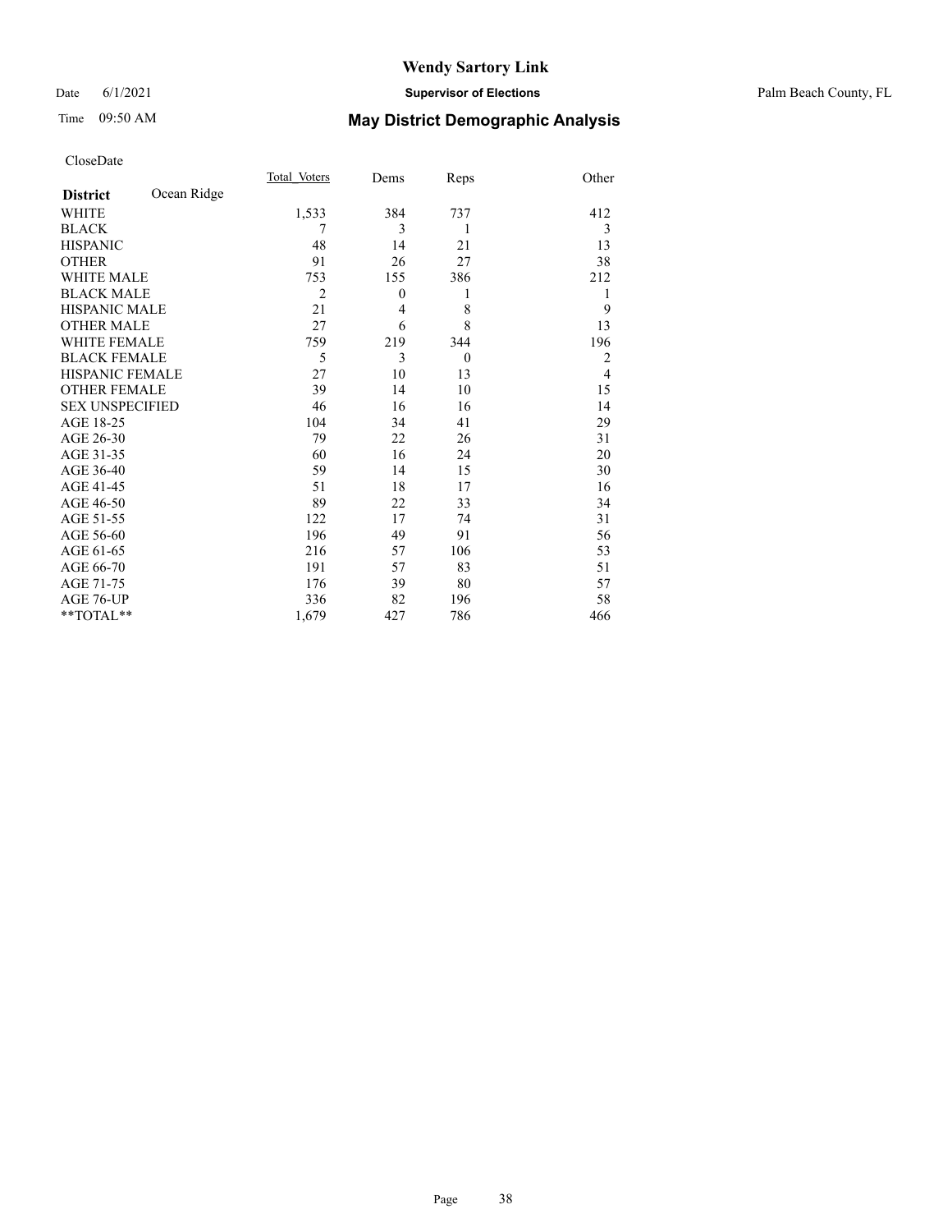# Wendy Sartory Link

Date 6/1/2021 **Supervisor of Elections** Palm Beach County, FL

Time 09:50 AM **May District Demographic Analysis**

CloseDate

| **District** Ocean Ridge | Total_Voters | Dems | Reps | Other |
|---|---|---|---|---|
| WHITE | 1,533 | 384 | 737 | 412 |
| BLACK | 7 | 3 | 1 | 3 |
| HISPANIC | 48 | 14 | 21 | 13 |
| OTHER | 91 | 26 | 27 | 38 |
| WHITE MALE | 753 | 155 | 386 | 212 |
| BLACK MALE | 2 | 0 | 1 | 1 |
| HISPANIC MALE | 21 | 4 | 8 | 9 |
| OTHER MALE | 27 | 6 | 8 | 13 |
| WHITE FEMALE | 759 | 219 | 344 | 196 |
| BLACK FEMALE | 5 | 3 | 0 | 2 |
| HISPANIC FEMALE | 27 | 10 | 13 | 4 |
| OTHER FEMALE | 39 | 14 | 10 | 15 |
| SEX UNSPECIFIED | 46 | 16 | 16 | 14 |
| AGE 18-25 | 104 | 34 | 41 | 29 |
| AGE 26-30 | 79 | 22 | 26 | 31 |
| AGE 31-35 | 60 | 16 | 24 | 20 |
| AGE 36-40 | 59 | 14 | 15 | 30 |
| AGE 41-45 | 51 | 18 | 17 | 16 |
| AGE 46-50 | 89 | 22 | 33 | 34 |
| AGE 51-55 | 122 | 17 | 74 | 31 |
| AGE 56-60 | 196 | 49 | 91 | 56 |
| AGE 61-65 | 216 | 57 | 106 | 53 |
| AGE 66-70 | 191 | 57 | 83 | 51 |
| AGE 71-75 | 176 | 39 | 80 | 57 |
| AGE 76-UP | 336 | 82 | 196 | 58 |
| **TOTAL** | 1,679 | 427 | 786 | 466 |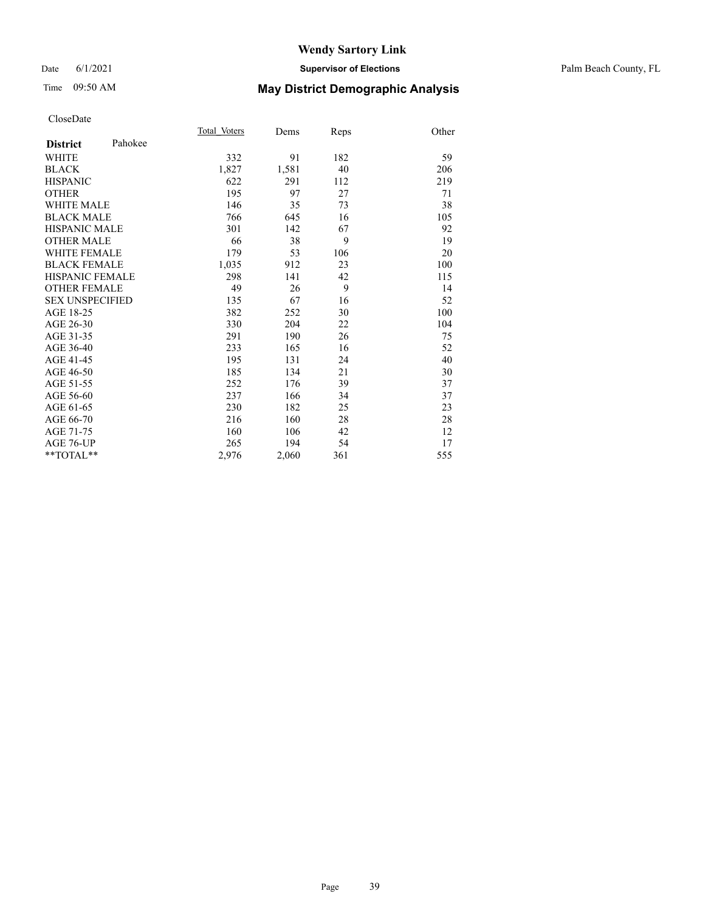# Wendy Sartory Link

Date 6/1/2021 **Supervisor of Elections** Palm Beach County, FL

Time 09:50 AM **May District Demographic Analysis**

CloseDate

| **District** Pahokee | Total Voters | Dems | Reps | Other |
|---|---|---|---|---|
| WHITE | 332 | 91 | 182 | 59 |
| BLACK | 1,827 | 1,581 | 40 | 206 |
| HISPANIC | 622 | 291 | 112 | 219 |
| OTHER | 195 | 97 | 27 | 71 |
| WHITE MALE | 146 | 35 | 73 | 38 |
| BLACK MALE | 766 | 645 | 16 | 105 |
| HISPANIC MALE | 301 | 142 | 67 | 92 |
| OTHER MALE | 66 | 38 | 9 | 19 |
| WHITE FEMALE | 179 | 53 | 106 | 20 |
| BLACK FEMALE | 1,035 | 912 | 23 | 100 |
| HISPANIC FEMALE | 298 | 141 | 42 | 115 |
| OTHER FEMALE | 49 | 26 | 9 | 14 |
| SEX UNSPECIFIED | 135 | 67 | 16 | 52 |
| AGE 18-25 | 382 | 252 | 30 | 100 |
| AGE 26-30 | 330 | 204 | 22 | 104 |
| AGE 31-35 | 291 | 190 | 26 | 75 |
| AGE 36-40 | 233 | 165 | 16 | 52 |
| AGE 41-45 | 195 | 131 | 24 | 40 |
| AGE 46-50 | 185 | 134 | 21 | 30 |
| AGE 51-55 | 252 | 176 | 39 | 37 |
| AGE 56-60 | 237 | 166 | 34 | 37 |
| AGE 61-65 | 230 | 182 | 25 | 23 |
| AGE 66-70 | 216 | 160 | 28 | 28 |
| AGE 71-75 | 160 | 106 | 42 | 12 |
| AGE 76-UP | 265 | 194 | 54 | 17 |
| **TOTAL** | 2,976 | 2,060 | 361 | 555 |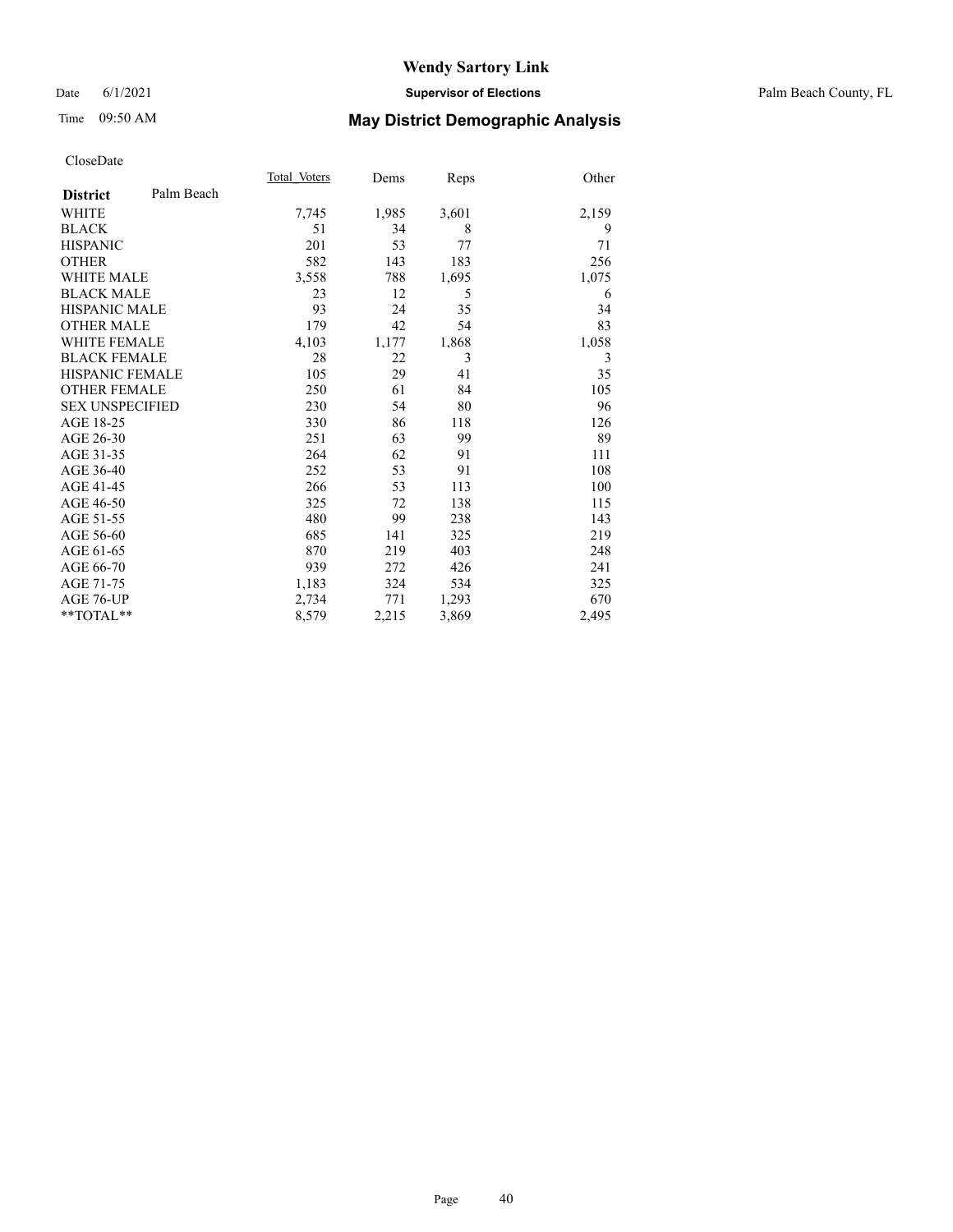# Wendy Sartory Link

Date 6/1/2021 **Supervisor of Elections** Palm Beach County, FL

Time 09:50 AM **May District Demographic Analysis**

CloseDate

| **District** Palm Beach | Total_Voters | Dems | Reps | Other |
|---|---|---|---|---|
| WHITE | 7,745 | 1,985 | 3,601 | 2,159 |
| BLACK | 51 | 34 | 8 | 9 |
| HISPANIC | 201 | 53 | 77 | 71 |
| OTHER | 582 | 143 | 183 | 256 |
| WHITE MALE | 3,558 | 788 | 1,695 | 1,075 |
| BLACK MALE | 23 | 12 | 5 | 6 |
| HISPANIC MALE | 93 | 24 | 35 | 34 |
| OTHER MALE | 179 | 42 | 54 | 83 |
| WHITE FEMALE | 4,103 | 1,177 | 1,868 | 1,058 |
| BLACK FEMALE | 28 | 22 | 3 | 3 |
| HISPANIC FEMALE | 105 | 29 | 41 | 35 |
| OTHER FEMALE | 250 | 61 | 84 | 105 |
| SEX UNSPECIFIED | 230 | 54 | 80 | 96 |
| AGE 18-25 | 330 | 86 | 118 | 126 |
| AGE 26-30 | 251 | 63 | 99 | 89 |
| AGE 31-35 | 264 | 62 | 91 | 111 |
| AGE 36-40 | 252 | 53 | 91 | 108 |
| AGE 41-45 | 266 | 53 | 113 | 100 |
| AGE 46-50 | 325 | 72 | 138 | 115 |
| AGE 51-55 | 480 | 99 | 238 | 143 |
| AGE 56-60 | 685 | 141 | 325 | 219 |
| AGE 61-65 | 870 | 219 | 403 | 248 |
| AGE 66-70 | 939 | 272 | 426 | 241 |
| AGE 71-75 | 1,183 | 324 | 534 | 325 |
| AGE 76-UP | 2,734 | 771 | 1,293 | 670 |
| **TOTAL** | 8,579 | 2,215 | 3,869 | 2,495 |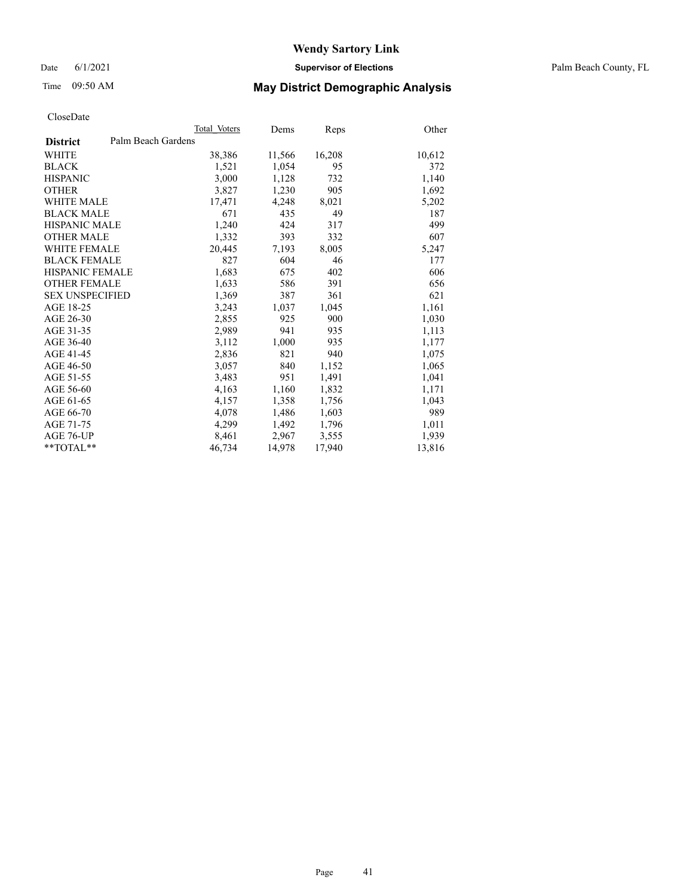# Wendy Sartory Link

Date 6/1/2021 **Supervisor of Elections** Palm Beach County, FL

Time 09:50 AM **May District Demographic Analysis**

CloseDate

| **District** Palm Beach Gardens | Total Voters | Dems | Reps | Other |
|---|---|---|---|---|
| WHITE | 38,386 | 11,566 | 16,208 | 10,612 |
| BLACK | 1,521 | 1,054 | 95 | 372 |
| HISPANIC | 3,000 | 1,128 | 732 | 1,140 |
| OTHER | 3,827 | 1,230 | 905 | 1,692 |
| WHITE MALE | 17,471 | 4,248 | 8,021 | 5,202 |
| BLACK MALE | 671 | 435 | 49 | 187 |
| HISPANIC MALE | 1,240 | 424 | 317 | 499 |
| OTHER MALE | 1,332 | 393 | 332 | 607 |
| WHITE FEMALE | 20,445 | 7,193 | 8,005 | 5,247 |
| BLACK FEMALE | 827 | 604 | 46 | 177 |
| HISPANIC FEMALE | 1,683 | 675 | 402 | 606 |
| OTHER FEMALE | 1,633 | 586 | 391 | 656 |
| SEX UNSPECIFIED | 1,369 | 387 | 361 | 621 |
| AGE 18-25 | 3,243 | 1,037 | 1,045 | 1,161 |
| AGE 26-30 | 2,855 | 925 | 900 | 1,030 |
| AGE 31-35 | 2,989 | 941 | 935 | 1,113 |
| AGE 36-40 | 3,112 | 1,000 | 935 | 1,177 |
| AGE 41-45 | 2,836 | 821 | 940 | 1,075 |
| AGE 46-50 | 3,057 | 840 | 1,152 | 1,065 |
| AGE 51-55 | 3,483 | 951 | 1,491 | 1,041 |
| AGE 56-60 | 4,163 | 1,160 | 1,832 | 1,171 |
| AGE 61-65 | 4,157 | 1,358 | 1,756 | 1,043 |
| AGE 66-70 | 4,078 | 1,486 | 1,603 | 989 |
| AGE 71-75 | 4,299 | 1,492 | 1,796 | 1,011 |
| AGE 76-UP | 8,461 | 2,967 | 3,555 | 1,939 |
| **TOTAL** | 46,734 | 14,978 | 17,940 | 13,816 |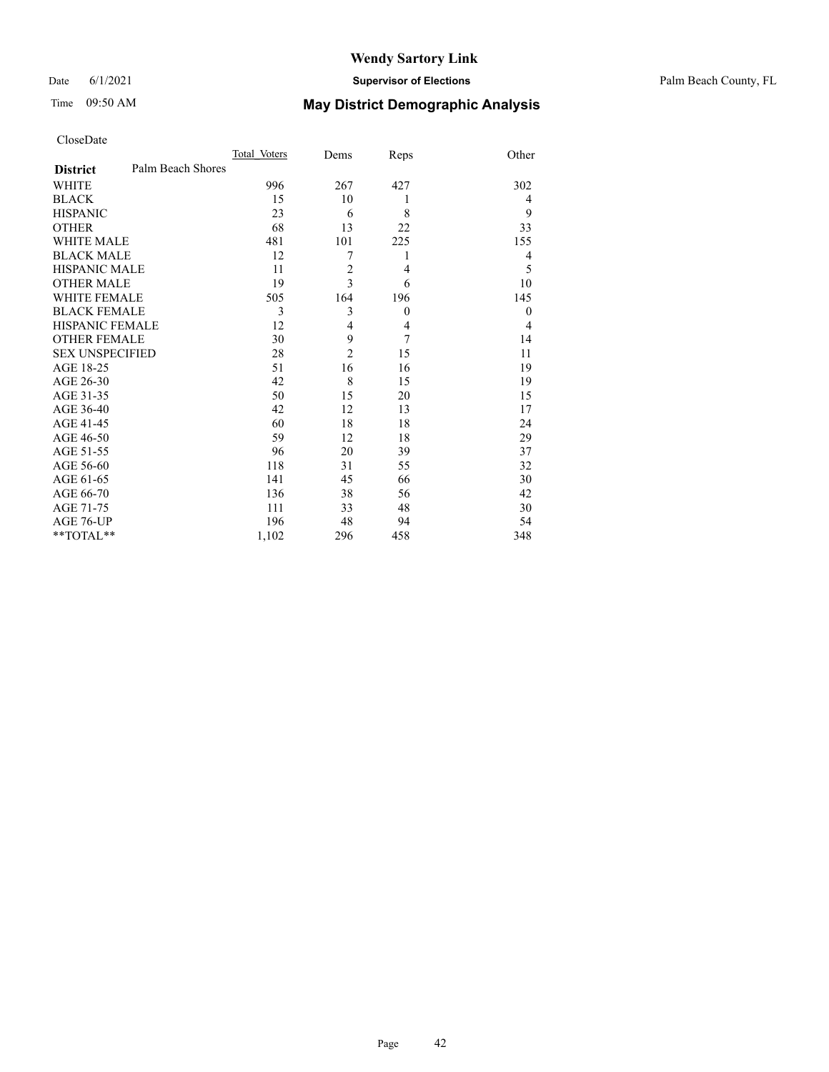CloseDate

| District | Palm Beach Shores | Total_Voters | Dems | Reps | Other |
|---|---|---|---|---|---|
| WHITE | | 996 | 267 | 427 | 302 |
| BLACK | | 15 | 10 | 1 | 4 |
| HISPANIC | | 23 | 6 | 8 | 9 |
| OTHER | | 68 | 13 | 22 | 33 |
| WHITE MALE | | 481 | 101 | 225 | 155 |
| BLACK MALE | | 12 | 7 | 1 | 4 |
| HISPANIC MALE | | 11 | 2 | 4 | 5 |
| OTHER MALE | | 19 | 3 | 6 | 10 |
| WHITE FEMALE | | 505 | 164 | 196 | 145 |
| BLACK FEMALE | | 3 | 3 | 0 | 0 |
| HISPANIC FEMALE | | 12 | 4 | 4 | 4 |
| OTHER FEMALE | | 30 | 9 | 7 | 14 |
| SEX UNSPECIFIED | | 28 | 2 | 15 | 11 |
| AGE 18-25 | | 51 | 16 | 16 | 19 |
| AGE 26-30 | | 42 | 8 | 15 | 19 |
| AGE 31-35 | | 50 | 15 | 20 | 15 |
| AGE 36-40 | | 42 | 12 | 13 | 17 |
| AGE 41-45 | | 60 | 18 | 18 | 24 |
| AGE 46-50 | | 59 | 12 | 18 | 29 |
| AGE 51-55 | | 96 | 20 | 39 | 37 |
| AGE 56-60 | | 118 | 31 | 55 | 32 |
| AGE 61-65 | | 141 | 45 | 66 | 30 |
| AGE 66-70 | | 136 | 38 | 56 | 42 |
| AGE 71-75 | | 111 | 33 | 48 | 30 |
| AGE 76-UP | | 196 | 48 | 94 | 54 |
| **TOTAL** | | 1,102 | 296 | 458 | 348 |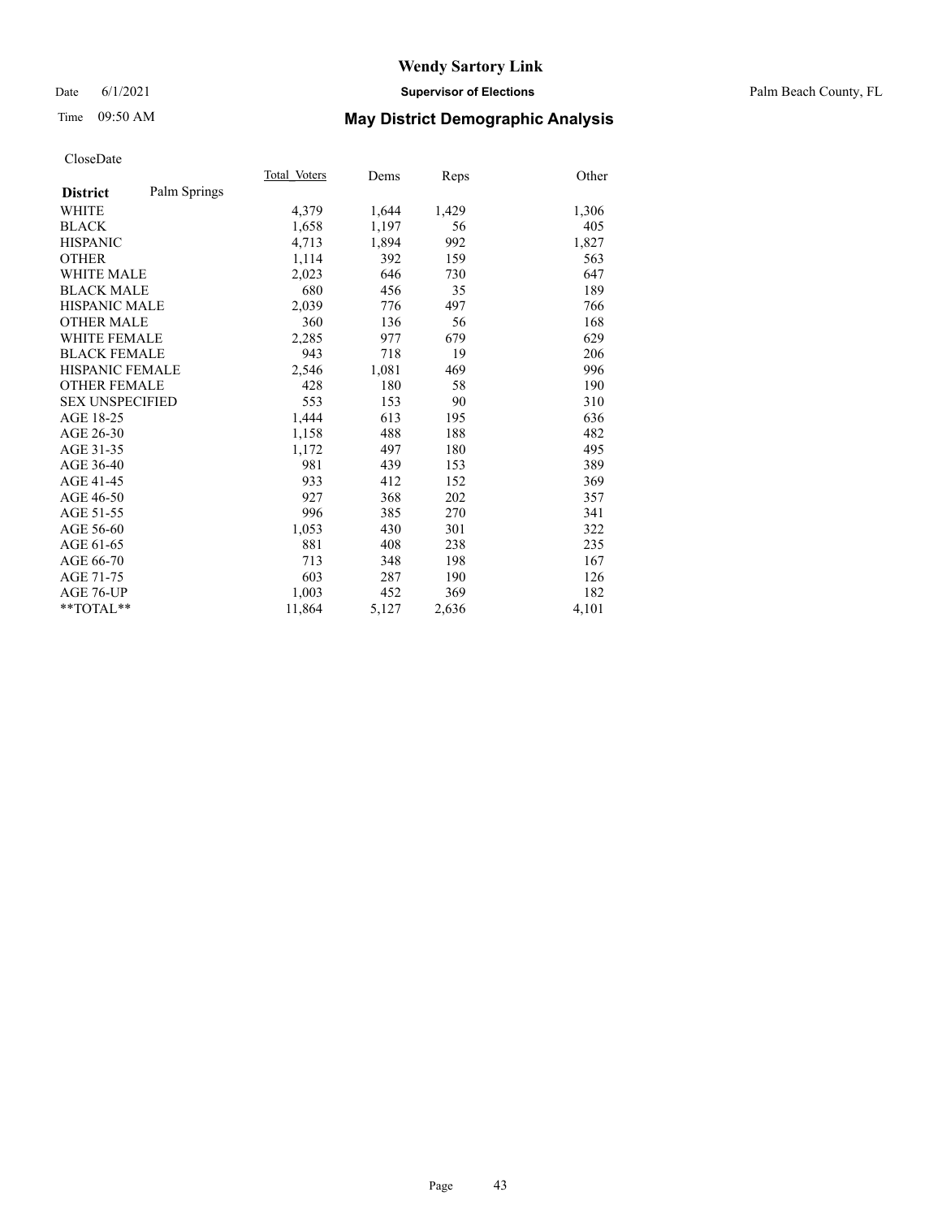# Wendy Sartory Link

Date 6/1/2021 **Supervisor of Elections** Palm Beach County, FL

Time 09:50 AM **May District Demographic Analysis**

CloseDate

| **District** Palm Springs | Total Voters | Dems | Reps | Other |
|---|---|---|---|---|
| WHITE | 4,379 | 1,644 | 1,429 | 1,306 |
| BLACK | 1,658 | 1,197 | 56 | 405 |
| HISPANIC | 4,713 | 1,894 | 992 | 1,827 |
| OTHER | 1,114 | 392 | 159 | 563 |
| WHITE MALE | 2,023 | 646 | 730 | 647 |
| BLACK MALE | 680 | 456 | 35 | 189 |
| HISPANIC MALE | 2,039 | 776 | 497 | 766 |
| OTHER MALE | 360 | 136 | 56 | 168 |
| WHITE FEMALE | 2,285 | 977 | 679 | 629 |
| BLACK FEMALE | 943 | 718 | 19 | 206 |
| HISPANIC FEMALE | 2,546 | 1,081 | 469 | 996 |
| OTHER FEMALE | 428 | 180 | 58 | 190 |
| SEX UNSPECIFIED | 553 | 153 | 90 | 310 |
| AGE 18-25 | 1,444 | 613 | 195 | 636 |
| AGE 26-30 | 1,158 | 488 | 188 | 482 |
| AGE 31-35 | 1,172 | 497 | 180 | 495 |
| AGE 36-40 | 981 | 439 | 153 | 389 |
| AGE 41-45 | 933 | 412 | 152 | 369 |
| AGE 46-50 | 927 | 368 | 202 | 357 |
| AGE 51-55 | 996 | 385 | 270 | 341 |
| AGE 56-60 | 1,053 | 430 | 301 | 322 |
| AGE 61-65 | 881 | 408 | 238 | 235 |
| AGE 66-70 | 713 | 348 | 198 | 167 |
| AGE 71-75 | 603 | 287 | 190 | 126 |
| AGE 76-UP | 1,003 | 452 | 369 | 182 |
| **TOTAL** | 11,864 | 5,127 | 2,636 | 4,101 |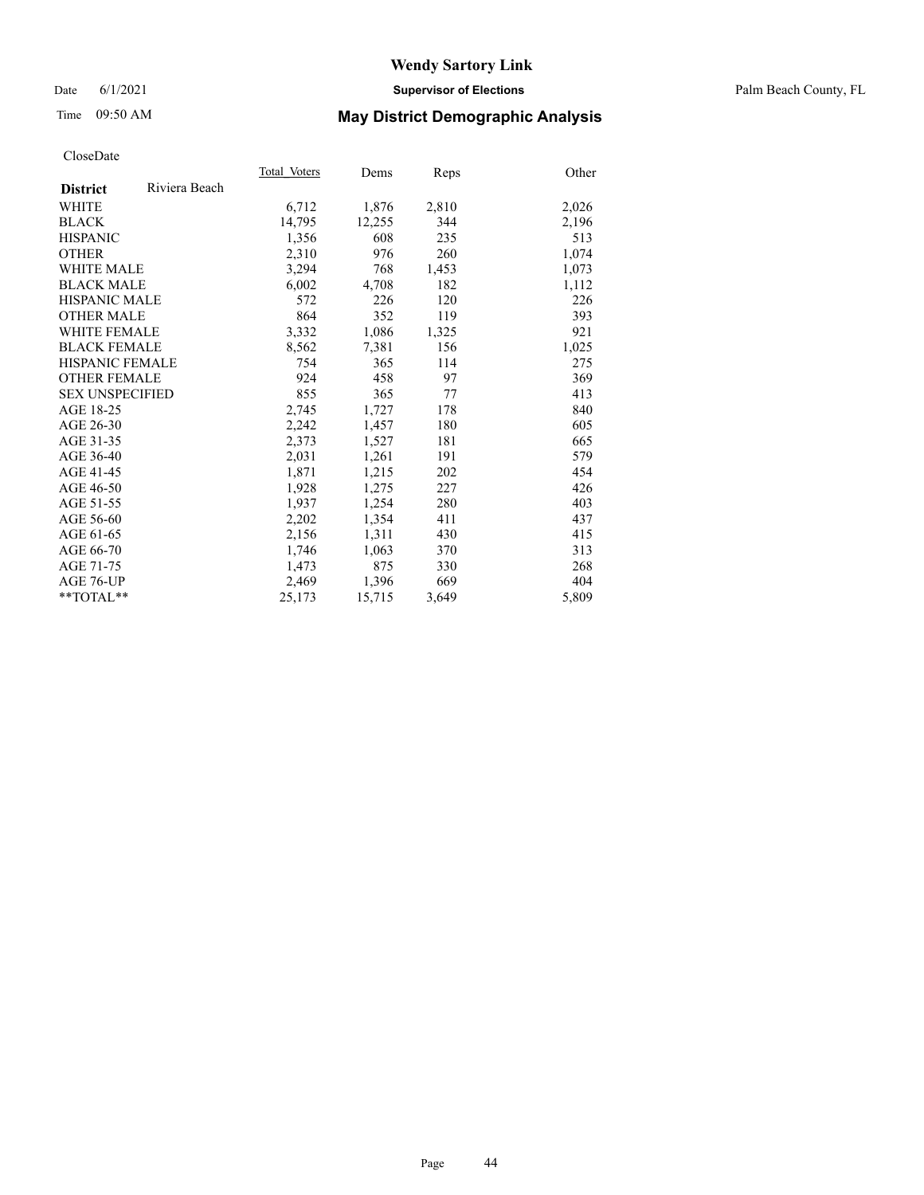# Wendy Sartory Link

Date 6/1/2021 **Supervisor of Elections** Palm Beach County, FL

Time 09:50 AM **May District Demographic Analysis**

CloseDate

| **District** Riviera Beach | Total Voters | Dems | Reps | Other |
|---|---|---|---|---|
| WHITE | 6,712 | 1,876 | 2,810 | 2,026 |
| BLACK | 14,795 | 12,255 | 344 | 2,196 |
| HISPANIC | 1,356 | 608 | 235 | 513 |
| OTHER | 2,310 | 976 | 260 | 1,074 |
| WHITE MALE | 3,294 | 768 | 1,453 | 1,073 |
| BLACK MALE | 6,002 | 4,708 | 182 | 1,112 |
| HISPANIC MALE | 572 | 226 | 120 | 226 |
| OTHER MALE | 864 | 352 | 119 | 393 |
| WHITE FEMALE | 3,332 | 1,086 | 1,325 | 921 |
| BLACK FEMALE | 8,562 | 7,381 | 156 | 1,025 |
| HISPANIC FEMALE | 754 | 365 | 114 | 275 |
| OTHER FEMALE | 924 | 458 | 97 | 369 |
| SEX UNSPECIFIED | 855 | 365 | 77 | 413 |
| AGE 18-25 | 2,745 | 1,727 | 178 | 840 |
| AGE 26-30 | 2,242 | 1,457 | 180 | 605 |
| AGE 31-35 | 2,373 | 1,527 | 181 | 665 |
| AGE 36-40 | 2,031 | 1,261 | 191 | 579 |
| AGE 41-45 | 1,871 | 1,215 | 202 | 454 |
| AGE 46-50 | 1,928 | 1,275 | 227 | 426 |
| AGE 51-55 | 1,937 | 1,254 | 280 | 403 |
| AGE 56-60 | 2,202 | 1,354 | 411 | 437 |
| AGE 61-65 | 2,156 | 1,311 | 430 | 415 |
| AGE 66-70 | 1,746 | 1,063 | 370 | 313 |
| AGE 71-75 | 1,473 | 875 | 330 | 268 |
| AGE 76-UP | 2,469 | 1,396 | 669 | 404 |
| **TOTAL** | 25,173 | 15,715 | 3,649 | 5,809 |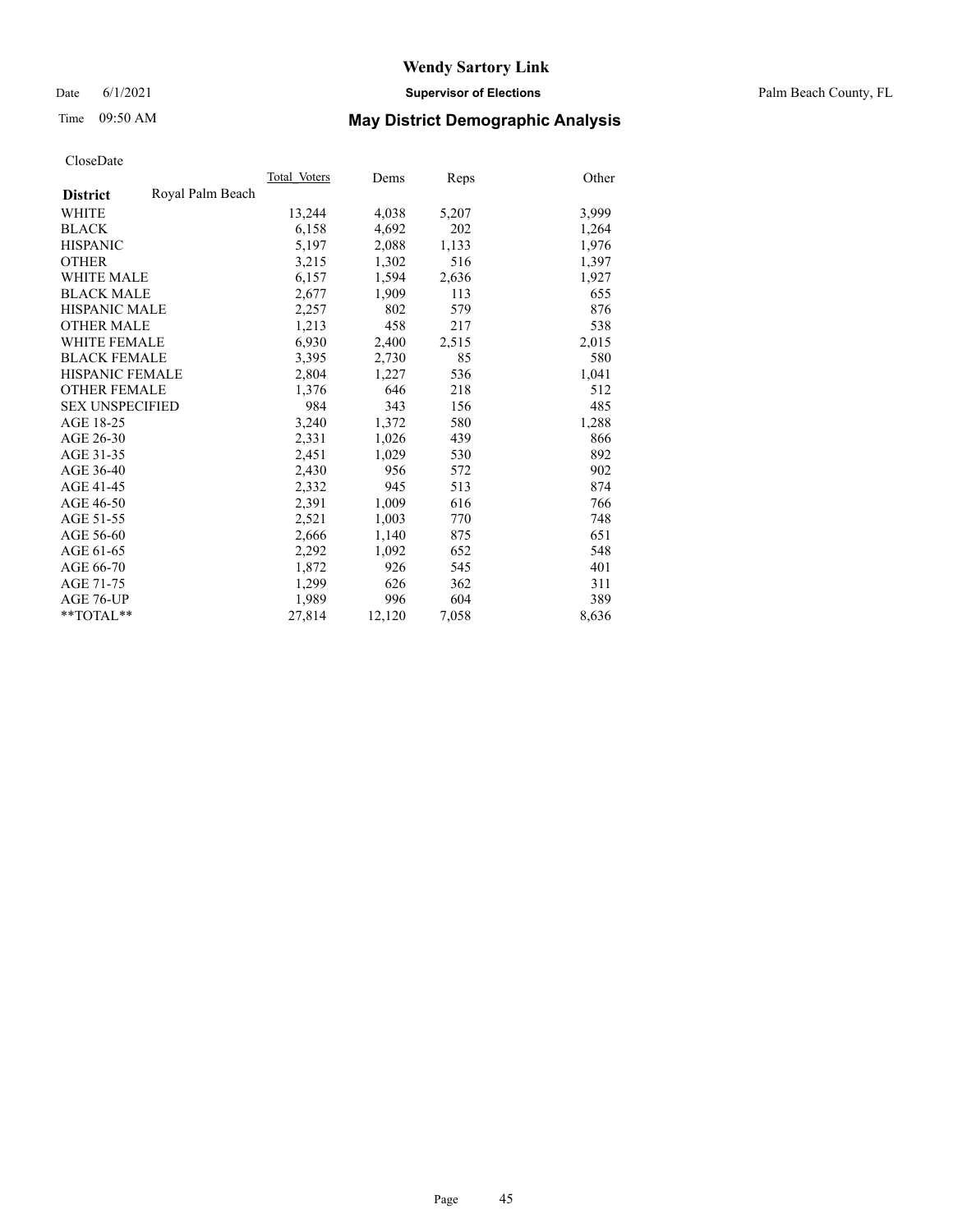# Wendy Sartory Link

Date 6/1/2021 **Supervisor of Elections** Palm Beach County, FL

Time 09:50 AM **May District Demographic Analysis**

CloseDate

| **District** Royal Palm Beach | Total Voters | Dems | Reps | Other |
|---|---|---|---|---|
| WHITE | 13,244 | 4,038 | 5,207 | 3,999 |
| BLACK | 6,158 | 4,692 | 202 | 1,264 |
| HISPANIC | 5,197 | 2,088 | 1,133 | 1,976 |
| OTHER | 3,215 | 1,302 | 516 | 1,397 |
| WHITE MALE | 6,157 | 1,594 | 2,636 | 1,927 |
| BLACK MALE | 2,677 | 1,909 | 113 | 655 |
| HISPANIC MALE | 2,257 | 802 | 579 | 876 |
| OTHER MALE | 1,213 | 458 | 217 | 538 |
| WHITE FEMALE | 6,930 | 2,400 | 2,515 | 2,015 |
| BLACK FEMALE | 3,395 | 2,730 | 85 | 580 |
| HISPANIC FEMALE | 2,804 | 1,227 | 536 | 1,041 |
| OTHER FEMALE | 1,376 | 646 | 218 | 512 |
| SEX UNSPECIFIED | 984 | 343 | 156 | 485 |
| AGE 18-25 | 3,240 | 1,372 | 580 | 1,288 |
| AGE 26-30 | 2,331 | 1,026 | 439 | 866 |
| AGE 31-35 | 2,451 | 1,029 | 530 | 892 |
| AGE 36-40 | 2,430 | 956 | 572 | 902 |
| AGE 41-45 | 2,332 | 945 | 513 | 874 |
| AGE 46-50 | 2,391 | 1,009 | 616 | 766 |
| AGE 51-55 | 2,521 | 1,003 | 770 | 748 |
| AGE 56-60 | 2,666 | 1,140 | 875 | 651 |
| AGE 61-65 | 2,292 | 1,092 | 652 | 548 |
| AGE 66-70 | 1,872 | 926 | 545 | 401 |
| AGE 71-75 | 1,299 | 626 | 362 | 311 |
| AGE 76-UP | 1,989 | 996 | 604 | 389 |
| **TOTAL** | 27,814 | 12,120 | 7,058 | 8,636 |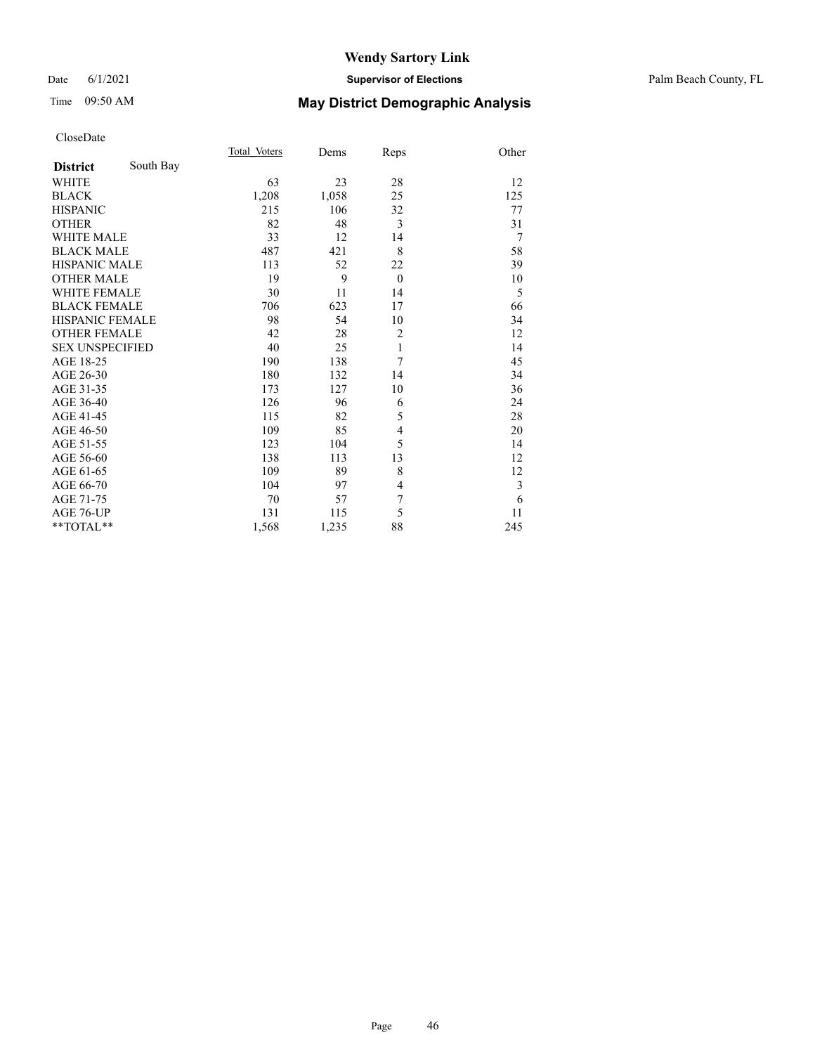# Wendy Sartory Link

Date 6/1/2021 **Supervisor of Elections** Palm Beach County, FL

Time 09:50 AM **May District Demographic Analysis**

CloseDate

| **District** South Bay | Total_Voters | Dems | Reps | Other |
|---|---|---|---|---|
| WHITE | 63 | 23 | 28 | 12 |
| BLACK | 1,208 | 1,058 | 25 | 125 |
| HISPANIC | 215 | 106 | 32 | 77 |
| OTHER | 82 | 48 | 3 | 31 |
| WHITE MALE | 33 | 12 | 14 | 7 |
| BLACK MALE | 487 | 421 | 8 | 58 |
| HISPANIC MALE | 113 | 52 | 22 | 39 |
| OTHER MALE | 19 | 9 | 0 | 10 |
| WHITE FEMALE | 30 | 11 | 14 | 5 |
| BLACK FEMALE | 706 | 623 | 17 | 66 |
| HISPANIC FEMALE | 98 | 54 | 10 | 34 |
| OTHER FEMALE | 42 | 28 | 2 | 12 |
| SEX UNSPECIFIED | 40 | 25 | 1 | 14 |
| AGE 18-25 | 190 | 138 | 7 | 45 |
| AGE 26-30 | 180 | 132 | 14 | 34 |
| AGE 31-35 | 173 | 127 | 10 | 36 |
| AGE 36-40 | 126 | 96 | 6 | 24 |
| AGE 41-45 | 115 | 82 | 5 | 28 |
| AGE 46-50 | 109 | 85 | 4 | 20 |
| AGE 51-55 | 123 | 104 | 5 | 14 |
| AGE 56-60 | 138 | 113 | 13 | 12 |
| AGE 61-65 | 109 | 89 | 8 | 12 |
| AGE 66-70 | 104 | 97 | 4 | 3 |
| AGE 71-75 | 70 | 57 | 7 | 6 |
| AGE 76-UP | 131 | 115 | 5 | 11 |
| **TOTAL** | 1,568 | 1,235 | 88 | 245 |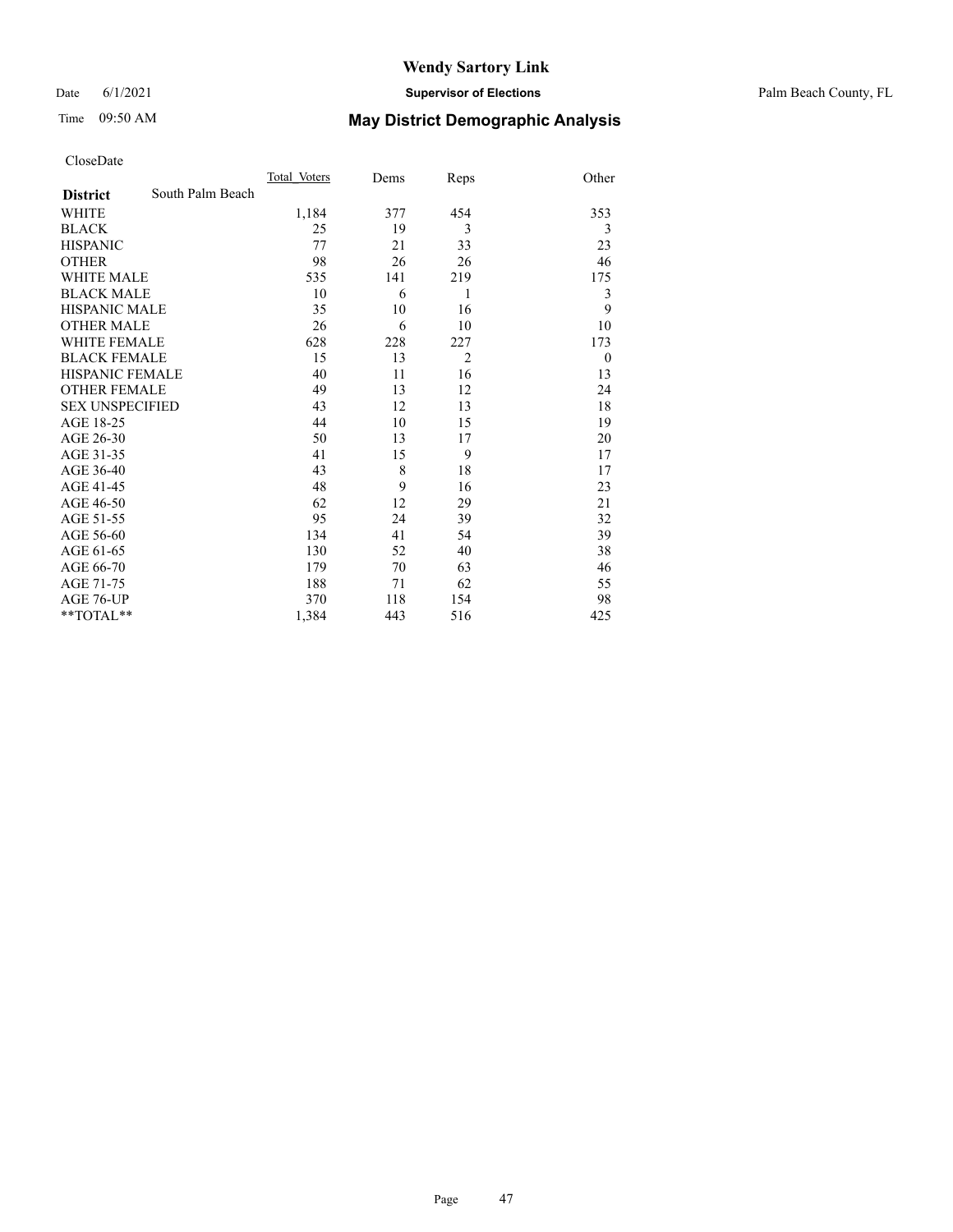# Wendy Sartory Link

Date 6/1/2021 **Supervisor of Elections** Palm Beach County, FL

Time 09:50 AM **May District Demographic Analysis**

CloseDate

| **District** South Palm Beach | Total_Voters | Dems | Reps | Other |
|---|---|---|---|---|
| WHITE | 1,184 | 377 | 454 | 353 |
| BLACK | 25 | 19 | 3 | 3 |
| HISPANIC | 77 | 21 | 33 | 23 |
| OTHER | 98 | 26 | 26 | 46 |
| WHITE MALE | 535 | 141 | 219 | 175 |
| BLACK MALE | 10 | 6 | 1 | 3 |
| HISPANIC MALE | 35 | 10 | 16 | 9 |
| OTHER MALE | 26 | 6 | 10 | 10 |
| WHITE FEMALE | 628 | 228 | 227 | 173 |
| BLACK FEMALE | 15 | 13 | 2 | 0 |
| HISPANIC FEMALE | 40 | 11 | 16 | 13 |
| OTHER FEMALE | 49 | 13 | 12 | 24 |
| SEX UNSPECIFIED | 43 | 12 | 13 | 18 |
| AGE 18-25 | 44 | 10 | 15 | 19 |
| AGE 26-30 | 50 | 13 | 17 | 20 |
| AGE 31-35 | 41 | 15 | 9 | 17 |
| AGE 36-40 | 43 | 8 | 18 | 17 |
| AGE 41-45 | 48 | 9 | 16 | 23 |
| AGE 46-50 | 62 | 12 | 29 | 21 |
| AGE 51-55 | 95 | 24 | 39 | 32 |
| AGE 56-60 | 134 | 41 | 54 | 39 |
| AGE 61-65 | 130 | 52 | 40 | 38 |
| AGE 66-70 | 179 | 70 | 63 | 46 |
| AGE 71-75 | 188 | 71 | 62 | 55 |
| AGE 76-UP | 370 | 118 | 154 | 98 |
| **TOTAL** | 1,384 | 443 | 516 | 425 |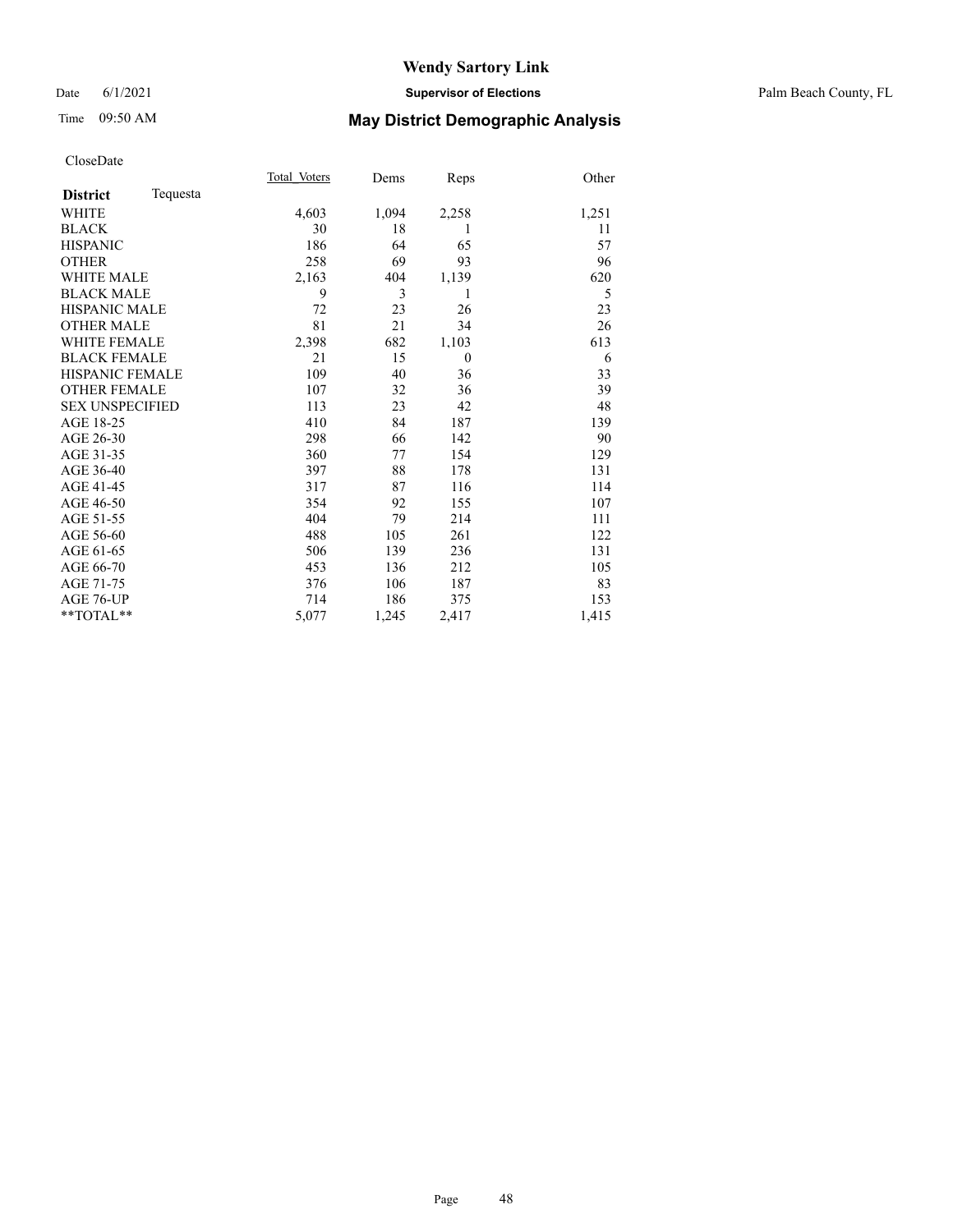# Wendy Sartory Link

Date 6/1/2021 **Supervisor of Elections** Palm Beach County, FL

Time 09:50 AM **May District Demographic Analysis**

CloseDate

| **District** Tequesta | Total Voters | Dems | Reps | Other |
|---|---|---|---|---|
| WHITE | 4,603 | 1,094 | 2,258 | 1,251 |
| BLACK | 30 | 18 | 1 | 11 |
| HISPANIC | 186 | 64 | 65 | 57 |
| OTHER | 258 | 69 | 93 | 96 |
| WHITE MALE | 2,163 | 404 | 1,139 | 620 |
| BLACK MALE | 9 | 3 | 1 | 5 |
| HISPANIC MALE | 72 | 23 | 26 | 23 |
| OTHER MALE | 81 | 21 | 34 | 26 |
| WHITE FEMALE | 2,398 | 682 | 1,103 | 613 |
| BLACK FEMALE | 21 | 15 | 0 | 6 |
| HISPANIC FEMALE | 109 | 40 | 36 | 33 |
| OTHER FEMALE | 107 | 32 | 36 | 39 |
| SEX UNSPECIFIED | 113 | 23 | 42 | 48 |
| AGE 18-25 | 410 | 84 | 187 | 139 |
| AGE 26-30 | 298 | 66 | 142 | 90 |
| AGE 31-35 | 360 | 77 | 154 | 129 |
| AGE 36-40 | 397 | 88 | 178 | 131 |
| AGE 41-45 | 317 | 87 | 116 | 114 |
| AGE 46-50 | 354 | 92 | 155 | 107 |
| AGE 51-55 | 404 | 79 | 214 | 111 |
| AGE 56-60 | 488 | 105 | 261 | 122 |
| AGE 61-65 | 506 | 139 | 236 | 131 |
| AGE 66-70 | 453 | 136 | 212 | 105 |
| AGE 71-75 | 376 | 106 | 187 | 83 |
| AGE 76-UP | 714 | 186 | 375 | 153 |
| **TOTAL** | 5,077 | 1,245 | 2,417 | 1,415 |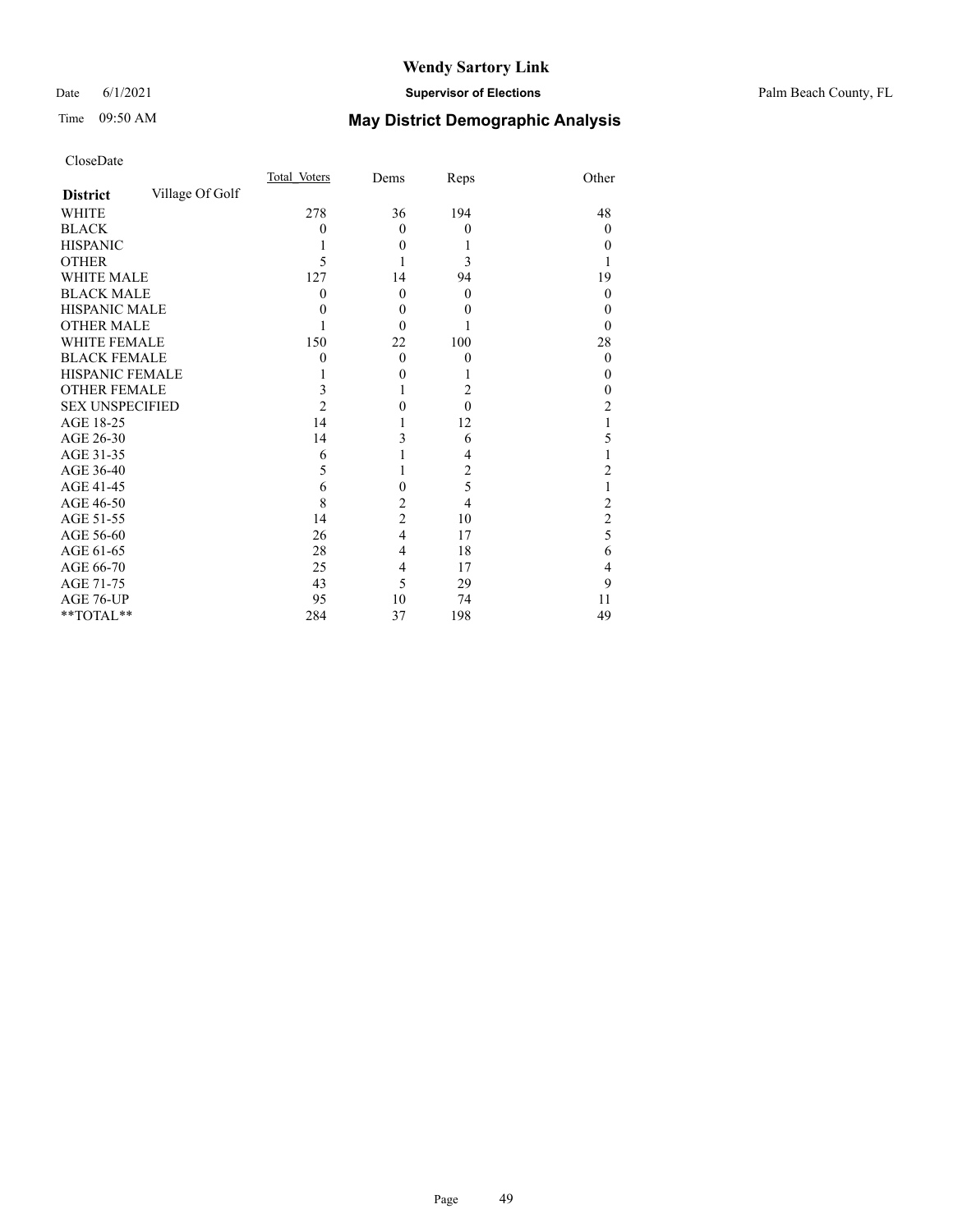# Wendy Sartory Link

Date 6/1/2021 **Supervisor of Elections** Palm Beach County, FL

Time 09:50 AM **May District Demographic Analysis**

CloseDate

| **District** Village Of Golf | Total Voters | Dems | Reps | Other |
|---|---|---|---|---|
| WHITE | 278 | 36 | 194 | 48 |
| BLACK | 0 | 0 | 0 | 0 |
| HISPANIC | 1 | 0 | 1 | 0 |
| OTHER | 5 | 1 | 3 | 1 |
| WHITE MALE | 127 | 14 | 94 | 19 |
| BLACK MALE | 0 | 0 | 0 | 0 |
| HISPANIC MALE | 0 | 0 | 0 | 0 |
| OTHER MALE | 1 | 0 | 1 | 0 |
| WHITE FEMALE | 150 | 22 | 100 | 28 |
| BLACK FEMALE | 0 | 0 | 0 | 0 |
| HISPANIC FEMALE | 1 | 0 | 1 | 0 |
| OTHER FEMALE | 3 | 1 | 2 | 0 |
| SEX UNSPECIFIED | 2 | 0 | 0 | 2 |
| AGE 18-25 | 14 | 1 | 12 | 1 |
| AGE 26-30 | 14 | 3 | 6 | 5 |
| AGE 31-35 | 6 | 1 | 4 | 1 |
| AGE 36-40 | 5 | 1 | 2 | 2 |
| AGE 41-45 | 6 | 0 | 5 | 1 |
| AGE 46-50 | 8 | 2 | 4 | 2 |
| AGE 51-55 | 14 | 2 | 10 | 2 |
| AGE 56-60 | 26 | 4 | 17 | 5 |
| AGE 61-65 | 28 | 4 | 18 | 6 |
| AGE 66-70 | 25 | 4 | 17 | 4 |
| AGE 71-75 | 43 | 5 | 29 | 9 |
| AGE 76-UP | 95 | 10 | 74 | 11 |
| **TOTAL** | 284 | 37 | 198 | 49 |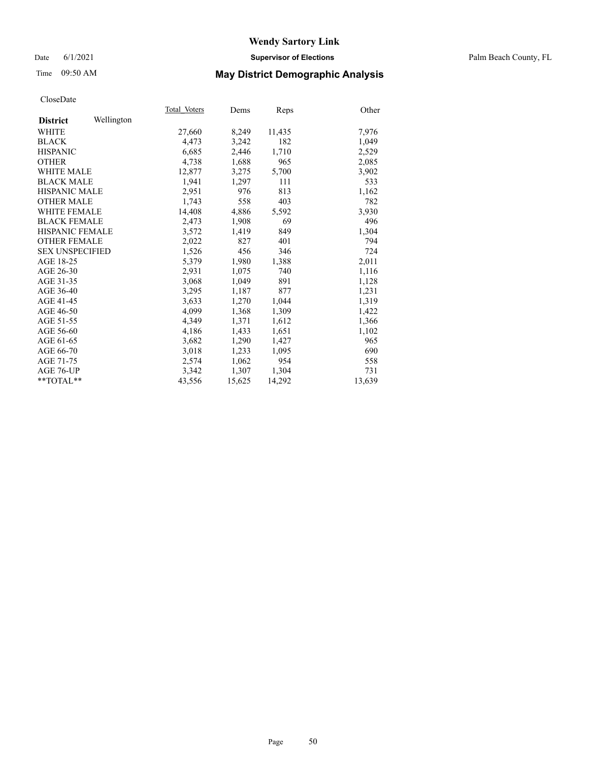# Wendy Sartory Link

Date 6/1/2021 **Supervisor of Elections** Palm Beach County, FL

Time 09:50 AM **May District Demographic Analysis**

CloseDate

| **District** Wellington | Total Voters | Dems | Reps | Other |
|---|---|---|---|---|
| WHITE | 27,660 | 8,249 | 11,435 | 7,976 |
| BLACK | 4,473 | 3,242 | 182 | 1,049 |
| HISPANIC | 6,685 | 2,446 | 1,710 | 2,529 |
| OTHER | 4,738 | 1,688 | 965 | 2,085 |
| WHITE MALE | 12,877 | 3,275 | 5,700 | 3,902 |
| BLACK MALE | 1,941 | 1,297 | 111 | 533 |
| HISPANIC MALE | 2,951 | 976 | 813 | 1,162 |
| OTHER MALE | 1,743 | 558 | 403 | 782 |
| WHITE FEMALE | 14,408 | 4,886 | 5,592 | 3,930 |
| BLACK FEMALE | 2,473 | 1,908 | 69 | 496 |
| HISPANIC FEMALE | 3,572 | 1,419 | 849 | 1,304 |
| OTHER FEMALE | 2,022 | 827 | 401 | 794 |
| SEX UNSPECIFIED | 1,526 | 456 | 346 | 724 |
| AGE 18-25 | 5,379 | 1,980 | 1,388 | 2,011 |
| AGE 26-30 | 2,931 | 1,075 | 740 | 1,116 |
| AGE 31-35 | 3,068 | 1,049 | 891 | 1,128 |
| AGE 36-40 | 3,295 | 1,187 | 877 | 1,231 |
| AGE 41-45 | 3,633 | 1,270 | 1,044 | 1,319 |
| AGE 46-50 | 4,099 | 1,368 | 1,309 | 1,422 |
| AGE 51-55 | 4,349 | 1,371 | 1,612 | 1,366 |
| AGE 56-60 | 4,186 | 1,433 | 1,651 | 1,102 |
| AGE 61-65 | 3,682 | 1,290 | 1,427 | 965 |
| AGE 66-70 | 3,018 | 1,233 | 1,095 | 690 |
| AGE 71-75 | 2,574 | 1,062 | 954 | 558 |
| AGE 76-UP | 3,342 | 1,307 | 1,304 | 731 |
| **TOTAL** | 43,556 | 15,625 | 14,292 | 13,639 |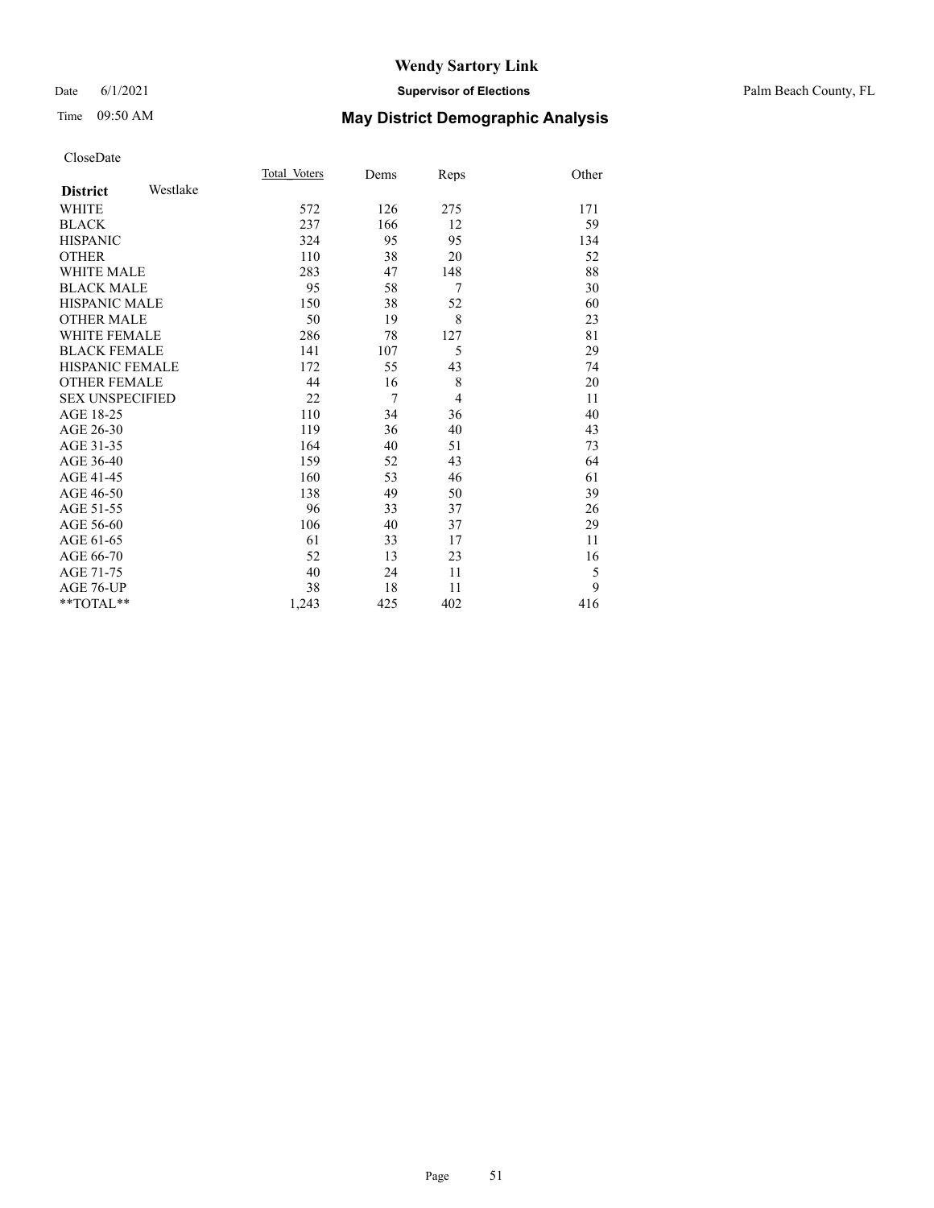# Wendy Sartory Link

Date 6/1/2021 **Supervisor of Elections** Palm Beach County, FL

Time 09:50 AM **May District Demographic Analysis**

CloseDate

| **District** Westlake | Total Voters | Dems | Reps | Other |
|---|---|---|---|---|
| WHITE | 572 | 126 | 275 | 171 |
| BLACK | 237 | 166 | 12 | 59 |
| HISPANIC | 324 | 95 | 95 | 134 |
| OTHER | 110 | 38 | 20 | 52 |
| WHITE MALE | 283 | 47 | 148 | 88 |
| BLACK MALE | 95 | 58 | 7 | 30 |
| HISPANIC MALE | 150 | 38 | 52 | 60 |
| OTHER MALE | 50 | 19 | 8 | 23 |
| WHITE FEMALE | 286 | 78 | 127 | 81 |
| BLACK FEMALE | 141 | 107 | 5 | 29 |
| HISPANIC FEMALE | 172 | 55 | 43 | 74 |
| OTHER FEMALE | 44 | 16 | 8 | 20 |
| SEX UNSPECIFIED | 22 | 7 | 4 | 11 |
| AGE 18-25 | 110 | 34 | 36 | 40 |
| AGE 26-30 | 119 | 36 | 40 | 43 |
| AGE 31-35 | 164 | 40 | 51 | 73 |
| AGE 36-40 | 159 | 52 | 43 | 64 |
| AGE 41-45 | 160 | 53 | 46 | 61 |
| AGE 46-50 | 138 | 49 | 50 | 39 |
| AGE 51-55 | 96 | 33 | 37 | 26 |
| AGE 56-60 | 106 | 40 | 37 | 29 |
| AGE 61-65 | 61 | 33 | 17 | 11 |
| AGE 66-70 | 52 | 13 | 23 | 16 |
| AGE 71-75 | 40 | 24 | 11 | 5 |
| AGE 76-UP | 38 | 18 | 11 | 9 |
| **TOTAL** | 1,243 | 425 | 402 | 416 |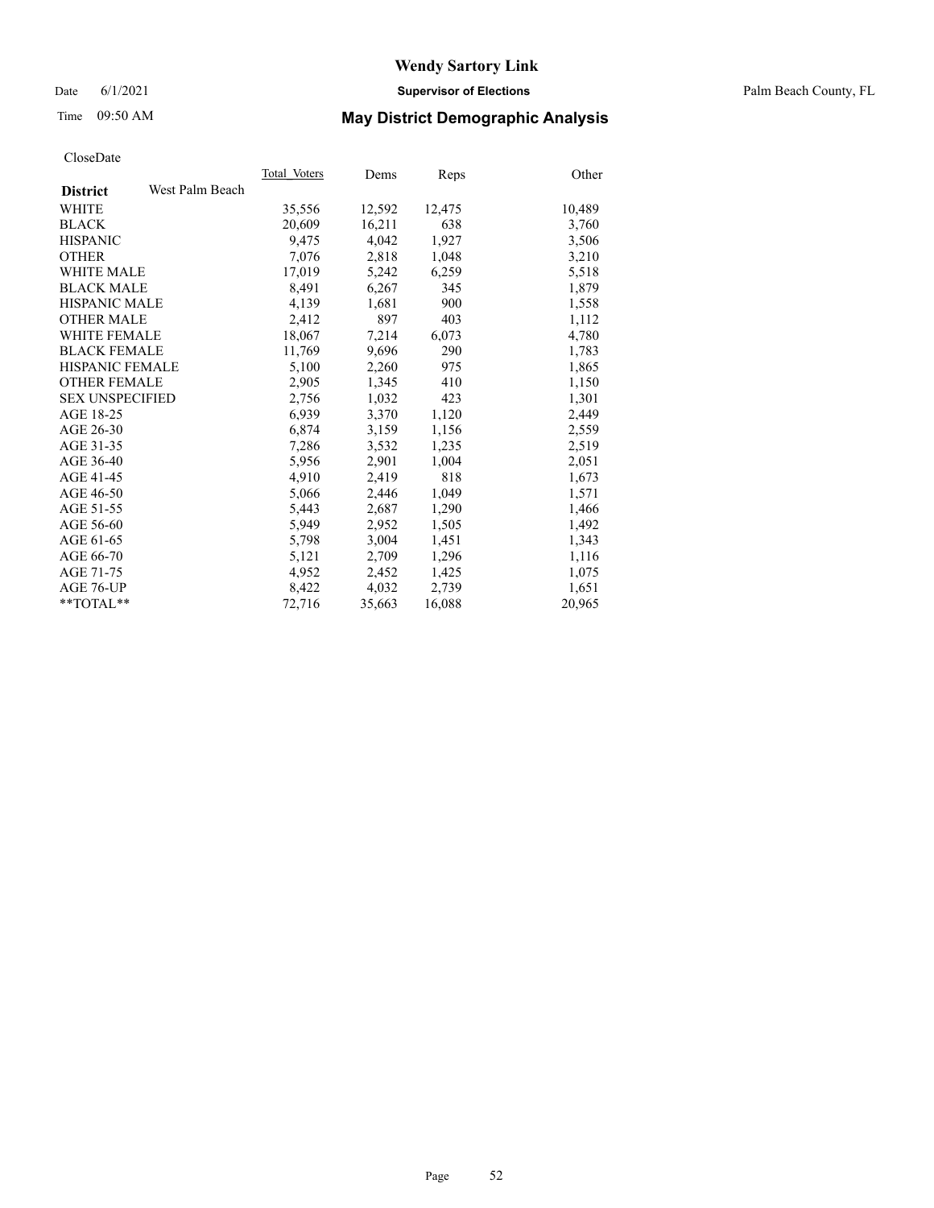# Wendy Sartory Link

Date 6/1/2021 **Supervisor of Elections** Palm Beach County, FL

Time 09:50 AM **May District Demographic Analysis**

CloseDate

| **District** West Palm Beach | Total Voters | Dems | Reps | Other |
|---|---|---|---|---|
| WHITE | 35,556 | 12,592 | 12,475 | 10,489 |
| BLACK | 20,609 | 16,211 | 638 | 3,760 |
| HISPANIC | 9,475 | 4,042 | 1,927 | 3,506 |
| OTHER | 7,076 | 2,818 | 1,048 | 3,210 |
| WHITE MALE | 17,019 | 5,242 | 6,259 | 5,518 |
| BLACK MALE | 8,491 | 6,267 | 345 | 1,879 |
| HISPANIC MALE | 4,139 | 1,681 | 900 | 1,558 |
| OTHER MALE | 2,412 | 897 | 403 | 1,112 |
| WHITE FEMALE | 18,067 | 7,214 | 6,073 | 4,780 |
| BLACK FEMALE | 11,769 | 9,696 | 290 | 1,783 |
| HISPANIC FEMALE | 5,100 | 2,260 | 975 | 1,865 |
| OTHER FEMALE | 2,905 | 1,345 | 410 | 1,150 |
| SEX UNSPECIFIED | 2,756 | 1,032 | 423 | 1,301 |
| AGE 18-25 | 6,939 | 3,370 | 1,120 | 2,449 |
| AGE 26-30 | 6,874 | 3,159 | 1,156 | 2,559 |
| AGE 31-35 | 7,286 | 3,532 | 1,235 | 2,519 |
| AGE 36-40 | 5,956 | 2,901 | 1,004 | 2,051 |
| AGE 41-45 | 4,910 | 2,419 | 818 | 1,673 |
| AGE 46-50 | 5,066 | 2,446 | 1,049 | 1,571 |
| AGE 51-55 | 5,443 | 2,687 | 1,290 | 1,466 |
| AGE 56-60 | 5,949 | 2,952 | 1,505 | 1,492 |
| AGE 61-65 | 5,798 | 3,004 | 1,451 | 1,343 |
| AGE 66-70 | 5,121 | 2,709 | 1,296 | 1,116 |
| AGE 71-75 | 4,952 | 2,452 | 1,425 | 1,075 |
| AGE 76-UP | 8,422 | 4,032 | 2,739 | 1,651 |
| **TOTAL** | 72,716 | 35,663 | 16,088 | 20,965 |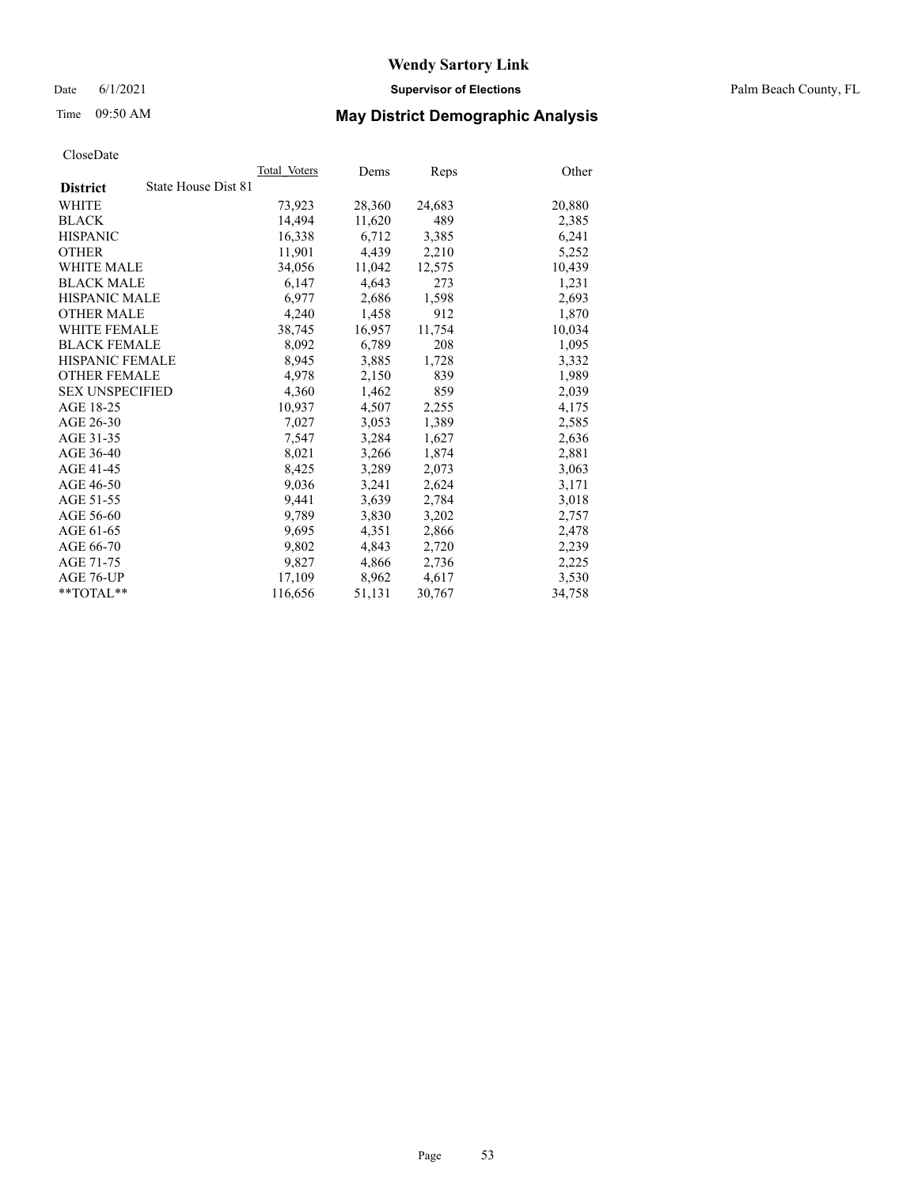# Wendy Sartory Link

Date 6/1/2021 **Supervisor of Elections** Palm Beach County, FL

Time 09:50 AM **May District Demographic Analysis**

CloseDate

| **District** State House Dist 81 | Total Voters | Dems | Reps | Other |
|---|---|---|---|---|
| WHITE | 73,923 | 28,360 | 24,683 | 20,880 |
| BLACK | 14,494 | 11,620 | 489 | 2,385 |
| HISPANIC | 16,338 | 6,712 | 3,385 | 6,241 |
| OTHER | 11,901 | 4,439 | 2,210 | 5,252 |
| WHITE MALE | 34,056 | 11,042 | 12,575 | 10,439 |
| BLACK MALE | 6,147 | 4,643 | 273 | 1,231 |
| HISPANIC MALE | 6,977 | 2,686 | 1,598 | 2,693 |
| OTHER MALE | 4,240 | 1,458 | 912 | 1,870 |
| WHITE FEMALE | 38,745 | 16,957 | 11,754 | 10,034 |
| BLACK FEMALE | 8,092 | 6,789 | 208 | 1,095 |
| HISPANIC FEMALE | 8,945 | 3,885 | 1,728 | 3,332 |
| OTHER FEMALE | 4,978 | 2,150 | 839 | 1,989 |
| SEX UNSPECIFIED | 4,360 | 1,462 | 859 | 2,039 |
| AGE 18-25 | 10,937 | 4,507 | 2,255 | 4,175 |
| AGE 26-30 | 7,027 | 3,053 | 1,389 | 2,585 |
| AGE 31-35 | 7,547 | 3,284 | 1,627 | 2,636 |
| AGE 36-40 | 8,021 | 3,266 | 1,874 | 2,881 |
| AGE 41-45 | 8,425 | 3,289 | 2,073 | 3,063 |
| AGE 46-50 | 9,036 | 3,241 | 2,624 | 3,171 |
| AGE 51-55 | 9,441 | 3,639 | 2,784 | 3,018 |
| AGE 56-60 | 9,789 | 3,830 | 3,202 | 2,757 |
| AGE 61-65 | 9,695 | 4,351 | 2,866 | 2,478 |
| AGE 66-70 | 9,802 | 4,843 | 2,720 | 2,239 |
| AGE 71-75 | 9,827 | 4,866 | 2,736 | 2,225 |
| AGE 76-UP | 17,109 | 8,962 | 4,617 | 3,530 |
| **TOTAL** | 116,656 | 51,131 | 30,767 | 34,758 |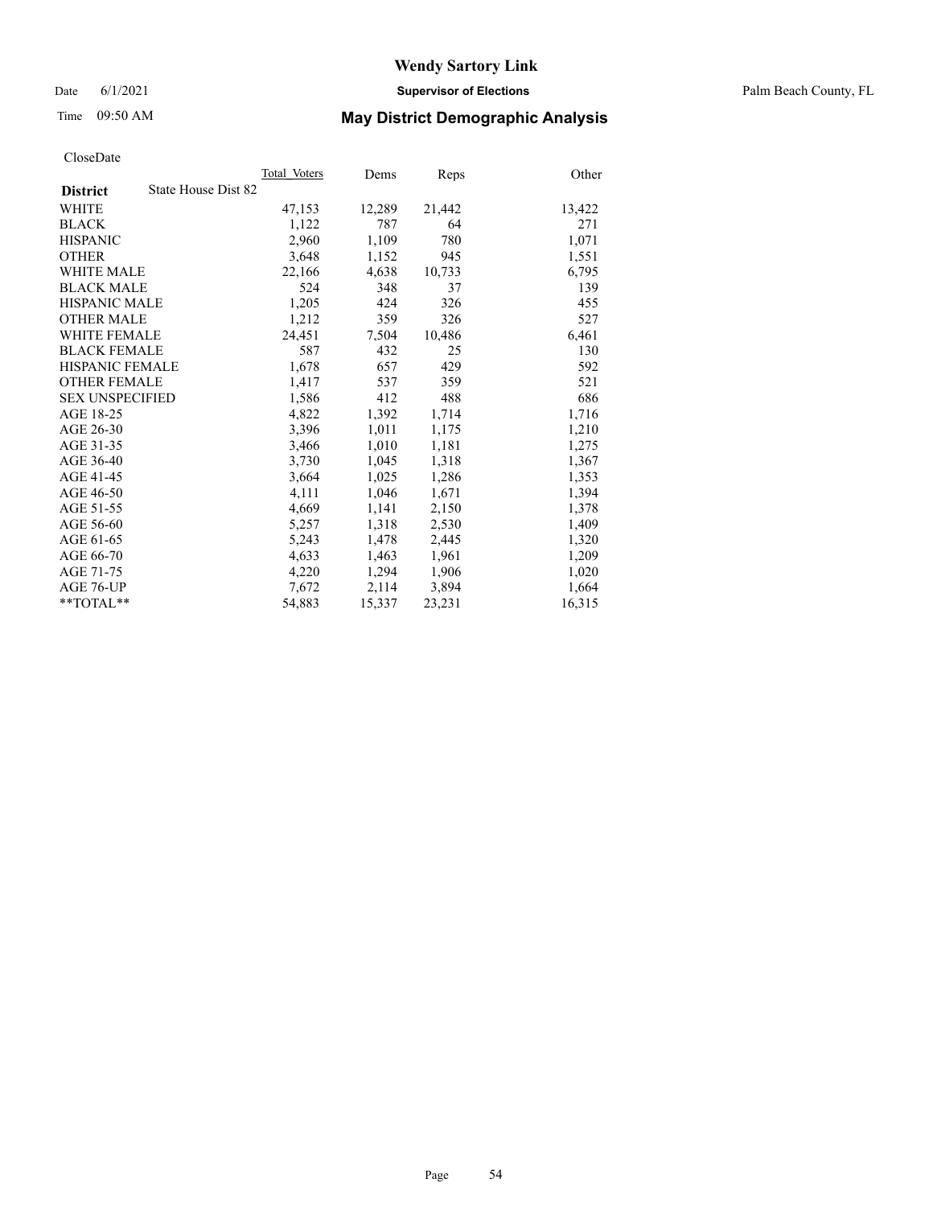# Wendy Sartory Link

Date 6/1/2021 **Supervisor of Elections** Palm Beach County, FL

Time 09:50 AM **May District Demographic Analysis**

CloseDate

| **District** State House Dist 82 | Total Voters | Dems | Reps | Other |
|---|---|---|---|---|
| WHITE | 47,153 | 12,289 | 21,442 | 13,422 |
| BLACK | 1,122 | 787 | 64 | 271 |
| HISPANIC | 2,960 | 1,109 | 780 | 1,071 |
| OTHER | 3,648 | 1,152 | 945 | 1,551 |
| WHITE MALE | 22,166 | 4,638 | 10,733 | 6,795 |
| BLACK MALE | 524 | 348 | 37 | 139 |
| HISPANIC MALE | 1,205 | 424 | 326 | 455 |
| OTHER MALE | 1,212 | 359 | 326 | 527 |
| WHITE FEMALE | 24,451 | 7,504 | 10,486 | 6,461 |
| BLACK FEMALE | 587 | 432 | 25 | 130 |
| HISPANIC FEMALE | 1,678 | 657 | 429 | 592 |
| OTHER FEMALE | 1,417 | 537 | 359 | 521 |
| SEX UNSPECIFIED | 1,586 | 412 | 488 | 686 |
| AGE 18-25 | 4,822 | 1,392 | 1,714 | 1,716 |
| AGE 26-30 | 3,396 | 1,011 | 1,175 | 1,210 |
| AGE 31-35 | 3,466 | 1,010 | 1,181 | 1,275 |
| AGE 36-40 | 3,730 | 1,045 | 1,318 | 1,367 |
| AGE 41-45 | 3,664 | 1,025 | 1,286 | 1,353 |
| AGE 46-50 | 4,111 | 1,046 | 1,671 | 1,394 |
| AGE 51-55 | 4,669 | 1,141 | 2,150 | 1,378 |
| AGE 56-60 | 5,257 | 1,318 | 2,530 | 1,409 |
| AGE 61-65 | 5,243 | 1,478 | 2,445 | 1,320 |
| AGE 66-70 | 4,633 | 1,463 | 1,961 | 1,209 |
| AGE 71-75 | 4,220 | 1,294 | 1,906 | 1,020 |
| AGE 76-UP | 7,672 | 2,114 | 3,894 | 1,664 |
| **TOTAL** | 54,883 | 15,337 | 23,231 | 16,315 |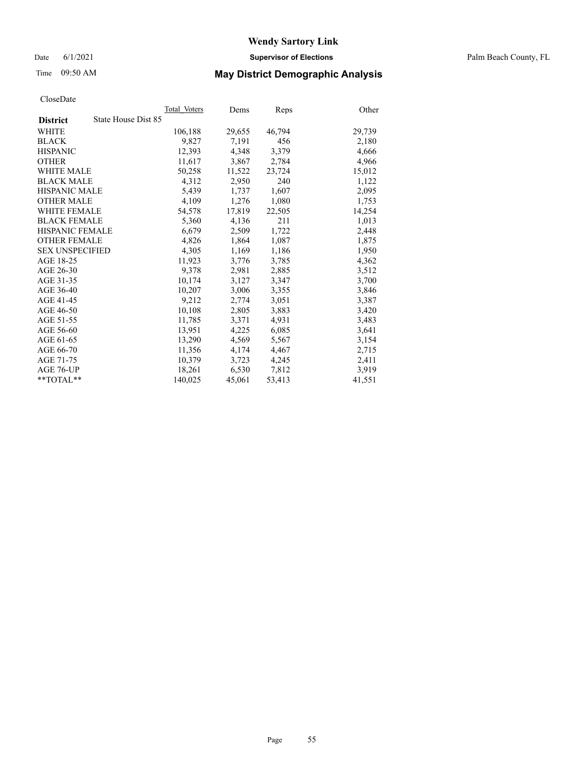# Wendy Sartory Link

Date 6/1/2021 **Supervisor of Elections** Palm Beach County, FL

Time 09:50 AM **May District Demographic Analysis**

CloseDate

| **District** State House Dist 85 | Total Voters | Dems | Reps | Other |
|---|---|---|---|---|
| WHITE | 106,188 | 29,655 | 46,794 | 29,739 |
| BLACK | 9,827 | 7,191 | 456 | 2,180 |
| HISPANIC | 12,393 | 4,348 | 3,379 | 4,666 |
| OTHER | 11,617 | 3,867 | 2,784 | 4,966 |
| WHITE MALE | 50,258 | 11,522 | 23,724 | 15,012 |
| BLACK MALE | 4,312 | 2,950 | 240 | 1,122 |
| HISPANIC MALE | 5,439 | 1,737 | 1,607 | 2,095 |
| OTHER MALE | 4,109 | 1,276 | 1,080 | 1,753 |
| WHITE FEMALE | 54,578 | 17,819 | 22,505 | 14,254 |
| BLACK FEMALE | 5,360 | 4,136 | 211 | 1,013 |
| HISPANIC FEMALE | 6,679 | 2,509 | 1,722 | 2,448 |
| OTHER FEMALE | 4,826 | 1,864 | 1,087 | 1,875 |
| SEX UNSPECIFIED | 4,305 | 1,169 | 1,186 | 1,950 |
| AGE 18-25 | 11,923 | 3,776 | 3,785 | 4,362 |
| AGE 26-30 | 9,378 | 2,981 | 2,885 | 3,512 |
| AGE 31-35 | 10,174 | 3,127 | 3,347 | 3,700 |
| AGE 36-40 | 10,207 | 3,006 | 3,355 | 3,846 |
| AGE 41-45 | 9,212 | 2,774 | 3,051 | 3,387 |
| AGE 46-50 | 10,108 | 2,805 | 3,883 | 3,420 |
| AGE 51-55 | 11,785 | 3,371 | 4,931 | 3,483 |
| AGE 56-60 | 13,951 | 4,225 | 6,085 | 3,641 |
| AGE 61-65 | 13,290 | 4,569 | 5,567 | 3,154 |
| AGE 66-70 | 11,356 | 4,174 | 4,467 | 2,715 |
| AGE 71-75 | 10,379 | 3,723 | 4,245 | 2,411 |
| AGE 76-UP | 18,261 | 6,530 | 7,812 | 3,919 |
| **TOTAL** | 140,025 | 45,061 | 53,413 | 41,551 |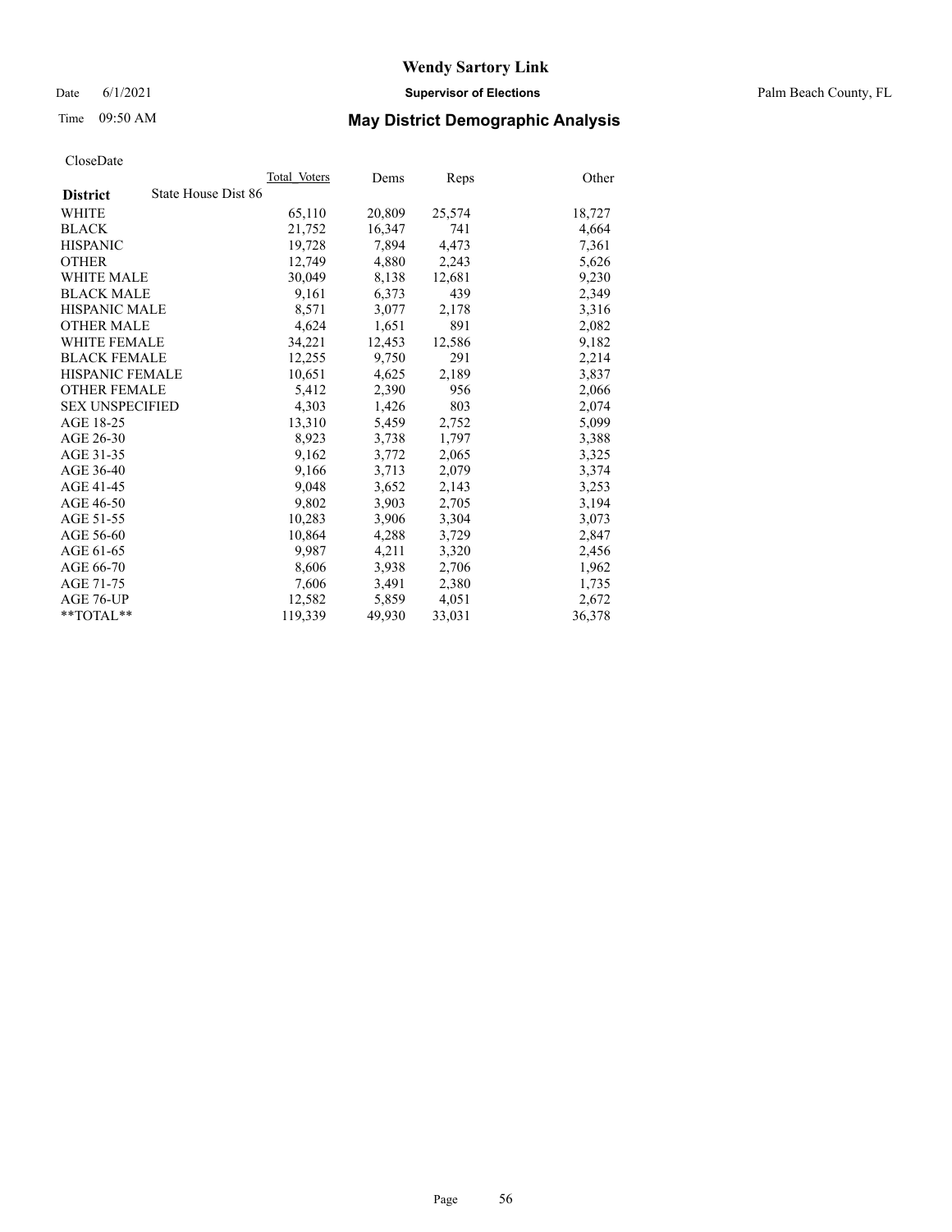# Wendy Sartory Link

Date 6/1/2021 **Supervisor of Elections** Palm Beach County, FL

Time 09:50 AM **May District Demographic Analysis**

CloseDate

| **District** State House Dist 86 | Total Voters | Dems | Reps | Other |
|---|---|---|---|---|
| WHITE | 65,110 | 20,809 | 25,574 | 18,727 |
| BLACK | 21,752 | 16,347 | 741 | 4,664 |
| HISPANIC | 19,728 | 7,894 | 4,473 | 7,361 |
| OTHER | 12,749 | 4,880 | 2,243 | 5,626 |
| WHITE MALE | 30,049 | 8,138 | 12,681 | 9,230 |
| BLACK MALE | 9,161 | 6,373 | 439 | 2,349 |
| HISPANIC MALE | 8,571 | 3,077 | 2,178 | 3,316 |
| OTHER MALE | 4,624 | 1,651 | 891 | 2,082 |
| WHITE FEMALE | 34,221 | 12,453 | 12,586 | 9,182 |
| BLACK FEMALE | 12,255 | 9,750 | 291 | 2,214 |
| HISPANIC FEMALE | 10,651 | 4,625 | 2,189 | 3,837 |
| OTHER FEMALE | 5,412 | 2,390 | 956 | 2,066 |
| SEX UNSPECIFIED | 4,303 | 1,426 | 803 | 2,074 |
| AGE 18-25 | 13,310 | 5,459 | 2,752 | 5,099 |
| AGE 26-30 | 8,923 | 3,738 | 1,797 | 3,388 |
| AGE 31-35 | 9,162 | 3,772 | 2,065 | 3,325 |
| AGE 36-40 | 9,166 | 3,713 | 2,079 | 3,374 |
| AGE 41-45 | 9,048 | 3,652 | 2,143 | 3,253 |
| AGE 46-50 | 9,802 | 3,903 | 2,705 | 3,194 |
| AGE 51-55 | 10,283 | 3,906 | 3,304 | 3,073 |
| AGE 56-60 | 10,864 | 4,288 | 3,729 | 2,847 |
| AGE 61-65 | 9,987 | 4,211 | 3,320 | 2,456 |
| AGE 66-70 | 8,606 | 3,938 | 2,706 | 1,962 |
| AGE 71-75 | 7,606 | 3,491 | 2,380 | 1,735 |
| AGE 76-UP | 12,582 | 5,859 | 4,051 | 2,672 |
| **TOTAL** | 119,339 | 49,930 | 33,031 | 36,378 |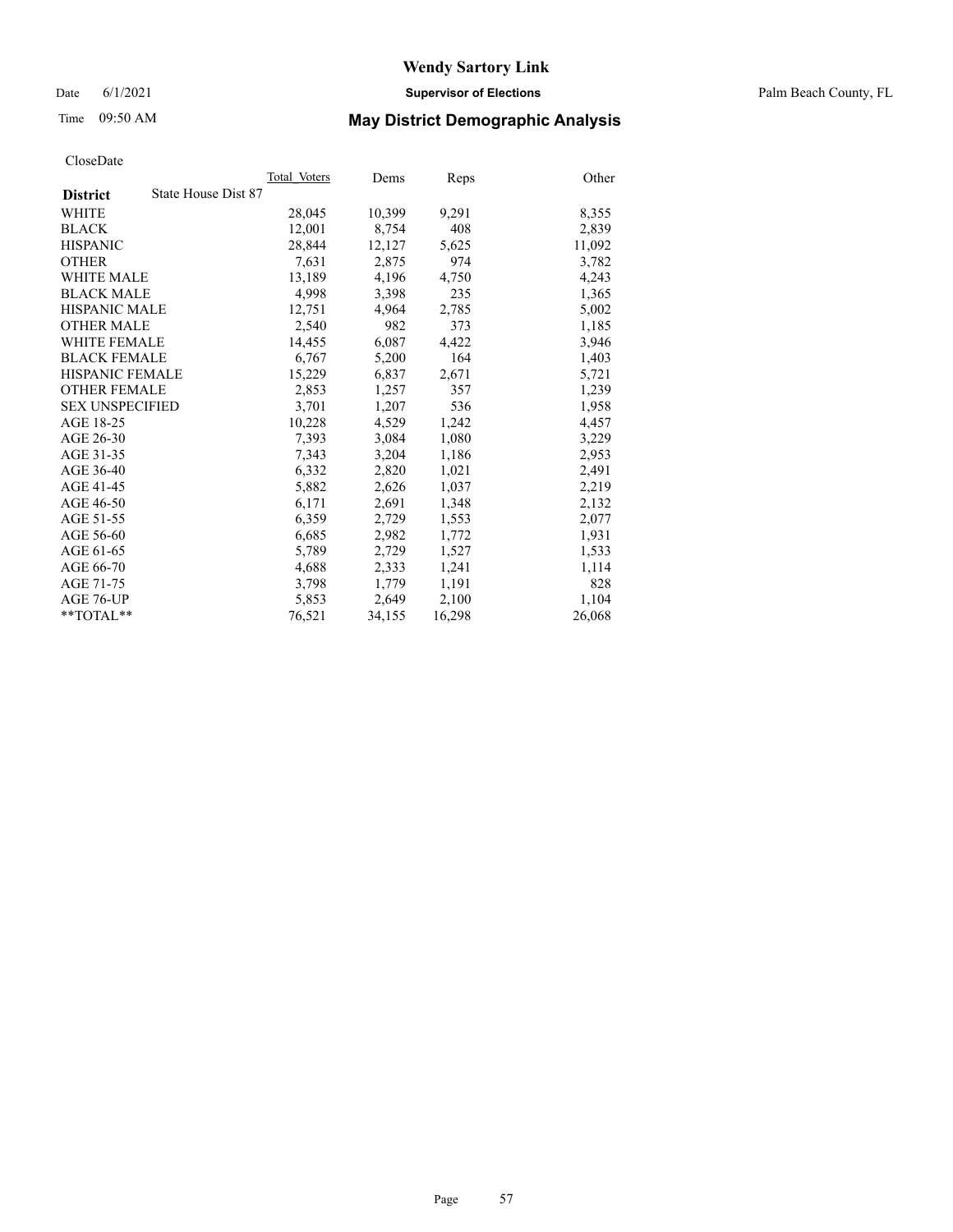# Wendy Sartory Link

Date 6/1/2021 **Supervisor of Elections** Palm Beach County, FL

Time 09:50 AM **May District Demographic Analysis**

CloseDate

| **District** State House Dist 87 | Total Voters | Dems | Reps | Other |
|---|---|---|---|---|
| WHITE | 28,045 | 10,399 | 9,291 | 8,355 |
| BLACK | 12,001 | 8,754 | 408 | 2,839 |
| HISPANIC | 28,844 | 12,127 | 5,625 | 11,092 |
| OTHER | 7,631 | 2,875 | 974 | 3,782 |
| WHITE MALE | 13,189 | 4,196 | 4,750 | 4,243 |
| BLACK MALE | 4,998 | 3,398 | 235 | 1,365 |
| HISPANIC MALE | 12,751 | 4,964 | 2,785 | 5,002 |
| OTHER MALE | 2,540 | 982 | 373 | 1,185 |
| WHITE FEMALE | 14,455 | 6,087 | 4,422 | 3,946 |
| BLACK FEMALE | 6,767 | 5,200 | 164 | 1,403 |
| HISPANIC FEMALE | 15,229 | 6,837 | 2,671 | 5,721 |
| OTHER FEMALE | 2,853 | 1,257 | 357 | 1,239 |
| SEX UNSPECIFIED | 3,701 | 1,207 | 536 | 1,958 |
| AGE 18-25 | 10,228 | 4,529 | 1,242 | 4,457 |
| AGE 26-30 | 7,393 | 3,084 | 1,080 | 3,229 |
| AGE 31-35 | 7,343 | 3,204 | 1,186 | 2,953 |
| AGE 36-40 | 6,332 | 2,820 | 1,021 | 2,491 |
| AGE 41-45 | 5,882 | 2,626 | 1,037 | 2,219 |
| AGE 46-50 | 6,171 | 2,691 | 1,348 | 2,132 |
| AGE 51-55 | 6,359 | 2,729 | 1,553 | 2,077 |
| AGE 56-60 | 6,685 | 2,982 | 1,772 | 1,931 |
| AGE 61-65 | 5,789 | 2,729 | 1,527 | 1,533 |
| AGE 66-70 | 4,688 | 2,333 | 1,241 | 1,114 |
| AGE 71-75 | 3,798 | 1,779 | 1,191 | 828 |
| AGE 76-UP | 5,853 | 2,649 | 2,100 | 1,104 |
| **TOTAL** | 76,521 | 34,155 | 16,298 | 26,068 |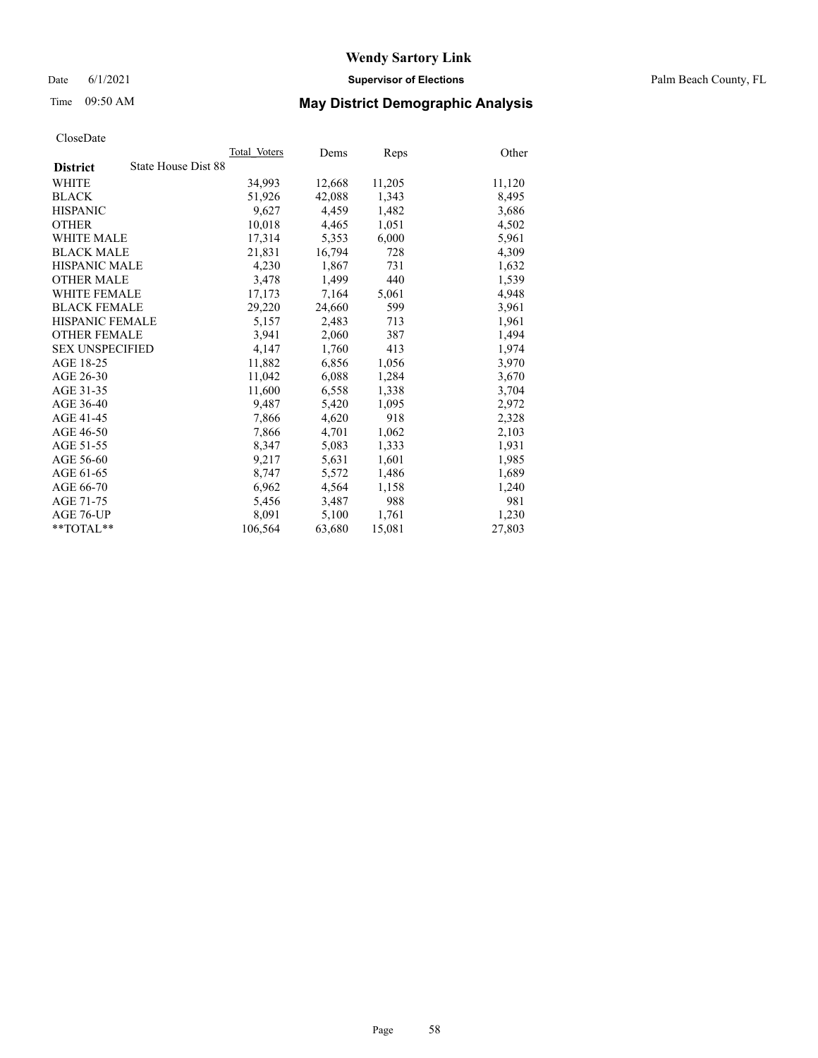# Wendy Sartory Link

Date 6/1/2021 **Supervisor of Elections** Palm Beach County, FL

Time 09:50 AM **May District Demographic Analysis**

CloseDate

| **District** State House Dist 88 | Total Voters | Dems | Reps | Other |
|---|---|---|---|---|
| WHITE | 34,993 | 12,668 | 11,205 | 11,120 |
| BLACK | 51,926 | 42,088 | 1,343 | 8,495 |
| HISPANIC | 9,627 | 4,459 | 1,482 | 3,686 |
| OTHER | 10,018 | 4,465 | 1,051 | 4,502 |
| WHITE MALE | 17,314 | 5,353 | 6,000 | 5,961 |
| BLACK MALE | 21,831 | 16,794 | 728 | 4,309 |
| HISPANIC MALE | 4,230 | 1,867 | 731 | 1,632 |
| OTHER MALE | 3,478 | 1,499 | 440 | 1,539 |
| WHITE FEMALE | 17,173 | 7,164 | 5,061 | 4,948 |
| BLACK FEMALE | 29,220 | 24,660 | 599 | 3,961 |
| HISPANIC FEMALE | 5,157 | 2,483 | 713 | 1,961 |
| OTHER FEMALE | 3,941 | 2,060 | 387 | 1,494 |
| SEX UNSPECIFIED | 4,147 | 1,760 | 413 | 1,974 |
| AGE 18-25 | 11,882 | 6,856 | 1,056 | 3,970 |
| AGE 26-30 | 11,042 | 6,088 | 1,284 | 3,670 |
| AGE 31-35 | 11,600 | 6,558 | 1,338 | 3,704 |
| AGE 36-40 | 9,487 | 5,420 | 1,095 | 2,972 |
| AGE 41-45 | 7,866 | 4,620 | 918 | 2,328 |
| AGE 46-50 | 7,866 | 4,701 | 1,062 | 2,103 |
| AGE 51-55 | 8,347 | 5,083 | 1,333 | 1,931 |
| AGE 56-60 | 9,217 | 5,631 | 1,601 | 1,985 |
| AGE 61-65 | 8,747 | 5,572 | 1,486 | 1,689 |
| AGE 66-70 | 6,962 | 4,564 | 1,158 | 1,240 |
| AGE 71-75 | 5,456 | 3,487 | 988 | 981 |
| AGE 76-UP | 8,091 | 5,100 | 1,761 | 1,230 |
| **TOTAL** | 106,564 | 63,680 | 15,081 | 27,803 |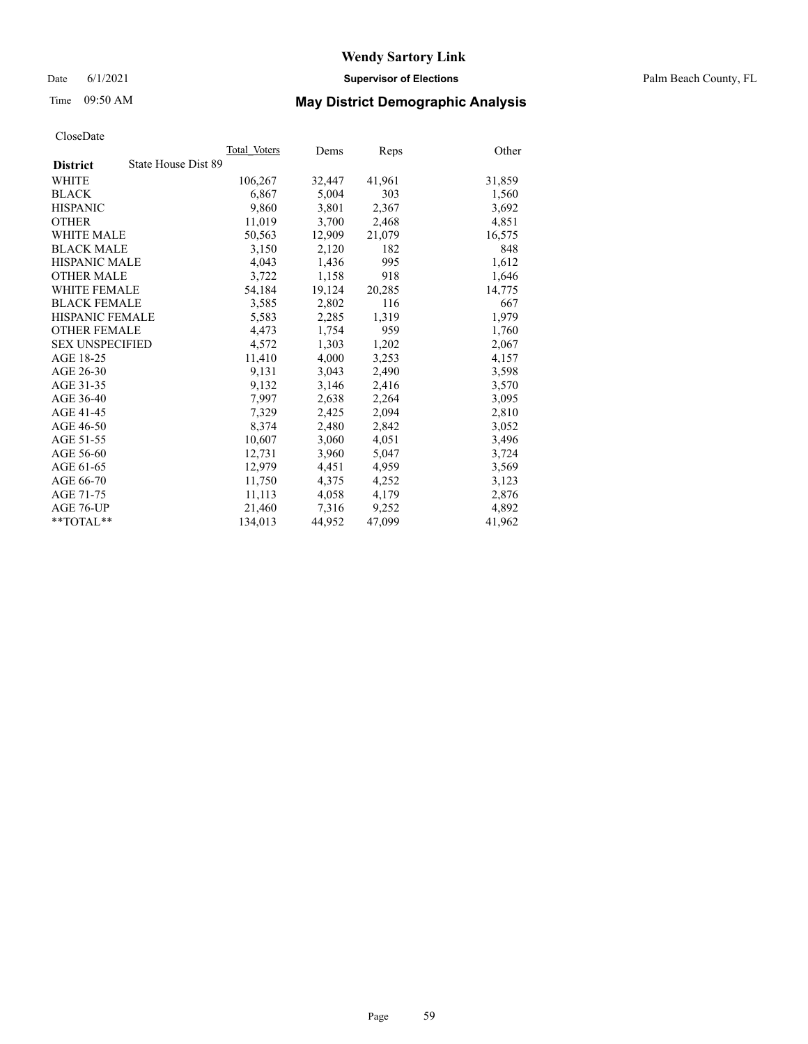# Wendy Sartory Link

Date 6/1/2021 **Supervisor of Elections** Palm Beach County, FL

Time 09:50 AM **May District Demographic Analysis**

CloseDate

| **District** State House Dist 89 | Total Voters | Dems | Reps | Other |
|---|---|---|---|---|
| WHITE | 106,267 | 32,447 | 41,961 | 31,859 |
| BLACK | 6,867 | 5,004 | 303 | 1,560 |
| HISPANIC | 9,860 | 3,801 | 2,367 | 3,692 |
| OTHER | 11,019 | 3,700 | 2,468 | 4,851 |
| WHITE MALE | 50,563 | 12,909 | 21,079 | 16,575 |
| BLACK MALE | 3,150 | 2,120 | 182 | 848 |
| HISPANIC MALE | 4,043 | 1,436 | 995 | 1,612 |
| OTHER MALE | 3,722 | 1,158 | 918 | 1,646 |
| WHITE FEMALE | 54,184 | 19,124 | 20,285 | 14,775 |
| BLACK FEMALE | 3,585 | 2,802 | 116 | 667 |
| HISPANIC FEMALE | 5,583 | 2,285 | 1,319 | 1,979 |
| OTHER FEMALE | 4,473 | 1,754 | 959 | 1,760 |
| SEX UNSPECIFIED | 4,572 | 1,303 | 1,202 | 2,067 |
| AGE 18-25 | 11,410 | 4,000 | 3,253 | 4,157 |
| AGE 26-30 | 9,131 | 3,043 | 2,490 | 3,598 |
| AGE 31-35 | 9,132 | 3,146 | 2,416 | 3,570 |
| AGE 36-40 | 7,997 | 2,638 | 2,264 | 3,095 |
| AGE 41-45 | 7,329 | 2,425 | 2,094 | 2,810 |
| AGE 46-50 | 8,374 | 2,480 | 2,842 | 3,052 |
| AGE 51-55 | 10,607 | 3,060 | 4,051 | 3,496 |
| AGE 56-60 | 12,731 | 3,960 | 5,047 | 3,724 |
| AGE 61-65 | 12,979 | 4,451 | 4,959 | 3,569 |
| AGE 66-70 | 11,750 | 4,375 | 4,252 | 3,123 |
| AGE 71-75 | 11,113 | 4,058 | 4,179 | 2,876 |
| AGE 76-UP | 21,460 | 7,316 | 9,252 | 4,892 |
| **TOTAL** | 134,013 | 44,952 | 47,099 | 41,962 |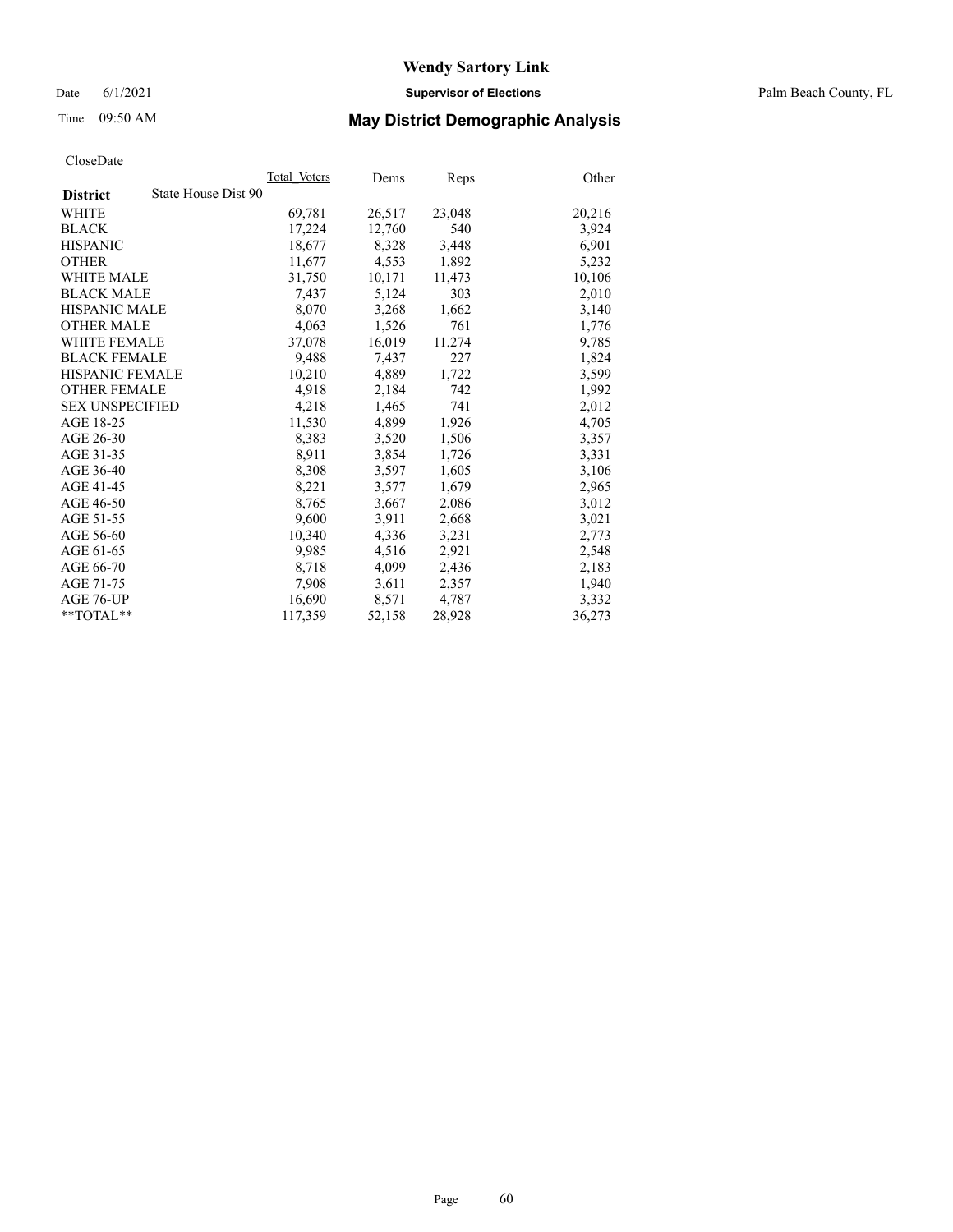# Wendy Sartory Link

Date 6/1/2021 **Supervisor of Elections** Palm Beach County, FL

Time 09:50 AM **May District Demographic Analysis**

CloseDate

| **District** State House Dist 90 | Total Voters | Dems | Reps | Other |
|---|---|---|---|---|
| WHITE | 69,781 | 26,517 | 23,048 | 20,216 |
| BLACK | 17,224 | 12,760 | 540 | 3,924 |
| HISPANIC | 18,677 | 8,328 | 3,448 | 6,901 |
| OTHER | 11,677 | 4,553 | 1,892 | 5,232 |
| WHITE MALE | 31,750 | 10,171 | 11,473 | 10,106 |
| BLACK MALE | 7,437 | 5,124 | 303 | 2,010 |
| HISPANIC MALE | 8,070 | 3,268 | 1,662 | 3,140 |
| OTHER MALE | 4,063 | 1,526 | 761 | 1,776 |
| WHITE FEMALE | 37,078 | 16,019 | 11,274 | 9,785 |
| BLACK FEMALE | 9,488 | 7,437 | 227 | 1,824 |
| HISPANIC FEMALE | 10,210 | 4,889 | 1,722 | 3,599 |
| OTHER FEMALE | 4,918 | 2,184 | 742 | 1,992 |
| SEX UNSPECIFIED | 4,218 | 1,465 | 741 | 2,012 |
| AGE 18-25 | 11,530 | 4,899 | 1,926 | 4,705 |
| AGE 26-30 | 8,383 | 3,520 | 1,506 | 3,357 |
| AGE 31-35 | 8,911 | 3,854 | 1,726 | 3,331 |
| AGE 36-40 | 8,308 | 3,597 | 1,605 | 3,106 |
| AGE 41-45 | 8,221 | 3,577 | 1,679 | 2,965 |
| AGE 46-50 | 8,765 | 3,667 | 2,086 | 3,012 |
| AGE 51-55 | 9,600 | 3,911 | 2,668 | 3,021 |
| AGE 56-60 | 10,340 | 4,336 | 3,231 | 2,773 |
| AGE 61-65 | 9,985 | 4,516 | 2,921 | 2,548 |
| AGE 66-70 | 8,718 | 4,099 | 2,436 | 2,183 |
| AGE 71-75 | 7,908 | 3,611 | 2,357 | 1,940 |
| AGE 76-UP | 16,690 | 8,571 | 4,787 | 3,332 |
| **TOTAL** | 117,359 | 52,158 | 28,928 | 36,273 |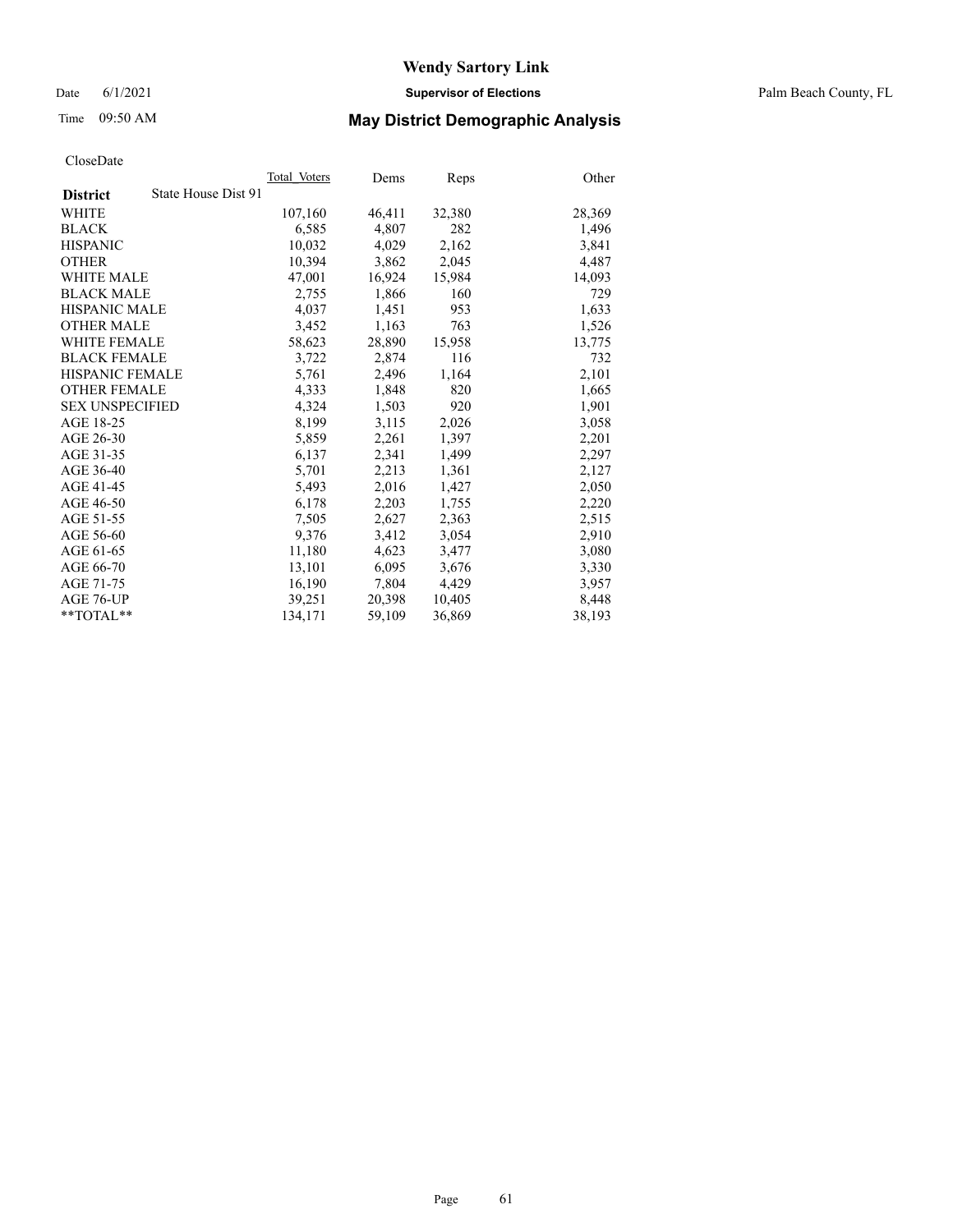# Wendy Sartory Link

Date 6/1/2021 **Supervisor of Elections** Palm Beach County, FL

Time 09:50 AM **May District Demographic Analysis**

CloseDate

| **District** State House Dist 91 | Total Voters | Dems | Reps | Other |
|---|---|---|---|---|
| WHITE | 107,160 | 46,411 | 32,380 | 28,369 |
| BLACK | 6,585 | 4,807 | 282 | 1,496 |
| HISPANIC | 10,032 | 4,029 | 2,162 | 3,841 |
| OTHER | 10,394 | 3,862 | 2,045 | 4,487 |
| WHITE MALE | 47,001 | 16,924 | 15,984 | 14,093 |
| BLACK MALE | 2,755 | 1,866 | 160 | 729 |
| HISPANIC MALE | 4,037 | 1,451 | 953 | 1,633 |
| OTHER MALE | 3,452 | 1,163 | 763 | 1,526 |
| WHITE FEMALE | 58,623 | 28,890 | 15,958 | 13,775 |
| BLACK FEMALE | 3,722 | 2,874 | 116 | 732 |
| HISPANIC FEMALE | 5,761 | 2,496 | 1,164 | 2,101 |
| OTHER FEMALE | 4,333 | 1,848 | 820 | 1,665 |
| SEX UNSPECIFIED | 4,324 | 1,503 | 920 | 1,901 |
| AGE 18-25 | 8,199 | 3,115 | 2,026 | 3,058 |
| AGE 26-30 | 5,859 | 2,261 | 1,397 | 2,201 |
| AGE 31-35 | 6,137 | 2,341 | 1,499 | 2,297 |
| AGE 36-40 | 5,701 | 2,213 | 1,361 | 2,127 |
| AGE 41-45 | 5,493 | 2,016 | 1,427 | 2,050 |
| AGE 46-50 | 6,178 | 2,203 | 1,755 | 2,220 |
| AGE 51-55 | 7,505 | 2,627 | 2,363 | 2,515 |
| AGE 56-60 | 9,376 | 3,412 | 3,054 | 2,910 |
| AGE 61-65 | 11,180 | 4,623 | 3,477 | 3,080 |
| AGE 66-70 | 13,101 | 6,095 | 3,676 | 3,330 |
| AGE 71-75 | 16,190 | 7,804 | 4,429 | 3,957 |
| AGE 76-UP | 39,251 | 20,398 | 10,405 | 8,448 |
| **TOTAL** | 134,171 | 59,109 | 36,869 | 38,193 |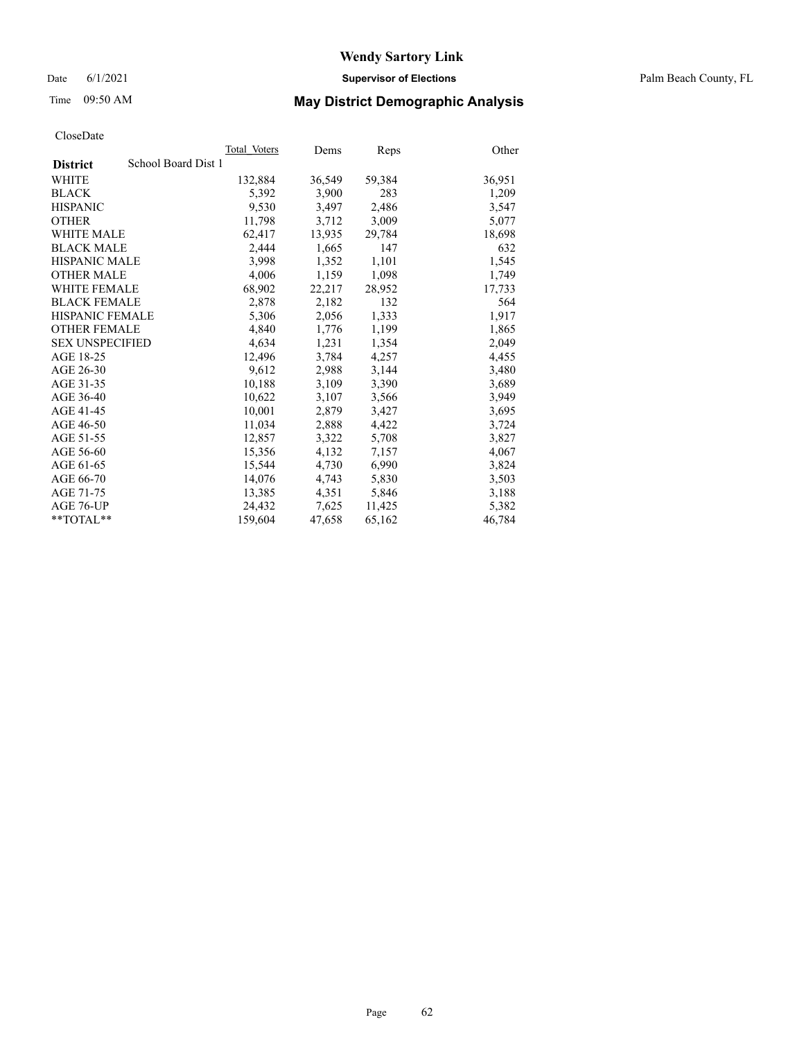# Wendy Sartory Link

Date 6/1/2021 **Supervisor of Elections** Palm Beach County, FL

Time 09:50 AM **May District Demographic Analysis**

CloseDate

| **District** School Board Dist 1 | Total Voters | Dems | Reps | Other |
|---|---|---|---|---|
| WHITE | 132,884 | 36,549 | 59,384 | 36,951 |
| BLACK | 5,392 | 3,900 | 283 | 1,209 |
| HISPANIC | 9,530 | 3,497 | 2,486 | 3,547 |
| OTHER | 11,798 | 3,712 | 3,009 | 5,077 |
| WHITE MALE | 62,417 | 13,935 | 29,784 | 18,698 |
| BLACK MALE | 2,444 | 1,665 | 147 | 632 |
| HISPANIC MALE | 3,998 | 1,352 | 1,101 | 1,545 |
| OTHER MALE | 4,006 | 1,159 | 1,098 | 1,749 |
| WHITE FEMALE | 68,902 | 22,217 | 28,952 | 17,733 |
| BLACK FEMALE | 2,878 | 2,182 | 132 | 564 |
| HISPANIC FEMALE | 5,306 | 2,056 | 1,333 | 1,917 |
| OTHER FEMALE | 4,840 | 1,776 | 1,199 | 1,865 |
| SEX UNSPECIFIED | 4,634 | 1,231 | 1,354 | 2,049 |
| AGE 18-25 | 12,496 | 3,784 | 4,257 | 4,455 |
| AGE 26-30 | 9,612 | 2,988 | 3,144 | 3,480 |
| AGE 31-35 | 10,188 | 3,109 | 3,390 | 3,689 |
| AGE 36-40 | 10,622 | 3,107 | 3,566 | 3,949 |
| AGE 41-45 | 10,001 | 2,879 | 3,427 | 3,695 |
| AGE 46-50 | 11,034 | 2,888 | 4,422 | 3,724 |
| AGE 51-55 | 12,857 | 3,322 | 5,708 | 3,827 |
| AGE 56-60 | 15,356 | 4,132 | 7,157 | 4,067 |
| AGE 61-65 | 15,544 | 4,730 | 6,990 | 3,824 |
| AGE 66-70 | 14,076 | 4,743 | 5,830 | 3,503 |
| AGE 71-75 | 13,385 | 4,351 | 5,846 | 3,188 |
| AGE 76-UP | 24,432 | 7,625 | 11,425 | 5,382 |
| **TOTAL** | 159,604 | 47,658 | 65,162 | 46,784 |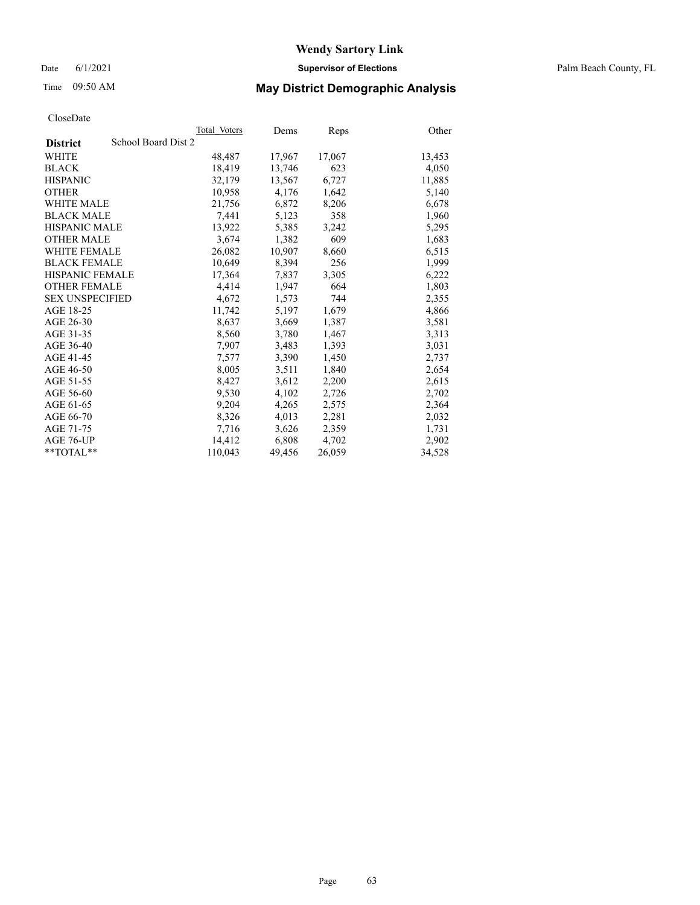# Wendy Sartory Link

Date 6/1/2021 **Supervisor of Elections** Palm Beach County, FL

Time 09:50 AM **May District Demographic Analysis**

CloseDate

| **District** School Board Dist 2 | Total Voters | Dems | Reps | Other |
|---|---|---|---|---|
| WHITE | 48,487 | 17,967 | 17,067 | 13,453 |
| BLACK | 18,419 | 13,746 | 623 | 4,050 |
| HISPANIC | 32,179 | 13,567 | 6,727 | 11,885 |
| OTHER | 10,958 | 4,176 | 1,642 | 5,140 |
| WHITE MALE | 21,756 | 6,872 | 8,206 | 6,678 |
| BLACK MALE | 7,441 | 5,123 | 358 | 1,960 |
| HISPANIC MALE | 13,922 | 5,385 | 3,242 | 5,295 |
| OTHER MALE | 3,674 | 1,382 | 609 | 1,683 |
| WHITE FEMALE | 26,082 | 10,907 | 8,660 | 6,515 |
| BLACK FEMALE | 10,649 | 8,394 | 256 | 1,999 |
| HISPANIC FEMALE | 17,364 | 7,837 | 3,305 | 6,222 |
| OTHER FEMALE | 4,414 | 1,947 | 664 | 1,803 |
| SEX UNSPECIFIED | 4,672 | 1,573 | 744 | 2,355 |
| AGE 18-25 | 11,742 | 5,197 | 1,679 | 4,866 |
| AGE 26-30 | 8,637 | 3,669 | 1,387 | 3,581 |
| AGE 31-35 | 8,560 | 3,780 | 1,467 | 3,313 |
| AGE 36-40 | 7,907 | 3,483 | 1,393 | 3,031 |
| AGE 41-45 | 7,577 | 3,390 | 1,450 | 2,737 |
| AGE 46-50 | 8,005 | 3,511 | 1,840 | 2,654 |
| AGE 51-55 | 8,427 | 3,612 | 2,200 | 2,615 |
| AGE 56-60 | 9,530 | 4,102 | 2,726 | 2,702 |
| AGE 61-65 | 9,204 | 4,265 | 2,575 | 2,364 |
| AGE 66-70 | 8,326 | 4,013 | 2,281 | 2,032 |
| AGE 71-75 | 7,716 | 3,626 | 2,359 | 1,731 |
| AGE 76-UP | 14,412 | 6,808 | 4,702 | 2,902 |
| **TOTAL** | 110,043 | 49,456 | 26,059 | 34,528 |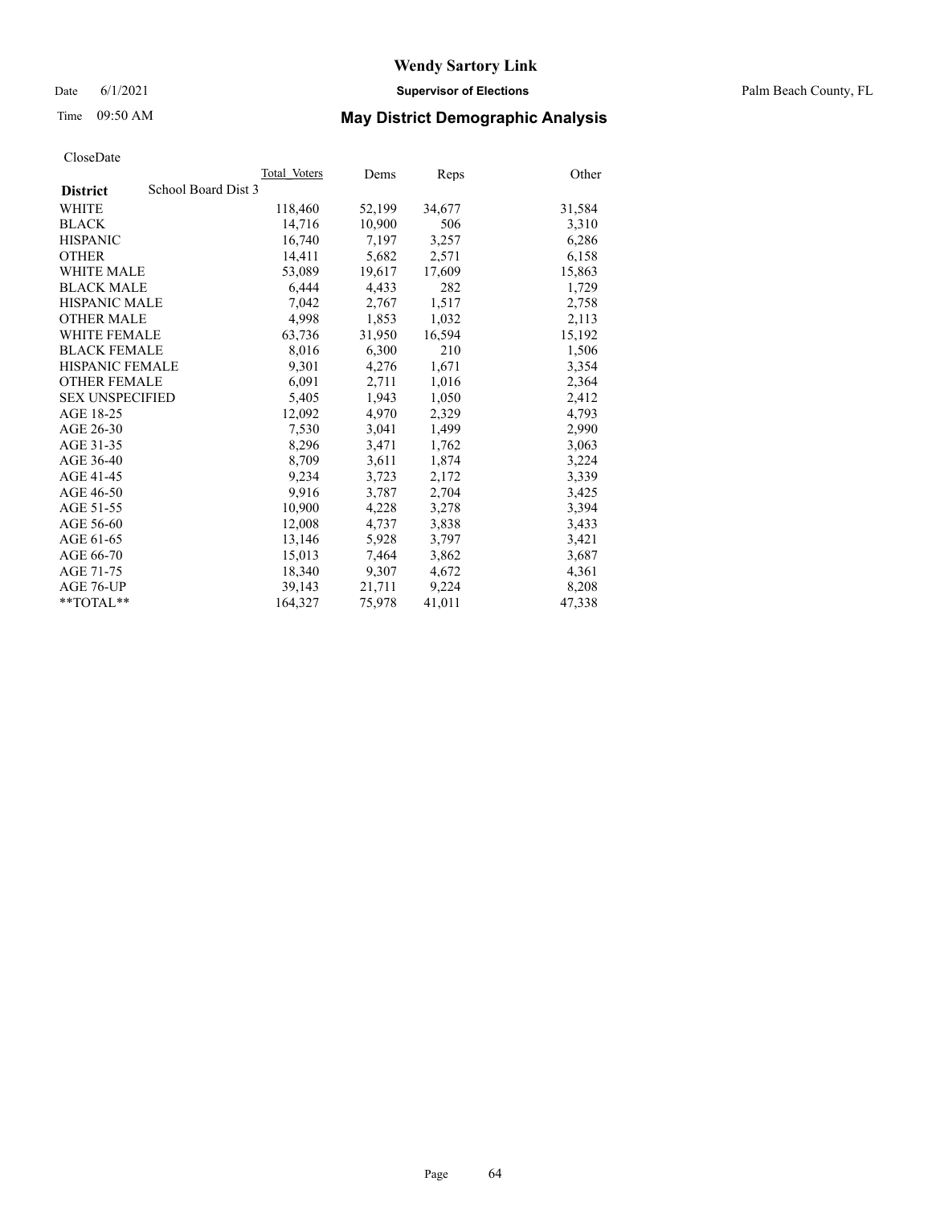# Wendy Sartory Link

Date 6/1/2021 **Supervisor of Elections** Palm Beach County, FL

Time 09:50 AM **May District Demographic Analysis**

CloseDate

| **District** School Board Dist 3 | Total Voters | Dems | Reps | Other |
|---|---|---|---|---|
| WHITE | 118,460 | 52,199 | 34,677 | 31,584 |
| BLACK | 14,716 | 10,900 | 506 | 3,310 |
| HISPANIC | 16,740 | 7,197 | 3,257 | 6,286 |
| OTHER | 14,411 | 5,682 | 2,571 | 6,158 |
| WHITE MALE | 53,089 | 19,617 | 17,609 | 15,863 |
| BLACK MALE | 6,444 | 4,433 | 282 | 1,729 |
| HISPANIC MALE | 7,042 | 2,767 | 1,517 | 2,758 |
| OTHER MALE | 4,998 | 1,853 | 1,032 | 2,113 |
| WHITE FEMALE | 63,736 | 31,950 | 16,594 | 15,192 |
| BLACK FEMALE | 8,016 | 6,300 | 210 | 1,506 |
| HISPANIC FEMALE | 9,301 | 4,276 | 1,671 | 3,354 |
| OTHER FEMALE | 6,091 | 2,711 | 1,016 | 2,364 |
| SEX UNSPECIFIED | 5,405 | 1,943 | 1,050 | 2,412 |
| AGE 18-25 | 12,092 | 4,970 | 2,329 | 4,793 |
| AGE 26-30 | 7,530 | 3,041 | 1,499 | 2,990 |
| AGE 31-35 | 8,296 | 3,471 | 1,762 | 3,063 |
| AGE 36-40 | 8,709 | 3,611 | 1,874 | 3,224 |
| AGE 41-45 | 9,234 | 3,723 | 2,172 | 3,339 |
| AGE 46-50 | 9,916 | 3,787 | 2,704 | 3,425 |
| AGE 51-55 | 10,900 | 4,228 | 3,278 | 3,394 |
| AGE 56-60 | 12,008 | 4,737 | 3,838 | 3,433 |
| AGE 61-65 | 13,146 | 5,928 | 3,797 | 3,421 |
| AGE 66-70 | 15,013 | 7,464 | 3,862 | 3,687 |
| AGE 71-75 | 18,340 | 9,307 | 4,672 | 4,361 |
| AGE 76-UP | 39,143 | 21,711 | 9,224 | 8,208 |
| **TOTAL** | 164,327 | 75,978 | 41,011 | 47,338 |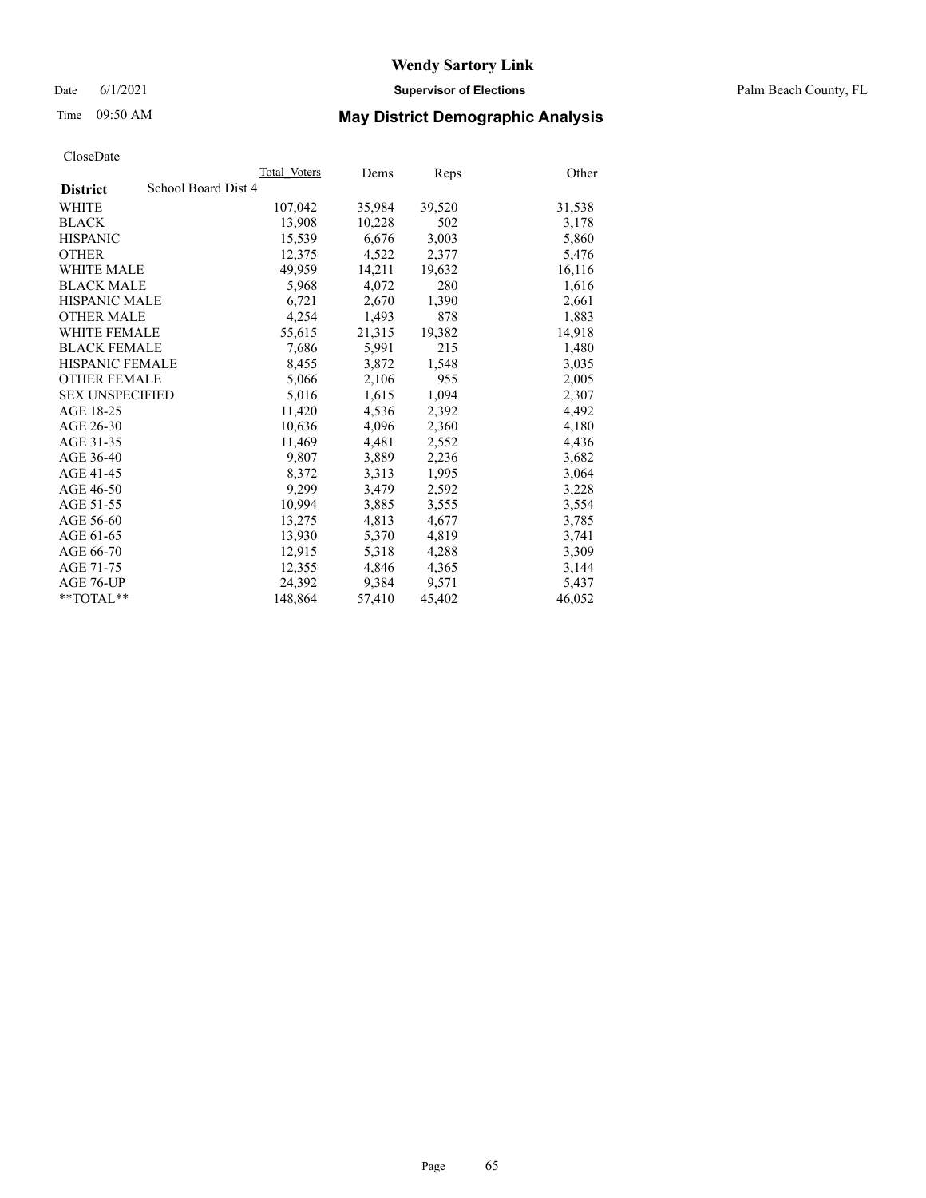# Wendy Sartory Link

Date 6/1/2021 **Supervisor of Elections** Palm Beach County, FL

Time 09:50 AM **May District Demographic Analysis**

CloseDate

| | Total Voters | Dems | Reps | Other |
|---|---|---|---|---|
| **District** School Board Dist 4 | | | | |
| WHITE | 107,042 | 35,984 | 39,520 | 31,538 |
| BLACK | 13,908 | 10,228 | 502 | 3,178 |
| HISPANIC | 15,539 | 6,676 | 3,003 | 5,860 |
| OTHER | 12,375 | 4,522 | 2,377 | 5,476 |
| WHITE MALE | 49,959 | 14,211 | 19,632 | 16,116 |
| BLACK MALE | 5,968 | 4,072 | 280 | 1,616 |
| HISPANIC MALE | 6,721 | 2,670 | 1,390 | 2,661 |
| OTHER MALE | 4,254 | 1,493 | 878 | 1,883 |
| WHITE FEMALE | 55,615 | 21,315 | 19,382 | 14,918 |
| BLACK FEMALE | 7,686 | 5,991 | 215 | 1,480 |
| HISPANIC FEMALE | 8,455 | 3,872 | 1,548 | 3,035 |
| OTHER FEMALE | 5,066 | 2,106 | 955 | 2,005 |
| SEX UNSPECIFIED | 5,016 | 1,615 | 1,094 | 2,307 |
| AGE 18-25 | 11,420 | 4,536 | 2,392 | 4,492 |
| AGE 26-30 | 10,636 | 4,096 | 2,360 | 4,180 |
| AGE 31-35 | 11,469 | 4,481 | 2,552 | 4,436 |
| AGE 36-40 | 9,807 | 3,889 | 2,236 | 3,682 |
| AGE 41-45 | 8,372 | 3,313 | 1,995 | 3,064 |
| AGE 46-50 | 9,299 | 3,479 | 2,592 | 3,228 |
| AGE 51-55 | 10,994 | 3,885 | 3,555 | 3,554 |
| AGE 56-60 | 13,275 | 4,813 | 4,677 | 3,785 |
| AGE 61-65 | 13,930 | 5,370 | 4,819 | 3,741 |
| AGE 66-70 | 12,915 | 5,318 | 4,288 | 3,309 |
| AGE 71-75 | 12,355 | 4,846 | 4,365 | 3,144 |
| AGE 76-UP | 24,392 | 9,384 | 9,571 | 5,437 |
| **TOTAL** | 148,864 | 57,410 | 45,402 | 46,052 |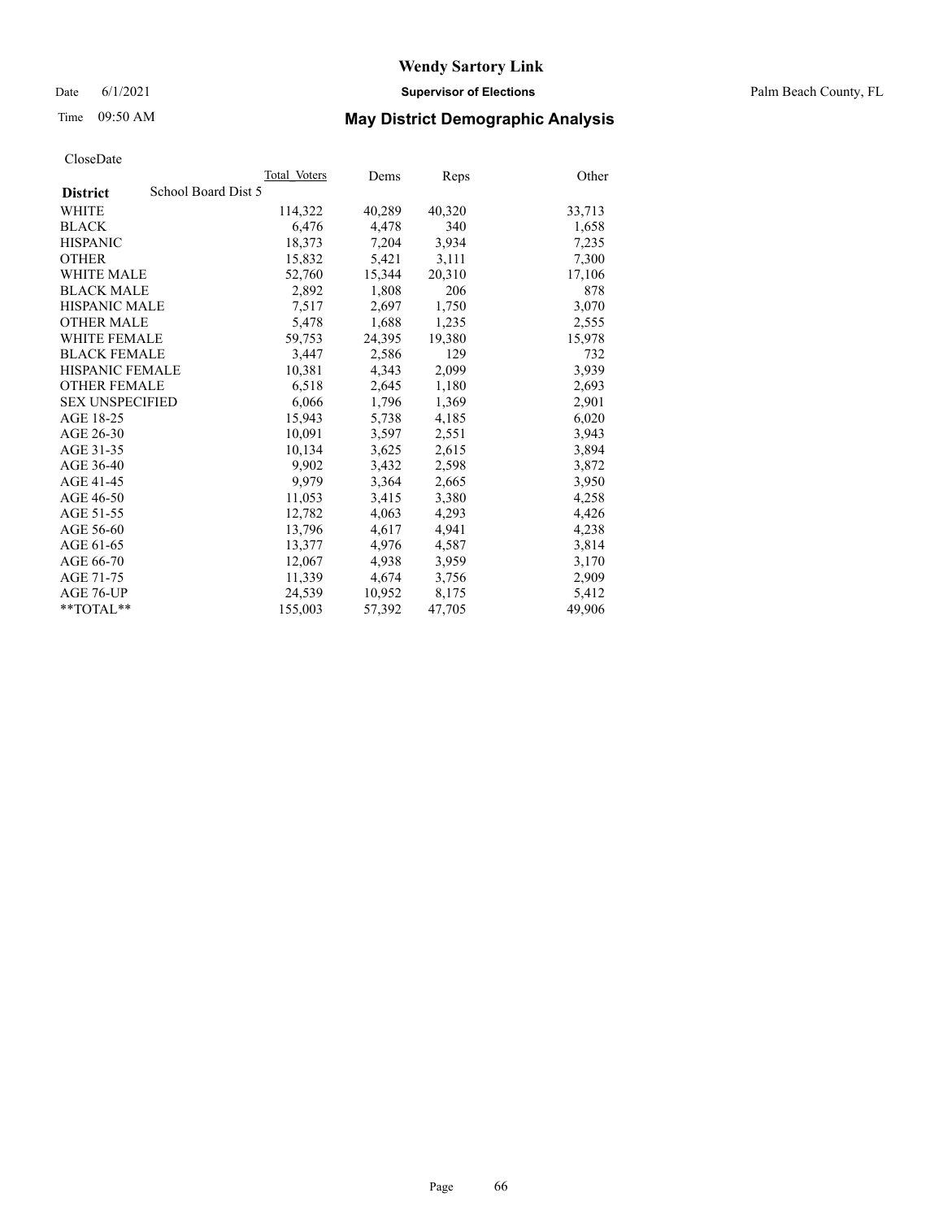# Wendy Sartory Link

Date 6/1/2021 **Supervisor of Elections** Palm Beach County, FL

Time 09:50 AM **May District Demographic Analysis**

CloseDate

| **District** | School Board Dist 5 | Total Voters | Dems | Reps | Other |
|---|---|---|---|---|---|
| WHITE | | 114,322 | 40,289 | 40,320 | 33,713 |
| BLACK | | 6,476 | 4,478 | 340 | 1,658 |
| HISPANIC | | 18,373 | 7,204 | 3,934 | 7,235 |
| OTHER | | 15,832 | 5,421 | 3,111 | 7,300 |
| WHITE MALE | | 52,760 | 15,344 | 20,310 | 17,106 |
| BLACK MALE | | 2,892 | 1,808 | 206 | 878 |
| HISPANIC MALE | | 7,517 | 2,697 | 1,750 | 3,070 |
| OTHER MALE | | 5,478 | 1,688 | 1,235 | 2,555 |
| WHITE FEMALE | | 59,753 | 24,395 | 19,380 | 15,978 |
| BLACK FEMALE | | 3,447 | 2,586 | 129 | 732 |
| HISPANIC FEMALE | | 10,381 | 4,343 | 2,099 | 3,939 |
| OTHER FEMALE | | 6,518 | 2,645 | 1,180 | 2,693 |
| SEX UNSPECIFIED | | 6,066 | 1,796 | 1,369 | 2,901 |
| AGE 18-25 | | 15,943 | 5,738 | 4,185 | 6,020 |
| AGE 26-30 | | 10,091 | 3,597 | 2,551 | 3,943 |
| AGE 31-35 | | 10,134 | 3,625 | 2,615 | 3,894 |
| AGE 36-40 | | 9,902 | 3,432 | 2,598 | 3,872 |
| AGE 41-45 | | 9,979 | 3,364 | 2,665 | 3,950 |
| AGE 46-50 | | 11,053 | 3,415 | 3,380 | 4,258 |
| AGE 51-55 | | 12,782 | 4,063 | 4,293 | 4,426 |
| AGE 56-60 | | 13,796 | 4,617 | 4,941 | 4,238 |
| AGE 61-65 | | 13,377 | 4,976 | 4,587 | 3,814 |
| AGE 66-70 | | 12,067 | 4,938 | 3,959 | 3,170 |
| AGE 71-75 | | 11,339 | 4,674 | 3,756 | 2,909 |
| AGE 76-UP | | 24,539 | 10,952 | 8,175 | 5,412 |
| **TOTAL** | | 155,003 | 57,392 | 47,705 | 49,906 |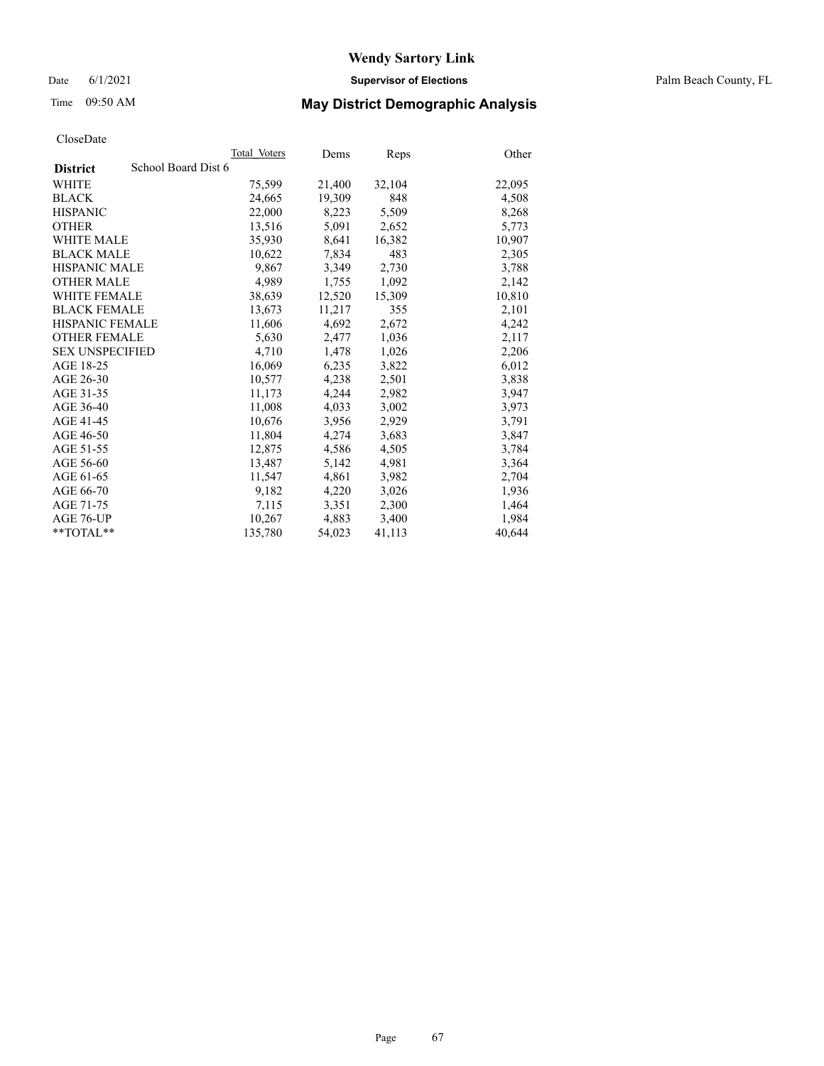# Wendy Sartory Link

Date 6/1/2021 **Supervisor of Elections** Palm Beach County, FL

Time 09:50 AM **May District Demographic Analysis**

CloseDate

| **District** School Board Dist 6 | Total Voters | Dems | Reps | Other |
|---|---|---|---|---|
| WHITE | 75,599 | 21,400 | 32,104 | 22,095 |
| BLACK | 24,665 | 19,309 | 848 | 4,508 |
| HISPANIC | 22,000 | 8,223 | 5,509 | 8,268 |
| OTHER | 13,516 | 5,091 | 2,652 | 5,773 |
| WHITE MALE | 35,930 | 8,641 | 16,382 | 10,907 |
| BLACK MALE | 10,622 | 7,834 | 483 | 2,305 |
| HISPANIC MALE | 9,867 | 3,349 | 2,730 | 3,788 |
| OTHER MALE | 4,989 | 1,755 | 1,092 | 2,142 |
| WHITE FEMALE | 38,639 | 12,520 | 15,309 | 10,810 |
| BLACK FEMALE | 13,673 | 11,217 | 355 | 2,101 |
| HISPANIC FEMALE | 11,606 | 4,692 | 2,672 | 4,242 |
| OTHER FEMALE | 5,630 | 2,477 | 1,036 | 2,117 |
| SEX UNSPECIFIED | 4,710 | 1,478 | 1,026 | 2,206 |
| AGE 18-25 | 16,069 | 6,235 | 3,822 | 6,012 |
| AGE 26-30 | 10,577 | 4,238 | 2,501 | 3,838 |
| AGE 31-35 | 11,173 | 4,244 | 2,982 | 3,947 |
| AGE 36-40 | 11,008 | 4,033 | 3,002 | 3,973 |
| AGE 41-45 | 10,676 | 3,956 | 2,929 | 3,791 |
| AGE 46-50 | 11,804 | 4,274 | 3,683 | 3,847 |
| AGE 51-55 | 12,875 | 4,586 | 4,505 | 3,784 |
| AGE 56-60 | 13,487 | 5,142 | 4,981 | 3,364 |
| AGE 61-65 | 11,547 | 4,861 | 3,982 | 2,704 |
| AGE 66-70 | 9,182 | 4,220 | 3,026 | 1,936 |
| AGE 71-75 | 7,115 | 3,351 | 2,300 | 1,464 |
| AGE 76-UP | 10,267 | 4,883 | 3,400 | 1,984 |
| **TOTAL** | 135,780 | 54,023 | 41,113 | 40,644 |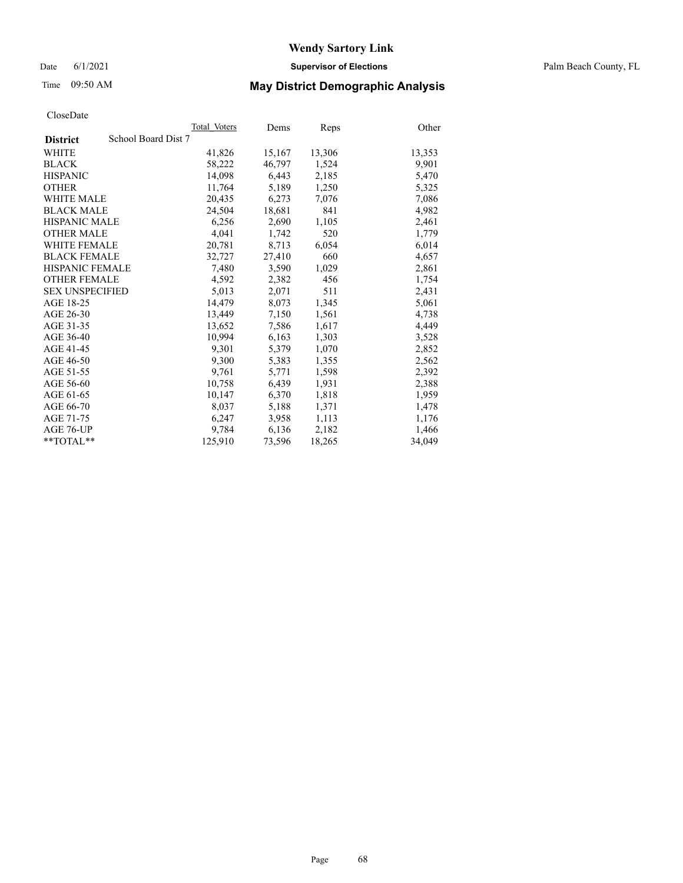# Wendy Sartory Link

Date 6/1/2021 **Supervisor of Elections** Palm Beach County, FL

Time 09:50 AM **May District Demographic Analysis**

CloseDate

| **District** School Board Dist 7 | Total Voters | Dems | Reps | Other |
|---|---|---|---|---|
| WHITE | 41,826 | 15,167 | 13,306 | 13,353 |
| BLACK | 58,222 | 46,797 | 1,524 | 9,901 |
| HISPANIC | 14,098 | 6,443 | 2,185 | 5,470 |
| OTHER | 11,764 | 5,189 | 1,250 | 5,325 |
| WHITE MALE | 20,435 | 6,273 | 7,076 | 7,086 |
| BLACK MALE | 24,504 | 18,681 | 841 | 4,982 |
| HISPANIC MALE | 6,256 | 2,690 | 1,105 | 2,461 |
| OTHER MALE | 4,041 | 1,742 | 520 | 1,779 |
| WHITE FEMALE | 20,781 | 8,713 | 6,054 | 6,014 |
| BLACK FEMALE | 32,727 | 27,410 | 660 | 4,657 |
| HISPANIC FEMALE | 7,480 | 3,590 | 1,029 | 2,861 |
| OTHER FEMALE | 4,592 | 2,382 | 456 | 1,754 |
| SEX UNSPECIFIED | 5,013 | 2,071 | 511 | 2,431 |
| AGE 18-25 | 14,479 | 8,073 | 1,345 | 5,061 |
| AGE 26-30 | 13,449 | 7,150 | 1,561 | 4,738 |
| AGE 31-35 | 13,652 | 7,586 | 1,617 | 4,449 |
| AGE 36-40 | 10,994 | 6,163 | 1,303 | 3,528 |
| AGE 41-45 | 9,301 | 5,379 | 1,070 | 2,852 |
| AGE 46-50 | 9,300 | 5,383 | 1,355 | 2,562 |
| AGE 51-55 | 9,761 | 5,771 | 1,598 | 2,392 |
| AGE 56-60 | 10,758 | 6,439 | 1,931 | 2,388 |
| AGE 61-65 | 10,147 | 6,370 | 1,818 | 1,959 |
| AGE 66-70 | 8,037 | 5,188 | 1,371 | 1,478 |
| AGE 71-75 | 6,247 | 3,958 | 1,113 | 1,176 |
| AGE 76-UP | 9,784 | 6,136 | 2,182 | 1,466 |
| **TOTAL** | 125,910 | 73,596 | 18,265 | 34,049 |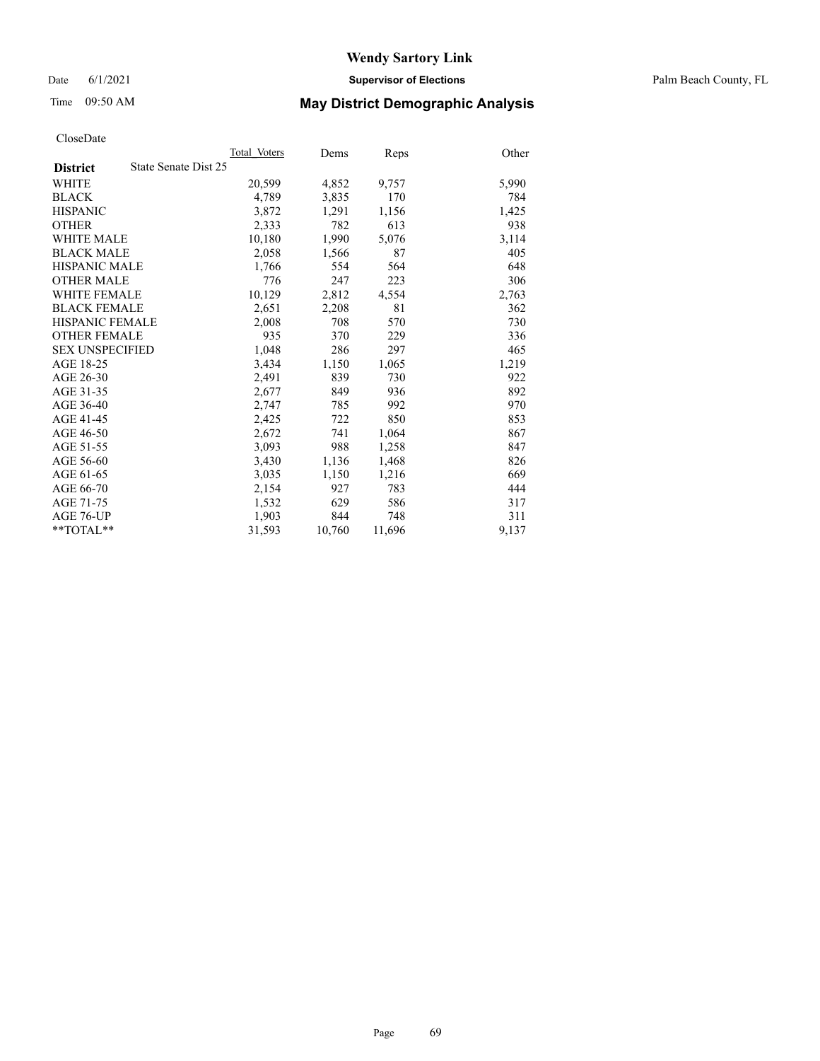# Wendy Sartory Link

Date 6/1/2021 **Supervisor of Elections** Palm Beach County, FL

Time 09:50 AM **May District Demographic Analysis**

CloseDate

| **District** State Senate Dist 25 | Total Voters | Dems | Reps | Other |
|---|---|---|---|---|
| WHITE | 20,599 | 4,852 | 9,757 | 5,990 |
| BLACK | 4,789 | 3,835 | 170 | 784 |
| HISPANIC | 3,872 | 1,291 | 1,156 | 1,425 |
| OTHER | 2,333 | 782 | 613 | 938 |
| WHITE MALE | 10,180 | 1,990 | 5,076 | 3,114 |
| BLACK MALE | 2,058 | 1,566 | 87 | 405 |
| HISPANIC MALE | 1,766 | 554 | 564 | 648 |
| OTHER MALE | 776 | 247 | 223 | 306 |
| WHITE FEMALE | 10,129 | 2,812 | 4,554 | 2,763 |
| BLACK FEMALE | 2,651 | 2,208 | 81 | 362 |
| HISPANIC FEMALE | 2,008 | 708 | 570 | 730 |
| OTHER FEMALE | 935 | 370 | 229 | 336 |
| SEX UNSPECIFIED | 1,048 | 286 | 297 | 465 |
| AGE 18-25 | 3,434 | 1,150 | 1,065 | 1,219 |
| AGE 26-30 | 2,491 | 839 | 730 | 922 |
| AGE 31-35 | 2,677 | 849 | 936 | 892 |
| AGE 36-40 | 2,747 | 785 | 992 | 970 |
| AGE 41-45 | 2,425 | 722 | 850 | 853 |
| AGE 46-50 | 2,672 | 741 | 1,064 | 867 |
| AGE 51-55 | 3,093 | 988 | 1,258 | 847 |
| AGE 56-60 | 3,430 | 1,136 | 1,468 | 826 |
| AGE 61-65 | 3,035 | 1,150 | 1,216 | 669 |
| AGE 66-70 | 2,154 | 927 | 783 | 444 |
| AGE 71-75 | 1,532 | 629 | 586 | 317 |
| AGE 76-UP | 1,903 | 844 | 748 | 311 |
| **TOTAL** | 31,593 | 10,760 | 11,696 | 9,137 |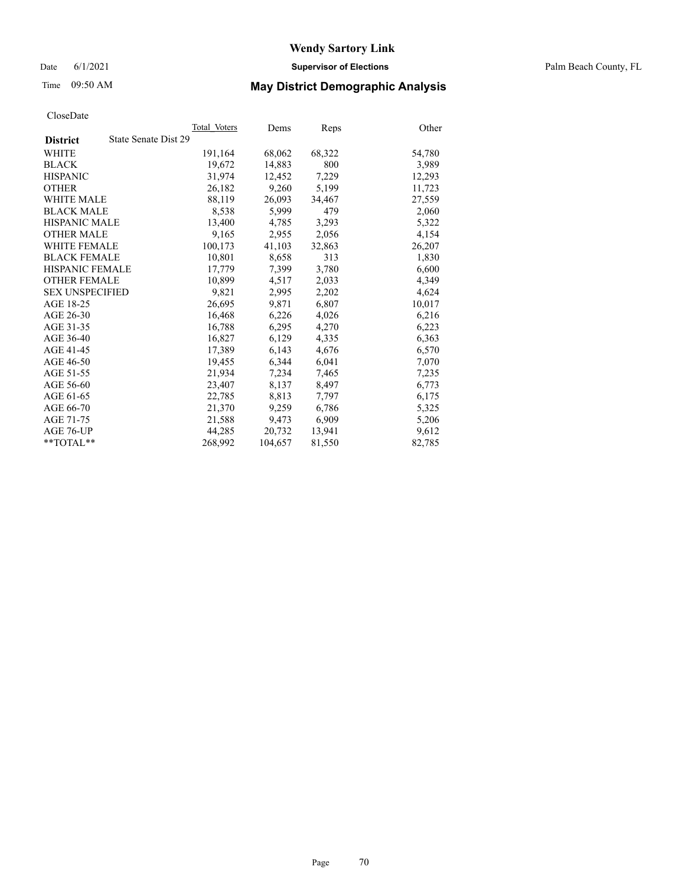# Wendy Sartory Link

Date 6/1/2021 **Supervisor of Elections** Palm Beach County, FL

Time 09:50 AM **May District Demographic Analysis**

CloseDate

| **District** State Senate Dist 29 | Total Voters | Dems | Reps | Other |
|---|---|---|---|---|
| WHITE | 191,164 | 68,062 | 68,322 | 54,780 |
| BLACK | 19,672 | 14,883 | 800 | 3,989 |
| HISPANIC | 31,974 | 12,452 | 7,229 | 12,293 |
| OTHER | 26,182 | 9,260 | 5,199 | 11,723 |
| WHITE MALE | 88,119 | 26,093 | 34,467 | 27,559 |
| BLACK MALE | 8,538 | 5,999 | 479 | 2,060 |
| HISPANIC MALE | 13,400 | 4,785 | 3,293 | 5,322 |
| OTHER MALE | 9,165 | 2,955 | 2,056 | 4,154 |
| WHITE FEMALE | 100,173 | 41,103 | 32,863 | 26,207 |
| BLACK FEMALE | 10,801 | 8,658 | 313 | 1,830 |
| HISPANIC FEMALE | 17,779 | 7,399 | 3,780 | 6,600 |
| OTHER FEMALE | 10,899 | 4,517 | 2,033 | 4,349 |
| SEX UNSPECIFIED | 9,821 | 2,995 | 2,202 | 4,624 |
| AGE 18-25 | 26,695 | 9,871 | 6,807 | 10,017 |
| AGE 26-30 | 16,468 | 6,226 | 4,026 | 6,216 |
| AGE 31-35 | 16,788 | 6,295 | 4,270 | 6,223 |
| AGE 36-40 | 16,827 | 6,129 | 4,335 | 6,363 |
| AGE 41-45 | 17,389 | 6,143 | 4,676 | 6,570 |
| AGE 46-50 | 19,455 | 6,344 | 6,041 | 7,070 |
| AGE 51-55 | 21,934 | 7,234 | 7,465 | 7,235 |
| AGE 56-60 | 23,407 | 8,137 | 8,497 | 6,773 |
| AGE 61-65 | 22,785 | 8,813 | 7,797 | 6,175 |
| AGE 66-70 | 21,370 | 9,259 | 6,786 | 5,325 |
| AGE 71-75 | 21,588 | 9,473 | 6,909 | 5,206 |
| AGE 76-UP | 44,285 | 20,732 | 13,941 | 9,612 |
| **TOTAL** | 268,992 | 104,657 | 81,550 | 82,785 |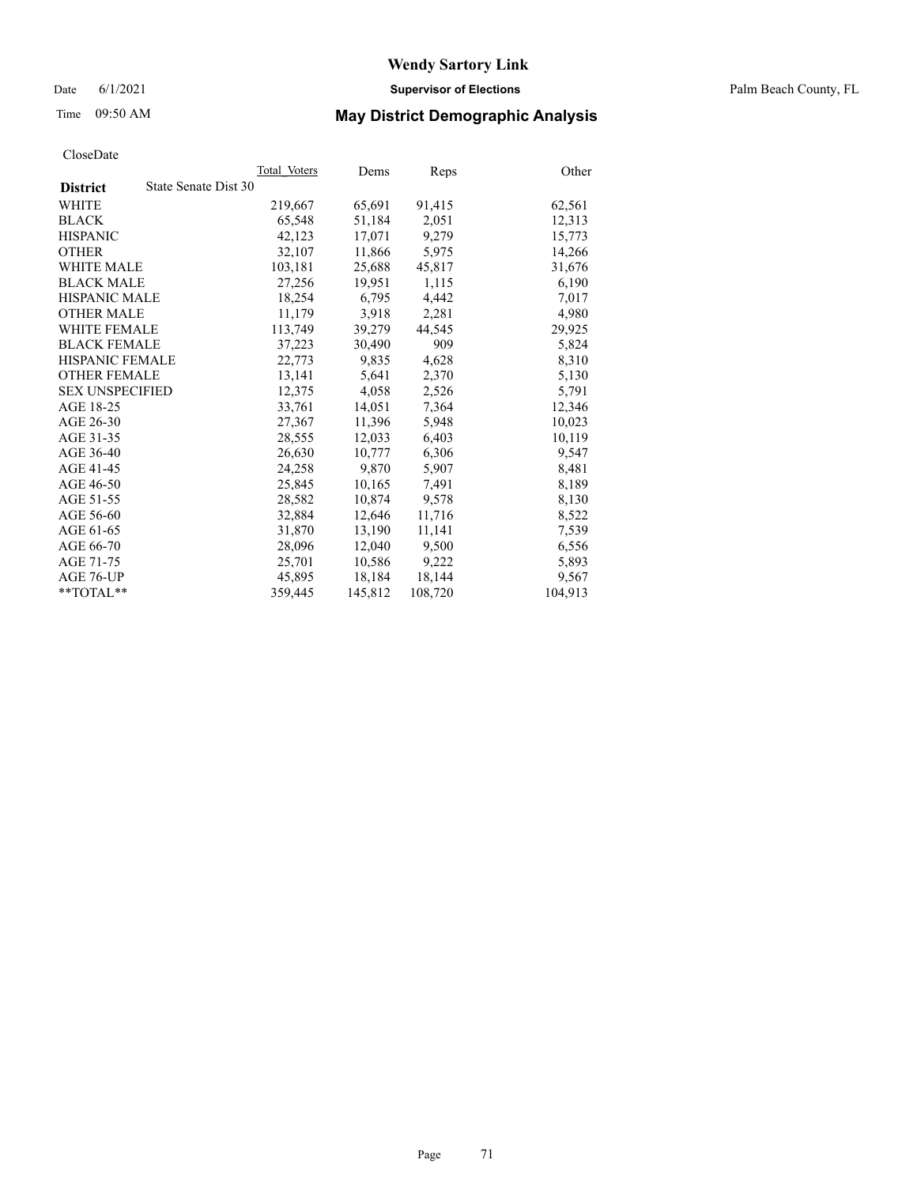# Wendy Sartory Link

Date 6/1/2021 **Supervisor of Elections** Palm Beach County, FL

Time 09:50 AM **May District Demographic Analysis**

CloseDate

| **District** State Senate Dist 30 | Total Voters | Dems | Reps | Other |
|---|---|---|---|---|
| WHITE | 219,667 | 65,691 | 91,415 | 62,561 |
| BLACK | 65,548 | 51,184 | 2,051 | 12,313 |
| HISPANIC | 42,123 | 17,071 | 9,279 | 15,773 |
| OTHER | 32,107 | 11,866 | 5,975 | 14,266 |
| WHITE MALE | 103,181 | 25,688 | 45,817 | 31,676 |
| BLACK MALE | 27,256 | 19,951 | 1,115 | 6,190 |
| HISPANIC MALE | 18,254 | 6,795 | 4,442 | 7,017 |
| OTHER MALE | 11,179 | 3,918 | 2,281 | 4,980 |
| WHITE FEMALE | 113,749 | 39,279 | 44,545 | 29,925 |
| BLACK FEMALE | 37,223 | 30,490 | 909 | 5,824 |
| HISPANIC FEMALE | 22,773 | 9,835 | 4,628 | 8,310 |
| OTHER FEMALE | 13,141 | 5,641 | 2,370 | 5,130 |
| SEX UNSPECIFIED | 12,375 | 4,058 | 2,526 | 5,791 |
| AGE 18-25 | 33,761 | 14,051 | 7,364 | 12,346 |
| AGE 26-30 | 27,367 | 11,396 | 5,948 | 10,023 |
| AGE 31-35 | 28,555 | 12,033 | 6,403 | 10,119 |
| AGE 36-40 | 26,630 | 10,777 | 6,306 | 9,547 |
| AGE 41-45 | 24,258 | 9,870 | 5,907 | 8,481 |
| AGE 46-50 | 25,845 | 10,165 | 7,491 | 8,189 |
| AGE 51-55 | 28,582 | 10,874 | 9,578 | 8,130 |
| AGE 56-60 | 32,884 | 12,646 | 11,716 | 8,522 |
| AGE 61-65 | 31,870 | 13,190 | 11,141 | 7,539 |
| AGE 66-70 | 28,096 | 12,040 | 9,500 | 6,556 |
| AGE 71-75 | 25,701 | 10,586 | 9,222 | 5,893 |
| AGE 76-UP | 45,895 | 18,184 | 18,144 | 9,567 |
| **TOTAL** | 359,445 | 145,812 | 108,720 | 104,913 |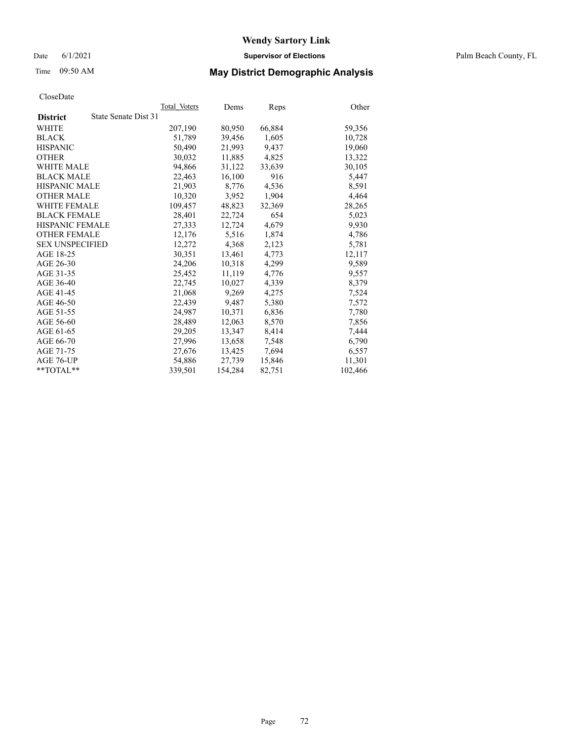# Wendy Sartory Link

Date 6/1/2021 **Supervisor of Elections** Palm Beach County, FL

Time 09:50 AM **May District Demographic Analysis**

CloseDate

| **District** State Senate Dist 31 | Total Voters | Dems | Reps | Other |
|---|---|---|---|---|
| WHITE | 207,190 | 80,950 | 66,884 | 59,356 |
| BLACK | 51,789 | 39,456 | 1,605 | 10,728 |
| HISPANIC | 50,490 | 21,993 | 9,437 | 19,060 |
| OTHER | 30,032 | 11,885 | 4,825 | 13,322 |
| WHITE MALE | 94,866 | 31,122 | 33,639 | 30,105 |
| BLACK MALE | 22,463 | 16,100 | 916 | 5,447 |
| HISPANIC MALE | 21,903 | 8,776 | 4,536 | 8,591 |
| OTHER MALE | 10,320 | 3,952 | 1,904 | 4,464 |
| WHITE FEMALE | 109,457 | 48,823 | 32,369 | 28,265 |
| BLACK FEMALE | 28,401 | 22,724 | 654 | 5,023 |
| HISPANIC FEMALE | 27,333 | 12,724 | 4,679 | 9,930 |
| OTHER FEMALE | 12,176 | 5,516 | 1,874 | 4,786 |
| SEX UNSPECIFIED | 12,272 | 4,368 | 2,123 | 5,781 |
| AGE 18-25 | 30,351 | 13,461 | 4,773 | 12,117 |
| AGE 26-30 | 24,206 | 10,318 | 4,299 | 9,589 |
| AGE 31-35 | 25,452 | 11,119 | 4,776 | 9,557 |
| AGE 36-40 | 22,745 | 10,027 | 4,339 | 8,379 |
| AGE 41-45 | 21,068 | 9,269 | 4,275 | 7,524 |
| AGE 46-50 | 22,439 | 9,487 | 5,380 | 7,572 |
| AGE 51-55 | 24,987 | 10,371 | 6,836 | 7,780 |
| AGE 56-60 | 28,489 | 12,063 | 8,570 | 7,856 |
| AGE 61-65 | 29,205 | 13,347 | 8,414 | 7,444 |
| AGE 66-70 | 27,996 | 13,658 | 7,548 | 6,790 |
| AGE 71-75 | 27,676 | 13,425 | 7,694 | 6,557 |
| AGE 76-UP | 54,886 | 27,739 | 15,846 | 11,301 |
| **TOTAL** | 339,501 | 154,284 | 82,751 | 102,466 |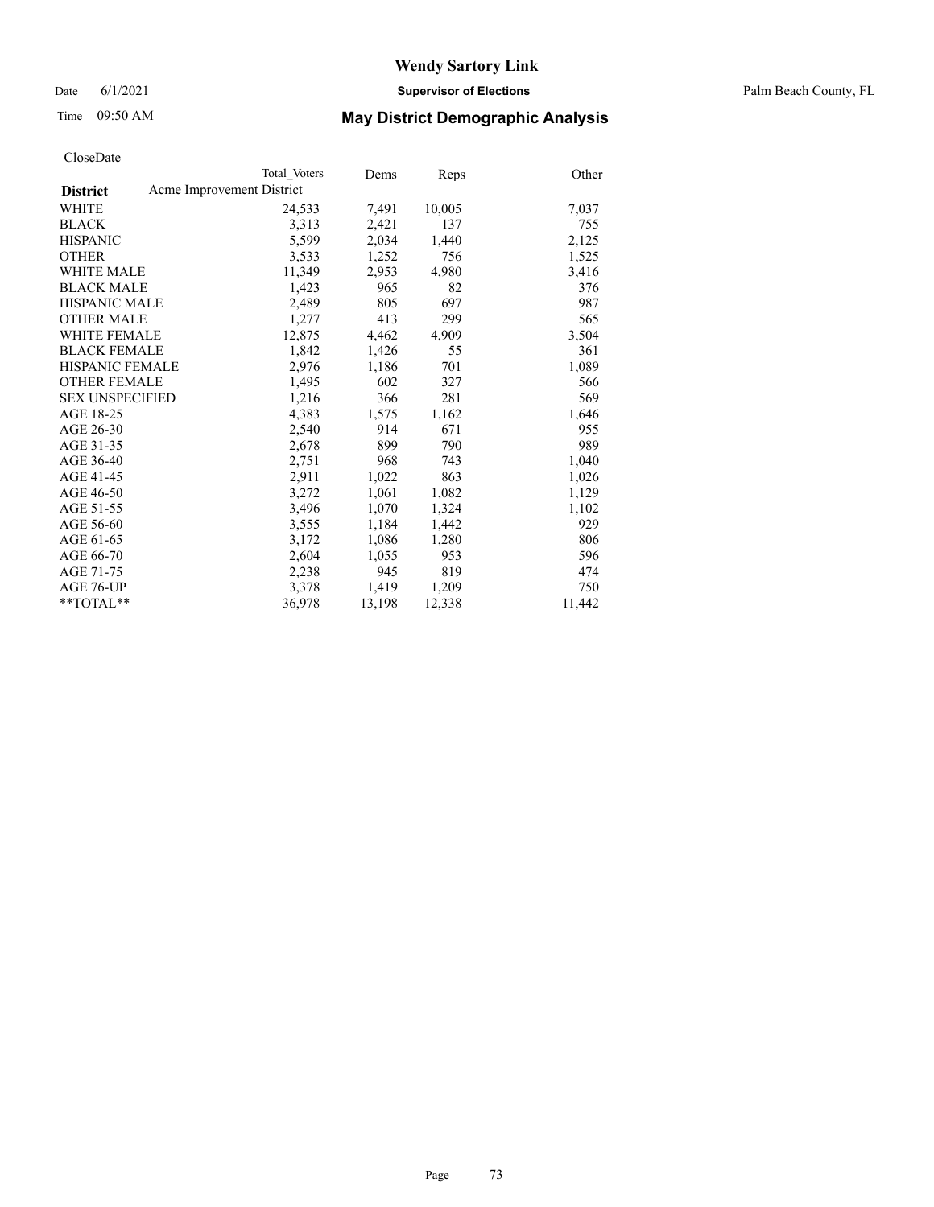CloseDate

| District | Total Voters | Dems | Reps | Other |
|---|---|---|---|---|
| Acme Improvement District | | | | |
| WHITE | 24,533 | 7,491 | 10,005 | 7,037 |
| BLACK | 3,313 | 2,421 | 137 | 755 |
| HISPANIC | 5,599 | 2,034 | 1,440 | 2,125 |
| OTHER | 3,533 | 1,252 | 756 | 1,525 |
| WHITE MALE | 11,349 | 2,953 | 4,980 | 3,416 |
| BLACK MALE | 1,423 | 965 | 82 | 376 |
| HISPANIC MALE | 2,489 | 805 | 697 | 987 |
| OTHER MALE | 1,277 | 413 | 299 | 565 |
| WHITE FEMALE | 12,875 | 4,462 | 4,909 | 3,504 |
| BLACK FEMALE | 1,842 | 1,426 | 55 | 361 |
| HISPANIC FEMALE | 2,976 | 1,186 | 701 | 1,089 |
| OTHER FEMALE | 1,495 | 602 | 327 | 566 |
| SEX UNSPECIFIED | 1,216 | 366 | 281 | 569 |
| AGE 18-25 | 4,383 | 1,575 | 1,162 | 1,646 |
| AGE 26-30 | 2,540 | 914 | 671 | 955 |
| AGE 31-35 | 2,678 | 899 | 790 | 989 |
| AGE 36-40 | 2,751 | 968 | 743 | 1,040 |
| AGE 41-45 | 2,911 | 1,022 | 863 | 1,026 |
| AGE 46-50 | 3,272 | 1,061 | 1,082 | 1,129 |
| AGE 51-55 | 3,496 | 1,070 | 1,324 | 1,102 |
| AGE 56-60 | 3,555 | 1,184 | 1,442 | 929 |
| AGE 61-65 | 3,172 | 1,086 | 1,280 | 806 |
| AGE 66-70 | 2,604 | 1,055 | 953 | 596 |
| AGE 71-75 | 2,238 | 945 | 819 | 474 |
| AGE 76-UP | 3,378 | 1,419 | 1,209 | 750 |
| **TOTAL** | 36,978 | 13,198 | 12,338 | 11,442 |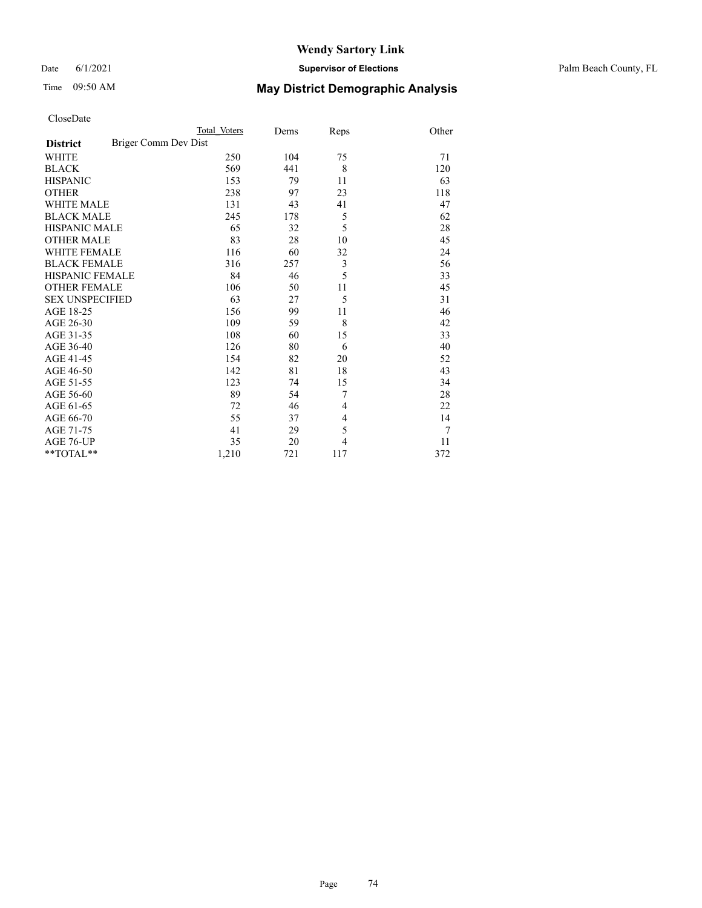# Wendy Sartory Link

Date 6/1/2021 **Supervisor of Elections** Palm Beach County, FL

Time 09:50 AM **May District Demographic Analysis**

CloseDate

| **District** Briger Comm Dev Dist | Total Voters | Dems | Reps | Other |
|---|---|---|---|---|
| WHITE | 250 | 104 | 75 | 71 |
| BLACK | 569 | 441 | 8 | 120 |
| HISPANIC | 153 | 79 | 11 | 63 |
| OTHER | 238 | 97 | 23 | 118 |
| WHITE MALE | 131 | 43 | 41 | 47 |
| BLACK MALE | 245 | 178 | 5 | 62 |
| HISPANIC MALE | 65 | 32 | 5 | 28 |
| OTHER MALE | 83 | 28 | 10 | 45 |
| WHITE FEMALE | 116 | 60 | 32 | 24 |
| BLACK FEMALE | 316 | 257 | 3 | 56 |
| HISPANIC FEMALE | 84 | 46 | 5 | 33 |
| OTHER FEMALE | 106 | 50 | 11 | 45 |
| SEX UNSPECIFIED | 63 | 27 | 5 | 31 |
| AGE 18-25 | 156 | 99 | 11 | 46 |
| AGE 26-30 | 109 | 59 | 8 | 42 |
| AGE 31-35 | 108 | 60 | 15 | 33 |
| AGE 36-40 | 126 | 80 | 6 | 40 |
| AGE 41-45 | 154 | 82 | 20 | 52 |
| AGE 46-50 | 142 | 81 | 18 | 43 |
| AGE 51-55 | 123 | 74 | 15 | 34 |
| AGE 56-60 | 89 | 54 | 7 | 28 |
| AGE 61-65 | 72 | 46 | 4 | 22 |
| AGE 66-70 | 55 | 37 | 4 | 14 |
| AGE 71-75 | 41 | 29 | 5 | 7 |
| AGE 76-UP | 35 | 20 | 4 | 11 |
| **TOTAL** | 1,210 | 721 | 117 | 372 |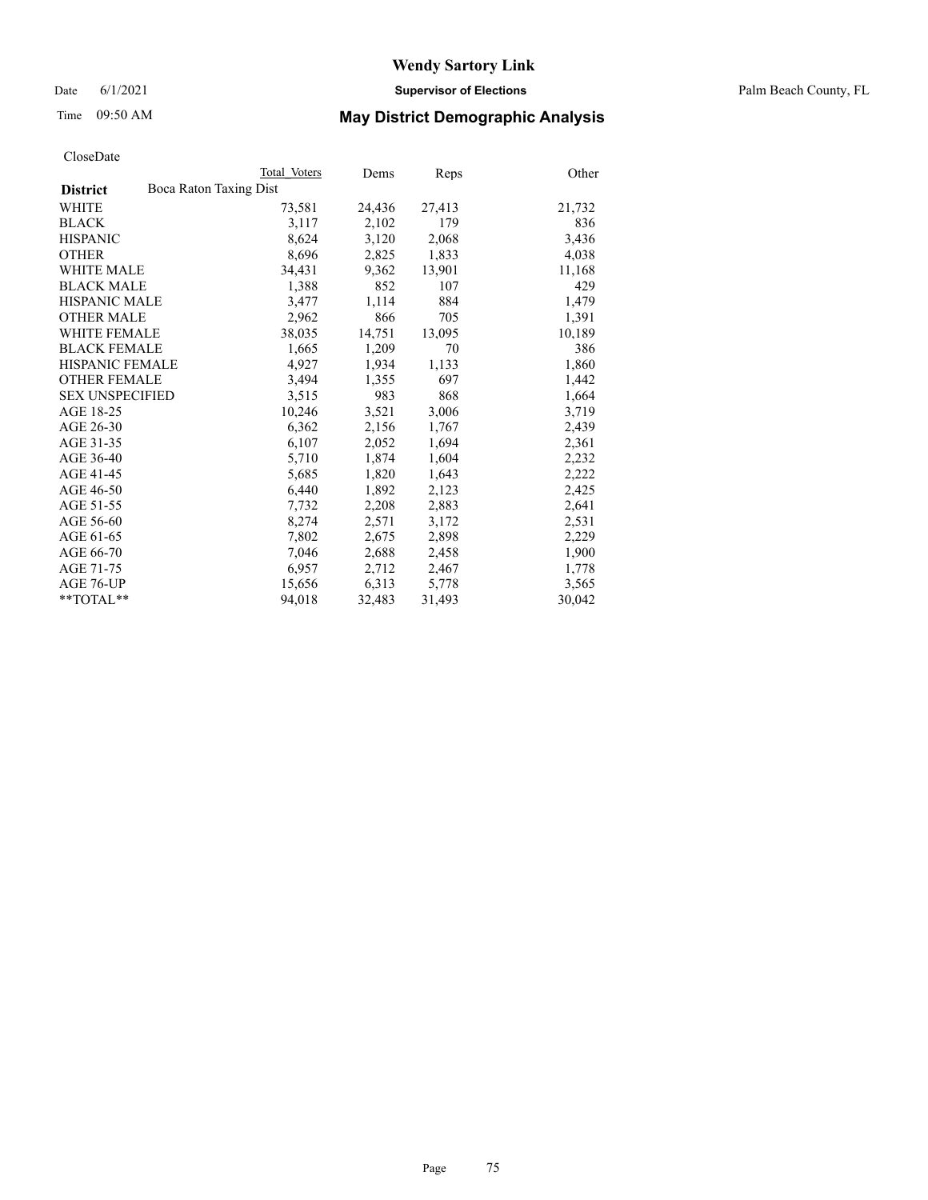# Wendy Sartory Link

Date 6/1/2021 **Supervisor of Elections** Palm Beach County, FL

Time 09:50 AM **May District Demographic Analysis**

CloseDate

| **District** | Total Voters | Dems | Reps | Other |
|---|---|---|---|---|
| Boca Raton Taxing Dist | | | | |
| WHITE | 73,581 | 24,436 | 27,413 | 21,732 |
| BLACK | 3,117 | 2,102 | 179 | 836 |
| HISPANIC | 8,624 | 3,120 | 2,068 | 3,436 |
| OTHER | 8,696 | 2,825 | 1,833 | 4,038 |
| WHITE MALE | 34,431 | 9,362 | 13,901 | 11,168 |
| BLACK MALE | 1,388 | 852 | 107 | 429 |
| HISPANIC MALE | 3,477 | 1,114 | 884 | 1,479 |
| OTHER MALE | 2,962 | 866 | 705 | 1,391 |
| WHITE FEMALE | 38,035 | 14,751 | 13,095 | 10,189 |
| BLACK FEMALE | 1,665 | 1,209 | 70 | 386 |
| HISPANIC FEMALE | 4,927 | 1,934 | 1,133 | 1,860 |
| OTHER FEMALE | 3,494 | 1,355 | 697 | 1,442 |
| SEX UNSPECIFIED | 3,515 | 983 | 868 | 1,664 |
| AGE 18-25 | 10,246 | 3,521 | 3,006 | 3,719 |
| AGE 26-30 | 6,362 | 2,156 | 1,767 | 2,439 |
| AGE 31-35 | 6,107 | 2,052 | 1,694 | 2,361 |
| AGE 36-40 | 5,710 | 1,874 | 1,604 | 2,232 |
| AGE 41-45 | 5,685 | 1,820 | 1,643 | 2,222 |
| AGE 46-50 | 6,440 | 1,892 | 2,123 | 2,425 |
| AGE 51-55 | 7,732 | 2,208 | 2,883 | 2,641 |
| AGE 56-60 | 8,274 | 2,571 | 3,172 | 2,531 |
| AGE 61-65 | 7,802 | 2,675 | 2,898 | 2,229 |
| AGE 66-70 | 7,046 | 2,688 | 2,458 | 1,900 |
| AGE 71-75 | 6,957 | 2,712 | 2,467 | 1,778 |
| AGE 76-UP | 15,656 | 6,313 | 5,778 | 3,565 |
| **TOTAL** | 94,018 | 32,483 | 31,493 | 30,042 |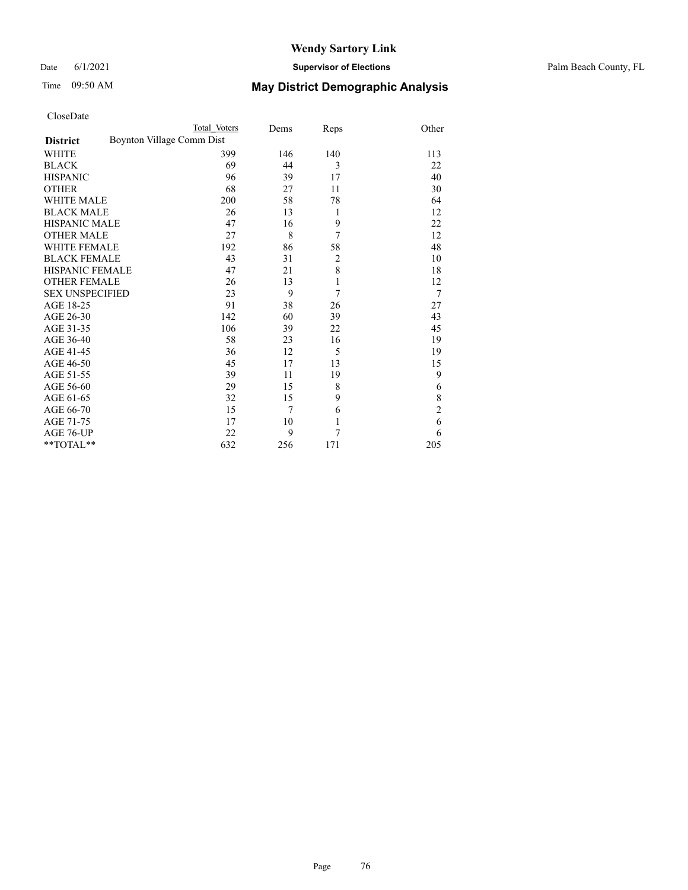# Wendy Sartory Link

Date 6/1/2021 **Supervisor of Elections** Palm Beach County, FL

Time 09:50 AM **May District Demographic Analysis**

CloseDate

| **District** | Total Voters | Dems | Reps | Other |
|---|---|---|---|---|
| Boynton Village Comm Dist | | | | |
| WHITE | 399 | 146 | 140 | 113 |
| BLACK | 69 | 44 | 3 | 22 |
| HISPANIC | 96 | 39 | 17 | 40 |
| OTHER | 68 | 27 | 11 | 30 |
| WHITE MALE | 200 | 58 | 78 | 64 |
| BLACK MALE | 26 | 13 | 1 | 12 |
| HISPANIC MALE | 47 | 16 | 9 | 22 |
| OTHER MALE | 27 | 8 | 7 | 12 |
| WHITE FEMALE | 192 | 86 | 58 | 48 |
| BLACK FEMALE | 43 | 31 | 2 | 10 |
| HISPANIC FEMALE | 47 | 21 | 8 | 18 |
| OTHER FEMALE | 26 | 13 | 1 | 12 |
| SEX UNSPECIFIED | 23 | 9 | 7 | 7 |
| AGE 18-25 | 91 | 38 | 26 | 27 |
| AGE 26-30 | 142 | 60 | 39 | 43 |
| AGE 31-35 | 106 | 39 | 22 | 45 |
| AGE 36-40 | 58 | 23 | 16 | 19 |
| AGE 41-45 | 36 | 12 | 5 | 19 |
| AGE 46-50 | 45 | 17 | 13 | 15 |
| AGE 51-55 | 39 | 11 | 19 | 9 |
| AGE 56-60 | 29 | 15 | 8 | 6 |
| AGE 61-65 | 32 | 15 | 9 | 8 |
| AGE 66-70 | 15 | 7 | 6 | 2 |
| AGE 71-75 | 17 | 10 | 1 | 6 |
| AGE 76-UP | 22 | 9 | 7 | 6 |
| **TOTAL** | 632 | 256 | 171 | 205 |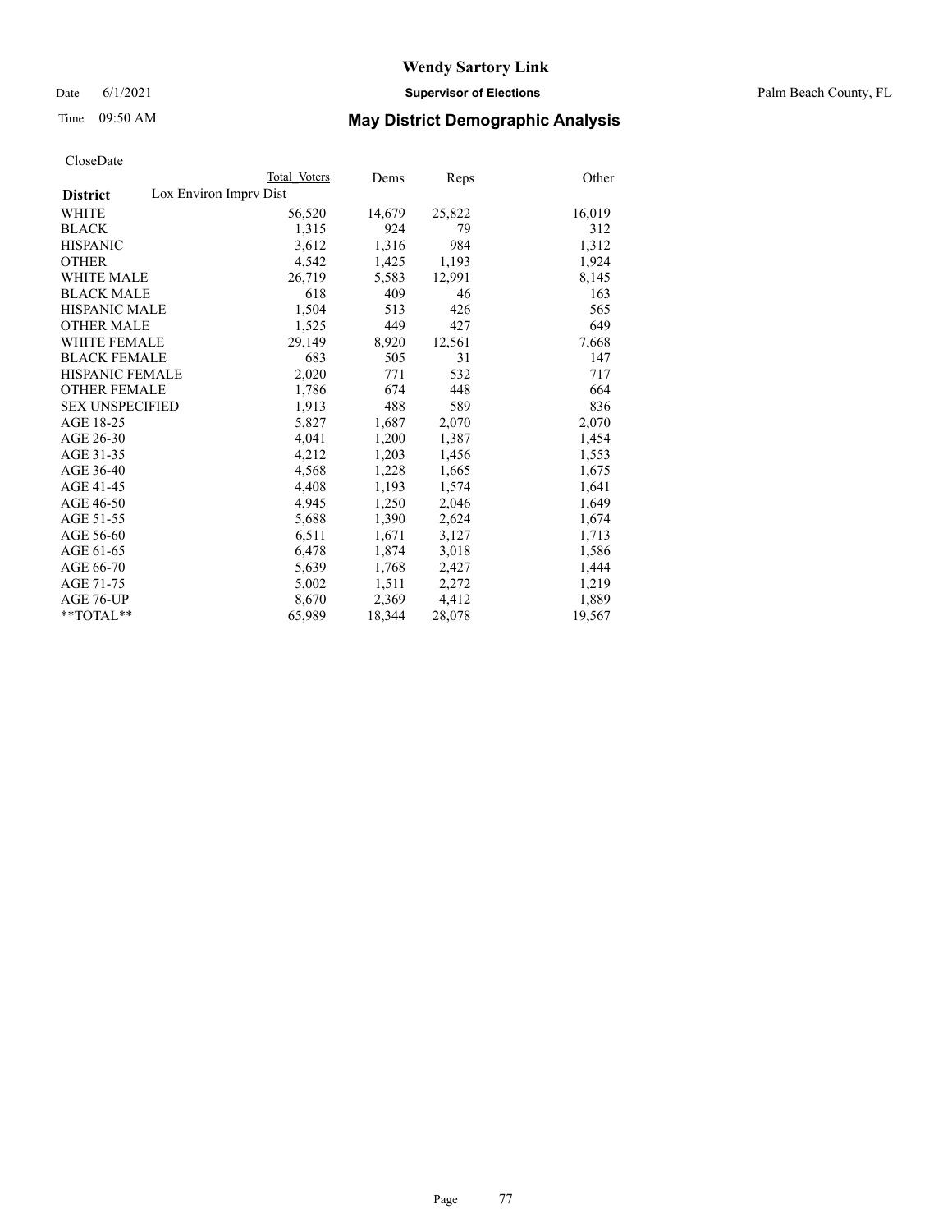# Wendy Sartory Link

Date 6/1/2021 **Supervisor of Elections** Palm Beach County, FL

Time 09:50 AM **May District Demographic Analysis**

CloseDate

| | Total Voters | Dems | Reps | Other |
|---|---|---|---|---|
| **District** Lox Environ Imprv Dist | | | | |
| WHITE | 56,520 | 14,679 | 25,822 | 16,019 |
| BLACK | 1,315 | 924 | 79 | 312 |
| HISPANIC | 3,612 | 1,316 | 984 | 1,312 |
| OTHER | 4,542 | 1,425 | 1,193 | 1,924 |
| WHITE MALE | 26,719 | 5,583 | 12,991 | 8,145 |
| BLACK MALE | 618 | 409 | 46 | 163 |
| HISPANIC MALE | 1,504 | 513 | 426 | 565 |
| OTHER MALE | 1,525 | 449 | 427 | 649 |
| WHITE FEMALE | 29,149 | 8,920 | 12,561 | 7,668 |
| BLACK FEMALE | 683 | 505 | 31 | 147 |
| HISPANIC FEMALE | 2,020 | 771 | 532 | 717 |
| OTHER FEMALE | 1,786 | 674 | 448 | 664 |
| SEX UNSPECIFIED | 1,913 | 488 | 589 | 836 |
| AGE 18-25 | 5,827 | 1,687 | 2,070 | 2,070 |
| AGE 26-30 | 4,041 | 1,200 | 1,387 | 1,454 |
| AGE 31-35 | 4,212 | 1,203 | 1,456 | 1,553 |
| AGE 36-40 | 4,568 | 1,228 | 1,665 | 1,675 |
| AGE 41-45 | 4,408 | 1,193 | 1,574 | 1,641 |
| AGE 46-50 | 4,945 | 1,250 | 2,046 | 1,649 |
| AGE 51-55 | 5,688 | 1,390 | 2,624 | 1,674 |
| AGE 56-60 | 6,511 | 1,671 | 3,127 | 1,713 |
| AGE 61-65 | 6,478 | 1,874 | 3,018 | 1,586 |
| AGE 66-70 | 5,639 | 1,768 | 2,427 | 1,444 |
| AGE 71-75 | 5,002 | 1,511 | 2,272 | 1,219 |
| AGE 76-UP | 8,670 | 2,369 | 4,412 | 1,889 |
| **TOTAL** | 65,989 | 18,344 | 28,078 | 19,567 |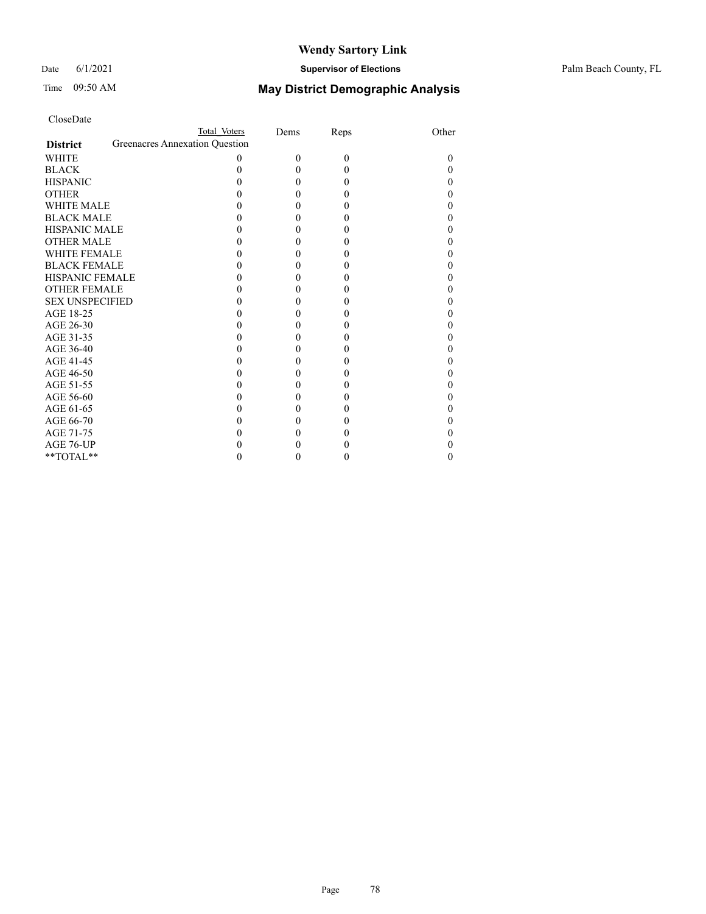CloseDate

| District | Total Voters | Dems | Reps | Other |
|---|---|---|---|---|
| Greenacres Annexation Question | | | | |
| WHITE | 0 | 0 | 0 | 0 |
| BLACK | 0 | 0 | 0 | 0 |
| HISPANIC | 0 | 0 | 0 | 0 |
| OTHER | 0 | 0 | 0 | 0 |
| WHITE MALE | 0 | 0 | 0 | 0 |
| BLACK MALE | 0 | 0 | 0 | 0 |
| HISPANIC MALE | 0 | 0 | 0 | 0 |
| OTHER MALE | 0 | 0 | 0 | 0 |
| WHITE FEMALE | 0 | 0 | 0 | 0 |
| BLACK FEMALE | 0 | 0 | 0 | 0 |
| HISPANIC FEMALE | 0 | 0 | 0 | 0 |
| OTHER FEMALE | 0 | 0 | 0 | 0 |
| SEX UNSPECIFIED | 0 | 0 | 0 | 0 |
| AGE 18-25 | 0 | 0 | 0 | 0 |
| AGE 26-30 | 0 | 0 | 0 | 0 |
| AGE 31-35 | 0 | 0 | 0 | 0 |
| AGE 36-40 | 0 | 0 | 0 | 0 |
| AGE 41-45 | 0 | 0 | 0 | 0 |
| AGE 46-50 | 0 | 0 | 0 | 0 |
| AGE 51-55 | 0 | 0 | 0 | 0 |
| AGE 56-60 | 0 | 0 | 0 | 0 |
| AGE 61-65 | 0 | 0 | 0 | 0 |
| AGE 66-70 | 0 | 0 | 0 | 0 |
| AGE 71-75 | 0 | 0 | 0 | 0 |
| AGE 76-UP | 0 | 0 | 0 | 0 |
| **TOTAL** | 0 | 0 | 0 | 0 |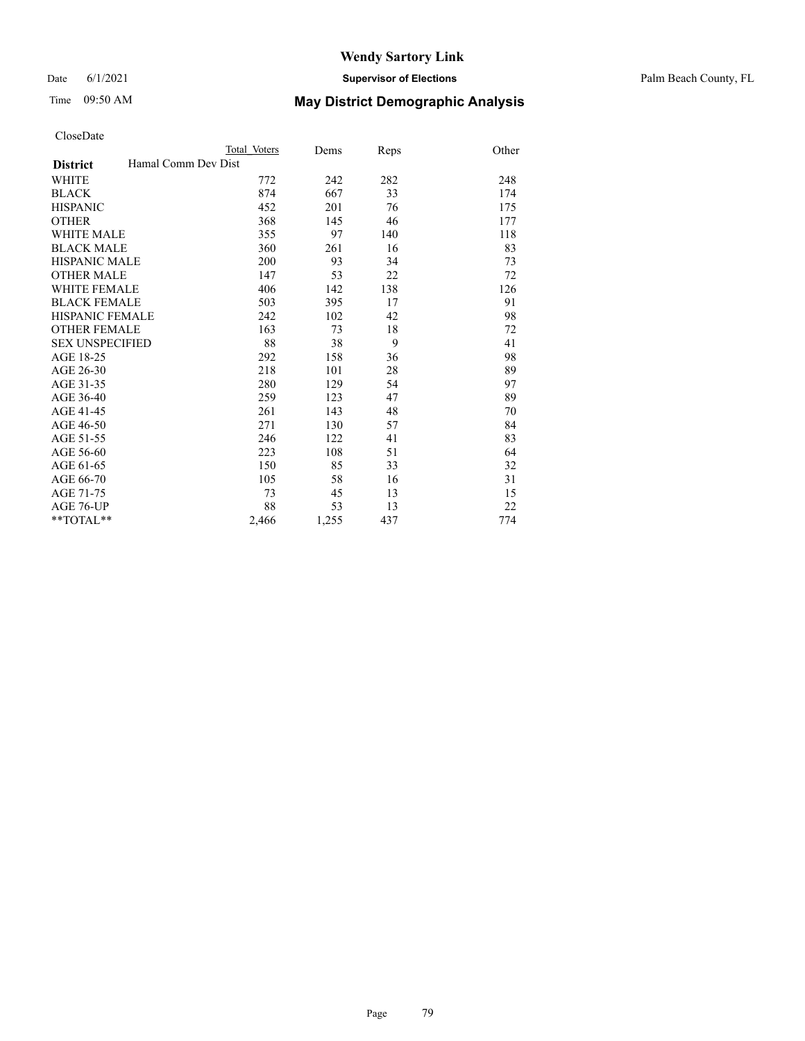CloseDate

| District | Hamal Comm Dev Dist | Total Voters | Dems | Reps | Other |
|---|---|---|---|---|---|
| WHITE | | 772 | 242 | 282 | 248 |
| BLACK | | 874 | 667 | 33 | 174 |
| HISPANIC | | 452 | 201 | 76 | 175 |
| OTHER | | 368 | 145 | 46 | 177 |
| WHITE MALE | | 355 | 97 | 140 | 118 |
| BLACK MALE | | 360 | 261 | 16 | 83 |
| HISPANIC MALE | | 200 | 93 | 34 | 73 |
| OTHER MALE | | 147 | 53 | 22 | 72 |
| WHITE FEMALE | | 406 | 142 | 138 | 126 |
| BLACK FEMALE | | 503 | 395 | 17 | 91 |
| HISPANIC FEMALE | | 242 | 102 | 42 | 98 |
| OTHER FEMALE | | 163 | 73 | 18 | 72 |
| SEX UNSPECIFIED | | 88 | 38 | 9 | 41 |
| AGE 18-25 | | 292 | 158 | 36 | 98 |
| AGE 26-30 | | 218 | 101 | 28 | 89 |
| AGE 31-35 | | 280 | 129 | 54 | 97 |
| AGE 36-40 | | 259 | 123 | 47 | 89 |
| AGE 41-45 | | 261 | 143 | 48 | 70 |
| AGE 46-50 | | 271 | 130 | 57 | 84 |
| AGE 51-55 | | 246 | 122 | 41 | 83 |
| AGE 56-60 | | 223 | 108 | 51 | 64 |
| AGE 61-65 | | 150 | 85 | 33 | 32 |
| AGE 66-70 | | 105 | 58 | 16 | 31 |
| AGE 71-75 | | 73 | 45 | 13 | 15 |
| AGE 76-UP | | 88 | 53 | 13 | 22 |
| **TOTAL** | | 2,466 | 1,255 | 437 | 774 |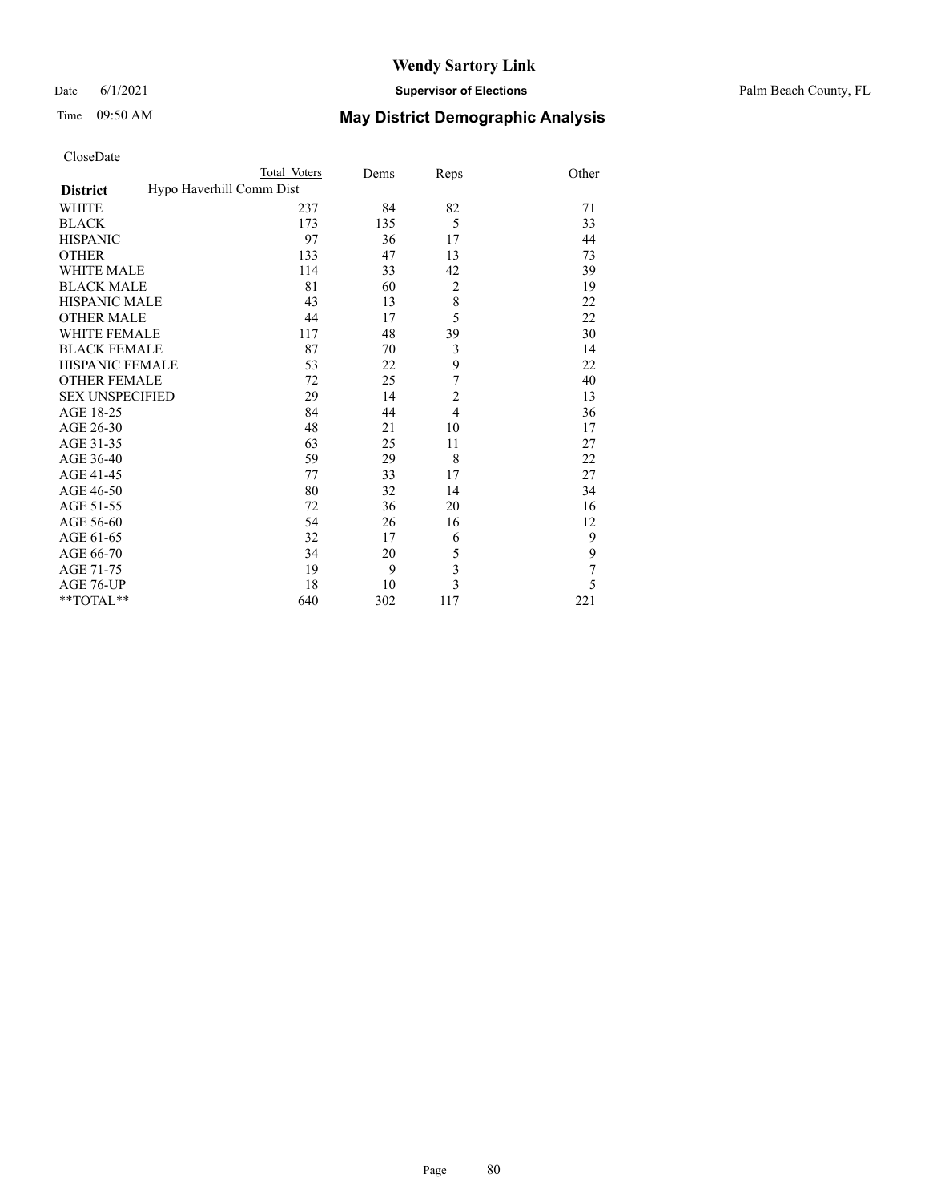# Wendy Sartory Link

Date 6/1/2021 **Supervisor of Elections** Palm Beach County, FL

Time 09:50 AM **May District Demographic Analysis**

CloseDate

| | Total Voters | Dems | Reps | Other |
|---|---|---|---|---|
| **District** | Hypo Haverhill Comm Dist | | | |
| WHITE | 237 | 84 | 82 | 71 |
| BLACK | 173 | 135 | 5 | 33 |
| HISPANIC | 97 | 36 | 17 | 44 |
| OTHER | 133 | 47 | 13 | 73 |
| WHITE MALE | 114 | 33 | 42 | 39 |
| BLACK MALE | 81 | 60 | 2 | 19 |
| HISPANIC MALE | 43 | 13 | 8 | 22 |
| OTHER MALE | 44 | 17 | 5 | 22 |
| WHITE FEMALE | 117 | 48 | 39 | 30 |
| BLACK FEMALE | 87 | 70 | 3 | 14 |
| HISPANIC FEMALE | 53 | 22 | 9 | 22 |
| OTHER FEMALE | 72 | 25 | 7 | 40 |
| SEX UNSPECIFIED | 29 | 14 | 2 | 13 |
| AGE 18-25 | 84 | 44 | 4 | 36 |
| AGE 26-30 | 48 | 21 | 10 | 17 |
| AGE 31-35 | 63 | 25 | 11 | 27 |
| AGE 36-40 | 59 | 29 | 8 | 22 |
| AGE 41-45 | 77 | 33 | 17 | 27 |
| AGE 46-50 | 80 | 32 | 14 | 34 |
| AGE 51-55 | 72 | 36 | 20 | 16 |
| AGE 56-60 | 54 | 26 | 16 | 12 |
| AGE 61-65 | 32 | 17 | 6 | 9 |
| AGE 66-70 | 34 | 20 | 5 | 9 |
| AGE 71-75 | 19 | 9 | 3 | 7 |
| AGE 76-UP | 18 | 10 | 3 | 5 |
| **TOTAL** | 640 | 302 | 117 | 221 |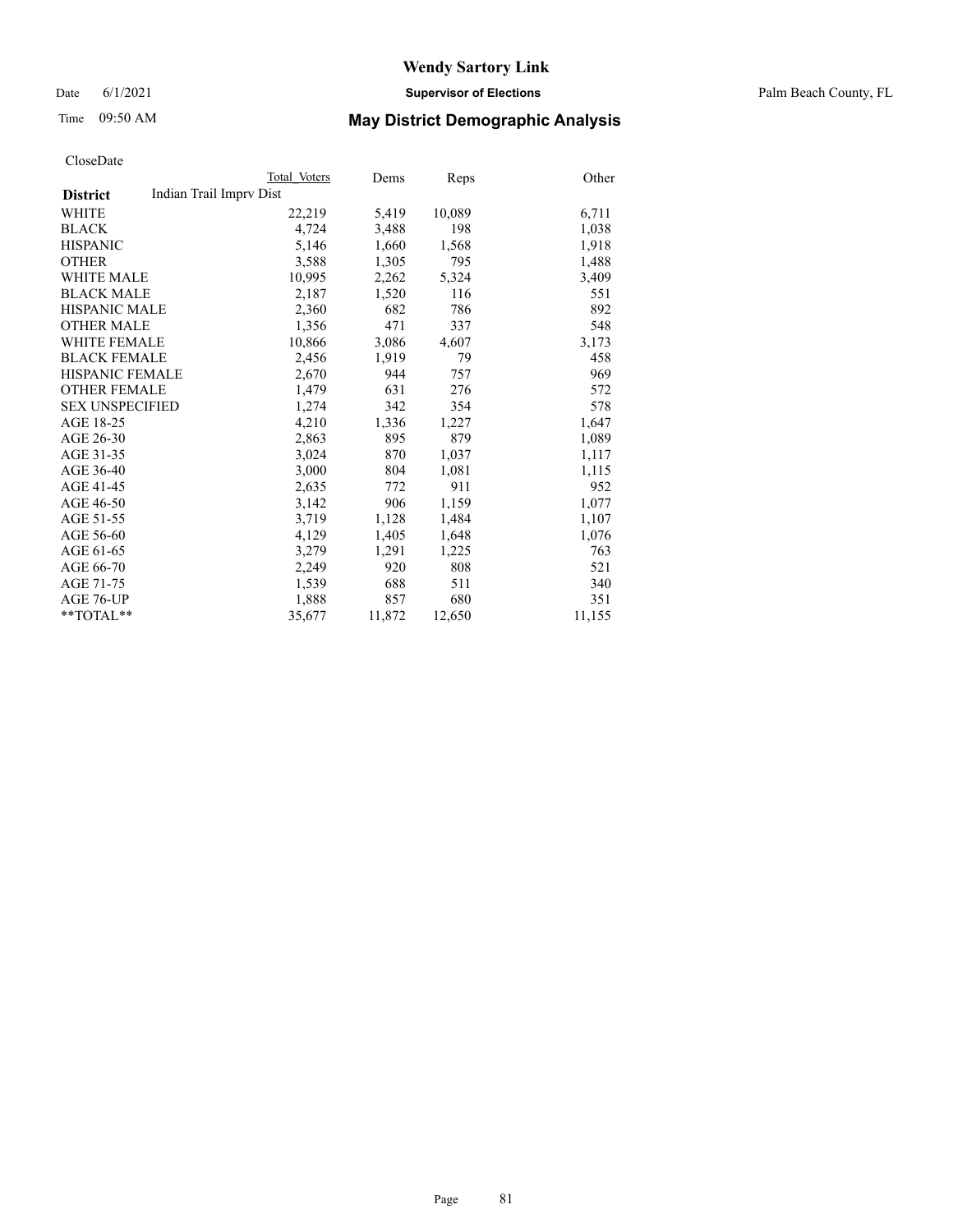**Wendy Sartory Link**

Date 6/1/2021 **Supervisor of Elections** Palm Beach County, FL

Time 09:50 AM **May District Demographic Analysis**

CloseDate

| District | Total Voters | Dems | Reps | Other |
|---|---|---|---|---|
| Indian Trail Imprv Dist | | | | |
| WHITE | 22,219 | 5,419 | 10,089 | 6,711 |
| BLACK | 4,724 | 3,488 | 198 | 1,038 |
| HISPANIC | 5,146 | 1,660 | 1,568 | 1,918 |
| OTHER | 3,588 | 1,305 | 795 | 1,488 |
| WHITE MALE | 10,995 | 2,262 | 5,324 | 3,409 |
| BLACK MALE | 2,187 | 1,520 | 116 | 551 |
| HISPANIC MALE | 2,360 | 682 | 786 | 892 |
| OTHER MALE | 1,356 | 471 | 337 | 548 |
| WHITE FEMALE | 10,866 | 3,086 | 4,607 | 3,173 |
| BLACK FEMALE | 2,456 | 1,919 | 79 | 458 |
| HISPANIC FEMALE | 2,670 | 944 | 757 | 969 |
| OTHER FEMALE | 1,479 | 631 | 276 | 572 |
| SEX UNSPECIFIED | 1,274 | 342 | 354 | 578 |
| AGE 18-25 | 4,210 | 1,336 | 1,227 | 1,647 |
| AGE 26-30 | 2,863 | 895 | 879 | 1,089 |
| AGE 31-35 | 3,024 | 870 | 1,037 | 1,117 |
| AGE 36-40 | 3,000 | 804 | 1,081 | 1,115 |
| AGE 41-45 | 2,635 | 772 | 911 | 952 |
| AGE 46-50 | 3,142 | 906 | 1,159 | 1,077 |
| AGE 51-55 | 3,719 | 1,128 | 1,484 | 1,107 |
| AGE 56-60 | 4,129 | 1,405 | 1,648 | 1,076 |
| AGE 61-65 | 3,279 | 1,291 | 1,225 | 763 |
| AGE 66-70 | 2,249 | 920 | 808 | 521 |
| AGE 71-75 | 1,539 | 688 | 511 | 340 |
| AGE 76-UP | 1,888 | 857 | 680 | 351 |
| **TOTAL** | 35,677 | 11,872 | 12,650 | 11,155 |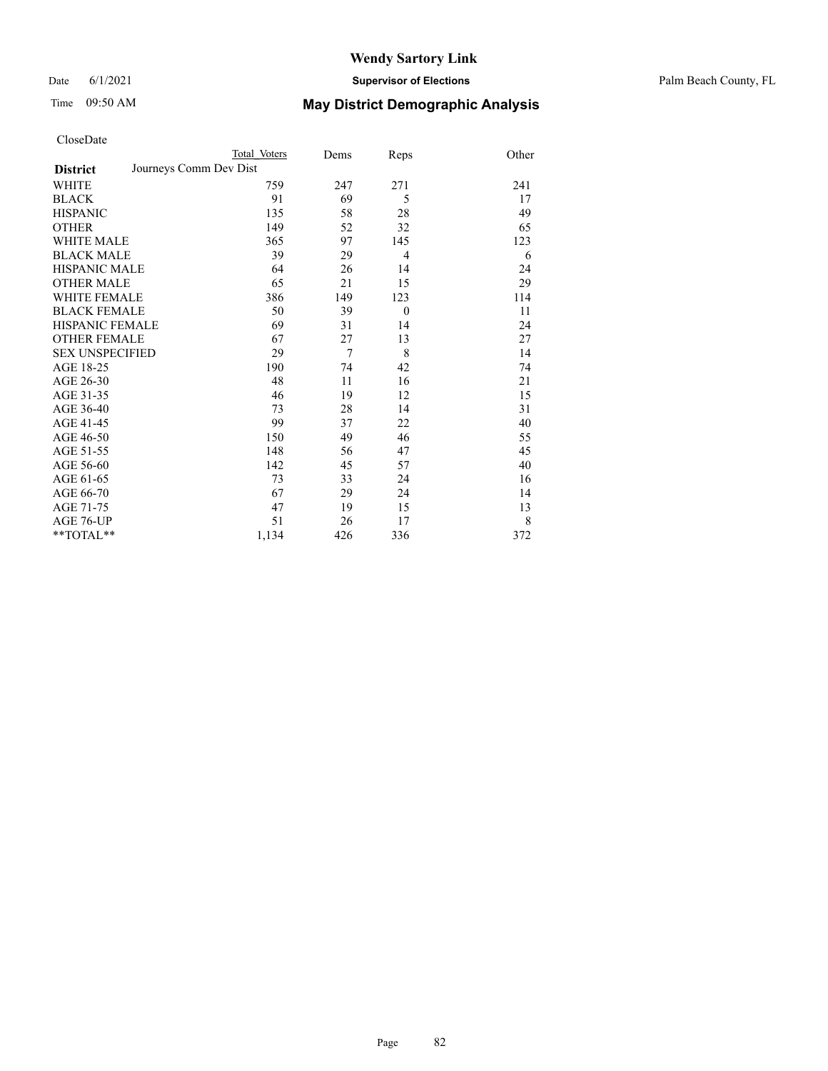# Wendy Sartory Link

Date 6/1/2021 **Supervisor of Elections** Palm Beach County, FL

Time 09:50 AM **May District Demographic Analysis**

CloseDate

| **District** | Journeys Comm Dev Dist | Total Voters | Dems | Reps | Other |
|---|---|---|---|---|---|
| WHITE | | 759 | 247 | 271 | 241 |
| BLACK | | 91 | 69 | 5 | 17 |
| HISPANIC | | 135 | 58 | 28 | 49 |
| OTHER | | 149 | 52 | 32 | 65 |
| WHITE MALE | | 365 | 97 | 145 | 123 |
| BLACK MALE | | 39 | 29 | 4 | 6 |
| HISPANIC MALE | | 64 | 26 | 14 | 24 |
| OTHER MALE | | 65 | 21 | 15 | 29 |
| WHITE FEMALE | | 386 | 149 | 123 | 114 |
| BLACK FEMALE | | 50 | 39 | 0 | 11 |
| HISPANIC FEMALE | | 69 | 31 | 14 | 24 |
| OTHER FEMALE | | 67 | 27 | 13 | 27 |
| SEX UNSPECIFIED | | 29 | 7 | 8 | 14 |
| AGE 18-25 | | 190 | 74 | 42 | 74 |
| AGE 26-30 | | 48 | 11 | 16 | 21 |
| AGE 31-35 | | 46 | 19 | 12 | 15 |
| AGE 36-40 | | 73 | 28 | 14 | 31 |
| AGE 41-45 | | 99 | 37 | 22 | 40 |
| AGE 46-50 | | 150 | 49 | 46 | 55 |
| AGE 51-55 | | 148 | 56 | 47 | 45 |
| AGE 56-60 | | 142 | 45 | 57 | 40 |
| AGE 61-65 | | 73 | 33 | 24 | 16 |
| AGE 66-70 | | 67 | 29 | 24 | 14 |
| AGE 71-75 | | 47 | 19 | 15 | 13 |
| AGE 76-UP | | 51 | 26 | 17 | 8 |
| **TOTAL** | | 1,134 | 426 | 336 | 372 |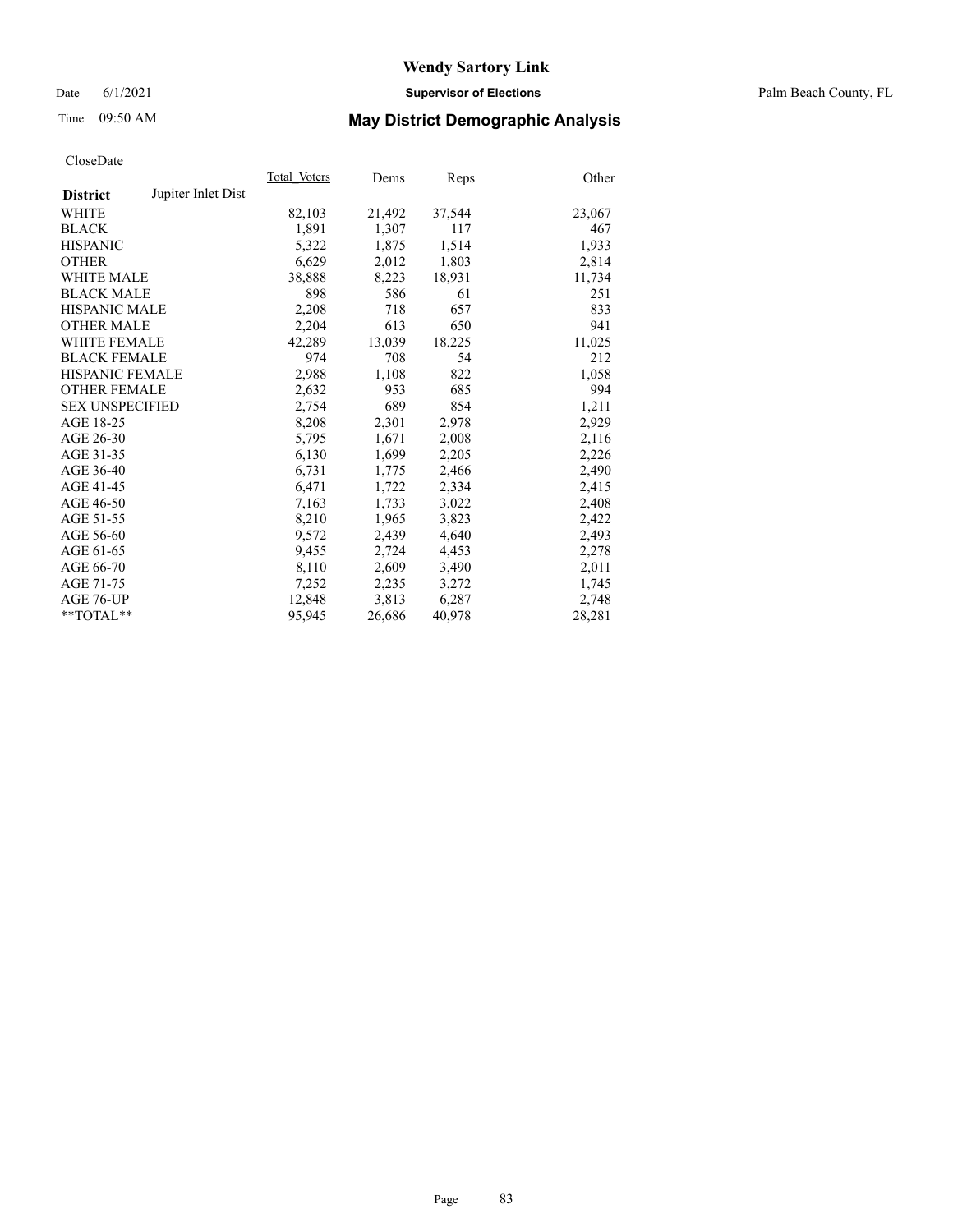# Wendy Sartory Link

Date 6/1/2021 **Supervisor of Elections** Palm Beach County, FL

Time 09:50 AM **May District Demographic Analysis**

CloseDate

| **District** Jupiter Inlet Dist | Total Voters | Dems | Reps | Other |
|---|---|---|---|---|
| WHITE | 82,103 | 21,492 | 37,544 | 23,067 |
| BLACK | 1,891 | 1,307 | 117 | 467 |
| HISPANIC | 5,322 | 1,875 | 1,514 | 1,933 |
| OTHER | 6,629 | 2,012 | 1,803 | 2,814 |
| WHITE MALE | 38,888 | 8,223 | 18,931 | 11,734 |
| BLACK MALE | 898 | 586 | 61 | 251 |
| HISPANIC MALE | 2,208 | 718 | 657 | 833 |
| OTHER MALE | 2,204 | 613 | 650 | 941 |
| WHITE FEMALE | 42,289 | 13,039 | 18,225 | 11,025 |
| BLACK FEMALE | 974 | 708 | 54 | 212 |
| HISPANIC FEMALE | 2,988 | 1,108 | 822 | 1,058 |
| OTHER FEMALE | 2,632 | 953 | 685 | 994 |
| SEX UNSPECIFIED | 2,754 | 689 | 854 | 1,211 |
| AGE 18-25 | 8,208 | 2,301 | 2,978 | 2,929 |
| AGE 26-30 | 5,795 | 1,671 | 2,008 | 2,116 |
| AGE 31-35 | 6,130 | 1,699 | 2,205 | 2,226 |
| AGE 36-40 | 6,731 | 1,775 | 2,466 | 2,490 |
| AGE 41-45 | 6,471 | 1,722 | 2,334 | 2,415 |
| AGE 46-50 | 7,163 | 1,733 | 3,022 | 2,408 |
| AGE 51-55 | 8,210 | 1,965 | 3,823 | 2,422 |
| AGE 56-60 | 9,572 | 2,439 | 4,640 | 2,493 |
| AGE 61-65 | 9,455 | 2,724 | 4,453 | 2,278 |
| AGE 66-70 | 8,110 | 2,609 | 3,490 | 2,011 |
| AGE 71-75 | 7,252 | 2,235 | 3,272 | 1,745 |
| AGE 76-UP | 12,848 | 3,813 | 6,287 | 2,748 |
| **TOTAL** | 95,945 | 26,686 | 40,978 | 28,281 |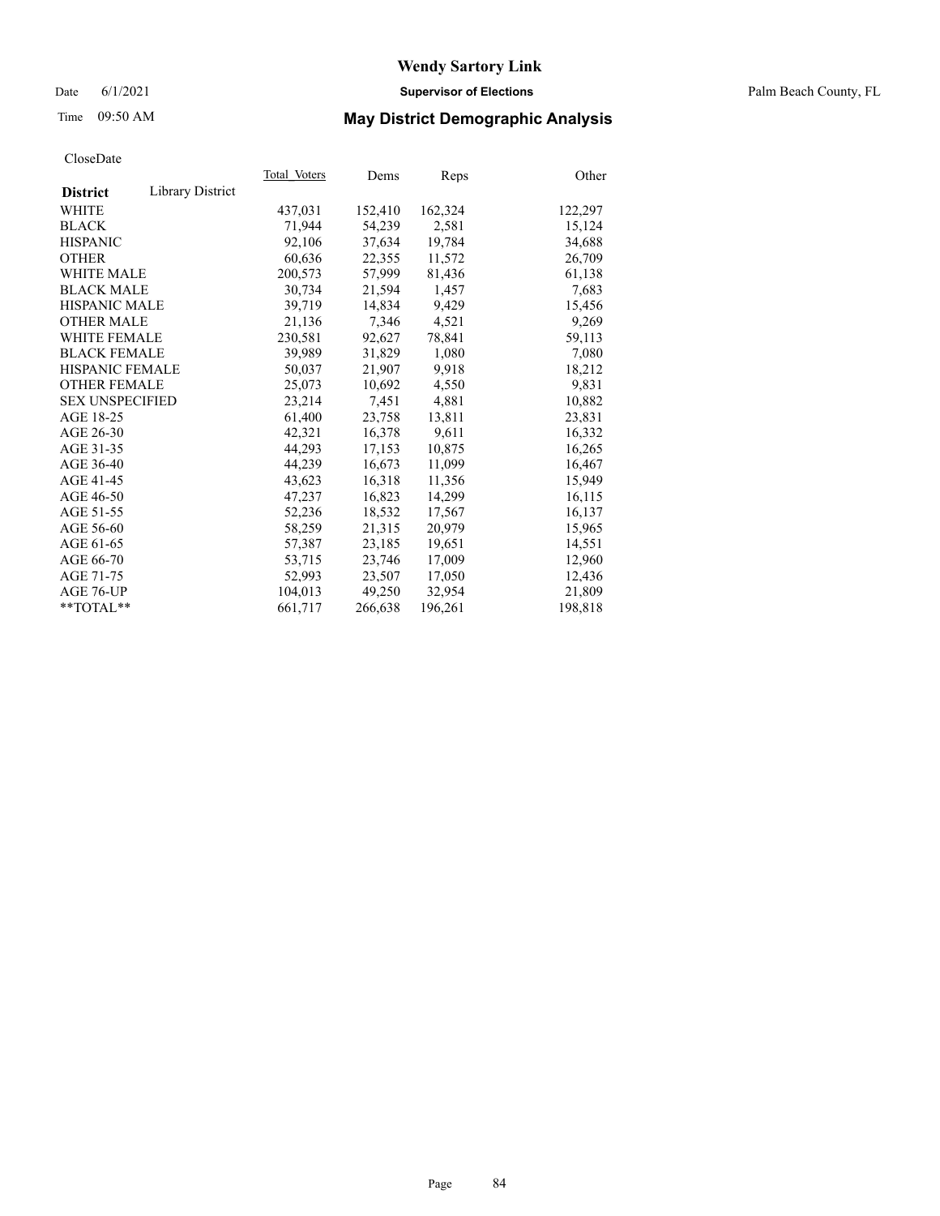# Wendy Sartory Link

Date 6/1/2021 **Supervisor of Elections** Palm Beach County, FL

Time 09:50 AM **May District Demographic Analysis**

CloseDate

| **District** | Library District | Total_Voters | Dems | Reps | Other |
|---|---|---|---|---|---|
| WHITE | | 437,031 | 152,410 | 162,324 | 122,297 |
| BLACK | | 71,944 | 54,239 | 2,581 | 15,124 |
| HISPANIC | | 92,106 | 37,634 | 19,784 | 34,688 |
| OTHER | | 60,636 | 22,355 | 11,572 | 26,709 |
| WHITE MALE | | 200,573 | 57,999 | 81,436 | 61,138 |
| BLACK MALE | | 30,734 | 21,594 | 1,457 | 7,683 |
| HISPANIC MALE | | 39,719 | 14,834 | 9,429 | 15,456 |
| OTHER MALE | | 21,136 | 7,346 | 4,521 | 9,269 |
| WHITE FEMALE | | 230,581 | 92,627 | 78,841 | 59,113 |
| BLACK FEMALE | | 39,989 | 31,829 | 1,080 | 7,080 |
| HISPANIC FEMALE | | 50,037 | 21,907 | 9,918 | 18,212 |
| OTHER FEMALE | | 25,073 | 10,692 | 4,550 | 9,831 |
| SEX UNSPECIFIED | | 23,214 | 7,451 | 4,881 | 10,882 |
| AGE 18-25 | | 61,400 | 23,758 | 13,811 | 23,831 |
| AGE 26-30 | | 42,321 | 16,378 | 9,611 | 16,332 |
| AGE 31-35 | | 44,293 | 17,153 | 10,875 | 16,265 |
| AGE 36-40 | | 44,239 | 16,673 | 11,099 | 16,467 |
| AGE 41-45 | | 43,623 | 16,318 | 11,356 | 15,949 |
| AGE 46-50 | | 47,237 | 16,823 | 14,299 | 16,115 |
| AGE 51-55 | | 52,236 | 18,532 | 17,567 | 16,137 |
| AGE 56-60 | | 58,259 | 21,315 | 20,979 | 15,965 |
| AGE 61-65 | | 57,387 | 23,185 | 19,651 | 14,551 |
| AGE 66-70 | | 53,715 | 23,746 | 17,009 | 12,960 |
| AGE 71-75 | | 52,993 | 23,507 | 17,050 | 12,436 |
| AGE 76-UP | | 104,013 | 49,250 | 32,954 | 21,809 |
| **TOTAL** | | 661,717 | 266,638 | 196,261 | 198,818 |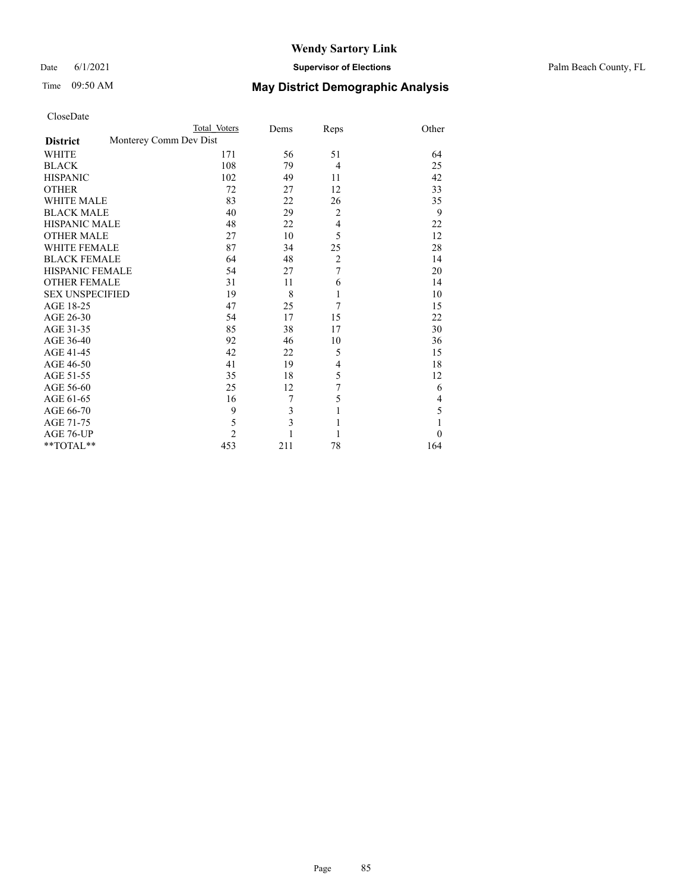# Wendy Sartory Link

Date 6/1/2021 **Supervisor of Elections** Palm Beach County, FL

Time 09:50 AM **May District Demographic Analysis**

CloseDate

| **District** | Total Voters | Dems | Reps | Other |
|---|---|---|---|---|
| Monterey Comm Dev Dist | | | | |
| WHITE | 171 | 56 | 51 | 64 |
| BLACK | 108 | 79 | 4 | 25 |
| HISPANIC | 102 | 49 | 11 | 42 |
| OTHER | 72 | 27 | 12 | 33 |
| WHITE MALE | 83 | 22 | 26 | 35 |
| BLACK MALE | 40 | 29 | 2 | 9 |
| HISPANIC MALE | 48 | 22 | 4 | 22 |
| OTHER MALE | 27 | 10 | 5 | 12 |
| WHITE FEMALE | 87 | 34 | 25 | 28 |
| BLACK FEMALE | 64 | 48 | 2 | 14 |
| HISPANIC FEMALE | 54 | 27 | 7 | 20 |
| OTHER FEMALE | 31 | 11 | 6 | 14 |
| SEX UNSPECIFIED | 19 | 8 | 1 | 10 |
| AGE 18-25 | 47 | 25 | 7 | 15 |
| AGE 26-30 | 54 | 17 | 15 | 22 |
| AGE 31-35 | 85 | 38 | 17 | 30 |
| AGE 36-40 | 92 | 46 | 10 | 36 |
| AGE 41-45 | 42 | 22 | 5 | 15 |
| AGE 46-50 | 41 | 19 | 4 | 18 |
| AGE 51-55 | 35 | 18 | 5 | 12 |
| AGE 56-60 | 25 | 12 | 7 | 6 |
| AGE 61-65 | 16 | 7 | 5 | 4 |
| AGE 66-70 | 9 | 3 | 1 | 5 |
| AGE 71-75 | 5 | 3 | 1 | 1 |
| AGE 76-UP | 2 | 1 | 1 | 0 |
| **TOTAL** | 453 | 211 | 78 | 164 |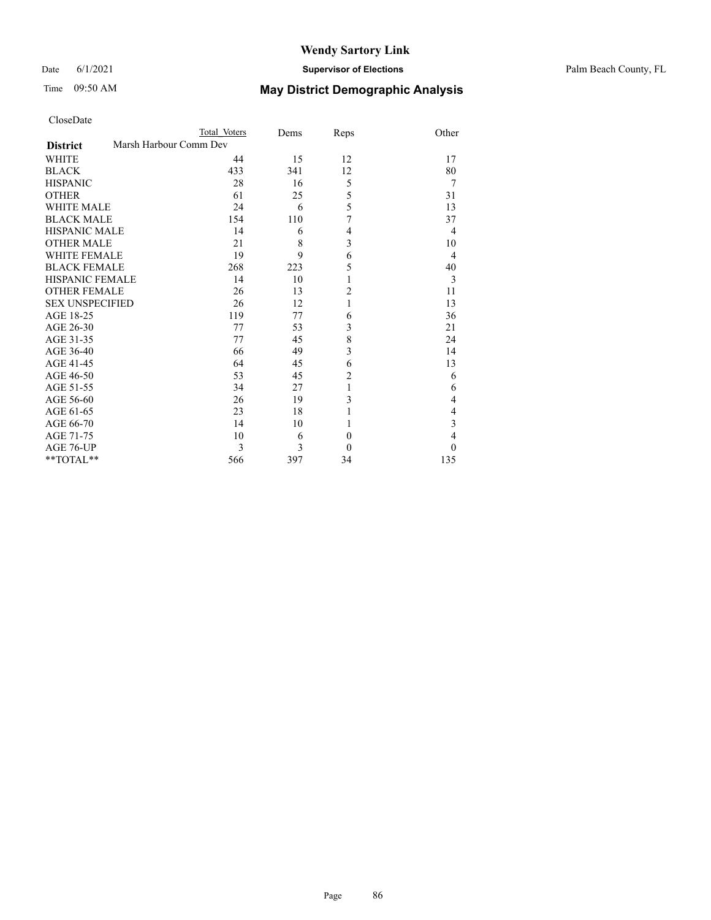# Wendy Sartory Link

Date 6/1/2021 **Supervisor of Elections** Palm Beach County, FL

Time 09:50 AM **May District Demographic Analysis**

CloseDate

| District | Total Voters | Dems | Reps | Other |
|---|---|---|---|---|
| Marsh Harbour Comm Dev | | | | |
| WHITE | 44 | 15 | 12 | 17 |
| BLACK | 433 | 341 | 12 | 80 |
| HISPANIC | 28 | 16 | 5 | 7 |
| OTHER | 61 | 25 | 5 | 31 |
| WHITE MALE | 24 | 6 | 5 | 13 |
| BLACK MALE | 154 | 110 | 7 | 37 |
| HISPANIC MALE | 14 | 6 | 4 | 4 |
| OTHER MALE | 21 | 8 | 3 | 10 |
| WHITE FEMALE | 19 | 9 | 6 | 4 |
| BLACK FEMALE | 268 | 223 | 5 | 40 |
| HISPANIC FEMALE | 14 | 10 | 1 | 3 |
| OTHER FEMALE | 26 | 13 | 2 | 11 |
| SEX UNSPECIFIED | 26 | 12 | 1 | 13 |
| AGE 18-25 | 119 | 77 | 6 | 36 |
| AGE 26-30 | 77 | 53 | 3 | 21 |
| AGE 31-35 | 77 | 45 | 8 | 24 |
| AGE 36-40 | 66 | 49 | 3 | 14 |
| AGE 41-45 | 64 | 45 | 6 | 13 |
| AGE 46-50 | 53 | 45 | 2 | 6 |
| AGE 51-55 | 34 | 27 | 1 | 6 |
| AGE 56-60 | 26 | 19 | 3 | 4 |
| AGE 61-65 | 23 | 18 | 1 | 4 |
| AGE 66-70 | 14 | 10 | 1 | 3 |
| AGE 71-75 | 10 | 6 | 0 | 4 |
| AGE 76-UP | 3 | 3 | 0 | 0 |
| **TOTAL** | 566 | 397 | 34 | 135 |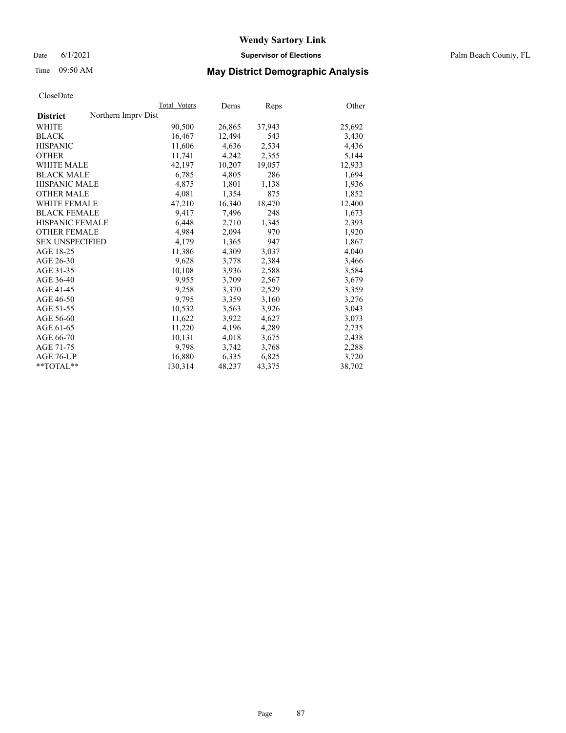CloseDate

| District | Northern Imprv Dist | Total Voters | Dems | Reps | Other |
|---|---|---|---|---|---|
| WHITE | | 90,500 | 26,865 | 37,943 | 25,692 |
| BLACK | | 16,467 | 12,494 | 543 | 3,430 |
| HISPANIC | | 11,606 | 4,636 | 2,534 | 4,436 |
| OTHER | | 11,741 | 4,242 | 2,355 | 5,144 |
| WHITE MALE | | 42,197 | 10,207 | 19,057 | 12,933 |
| BLACK MALE | | 6,785 | 4,805 | 286 | 1,694 |
| HISPANIC MALE | | 4,875 | 1,801 | 1,138 | 1,936 |
| OTHER MALE | | 4,081 | 1,354 | 875 | 1,852 |
| WHITE FEMALE | | 47,210 | 16,340 | 18,470 | 12,400 |
| BLACK FEMALE | | 9,417 | 7,496 | 248 | 1,673 |
| HISPANIC FEMALE | | 6,448 | 2,710 | 1,345 | 2,393 |
| OTHER FEMALE | | 4,984 | 2,094 | 970 | 1,920 |
| SEX UNSPECIFIED | | 4,179 | 1,365 | 947 | 1,867 |
| AGE 18-25 | | 11,386 | 4,309 | 3,037 | 4,040 |
| AGE 26-30 | | 9,628 | 3,778 | 2,384 | 3,466 |
| AGE 31-35 | | 10,108 | 3,936 | 2,588 | 3,584 |
| AGE 36-40 | | 9,955 | 3,709 | 2,567 | 3,679 |
| AGE 41-45 | | 9,258 | 3,370 | 2,529 | 3,359 |
| AGE 46-50 | | 9,795 | 3,359 | 3,160 | 3,276 |
| AGE 51-55 | | 10,532 | 3,563 | 3,926 | 3,043 |
| AGE 56-60 | | 11,622 | 3,922 | 4,627 | 3,073 |
| AGE 61-65 | | 11,220 | 4,196 | 4,289 | 2,735 |
| AGE 66-70 | | 10,131 | 4,018 | 3,675 | 2,438 |
| AGE 71-75 | | 9,798 | 3,742 | 3,768 | 2,288 |
| AGE 76-UP | | 16,880 | 6,335 | 6,825 | 3,720 |
| **TOTAL** | | 130,314 | 48,237 | 43,375 | 38,702 |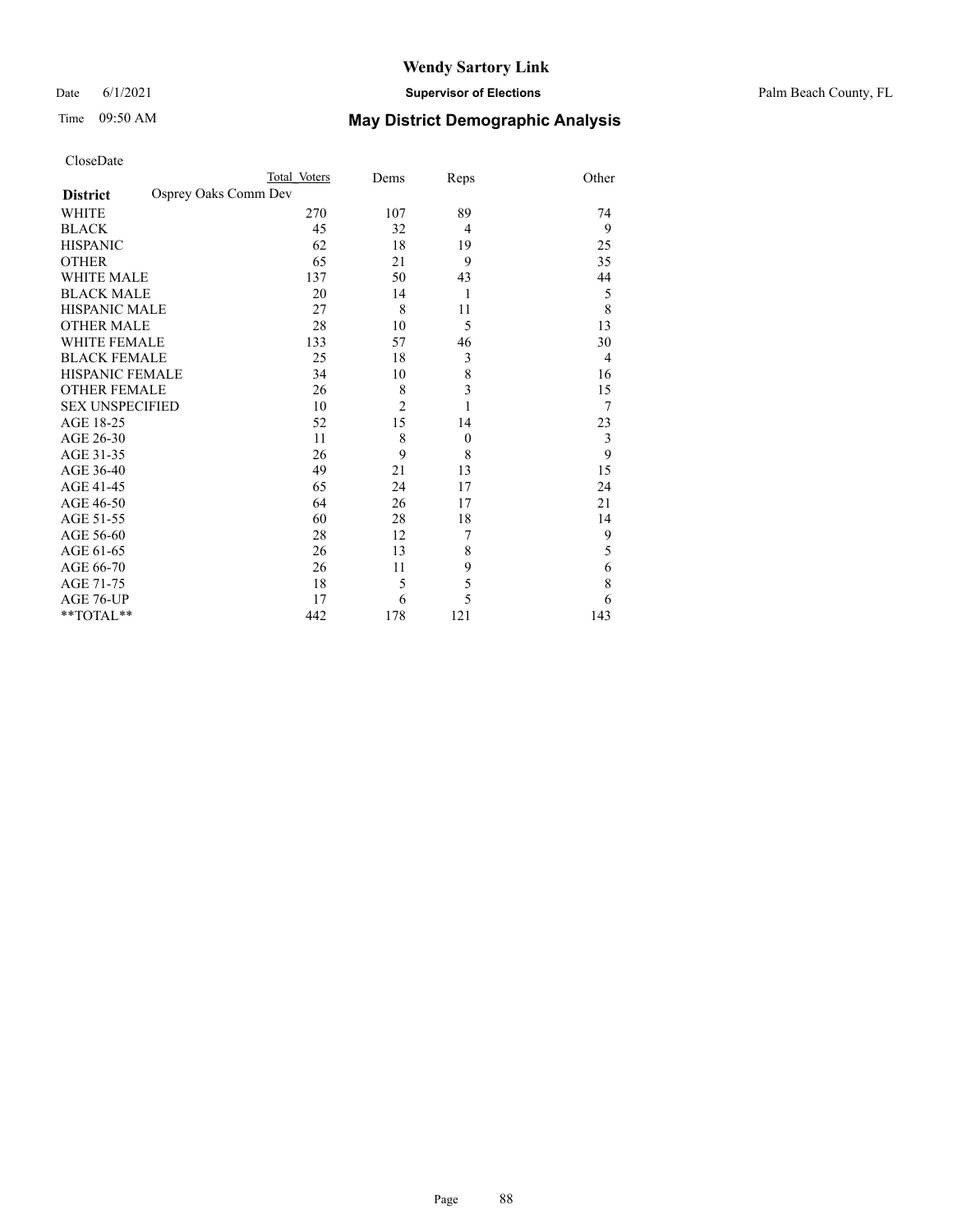# Wendy Sartory Link

**Supervisor of Elections**

Palm Beach County, FL

Date 6/1/2021

Time 09:50 AM

## May District Demographic Analysis

CloseDate

| **District** | Total Voters | Dems | Reps | Other |
|---|---|---|---|---|
| Osprey Oaks Comm Dev | | | | |
| WHITE | 270 | 107 | 89 | 74 |
| BLACK | 45 | 32 | 4 | 9 |
| HISPANIC | 62 | 18 | 19 | 25 |
| OTHER | 65 | 21 | 9 | 35 |
| WHITE MALE | 137 | 50 | 43 | 44 |
| BLACK MALE | 20 | 14 | 1 | 5 |
| HISPANIC MALE | 27 | 8 | 11 | 8 |
| OTHER MALE | 28 | 10 | 5 | 13 |
| WHITE FEMALE | 133 | 57 | 46 | 30 |
| BLACK FEMALE | 25 | 18 | 3 | 4 |
| HISPANIC FEMALE | 34 | 10 | 8 | 16 |
| OTHER FEMALE | 26 | 8 | 3 | 15 |
| SEX UNSPECIFIED | 10 | 2 | 1 | 7 |
| AGE 18-25 | 52 | 15 | 14 | 23 |
| AGE 26-30 | 11 | 8 | 0 | 3 |
| AGE 31-35 | 26 | 9 | 8 | 9 |
| AGE 36-40 | 49 | 21 | 13 | 15 |
| AGE 41-45 | 65 | 24 | 17 | 24 |
| AGE 46-50 | 64 | 26 | 17 | 21 |
| AGE 51-55 | 60 | 28 | 18 | 14 |
| AGE 56-60 | 28 | 12 | 7 | 9 |
| AGE 61-65 | 26 | 13 | 8 | 5 |
| AGE 66-70 | 26 | 11 | 9 | 6 |
| AGE 71-75 | 18 | 5 | 5 | 8 |
| AGE 76-UP | 17 | 6 | 5 | 6 |
| **TOTAL** | 442 | 178 | 121 | 143 |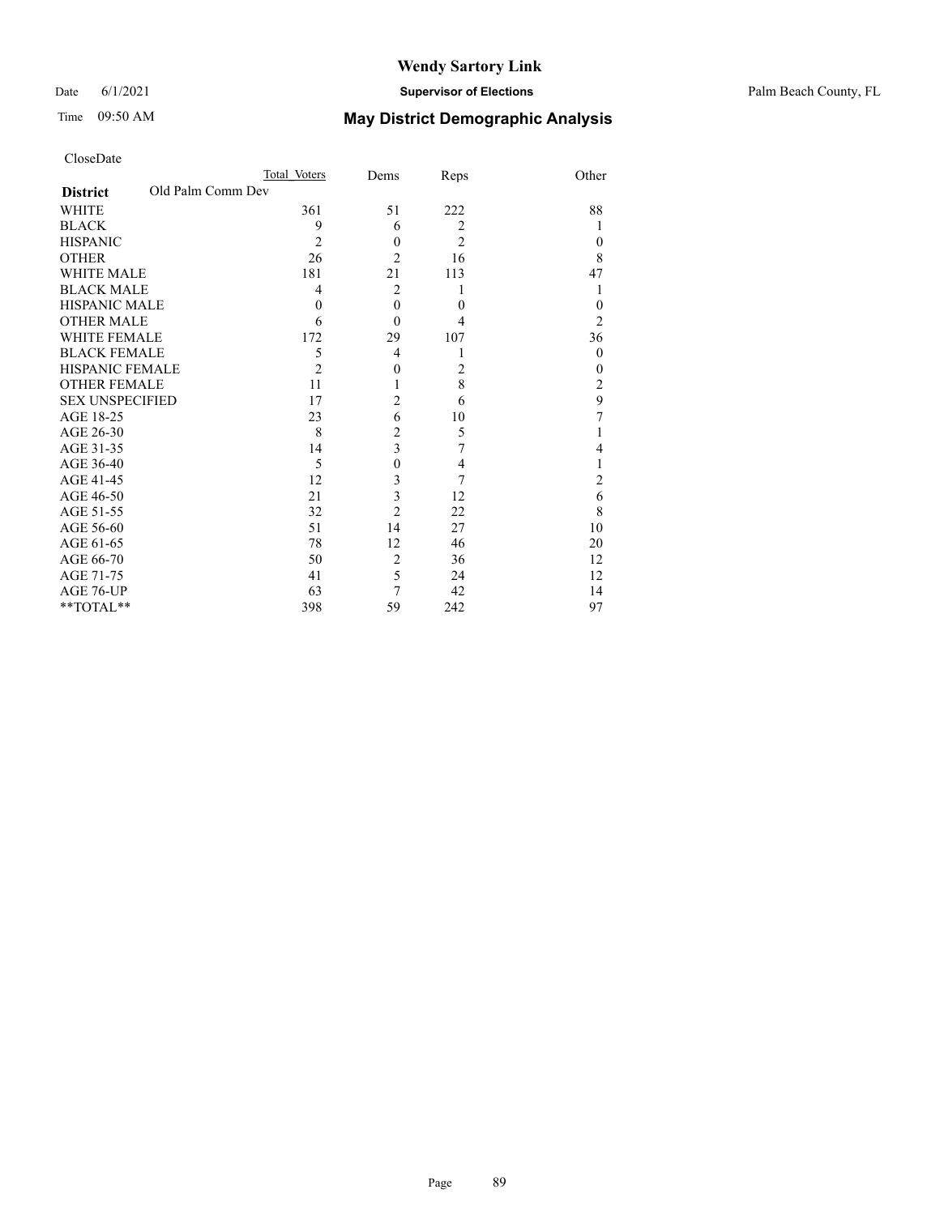# Wendy Sartory Link

Date 6/1/2021 **Supervisor of Elections** Palm Beach County, FL

Time 09:50 AM **May District Demographic Analysis**

CloseDate

| **District** | Old Palm Comm Dev | Total Voters | Dems | Reps | Other |
|---|---|---|---|---|---|
| WHITE | | 361 | 51 | 222 | 88 |
| BLACK | | 9 | 6 | 2 | 1 |
| HISPANIC | | 2 | 0 | 2 | 0 |
| OTHER | | 26 | 2 | 16 | 8 |
| WHITE MALE | | 181 | 21 | 113 | 47 |
| BLACK MALE | | 4 | 2 | 1 | 1 |
| HISPANIC MALE | | 0 | 0 | 0 | 0 |
| OTHER MALE | | 6 | 0 | 4 | 2 |
| WHITE FEMALE | | 172 | 29 | 107 | 36 |
| BLACK FEMALE | | 5 | 4 | 1 | 0 |
| HISPANIC FEMALE | | 2 | 0 | 2 | 0 |
| OTHER FEMALE | | 11 | 1 | 8 | 2 |
| SEX UNSPECIFIED | | 17 | 2 | 6 | 9 |
| AGE 18-25 | | 23 | 6 | 10 | 7 |
| AGE 26-30 | | 8 | 2 | 5 | 1 |
| AGE 31-35 | | 14 | 3 | 7 | 4 |
| AGE 36-40 | | 5 | 0 | 4 | 1 |
| AGE 41-45 | | 12 | 3 | 7 | 2 |
| AGE 46-50 | | 21 | 3 | 12 | 6 |
| AGE 51-55 | | 32 | 2 | 22 | 8 |
| AGE 56-60 | | 51 | 14 | 27 | 10 |
| AGE 61-65 | | 78 | 12 | 46 | 20 |
| AGE 66-70 | | 50 | 2 | 36 | 12 |
| AGE 71-75 | | 41 | 5 | 24 | 12 |
| AGE 76-UP | | 63 | 7 | 42 | 14 |
| **TOTAL** | | 398 | 59 | 242 | 97 |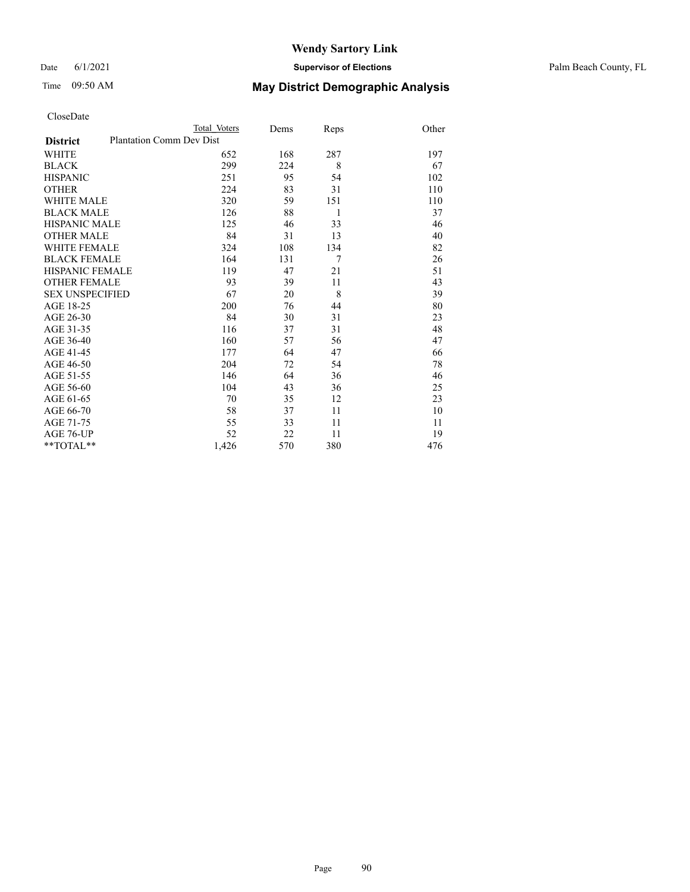# Wendy Sartory Link

Date 6/1/2021 **Supervisor of Elections** Palm Beach County, FL

Time 09:50 AM **May District Demographic Analysis**

CloseDate

| **District** | Plantation Comm Dev Dist | Total Voters | Dems | Reps | Other |
|---|---|---|---|---|---|
| WHITE | | 652 | 168 | 287 | 197 |
| BLACK | | 299 | 224 | 8 | 67 |
| HISPANIC | | 251 | 95 | 54 | 102 |
| OTHER | | 224 | 83 | 31 | 110 |
| WHITE MALE | | 320 | 59 | 151 | 110 |
| BLACK MALE | | 126 | 88 | 1 | 37 |
| HISPANIC MALE | | 125 | 46 | 33 | 46 |
| OTHER MALE | | 84 | 31 | 13 | 40 |
| WHITE FEMALE | | 324 | 108 | 134 | 82 |
| BLACK FEMALE | | 164 | 131 | 7 | 26 |
| HISPANIC FEMALE | | 119 | 47 | 21 | 51 |
| OTHER FEMALE | | 93 | 39 | 11 | 43 |
| SEX UNSPECIFIED | | 67 | 20 | 8 | 39 |
| AGE 18-25 | | 200 | 76 | 44 | 80 |
| AGE 26-30 | | 84 | 30 | 31 | 23 |
| AGE 31-35 | | 116 | 37 | 31 | 48 |
| AGE 36-40 | | 160 | 57 | 56 | 47 |
| AGE 41-45 | | 177 | 64 | 47 | 66 |
| AGE 46-50 | | 204 | 72 | 54 | 78 |
| AGE 51-55 | | 146 | 64 | 36 | 46 |
| AGE 56-60 | | 104 | 43 | 36 | 25 |
| AGE 61-65 | | 70 | 35 | 12 | 23 |
| AGE 66-70 | | 58 | 37 | 11 | 10 |
| AGE 71-75 | | 55 | 33 | 11 | 11 |
| AGE 76-UP | | 52 | 22 | 11 | 19 |
| **TOTAL** | | 1,426 | 570 | 380 | 476 |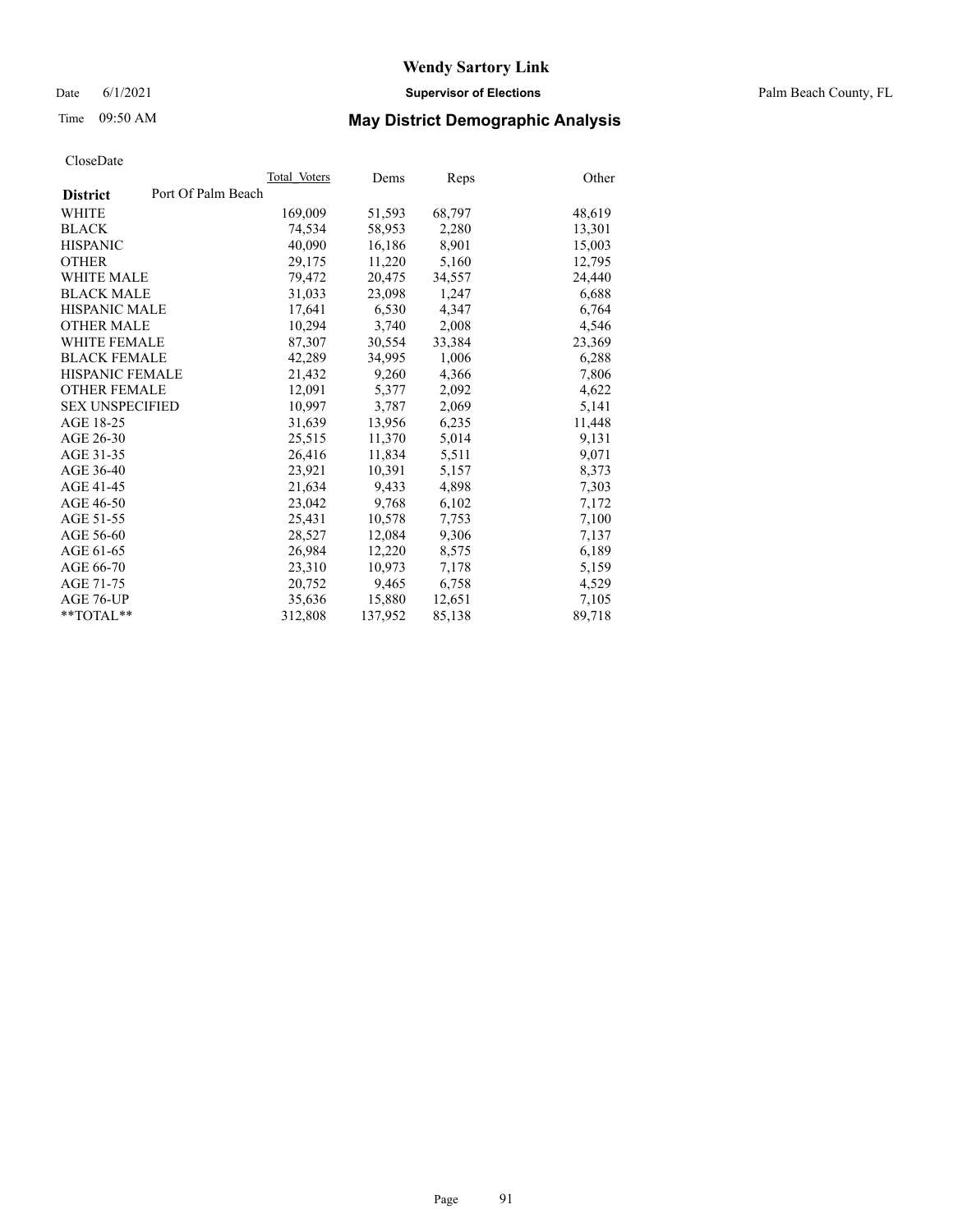# Wendy Sartory Link

Date 6/1/2021 **Supervisor of Elections** Palm Beach County, FL

Time 09:50 AM **May District Demographic Analysis**

CloseDate

| **District** Port Of Palm Beach | Total Voters | Dems | Reps | Other |
|---|---|---|---|---|
| WHITE | 169,009 | 51,593 | 68,797 | 48,619 |
| BLACK | 74,534 | 58,953 | 2,280 | 13,301 |
| HISPANIC | 40,090 | 16,186 | 8,901 | 15,003 |
| OTHER | 29,175 | 11,220 | 5,160 | 12,795 |
| WHITE MALE | 79,472 | 20,475 | 34,557 | 24,440 |
| BLACK MALE | 31,033 | 23,098 | 1,247 | 6,688 |
| HISPANIC MALE | 17,641 | 6,530 | 4,347 | 6,764 |
| OTHER MALE | 10,294 | 3,740 | 2,008 | 4,546 |
| WHITE FEMALE | 87,307 | 30,554 | 33,384 | 23,369 |
| BLACK FEMALE | 42,289 | 34,995 | 1,006 | 6,288 |
| HISPANIC FEMALE | 21,432 | 9,260 | 4,366 | 7,806 |
| OTHER FEMALE | 12,091 | 5,377 | 2,092 | 4,622 |
| SEX UNSPECIFIED | 10,997 | 3,787 | 2,069 | 5,141 |
| AGE 18-25 | 31,639 | 13,956 | 6,235 | 11,448 |
| AGE 26-30 | 25,515 | 11,370 | 5,014 | 9,131 |
| AGE 31-35 | 26,416 | 11,834 | 5,511 | 9,071 |
| AGE 36-40 | 23,921 | 10,391 | 5,157 | 8,373 |
| AGE 41-45 | 21,634 | 9,433 | 4,898 | 7,303 |
| AGE 46-50 | 23,042 | 9,768 | 6,102 | 7,172 |
| AGE 51-55 | 25,431 | 10,578 | 7,753 | 7,100 |
| AGE 56-60 | 28,527 | 12,084 | 9,306 | 7,137 |
| AGE 61-65 | 26,984 | 12,220 | 8,575 | 6,189 |
| AGE 66-70 | 23,310 | 10,973 | 7,178 | 5,159 |
| AGE 71-75 | 20,752 | 9,465 | 6,758 | 4,529 |
| AGE 76-UP | 35,636 | 15,880 | 12,651 | 7,105 |
| **TOTAL** | 312,808 | 137,952 | 85,138 | 89,718 |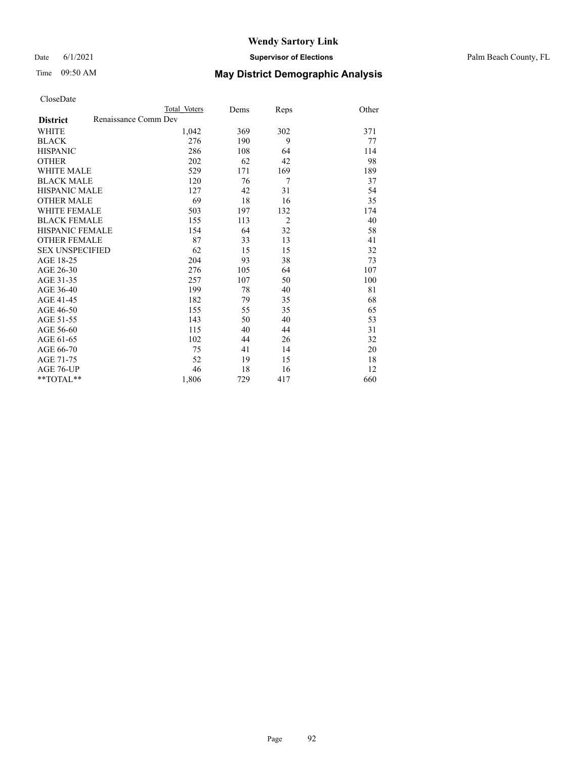CloseDate

| District | Renaissance Comm Dev Total Voters | Dems | Reps | Other |
|---|---|---|---|---|
| WHITE | 1,042 | 369 | 302 | 371 |
| BLACK | 276 | 190 | 9 | 77 |
| HISPANIC | 286 | 108 | 64 | 114 |
| OTHER | 202 | 62 | 42 | 98 |
| WHITE MALE | 529 | 171 | 169 | 189 |
| BLACK MALE | 120 | 76 | 7 | 37 |
| HISPANIC MALE | 127 | 42 | 31 | 54 |
| OTHER MALE | 69 | 18 | 16 | 35 |
| WHITE FEMALE | 503 | 197 | 132 | 174 |
| BLACK FEMALE | 155 | 113 | 2 | 40 |
| HISPANIC FEMALE | 154 | 64 | 32 | 58 |
| OTHER FEMALE | 87 | 33 | 13 | 41 |
| SEX UNSPECIFIED | 62 | 15 | 15 | 32 |
| AGE 18-25 | 204 | 93 | 38 | 73 |
| AGE 26-30 | 276 | 105 | 64 | 107 |
| AGE 31-35 | 257 | 107 | 50 | 100 |
| AGE 36-40 | 199 | 78 | 40 | 81 |
| AGE 41-45 | 182 | 79 | 35 | 68 |
| AGE 46-50 | 155 | 55 | 35 | 65 |
| AGE 51-55 | 143 | 50 | 40 | 53 |
| AGE 56-60 | 115 | 40 | 44 | 31 |
| AGE 61-65 | 102 | 44 | 26 | 32 |
| AGE 66-70 | 75 | 41 | 14 | 20 |
| AGE 71-75 | 52 | 19 | 15 | 18 |
| AGE 76-UP | 46 | 18 | 16 | 12 |
| **TOTAL** | 1,806 | 729 | 417 | 660 |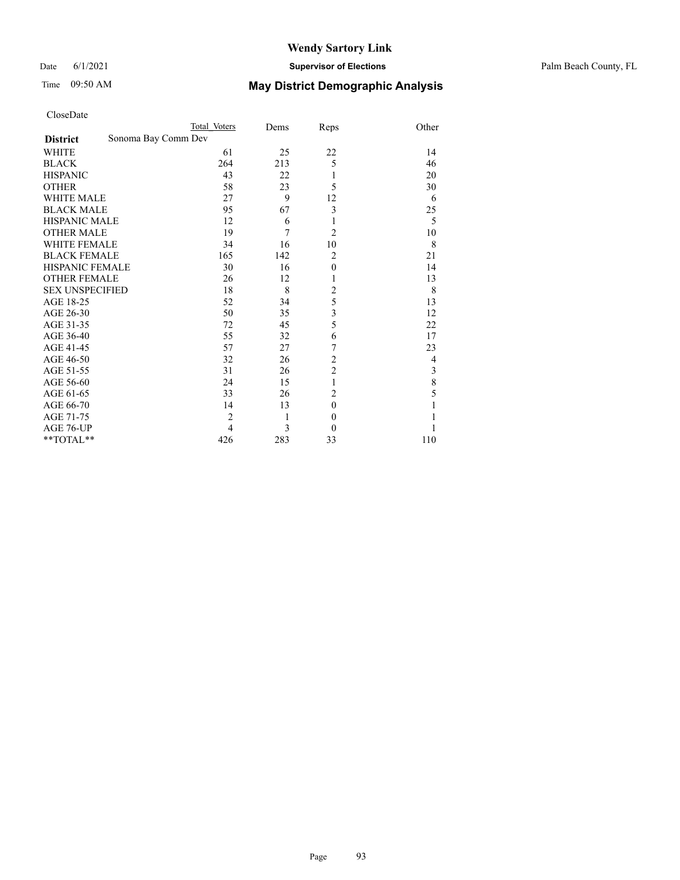# Wendy Sartory Link

**Supervisor of Elections**

Date 6/1/2021 — Palm Beach County, FL

Time 09:50 AM

## May District Demographic Analysis

CloseDate

| **District** | Total Voters | Dems | Reps | Other |
|---|---|---|---|---|
| Sonoma Bay Comm Dev | | | | |
| WHITE | 61 | 25 | 22 | 14 |
| BLACK | 264 | 213 | 5 | 46 |
| HISPANIC | 43 | 22 | 1 | 20 |
| OTHER | 58 | 23 | 5 | 30 |
| WHITE MALE | 27 | 9 | 12 | 6 |
| BLACK MALE | 95 | 67 | 3 | 25 |
| HISPANIC MALE | 12 | 6 | 1 | 5 |
| OTHER MALE | 19 | 7 | 2 | 10 |
| WHITE FEMALE | 34 | 16 | 10 | 8 |
| BLACK FEMALE | 165 | 142 | 2 | 21 |
| HISPANIC FEMALE | 30 | 16 | 0 | 14 |
| OTHER FEMALE | 26 | 12 | 1 | 13 |
| SEX UNSPECIFIED | 18 | 8 | 2 | 8 |
| AGE 18-25 | 52 | 34 | 5 | 13 |
| AGE 26-30 | 50 | 35 | 3 | 12 |
| AGE 31-35 | 72 | 45 | 5 | 22 |
| AGE 36-40 | 55 | 32 | 6 | 17 |
| AGE 41-45 | 57 | 27 | 7 | 23 |
| AGE 46-50 | 32 | 26 | 2 | 4 |
| AGE 51-55 | 31 | 26 | 2 | 3 |
| AGE 56-60 | 24 | 15 | 1 | 8 |
| AGE 61-65 | 33 | 26 | 2 | 5 |
| AGE 66-70 | 14 | 13 | 0 | 1 |
| AGE 71-75 | 2 | 1 | 0 | 1 |
| AGE 76-UP | 4 | 3 | 0 | 1 |
| **TOTAL** | 426 | 283 | 33 | 110 |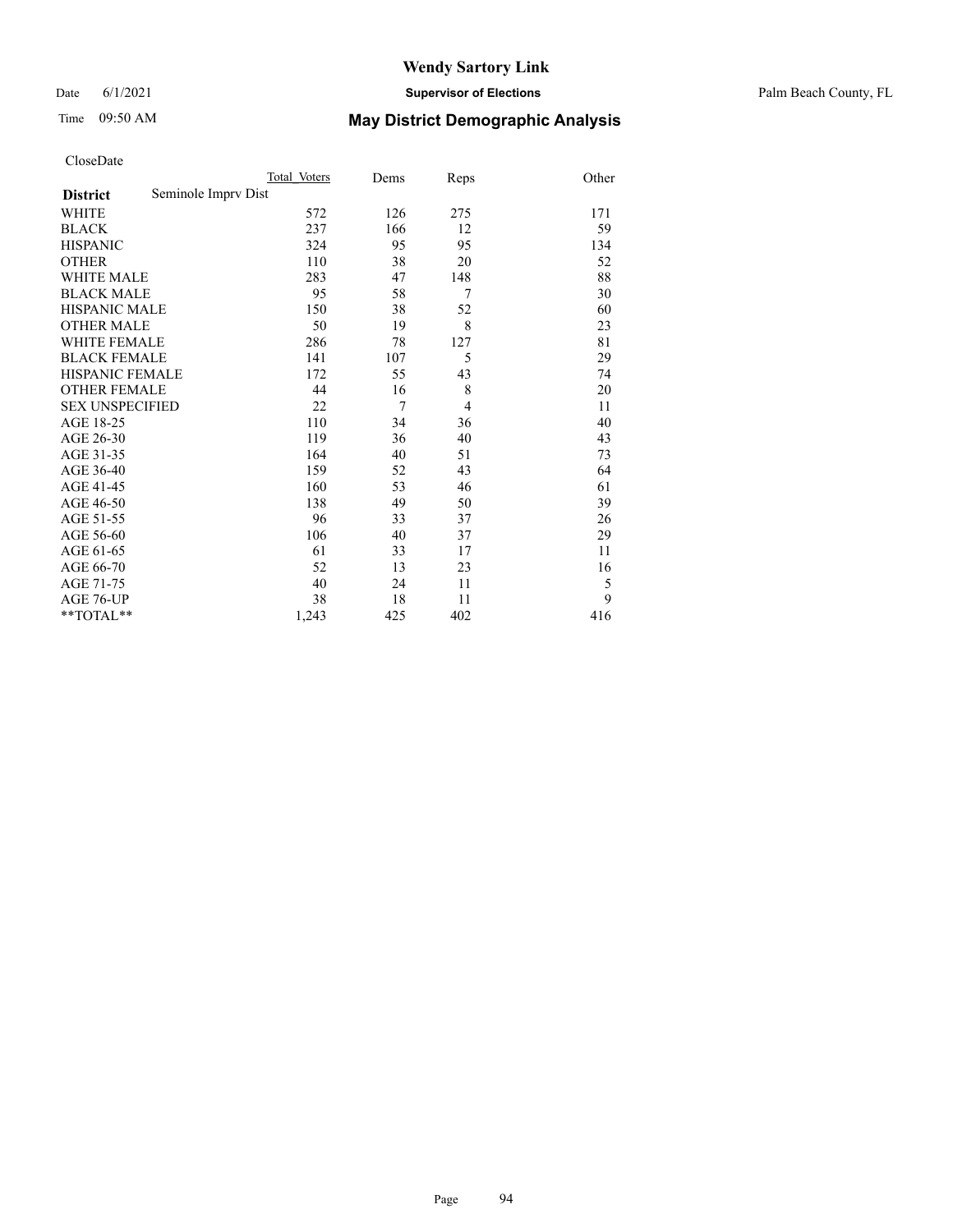# Wendy Sartory Link

Date 6/1/2021 **Supervisor of Elections** Palm Beach County, FL

Time 09:50 AM **May District Demographic Analysis**

CloseDate

| District | Total Voters | Dems | Reps | Other |
|---|---|---|---|---|
| Seminole Imprv Dist | | | | |
| WHITE | 572 | 126 | 275 | 171 |
| BLACK | 237 | 166 | 12 | 59 |
| HISPANIC | 324 | 95 | 95 | 134 |
| OTHER | 110 | 38 | 20 | 52 |
| WHITE MALE | 283 | 47 | 148 | 88 |
| BLACK MALE | 95 | 58 | 7 | 30 |
| HISPANIC MALE | 150 | 38 | 52 | 60 |
| OTHER MALE | 50 | 19 | 8 | 23 |
| WHITE FEMALE | 286 | 78 | 127 | 81 |
| BLACK FEMALE | 141 | 107 | 5 | 29 |
| HISPANIC FEMALE | 172 | 55 | 43 | 74 |
| OTHER FEMALE | 44 | 16 | 8 | 20 |
| SEX UNSPECIFIED | 22 | 7 | 4 | 11 |
| AGE 18-25 | 110 | 34 | 36 | 40 |
| AGE 26-30 | 119 | 36 | 40 | 43 |
| AGE 31-35 | 164 | 40 | 51 | 73 |
| AGE 36-40 | 159 | 52 | 43 | 64 |
| AGE 41-45 | 160 | 53 | 46 | 61 |
| AGE 46-50 | 138 | 49 | 50 | 39 |
| AGE 51-55 | 96 | 33 | 37 | 26 |
| AGE 56-60 | 106 | 40 | 37 | 29 |
| AGE 61-65 | 61 | 33 | 17 | 11 |
| AGE 66-70 | 52 | 13 | 23 | 16 |
| AGE 71-75 | 40 | 24 | 11 | 5 |
| AGE 76-UP | 38 | 18 | 11 | 9 |
| **TOTAL** | 1,243 | 425 | 402 | 416 |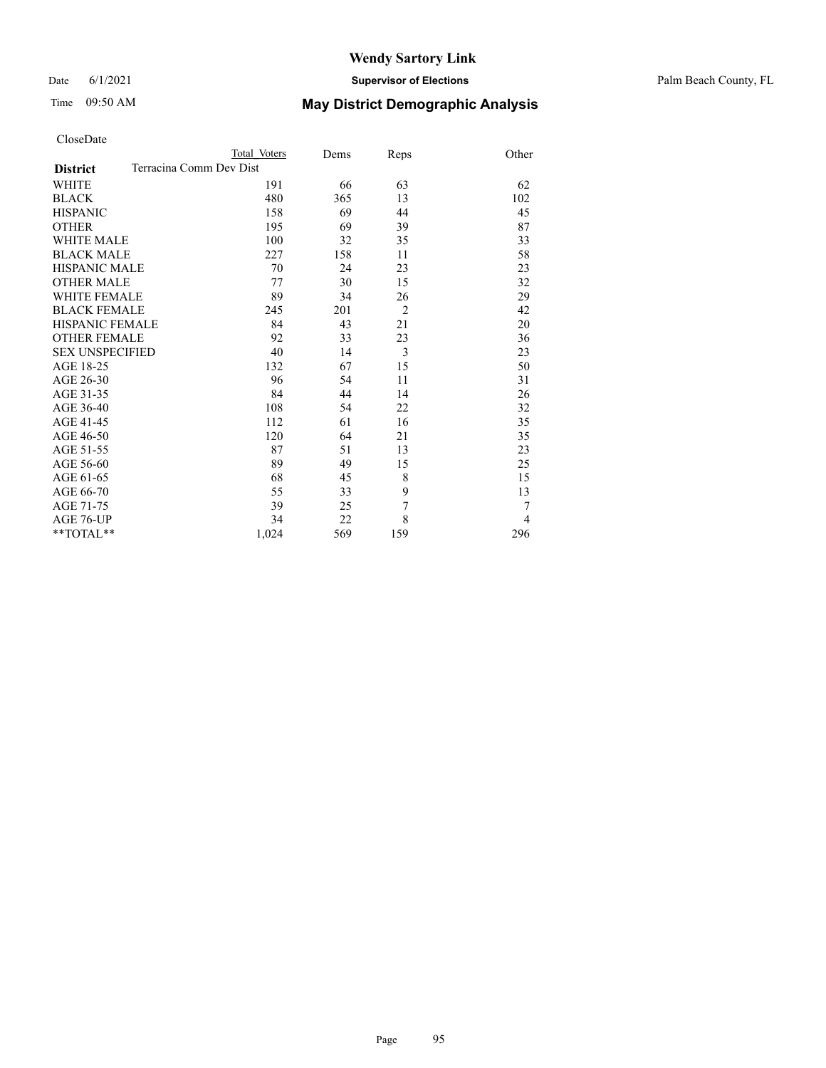# Wendy Sartory Link

Date 6/1/2021 **Supervisor of Elections** Palm Beach County, FL

Time 09:50 AM **May District Demographic Analysis**

CloseDate

| **District** | Total Voters | Dems | Reps | Other |
|---|---|---|---|---|
| Terracina Comm Dev Dist | | | | |
| WHITE | 191 | 66 | 63 | 62 |
| BLACK | 480 | 365 | 13 | 102 |
| HISPANIC | 158 | 69 | 44 | 45 |
| OTHER | 195 | 69 | 39 | 87 |
| WHITE MALE | 100 | 32 | 35 | 33 |
| BLACK MALE | 227 | 158 | 11 | 58 |
| HISPANIC MALE | 70 | 24 | 23 | 23 |
| OTHER MALE | 77 | 30 | 15 | 32 |
| WHITE FEMALE | 89 | 34 | 26 | 29 |
| BLACK FEMALE | 245 | 201 | 2 | 42 |
| HISPANIC FEMALE | 84 | 43 | 21 | 20 |
| OTHER FEMALE | 92 | 33 | 23 | 36 |
| SEX UNSPECIFIED | 40 | 14 | 3 | 23 |
| AGE 18-25 | 132 | 67 | 15 | 50 |
| AGE 26-30 | 96 | 54 | 11 | 31 |
| AGE 31-35 | 84 | 44 | 14 | 26 |
| AGE 36-40 | 108 | 54 | 22 | 32 |
| AGE 41-45 | 112 | 61 | 16 | 35 |
| AGE 46-50 | 120 | 64 | 21 | 35 |
| AGE 51-55 | 87 | 51 | 13 | 23 |
| AGE 56-60 | 89 | 49 | 15 | 25 |
| AGE 61-65 | 68 | 45 | 8 | 15 |
| AGE 66-70 | 55 | 33 | 9 | 13 |
| AGE 71-75 | 39 | 25 | 7 | 7 |
| AGE 76-UP | 34 | 22 | 8 | 4 |
| **TOTAL** | 1,024 | 569 | 159 | 296 |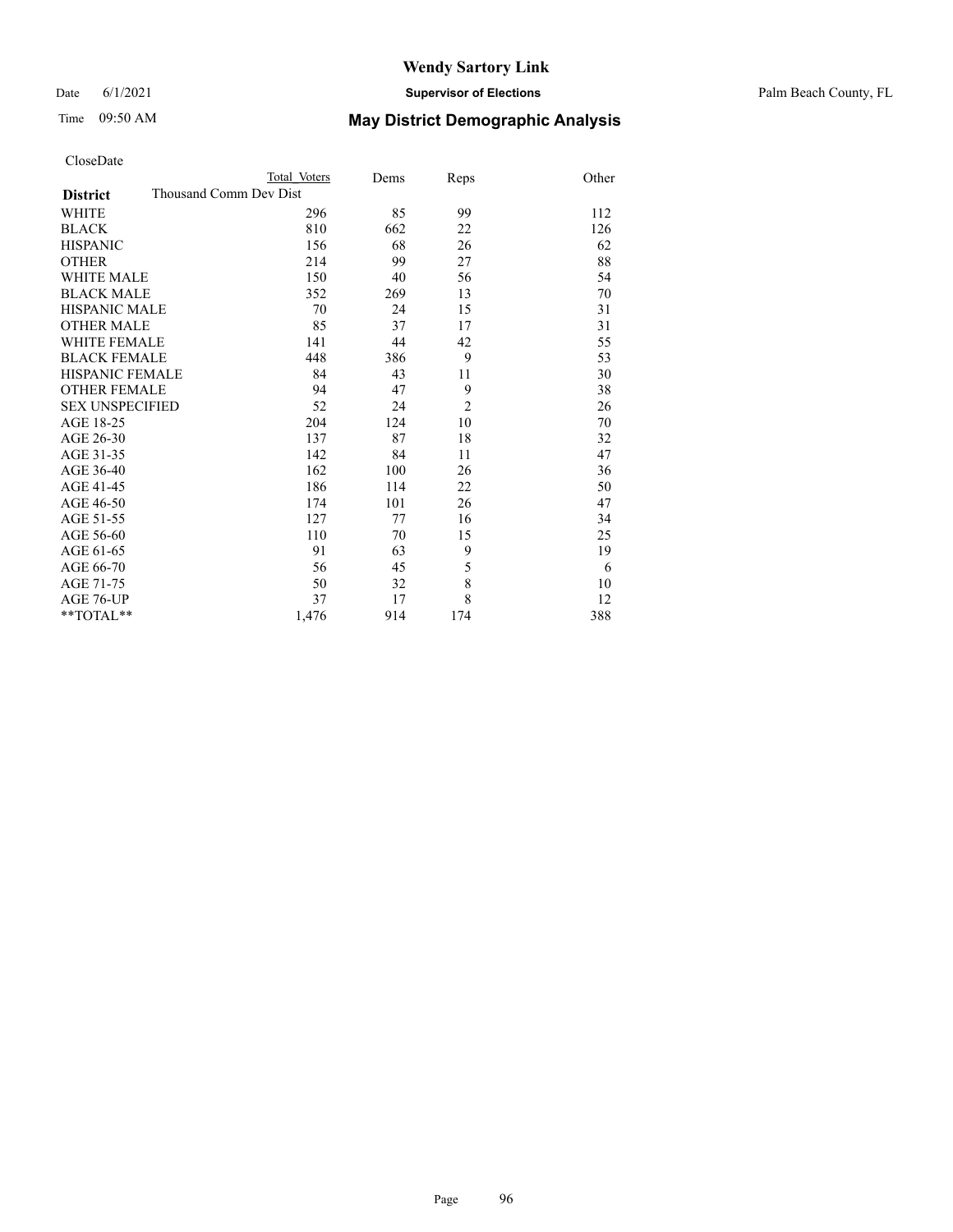# Wendy Sartory Link

Date 6/1/2021 **Supervisor of Elections** Palm Beach County, FL

Time 09:50 AM **May District Demographic Analysis**

CloseDate

| **District** | Total Voters | Dems | Reps | Other |
|---|---|---|---|---|
| Thousand Comm Dev Dist | | | | |
| WHITE | 296 | 85 | 99 | 112 |
| BLACK | 810 | 662 | 22 | 126 |
| HISPANIC | 156 | 68 | 26 | 62 |
| OTHER | 214 | 99 | 27 | 88 |
| WHITE MALE | 150 | 40 | 56 | 54 |
| BLACK MALE | 352 | 269 | 13 | 70 |
| HISPANIC MALE | 70 | 24 | 15 | 31 |
| OTHER MALE | 85 | 37 | 17 | 31 |
| WHITE FEMALE | 141 | 44 | 42 | 55 |
| BLACK FEMALE | 448 | 386 | 9 | 53 |
| HISPANIC FEMALE | 84 | 43 | 11 | 30 |
| OTHER FEMALE | 94 | 47 | 9 | 38 |
| SEX UNSPECIFIED | 52 | 24 | 2 | 26 |
| AGE 18-25 | 204 | 124 | 10 | 70 |
| AGE 26-30 | 137 | 87 | 18 | 32 |
| AGE 31-35 | 142 | 84 | 11 | 47 |
| AGE 36-40 | 162 | 100 | 26 | 36 |
| AGE 41-45 | 186 | 114 | 22 | 50 |
| AGE 46-50 | 174 | 101 | 26 | 47 |
| AGE 51-55 | 127 | 77 | 16 | 34 |
| AGE 56-60 | 110 | 70 | 15 | 25 |
| AGE 61-65 | 91 | 63 | 9 | 19 |
| AGE 66-70 | 56 | 45 | 5 | 6 |
| AGE 71-75 | 50 | 32 | 8 | 10 |
| AGE 76-UP | 37 | 17 | 8 | 12 |
| **TOTAL** | 1,476 | 914 | 174 | 388 |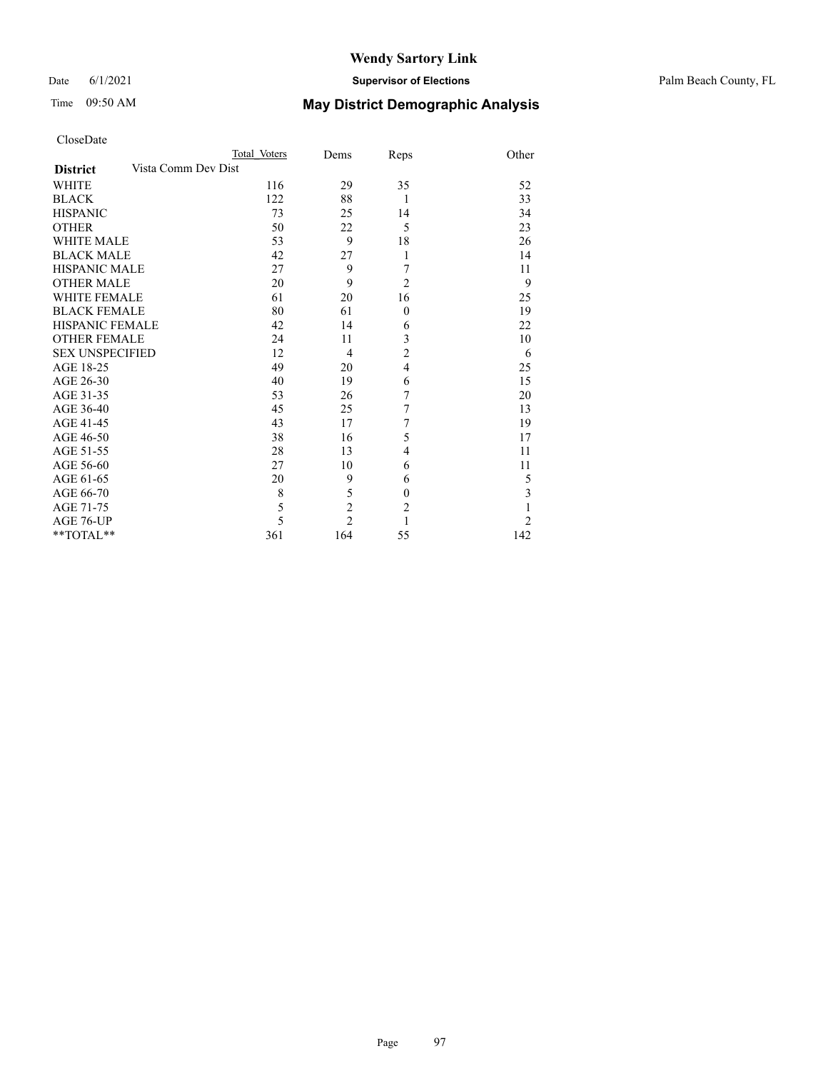# Wendy Sartory Link

Date 6/1/2021 **Supervisor of Elections** Palm Beach County, FL

Time 09:50 AM **May District Demographic Analysis**

CloseDate

| District | Total Voters | Dems | Reps | Other |
|---|---|---|---|---|
| Vista Comm Dev Dist | | | | |
| WHITE | 116 | 29 | 35 | 52 |
| BLACK | 122 | 88 | 1 | 33 |
| HISPANIC | 73 | 25 | 14 | 34 |
| OTHER | 50 | 22 | 5 | 23 |
| WHITE MALE | 53 | 9 | 18 | 26 |
| BLACK MALE | 42 | 27 | 1 | 14 |
| HISPANIC MALE | 27 | 9 | 7 | 11 |
| OTHER MALE | 20 | 9 | 2 | 9 |
| WHITE FEMALE | 61 | 20 | 16 | 25 |
| BLACK FEMALE | 80 | 61 | 0 | 19 |
| HISPANIC FEMALE | 42 | 14 | 6 | 22 |
| OTHER FEMALE | 24 | 11 | 3 | 10 |
| SEX UNSPECIFIED | 12 | 4 | 2 | 6 |
| AGE 18-25 | 49 | 20 | 4 | 25 |
| AGE 26-30 | 40 | 19 | 6 | 15 |
| AGE 31-35 | 53 | 26 | 7 | 20 |
| AGE 36-40 | 45 | 25 | 7 | 13 |
| AGE 41-45 | 43 | 17 | 7 | 19 |
| AGE 46-50 | 38 | 16 | 5 | 17 |
| AGE 51-55 | 28 | 13 | 4 | 11 |
| AGE 56-60 | 27 | 10 | 6 | 11 |
| AGE 61-65 | 20 | 9 | 6 | 5 |
| AGE 66-70 | 8 | 5 | 0 | 3 |
| AGE 71-75 | 5 | 2 | 2 | 1 |
| AGE 76-UP | 5 | 2 | 1 | 2 |
| **TOTAL** | 361 | 164 | 55 | 142 |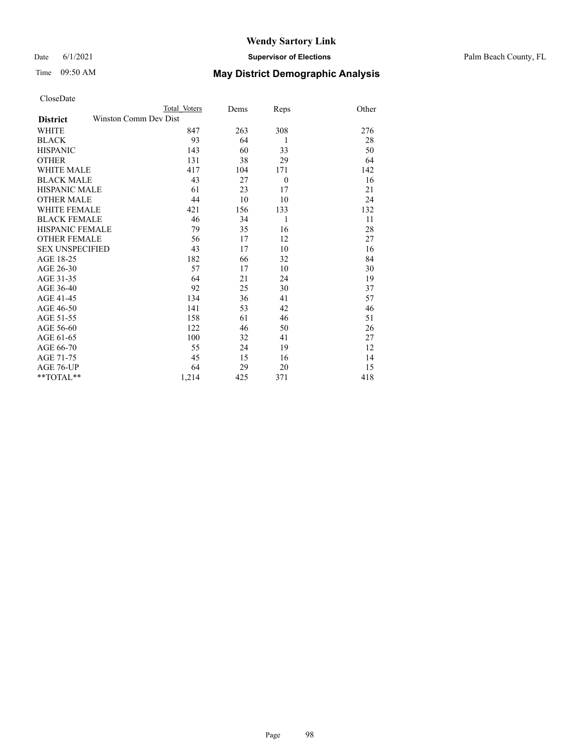# Wendy Sartory Link

Date 6/1/2021 **Supervisor of Elections** Palm Beach County, FL

Time 09:50 AM **May District Demographic Analysis**

CloseDate

| **District** | Total Voters | Dems | Reps | Other |
|---|---|---|---|---|
| Winston Comm Dev Dist | | | | |
| WHITE | 847 | 263 | 308 | 276 |
| BLACK | 93 | 64 | 1 | 28 |
| HISPANIC | 143 | 60 | 33 | 50 |
| OTHER | 131 | 38 | 29 | 64 |
| WHITE MALE | 417 | 104 | 171 | 142 |
| BLACK MALE | 43 | 27 | 0 | 16 |
| HISPANIC MALE | 61 | 23 | 17 | 21 |
| OTHER MALE | 44 | 10 | 10 | 24 |
| WHITE FEMALE | 421 | 156 | 133 | 132 |
| BLACK FEMALE | 46 | 34 | 1 | 11 |
| HISPANIC FEMALE | 79 | 35 | 16 | 28 |
| OTHER FEMALE | 56 | 17 | 12 | 27 |
| SEX UNSPECIFIED | 43 | 17 | 10 | 16 |
| AGE 18-25 | 182 | 66 | 32 | 84 |
| AGE 26-30 | 57 | 17 | 10 | 30 |
| AGE 31-35 | 64 | 21 | 24 | 19 |
| AGE 36-40 | 92 | 25 | 30 | 37 |
| AGE 41-45 | 134 | 36 | 41 | 57 |
| AGE 46-50 | 141 | 53 | 42 | 46 |
| AGE 51-55 | 158 | 61 | 46 | 51 |
| AGE 56-60 | 122 | 46 | 50 | 26 |
| AGE 61-65 | 100 | 32 | 41 | 27 |
| AGE 66-70 | 55 | 24 | 19 | 12 |
| AGE 71-75 | 45 | 15 | 16 | 14 |
| AGE 76-UP | 64 | 29 | 20 | 15 |
| **TOTAL** | 1,214 | 425 | 371 | 418 |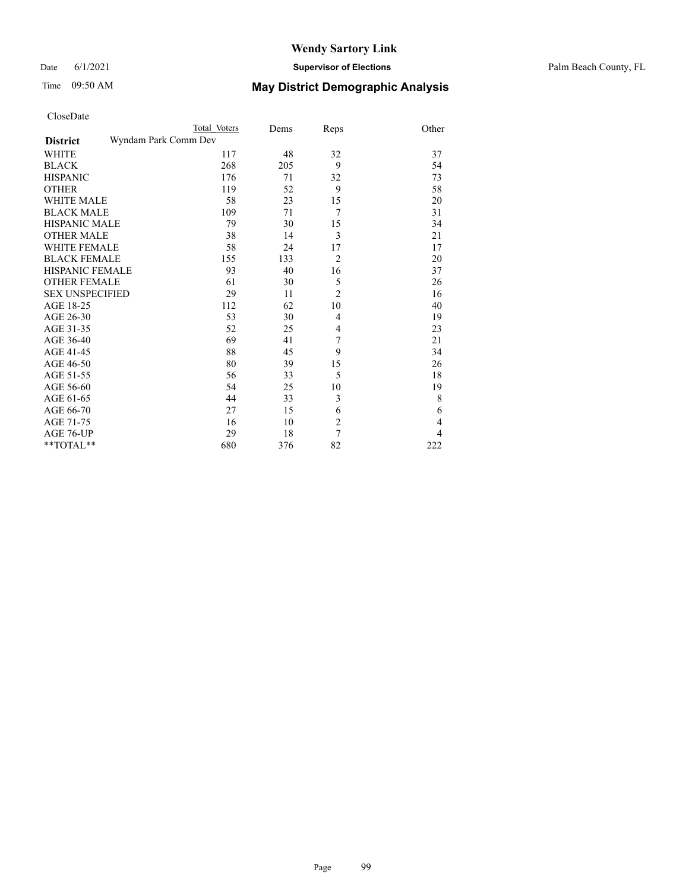CloseDate

| | Total Voters | Dems | Reps | Other |
|---|---|---|---|---|
| **District** Wyndam Park Comm Dev | | | | |
| WHITE | 117 | 48 | 32 | 37 |
| BLACK | 268 | 205 | 9 | 54 |
| HISPANIC | 176 | 71 | 32 | 73 |
| OTHER | 119 | 52 | 9 | 58 |
| WHITE MALE | 58 | 23 | 15 | 20 |
| BLACK MALE | 109 | 71 | 7 | 31 |
| HISPANIC MALE | 79 | 30 | 15 | 34 |
| OTHER MALE | 38 | 14 | 3 | 21 |
| WHITE FEMALE | 58 | 24 | 17 | 17 |
| BLACK FEMALE | 155 | 133 | 2 | 20 |
| HISPANIC FEMALE | 93 | 40 | 16 | 37 |
| OTHER FEMALE | 61 | 30 | 5 | 26 |
| SEX UNSPECIFIED | 29 | 11 | 2 | 16 |
| AGE 18-25 | 112 | 62 | 10 | 40 |
| AGE 26-30 | 53 | 30 | 4 | 19 |
| AGE 31-35 | 52 | 25 | 4 | 23 |
| AGE 36-40 | 69 | 41 | 7 | 21 |
| AGE 41-45 | 88 | 45 | 9 | 34 |
| AGE 46-50 | 80 | 39 | 15 | 26 |
| AGE 51-55 | 56 | 33 | 5 | 18 |
| AGE 56-60 | 54 | 25 | 10 | 19 |
| AGE 61-65 | 44 | 33 | 3 | 8 |
| AGE 66-70 | 27 | 15 | 6 | 6 |
| AGE 71-75 | 16 | 10 | 2 | 4 |
| AGE 76-UP | 29 | 18 | 7 | 4 |
| **TOTAL** | 680 | 376 | 82 | 222 |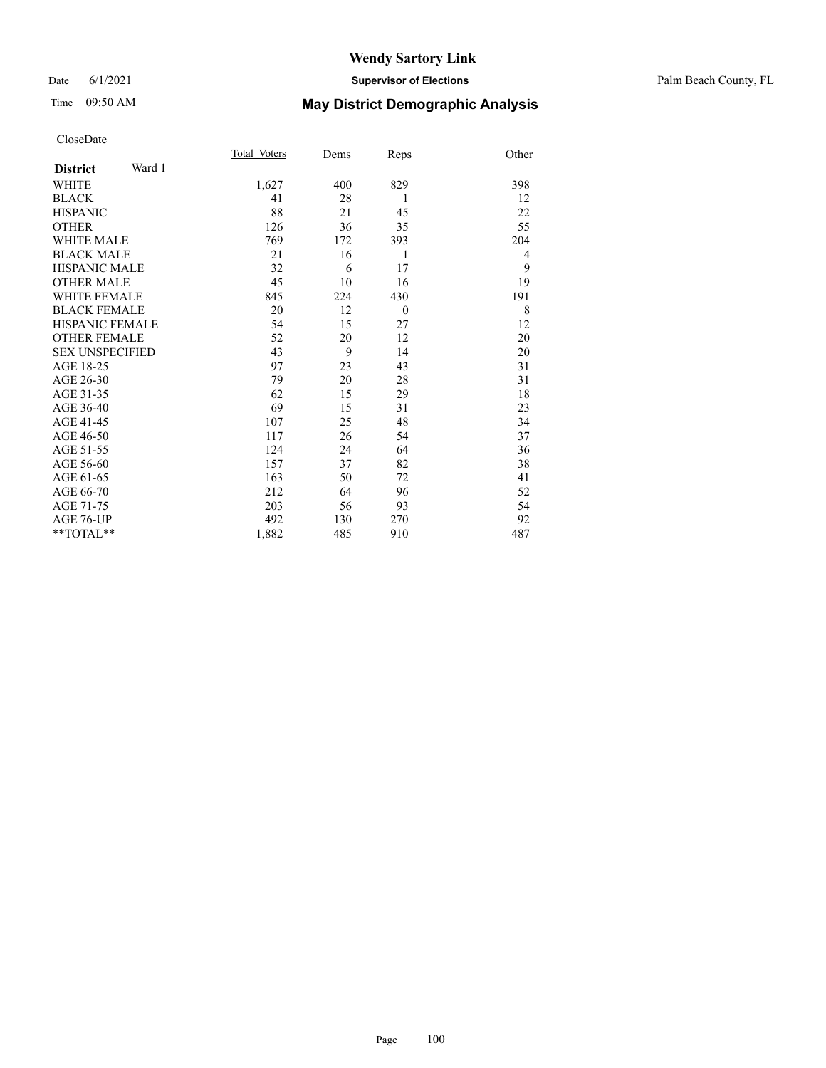# Wendy Sartory Link

Date 6/1/2021 **Supervisor of Elections** Palm Beach County, FL

Time 09:50 AM **May District Demographic Analysis**

CloseDate

| **District** Ward 1 | Total_Voters | Dems | Reps | Other |
|---|---|---|---|---|
| WHITE | 1,627 | 400 | 829 | 398 |
| BLACK | 41 | 28 | 1 | 12 |
| HISPANIC | 88 | 21 | 45 | 22 |
| OTHER | 126 | 36 | 35 | 55 |
| WHITE MALE | 769 | 172 | 393 | 204 |
| BLACK MALE | 21 | 16 | 1 | 4 |
| HISPANIC MALE | 32 | 6 | 17 | 9 |
| OTHER MALE | 45 | 10 | 16 | 19 |
| WHITE FEMALE | 845 | 224 | 430 | 191 |
| BLACK FEMALE | 20 | 12 | 0 | 8 |
| HISPANIC FEMALE | 54 | 15 | 27 | 12 |
| OTHER FEMALE | 52 | 20 | 12 | 20 |
| SEX UNSPECIFIED | 43 | 9 | 14 | 20 |
| AGE 18-25 | 97 | 23 | 43 | 31 |
| AGE 26-30 | 79 | 20 | 28 | 31 |
| AGE 31-35 | 62 | 15 | 29 | 18 |
| AGE 36-40 | 69 | 15 | 31 | 23 |
| AGE 41-45 | 107 | 25 | 48 | 34 |
| AGE 46-50 | 117 | 26 | 54 | 37 |
| AGE 51-55 | 124 | 24 | 64 | 36 |
| AGE 56-60 | 157 | 37 | 82 | 38 |
| AGE 61-65 | 163 | 50 | 72 | 41 |
| AGE 66-70 | 212 | 64 | 96 | 52 |
| AGE 71-75 | 203 | 56 | 93 | 54 |
| AGE 76-UP | 492 | 130 | 270 | 92 |
| **TOTAL** | 1,882 | 485 | 910 | 487 |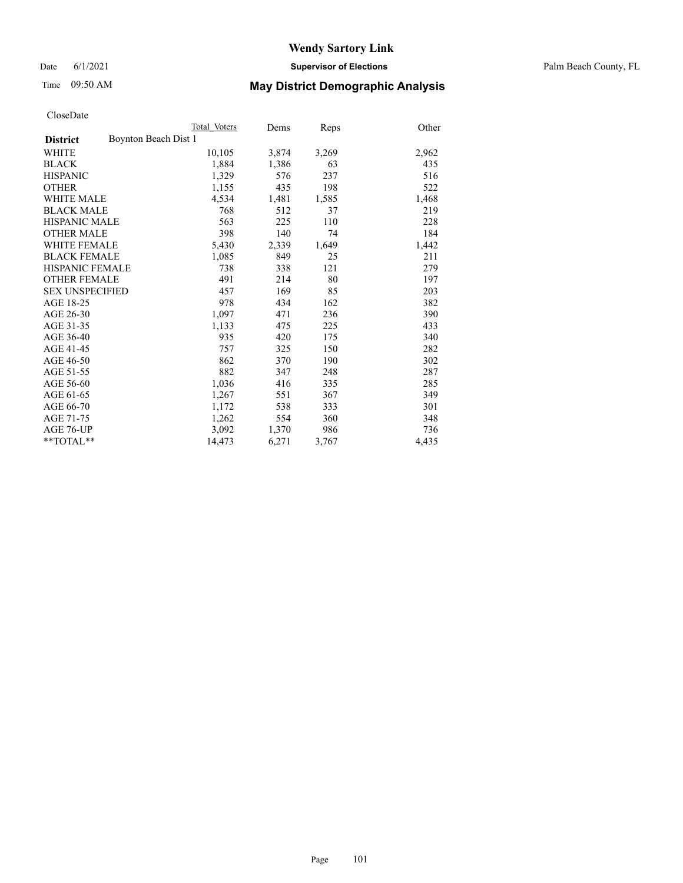# Wendy Sartory Link

Date 6/1/2021 **Supervisor of Elections** Palm Beach County, FL

Time 09:50 AM **May District Demographic Analysis**

CloseDate

| **District** Boynton Beach Dist 1 | Total Voters | Dems | Reps | Other |
|---|---|---|---|---|
| WHITE | 10,105 | 3,874 | 3,269 | 2,962 |
| BLACK | 1,884 | 1,386 | 63 | 435 |
| HISPANIC | 1,329 | 576 | 237 | 516 |
| OTHER | 1,155 | 435 | 198 | 522 |
| WHITE MALE | 4,534 | 1,481 | 1,585 | 1,468 |
| BLACK MALE | 768 | 512 | 37 | 219 |
| HISPANIC MALE | 563 | 225 | 110 | 228 |
| OTHER MALE | 398 | 140 | 74 | 184 |
| WHITE FEMALE | 5,430 | 2,339 | 1,649 | 1,442 |
| BLACK FEMALE | 1,085 | 849 | 25 | 211 |
| HISPANIC FEMALE | 738 | 338 | 121 | 279 |
| OTHER FEMALE | 491 | 214 | 80 | 197 |
| SEX UNSPECIFIED | 457 | 169 | 85 | 203 |
| AGE 18-25 | 978 | 434 | 162 | 382 |
| AGE 26-30 | 1,097 | 471 | 236 | 390 |
| AGE 31-35 | 1,133 | 475 | 225 | 433 |
| AGE 36-40 | 935 | 420 | 175 | 340 |
| AGE 41-45 | 757 | 325 | 150 | 282 |
| AGE 46-50 | 862 | 370 | 190 | 302 |
| AGE 51-55 | 882 | 347 | 248 | 287 |
| AGE 56-60 | 1,036 | 416 | 335 | 285 |
| AGE 61-65 | 1,267 | 551 | 367 | 349 |
| AGE 66-70 | 1,172 | 538 | 333 | 301 |
| AGE 71-75 | 1,262 | 554 | 360 | 348 |
| AGE 76-UP | 3,092 | 1,370 | 986 | 736 |
| **TOTAL** | 14,473 | 6,271 | 3,767 | 4,435 |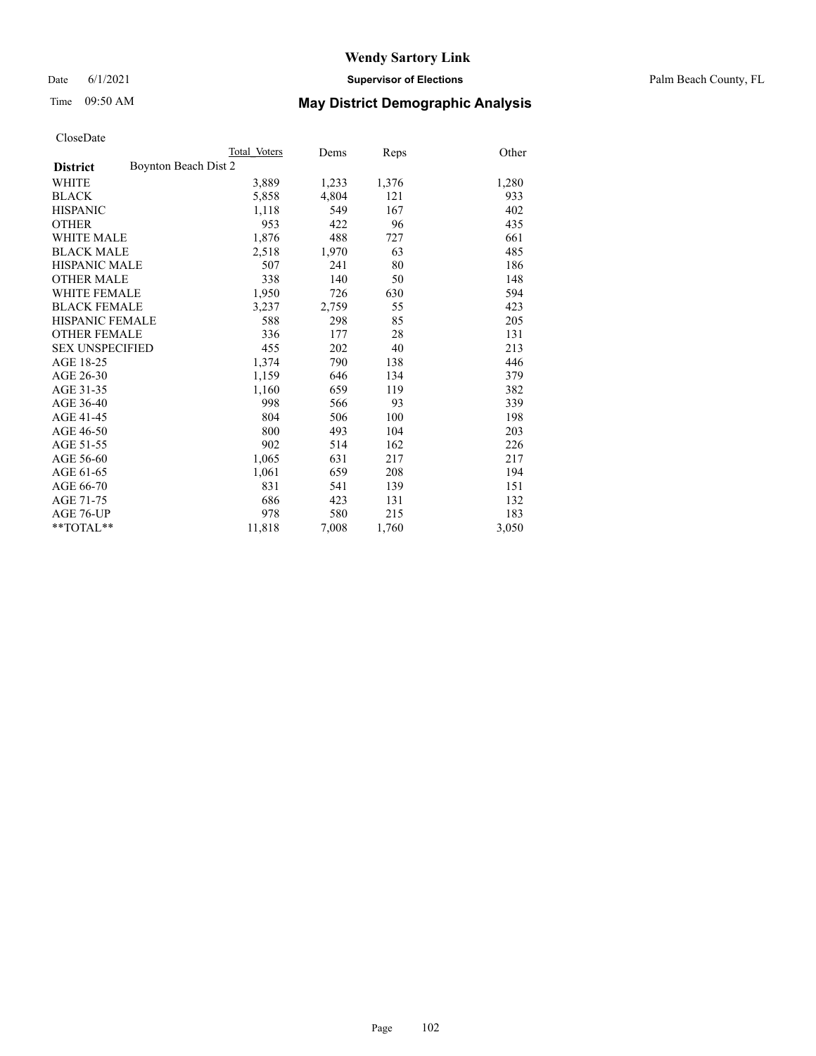# Wendy Sartory Link

Date 6/1/2021 **Supervisor of Elections** Palm Beach County, FL

Time 09:50 AM **May District Demographic Analysis**

CloseDate

| **District** | Boynton Beach Dist 2 | Total Voters | Dems | Reps | Other |
|---|---|---|---|---|---|
| WHITE | | 3,889 | 1,233 | 1,376 | 1,280 |
| BLACK | | 5,858 | 4,804 | 121 | 933 |
| HISPANIC | | 1,118 | 549 | 167 | 402 |
| OTHER | | 953 | 422 | 96 | 435 |
| WHITE MALE | | 1,876 | 488 | 727 | 661 |
| BLACK MALE | | 2,518 | 1,970 | 63 | 485 |
| HISPANIC MALE | | 507 | 241 | 80 | 186 |
| OTHER MALE | | 338 | 140 | 50 | 148 |
| WHITE FEMALE | | 1,950 | 726 | 630 | 594 |
| BLACK FEMALE | | 3,237 | 2,759 | 55 | 423 |
| HISPANIC FEMALE | | 588 | 298 | 85 | 205 |
| OTHER FEMALE | | 336 | 177 | 28 | 131 |
| SEX UNSPECIFIED | | 455 | 202 | 40 | 213 |
| AGE 18-25 | | 1,374 | 790 | 138 | 446 |
| AGE 26-30 | | 1,159 | 646 | 134 | 379 |
| AGE 31-35 | | 1,160 | 659 | 119 | 382 |
| AGE 36-40 | | 998 | 566 | 93 | 339 |
| AGE 41-45 | | 804 | 506 | 100 | 198 |
| AGE 46-50 | | 800 | 493 | 104 | 203 |
| AGE 51-55 | | 902 | 514 | 162 | 226 |
| AGE 56-60 | | 1,065 | 631 | 217 | 217 |
| AGE 61-65 | | 1,061 | 659 | 208 | 194 |
| AGE 66-70 | | 831 | 541 | 139 | 151 |
| AGE 71-75 | | 686 | 423 | 131 | 132 |
| AGE 76-UP | | 978 | 580 | 215 | 183 |
| **TOTAL** | | 11,818 | 7,008 | 1,760 | 3,050 |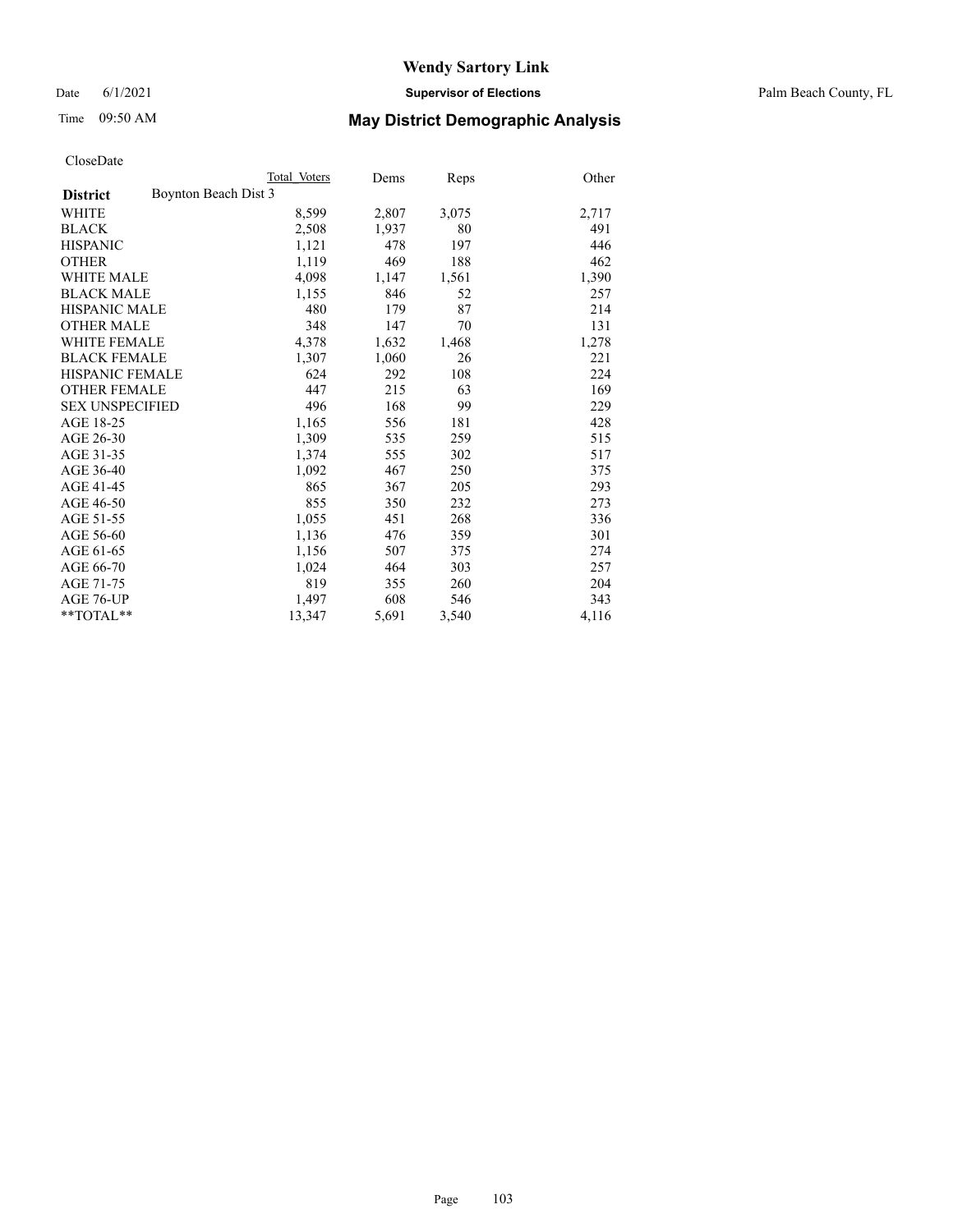# Wendy Sartory Link

Date 6/1/2021 **Supervisor of Elections** Palm Beach County, FL

Time 09:50 AM **May District Demographic Analysis**

CloseDate

| **District** Boynton Beach Dist 3 | Total Voters | Dems | Reps | Other |
|---|---|---|---|---|
| WHITE | 8,599 | 2,807 | 3,075 | 2,717 |
| BLACK | 2,508 | 1,937 | 80 | 491 |
| HISPANIC | 1,121 | 478 | 197 | 446 |
| OTHER | 1,119 | 469 | 188 | 462 |
| WHITE MALE | 4,098 | 1,147 | 1,561 | 1,390 |
| BLACK MALE | 1,155 | 846 | 52 | 257 |
| HISPANIC MALE | 480 | 179 | 87 | 214 |
| OTHER MALE | 348 | 147 | 70 | 131 |
| WHITE FEMALE | 4,378 | 1,632 | 1,468 | 1,278 |
| BLACK FEMALE | 1,307 | 1,060 | 26 | 221 |
| HISPANIC FEMALE | 624 | 292 | 108 | 224 |
| OTHER FEMALE | 447 | 215 | 63 | 169 |
| SEX UNSPECIFIED | 496 | 168 | 99 | 229 |
| AGE 18-25 | 1,165 | 556 | 181 | 428 |
| AGE 26-30 | 1,309 | 535 | 259 | 515 |
| AGE 31-35 | 1,374 | 555 | 302 | 517 |
| AGE 36-40 | 1,092 | 467 | 250 | 375 |
| AGE 41-45 | 865 | 367 | 205 | 293 |
| AGE 46-50 | 855 | 350 | 232 | 273 |
| AGE 51-55 | 1,055 | 451 | 268 | 336 |
| AGE 56-60 | 1,136 | 476 | 359 | 301 |
| AGE 61-65 | 1,156 | 507 | 375 | 274 |
| AGE 66-70 | 1,024 | 464 | 303 | 257 |
| AGE 71-75 | 819 | 355 | 260 | 204 |
| AGE 76-UP | 1,497 | 608 | 546 | 343 |
| **TOTAL** | 13,347 | 5,691 | 3,540 | 4,116 |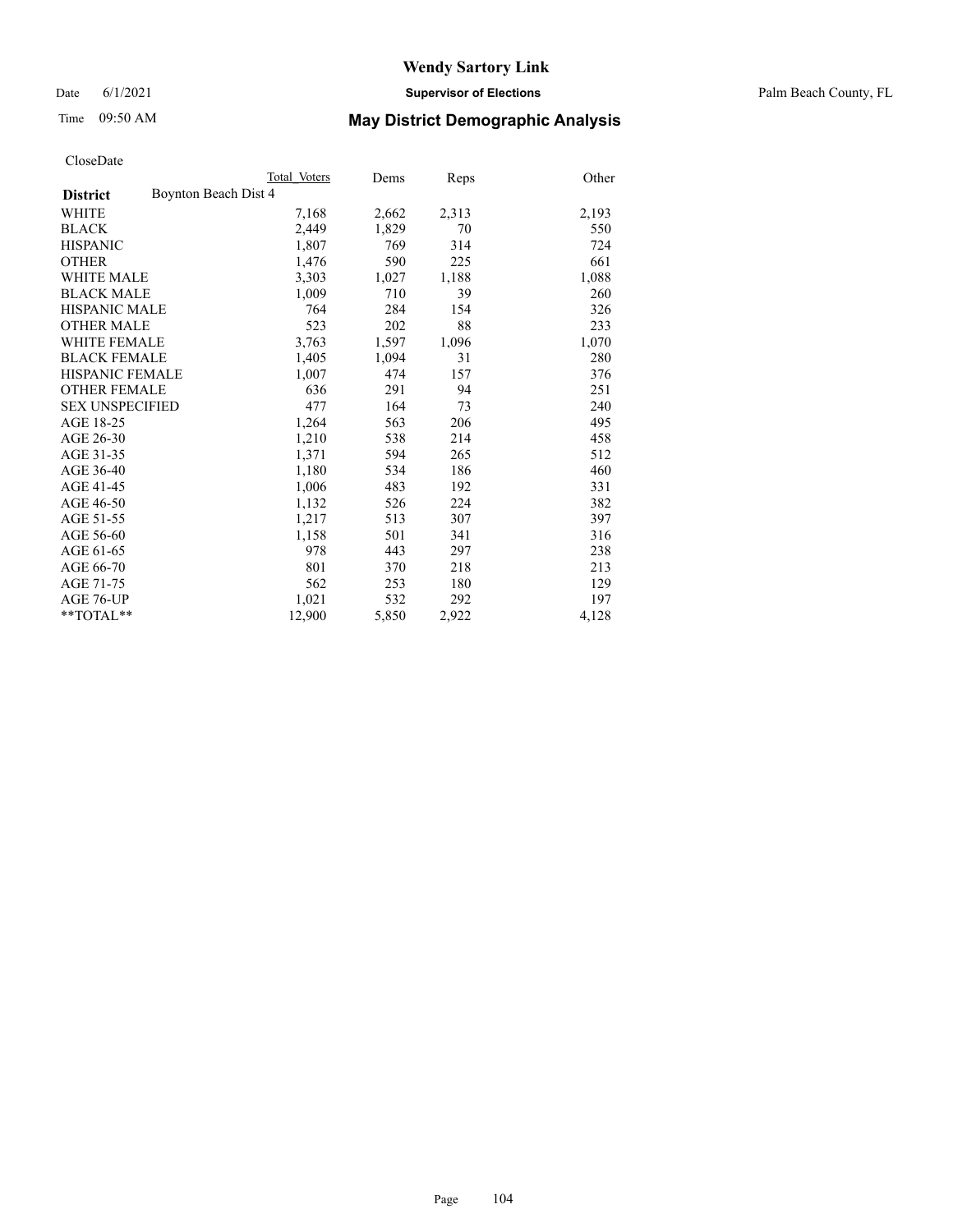# Wendy Sartory Link

Date 6/1/2021 — **Supervisor of Elections** — Palm Beach County, FL

Time 09:50 AM — **May District Demographic Analysis**

CloseDate

| District | Total Voters | Dems | Reps | Other |
|---|---|---|---|---|
| **Boynton Beach Dist 4** | | | | |
| WHITE | 7,168 | 2,662 | 2,313 | 2,193 |
| BLACK | 2,449 | 1,829 | 70 | 550 |
| HISPANIC | 1,807 | 769 | 314 | 724 |
| OTHER | 1,476 | 590 | 225 | 661 |
| WHITE MALE | 3,303 | 1,027 | 1,188 | 1,088 |
| BLACK MALE | 1,009 | 710 | 39 | 260 |
| HISPANIC MALE | 764 | 284 | 154 | 326 |
| OTHER MALE | 523 | 202 | 88 | 233 |
| WHITE FEMALE | 3,763 | 1,597 | 1,096 | 1,070 |
| BLACK FEMALE | 1,405 | 1,094 | 31 | 280 |
| HISPANIC FEMALE | 1,007 | 474 | 157 | 376 |
| OTHER FEMALE | 636 | 291 | 94 | 251 |
| SEX UNSPECIFIED | 477 | 164 | 73 | 240 |
| AGE 18-25 | 1,264 | 563 | 206 | 495 |
| AGE 26-30 | 1,210 | 538 | 214 | 458 |
| AGE 31-35 | 1,371 | 594 | 265 | 512 |
| AGE 36-40 | 1,180 | 534 | 186 | 460 |
| AGE 41-45 | 1,006 | 483 | 192 | 331 |
| AGE 46-50 | 1,132 | 526 | 224 | 382 |
| AGE 51-55 | 1,217 | 513 | 307 | 397 |
| AGE 56-60 | 1,158 | 501 | 341 | 316 |
| AGE 61-65 | 978 | 443 | 297 | 238 |
| AGE 66-70 | 801 | 370 | 218 | 213 |
| AGE 71-75 | 562 | 253 | 180 | 129 |
| AGE 76-UP | 1,021 | 532 | 292 | 197 |
| **TOTAL** | 12,900 | 5,850 | 2,922 | 4,128 |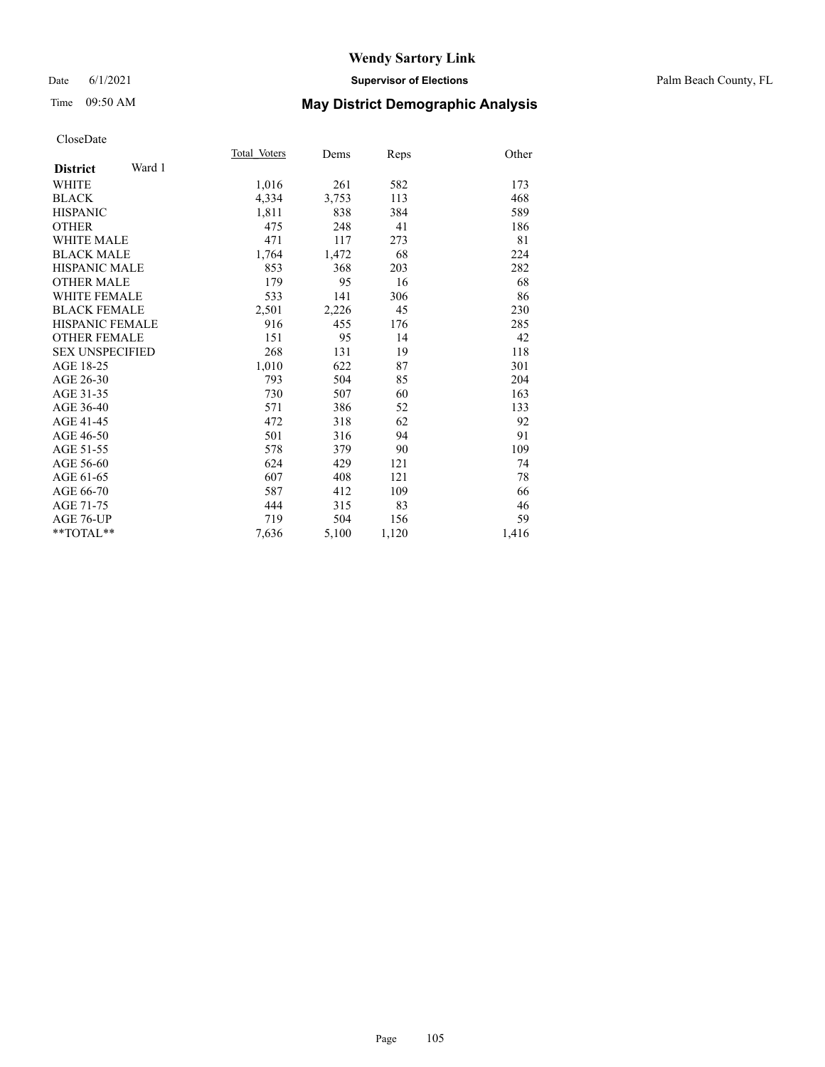# Wendy Sartory Link

Date 6/1/2021 **Supervisor of Elections** Palm Beach County, FL

Time 09:50 AM **May District Demographic Analysis**

CloseDate

| **District** Ward 1 | Total_Voters | Dems | Reps | Other |
|---|---|---|---|---|
| WHITE | 1,016 | 261 | 582 | 173 |
| BLACK | 4,334 | 3,753 | 113 | 468 |
| HISPANIC | 1,811 | 838 | 384 | 589 |
| OTHER | 475 | 248 | 41 | 186 |
| WHITE MALE | 471 | 117 | 273 | 81 |
| BLACK MALE | 1,764 | 1,472 | 68 | 224 |
| HISPANIC MALE | 853 | 368 | 203 | 282 |
| OTHER MALE | 179 | 95 | 16 | 68 |
| WHITE FEMALE | 533 | 141 | 306 | 86 |
| BLACK FEMALE | 2,501 | 2,226 | 45 | 230 |
| HISPANIC FEMALE | 916 | 455 | 176 | 285 |
| OTHER FEMALE | 151 | 95 | 14 | 42 |
| SEX UNSPECIFIED | 268 | 131 | 19 | 118 |
| AGE 18-25 | 1,010 | 622 | 87 | 301 |
| AGE 26-30 | 793 | 504 | 85 | 204 |
| AGE 31-35 | 730 | 507 | 60 | 163 |
| AGE 36-40 | 571 | 386 | 52 | 133 |
| AGE 41-45 | 472 | 318 | 62 | 92 |
| AGE 46-50 | 501 | 316 | 94 | 91 |
| AGE 51-55 | 578 | 379 | 90 | 109 |
| AGE 56-60 | 624 | 429 | 121 | 74 |
| AGE 61-65 | 607 | 408 | 121 | 78 |
| AGE 66-70 | 587 | 412 | 109 | 66 |
| AGE 71-75 | 444 | 315 | 83 | 46 |
| AGE 76-UP | 719 | 504 | 156 | 59 |
| **TOTAL** | 7,636 | 5,100 | 1,120 | 1,416 |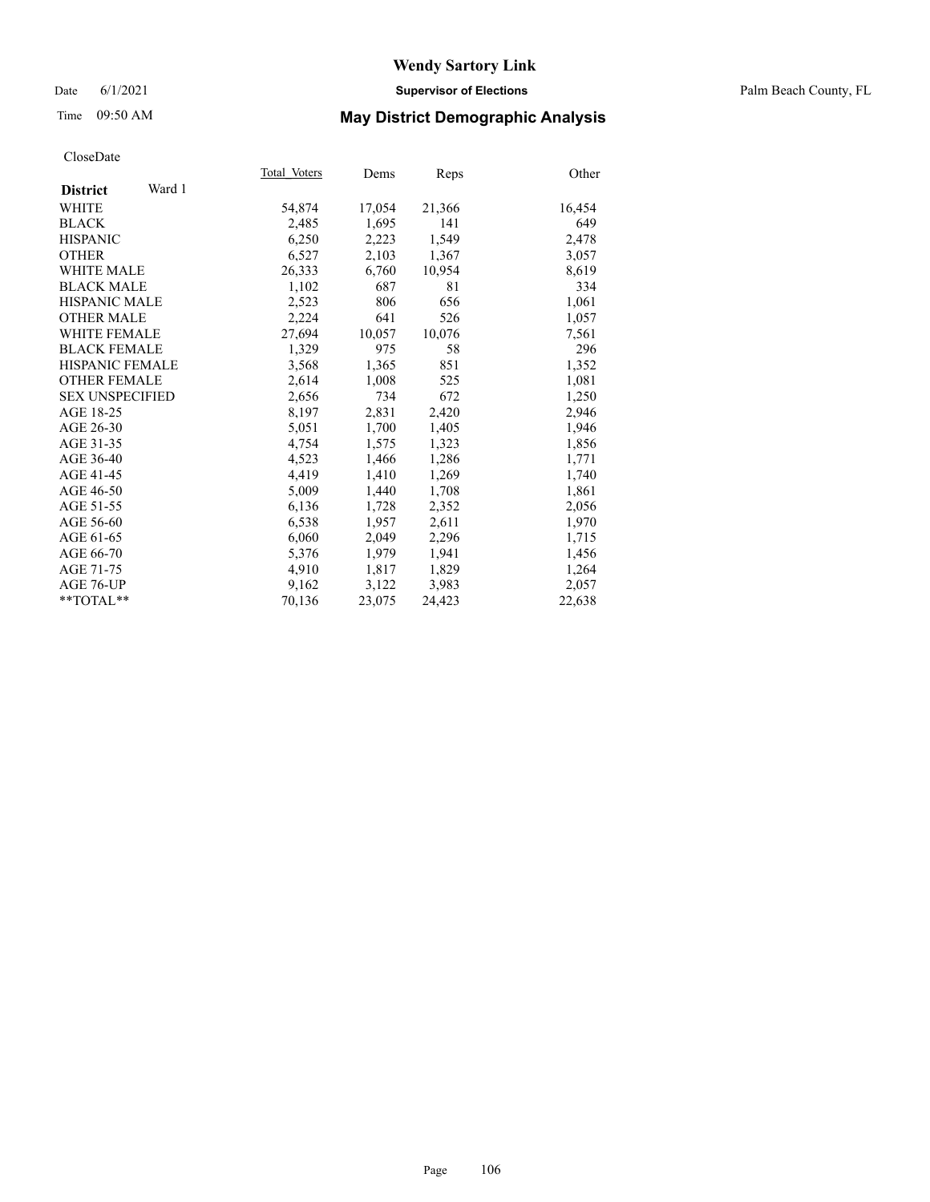# Wendy Sartory Link

Date 6/1/2021 **Supervisor of Elections** Palm Beach County, FL

Time 09:50 AM **May District Demographic Analysis**

CloseDate

| **District** Ward 1 | Total Voters | Dems | Reps | Other |
|---|---|---|---|---|
| WHITE | 54,874 | 17,054 | 21,366 | 16,454 |
| BLACK | 2,485 | 1,695 | 141 | 649 |
| HISPANIC | 6,250 | 2,223 | 1,549 | 2,478 |
| OTHER | 6,527 | 2,103 | 1,367 | 3,057 |
| WHITE MALE | 26,333 | 6,760 | 10,954 | 8,619 |
| BLACK MALE | 1,102 | 687 | 81 | 334 |
| HISPANIC MALE | 2,523 | 806 | 656 | 1,061 |
| OTHER MALE | 2,224 | 641 | 526 | 1,057 |
| WHITE FEMALE | 27,694 | 10,057 | 10,076 | 7,561 |
| BLACK FEMALE | 1,329 | 975 | 58 | 296 |
| HISPANIC FEMALE | 3,568 | 1,365 | 851 | 1,352 |
| OTHER FEMALE | 2,614 | 1,008 | 525 | 1,081 |
| SEX UNSPECIFIED | 2,656 | 734 | 672 | 1,250 |
| AGE 18-25 | 8,197 | 2,831 | 2,420 | 2,946 |
| AGE 26-30 | 5,051 | 1,700 | 1,405 | 1,946 |
| AGE 31-35 | 4,754 | 1,575 | 1,323 | 1,856 |
| AGE 36-40 | 4,523 | 1,466 | 1,286 | 1,771 |
| AGE 41-45 | 4,419 | 1,410 | 1,269 | 1,740 |
| AGE 46-50 | 5,009 | 1,440 | 1,708 | 1,861 |
| AGE 51-55 | 6,136 | 1,728 | 2,352 | 2,056 |
| AGE 56-60 | 6,538 | 1,957 | 2,611 | 1,970 |
| AGE 61-65 | 6,060 | 2,049 | 2,296 | 1,715 |
| AGE 66-70 | 5,376 | 1,979 | 1,941 | 1,456 |
| AGE 71-75 | 4,910 | 1,817 | 1,829 | 1,264 |
| AGE 76-UP | 9,162 | 3,122 | 3,983 | 2,057 |
| **TOTAL** | 70,136 | 23,075 | 24,423 | 22,638 |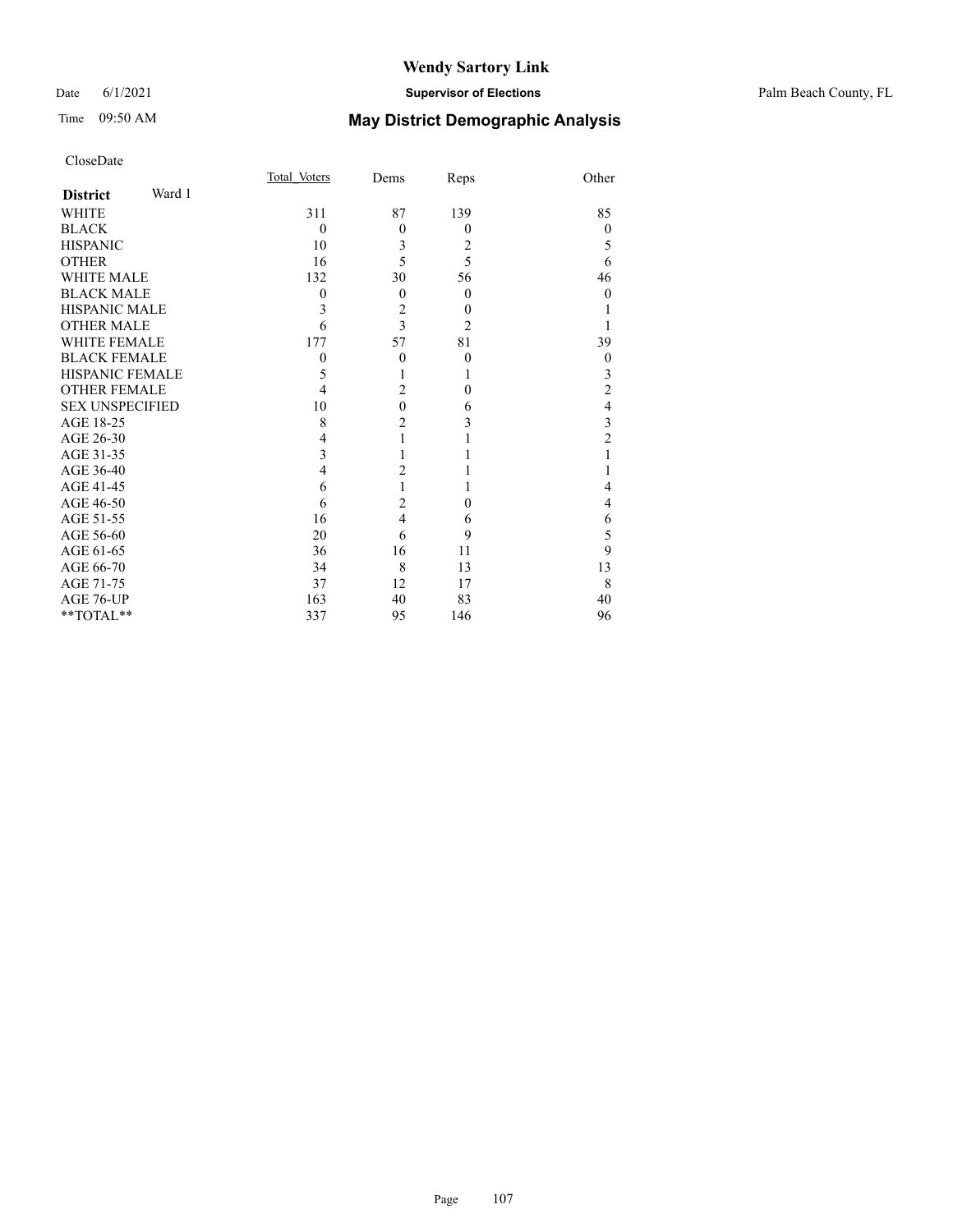# Wendy Sartory Link

Date 6/1/2021 **Supervisor of Elections** Palm Beach County, FL

Time 09:50 AM **May District Demographic Analysis**

CloseDate

| **District** Ward 1 | Total Voters | Dems | Reps | Other |
|---|---|---|---|---|
| WHITE | 311 | 87 | 139 | 85 |
| BLACK | 0 | 0 | 0 | 0 |
| HISPANIC | 10 | 3 | 2 | 5 |
| OTHER | 16 | 5 | 5 | 6 |
| WHITE MALE | 132 | 30 | 56 | 46 |
| BLACK MALE | 0 | 0 | 0 | 0 |
| HISPANIC MALE | 3 | 2 | 0 | 1 |
| OTHER MALE | 6 | 3 | 2 | 1 |
| WHITE FEMALE | 177 | 57 | 81 | 39 |
| BLACK FEMALE | 0 | 0 | 0 | 0 |
| HISPANIC FEMALE | 5 | 1 | 1 | 3 |
| OTHER FEMALE | 4 | 2 | 0 | 2 |
| SEX UNSPECIFIED | 10 | 0 | 6 | 4 |
| AGE 18-25 | 8 | 2 | 3 | 3 |
| AGE 26-30 | 4 | 1 | 1 | 2 |
| AGE 31-35 | 3 | 1 | 1 | 1 |
| AGE 36-40 | 4 | 2 | 1 | 1 |
| AGE 41-45 | 6 | 1 | 1 | 4 |
| AGE 46-50 | 6 | 2 | 0 | 4 |
| AGE 51-55 | 16 | 4 | 6 | 6 |
| AGE 56-60 | 20 | 6 | 9 | 5 |
| AGE 61-65 | 36 | 16 | 11 | 9 |
| AGE 66-70 | 34 | 8 | 13 | 13 |
| AGE 71-75 | 37 | 12 | 17 | 8 |
| AGE 76-UP | 163 | 40 | 83 | 40 |
| **TOTAL** | 337 | 95 | 146 | 96 |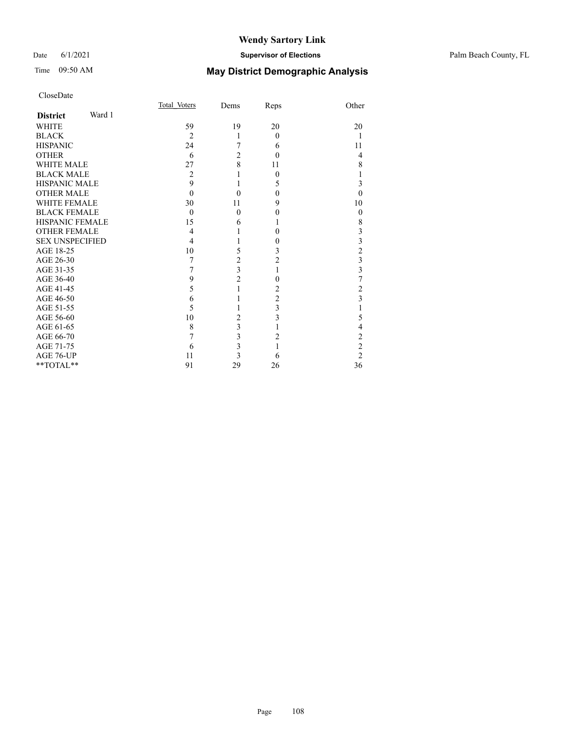# Wendy Sartory Link

Date 6/1/2021 **Supervisor of Elections** Palm Beach County, FL

Time 09:50 AM **May District Demographic Analysis**

CloseDate

| **District** Ward 1 | Total_Voters | Dems | Reps | Other |
|---|---|---|---|---|
| WHITE | 59 | 19 | 20 | 20 |
| BLACK | 2 | 1 | 0 | 1 |
| HISPANIC | 24 | 7 | 6 | 11 |
| OTHER | 6 | 2 | 0 | 4 |
| WHITE MALE | 27 | 8 | 11 | 8 |
| BLACK MALE | 2 | 1 | 0 | 1 |
| HISPANIC MALE | 9 | 1 | 5 | 3 |
| OTHER MALE | 0 | 0 | 0 | 0 |
| WHITE FEMALE | 30 | 11 | 9 | 10 |
| BLACK FEMALE | 0 | 0 | 0 | 0 |
| HISPANIC FEMALE | 15 | 6 | 1 | 8 |
| OTHER FEMALE | 4 | 1 | 0 | 3 |
| SEX UNSPECIFIED | 4 | 1 | 0 | 3 |
| AGE 18-25 | 10 | 5 | 3 | 2 |
| AGE 26-30 | 7 | 2 | 2 | 3 |
| AGE 31-35 | 7 | 3 | 1 | 3 |
| AGE 36-40 | 9 | 2 | 0 | 7 |
| AGE 41-45 | 5 | 1 | 2 | 2 |
| AGE 46-50 | 6 | 1 | 2 | 3 |
| AGE 51-55 | 5 | 1 | 3 | 1 |
| AGE 56-60 | 10 | 2 | 3 | 5 |
| AGE 61-65 | 8 | 3 | 1 | 4 |
| AGE 66-70 | 7 | 3 | 2 | 2 |
| AGE 71-75 | 6 | 3 | 1 | 2 |
| AGE 76-UP | 11 | 3 | 6 | 2 |
| **TOTAL** | 91 | 29 | 26 | 36 |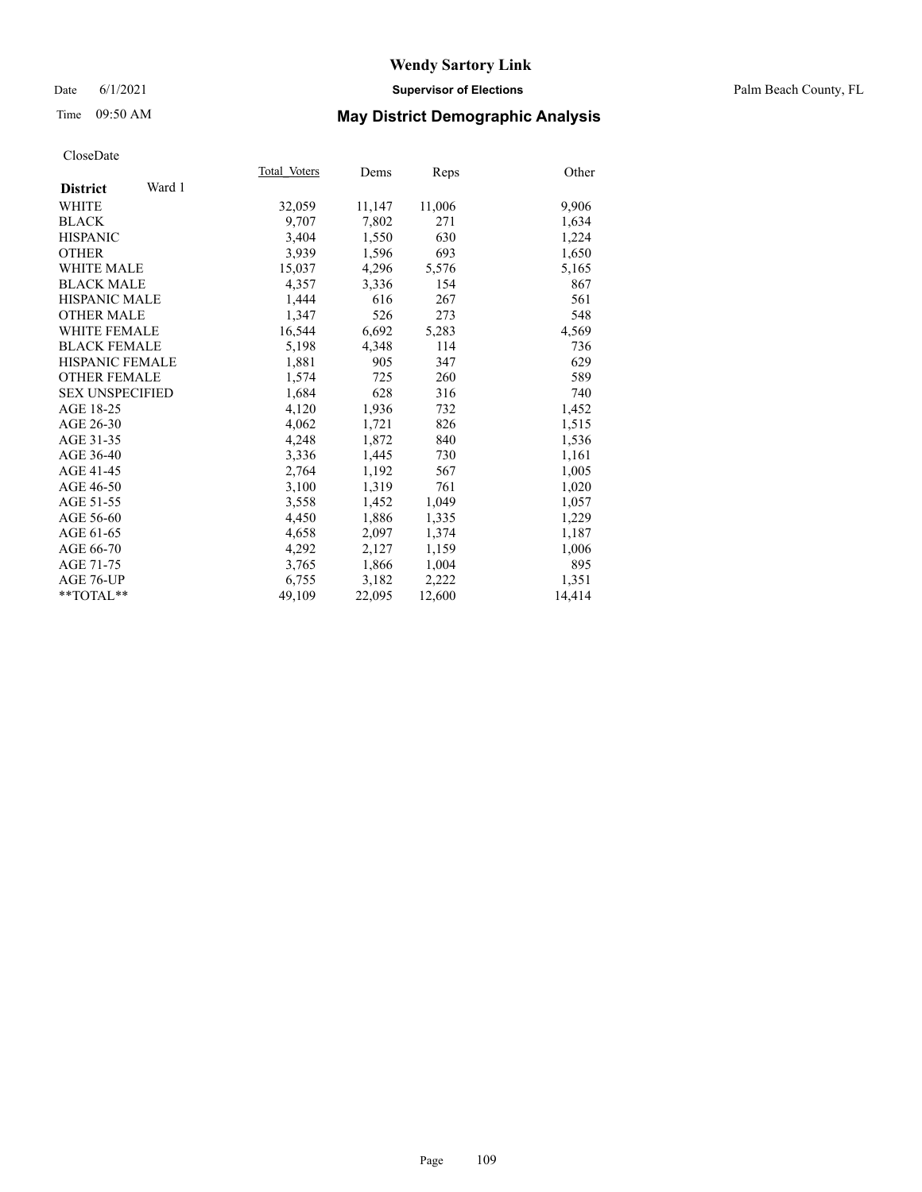# Wendy Sartory Link

Date 6/1/2021 **Supervisor of Elections** Palm Beach County, FL

Time 09:50 AM **May District Demographic Analysis**

CloseDate

| **District** Ward 1 | Total_Voters | Dems | Reps | Other |
|---|---|---|---|---|
| WHITE | 32,059 | 11,147 | 11,006 | 9,906 |
| BLACK | 9,707 | 7,802 | 271 | 1,634 |
| HISPANIC | 3,404 | 1,550 | 630 | 1,224 |
| OTHER | 3,939 | 1,596 | 693 | 1,650 |
| WHITE MALE | 15,037 | 4,296 | 5,576 | 5,165 |
| BLACK MALE | 4,357 | 3,336 | 154 | 867 |
| HISPANIC MALE | 1,444 | 616 | 267 | 561 |
| OTHER MALE | 1,347 | 526 | 273 | 548 |
| WHITE FEMALE | 16,544 | 6,692 | 5,283 | 4,569 |
| BLACK FEMALE | 5,198 | 4,348 | 114 | 736 |
| HISPANIC FEMALE | 1,881 | 905 | 347 | 629 |
| OTHER FEMALE | 1,574 | 725 | 260 | 589 |
| SEX UNSPECIFIED | 1,684 | 628 | 316 | 740 |
| AGE 18-25 | 4,120 | 1,936 | 732 | 1,452 |
| AGE 26-30 | 4,062 | 1,721 | 826 | 1,515 |
| AGE 31-35 | 4,248 | 1,872 | 840 | 1,536 |
| AGE 36-40 | 3,336 | 1,445 | 730 | 1,161 |
| AGE 41-45 | 2,764 | 1,192 | 567 | 1,005 |
| AGE 46-50 | 3,100 | 1,319 | 761 | 1,020 |
| AGE 51-55 | 3,558 | 1,452 | 1,049 | 1,057 |
| AGE 56-60 | 4,450 | 1,886 | 1,335 | 1,229 |
| AGE 61-65 | 4,658 | 2,097 | 1,374 | 1,187 |
| AGE 66-70 | 4,292 | 2,127 | 1,159 | 1,006 |
| AGE 71-75 | 3,765 | 1,866 | 1,004 | 895 |
| AGE 76-UP | 6,755 | 3,182 | 2,222 | 1,351 |
| **TOTAL** | 49,109 | 22,095 | 12,600 | 14,414 |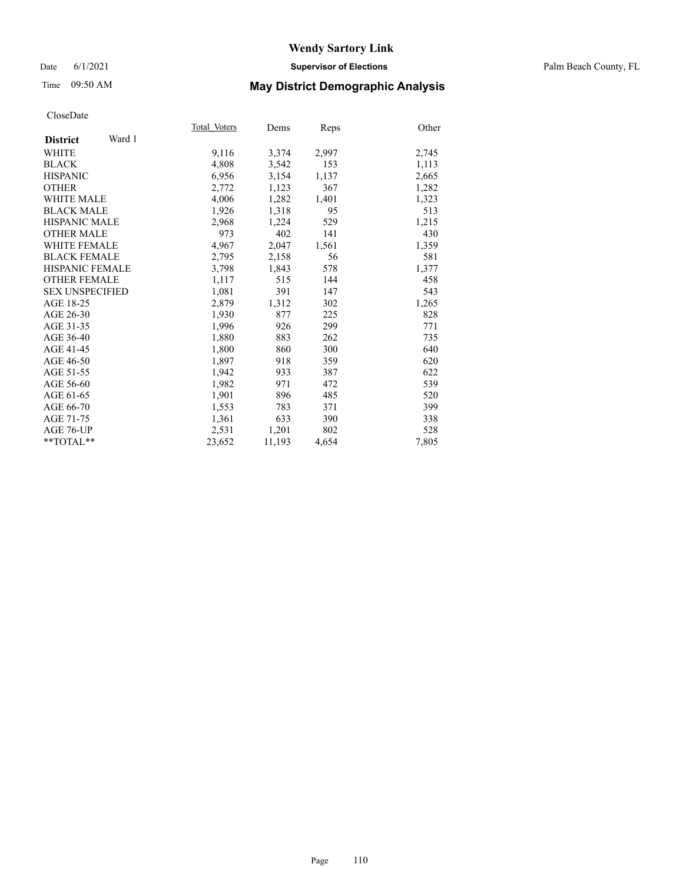# Wendy Sartory Link

Date 6/1/2021 **Supervisor of Elections** Palm Beach County, FL

Time 09:50 AM **May District Demographic Analysis**

CloseDate

| **District** Ward 1 | Total Voters | Dems | Reps | Other |
|---|---|---|---|---|
| WHITE | 9,116 | 3,374 | 2,997 | 2,745 |
| BLACK | 4,808 | 3,542 | 153 | 1,113 |
| HISPANIC | 6,956 | 3,154 | 1,137 | 2,665 |
| OTHER | 2,772 | 1,123 | 367 | 1,282 |
| WHITE MALE | 4,006 | 1,282 | 1,401 | 1,323 |
| BLACK MALE | 1,926 | 1,318 | 95 | 513 |
| HISPANIC MALE | 2,968 | 1,224 | 529 | 1,215 |
| OTHER MALE | 973 | 402 | 141 | 430 |
| WHITE FEMALE | 4,967 | 2,047 | 1,561 | 1,359 |
| BLACK FEMALE | 2,795 | 2,158 | 56 | 581 |
| HISPANIC FEMALE | 3,798 | 1,843 | 578 | 1,377 |
| OTHER FEMALE | 1,117 | 515 | 144 | 458 |
| SEX UNSPECIFIED | 1,081 | 391 | 147 | 543 |
| AGE 18-25 | 2,879 | 1,312 | 302 | 1,265 |
| AGE 26-30 | 1,930 | 877 | 225 | 828 |
| AGE 31-35 | 1,996 | 926 | 299 | 771 |
| AGE 36-40 | 1,880 | 883 | 262 | 735 |
| AGE 41-45 | 1,800 | 860 | 300 | 640 |
| AGE 46-50 | 1,897 | 918 | 359 | 620 |
| AGE 51-55 | 1,942 | 933 | 387 | 622 |
| AGE 56-60 | 1,982 | 971 | 472 | 539 |
| AGE 61-65 | 1,901 | 896 | 485 | 520 |
| AGE 66-70 | 1,553 | 783 | 371 | 399 |
| AGE 71-75 | 1,361 | 633 | 390 | 338 |
| AGE 76-UP | 2,531 | 1,201 | 802 | 528 |
| **TOTAL** | 23,652 | 11,193 | 4,654 | 7,805 |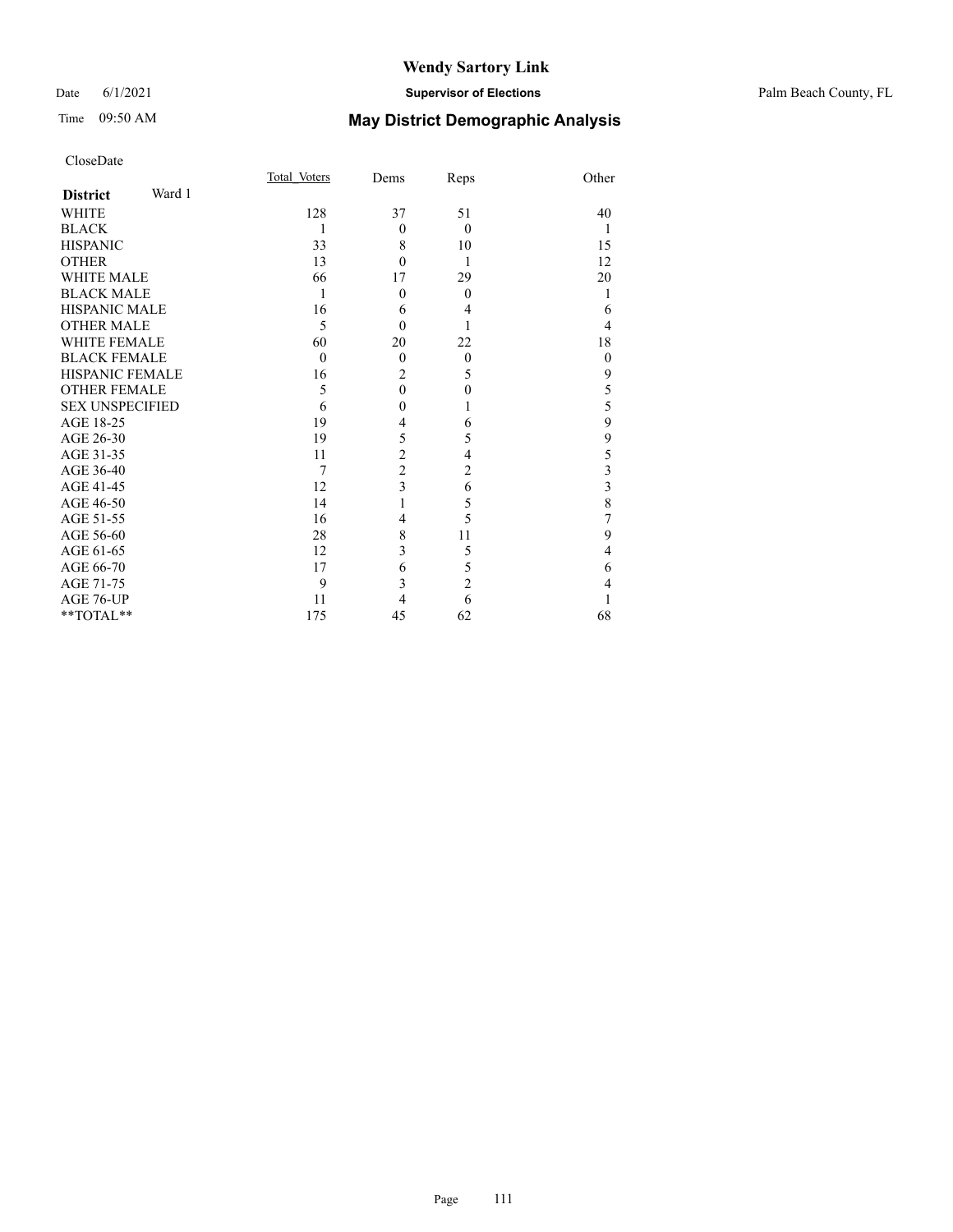# Wendy Sartory Link

Date 6/1/2021 **Supervisor of Elections** Palm Beach County, FL

Time 09:50 AM **May District Demographic Analysis**

CloseDate

| **District** Ward 1 | Total Voters | Dems | Reps | Other |
|---|---|---|---|---|
| WHITE | 128 | 37 | 51 | 40 |
| BLACK | 1 | 0 | 0 | 1 |
| HISPANIC | 33 | 8 | 10 | 15 |
| OTHER | 13 | 0 | 1 | 12 |
| WHITE MALE | 66 | 17 | 29 | 20 |
| BLACK MALE | 1 | 0 | 0 | 1 |
| HISPANIC MALE | 16 | 6 | 4 | 6 |
| OTHER MALE | 5 | 0 | 1 | 4 |
| WHITE FEMALE | 60 | 20 | 22 | 18 |
| BLACK FEMALE | 0 | 0 | 0 | 0 |
| HISPANIC FEMALE | 16 | 2 | 5 | 9 |
| OTHER FEMALE | 5 | 0 | 0 | 5 |
| SEX UNSPECIFIED | 6 | 0 | 1 | 5 |
| AGE 18-25 | 19 | 4 | 6 | 9 |
| AGE 26-30 | 19 | 5 | 5 | 9 |
| AGE 31-35 | 11 | 2 | 4 | 5 |
| AGE 36-40 | 7 | 2 | 2 | 3 |
| AGE 41-45 | 12 | 3 | 6 | 3 |
| AGE 46-50 | 14 | 1 | 5 | 8 |
| AGE 51-55 | 16 | 4 | 5 | 7 |
| AGE 56-60 | 28 | 8 | 11 | 9 |
| AGE 61-65 | 12 | 3 | 5 | 4 |
| AGE 66-70 | 17 | 6 | 5 | 6 |
| AGE 71-75 | 9 | 3 | 2 | 4 |
| AGE 76-UP | 11 | 4 | 6 | 1 |
| **TOTAL** | 175 | 45 | 62 | 68 |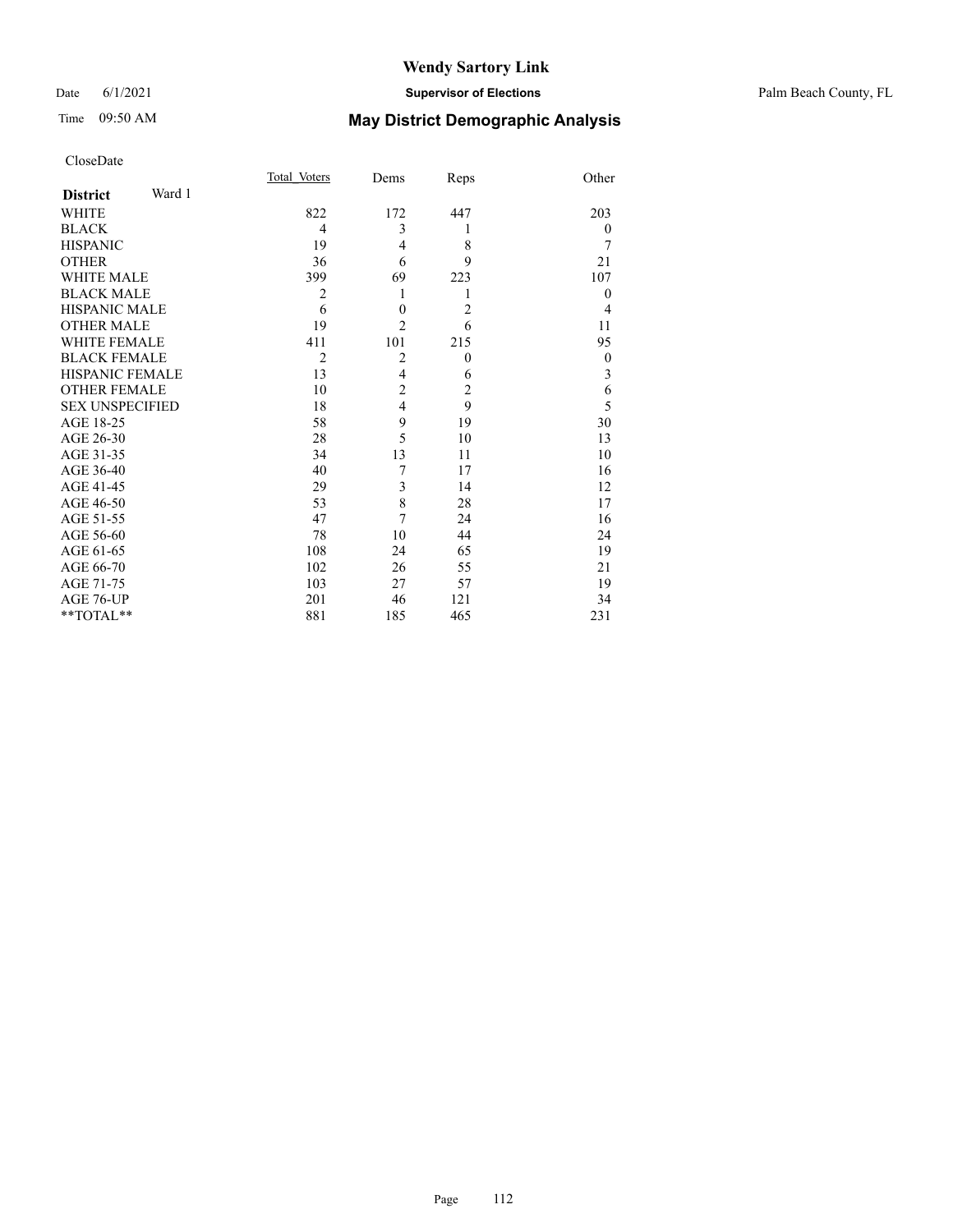# Wendy Sartory Link

Date 6/1/2021 **Supervisor of Elections** Palm Beach County, FL

Time 09:50 AM **May District Demographic Analysis**

CloseDate

| **District** Ward 1 | Total_Voters | Dems | Reps | Other |
|---|---|---|---|---|
| WHITE | 822 | 172 | 447 | 203 |
| BLACK | 4 | 3 | 1 | 0 |
| HISPANIC | 19 | 4 | 8 | 7 |
| OTHER | 36 | 6 | 9 | 21 |
| WHITE MALE | 399 | 69 | 223 | 107 |
| BLACK MALE | 2 | 1 | 1 | 0 |
| HISPANIC MALE | 6 | 0 | 2 | 4 |
| OTHER MALE | 19 | 2 | 6 | 11 |
| WHITE FEMALE | 411 | 101 | 215 | 95 |
| BLACK FEMALE | 2 | 2 | 0 | 0 |
| HISPANIC FEMALE | 13 | 4 | 6 | 3 |
| OTHER FEMALE | 10 | 2 | 2 | 6 |
| SEX UNSPECIFIED | 18 | 4 | 9 | 5 |
| AGE 18-25 | 58 | 9 | 19 | 30 |
| AGE 26-30 | 28 | 5 | 10 | 13 |
| AGE 31-35 | 34 | 13 | 11 | 10 |
| AGE 36-40 | 40 | 7 | 17 | 16 |
| AGE 41-45 | 29 | 3 | 14 | 12 |
| AGE 46-50 | 53 | 8 | 28 | 17 |
| AGE 51-55 | 47 | 7 | 24 | 16 |
| AGE 56-60 | 78 | 10 | 44 | 24 |
| AGE 61-65 | 108 | 24 | 65 | 19 |
| AGE 66-70 | 102 | 26 | 55 | 21 |
| AGE 71-75 | 103 | 27 | 57 | 19 |
| AGE 76-UP | 201 | 46 | 121 | 34 |
| **TOTAL** | 881 | 185 | 465 | 231 |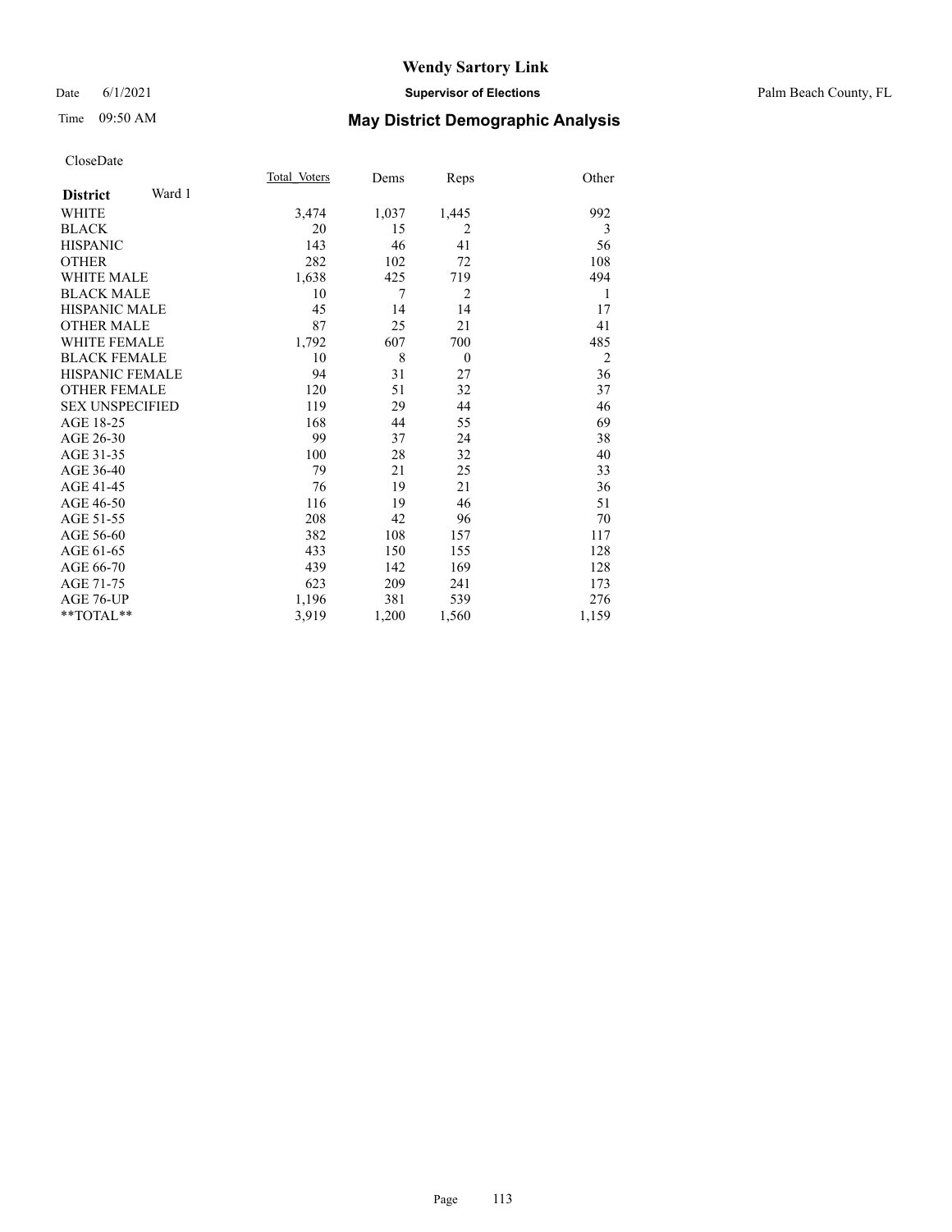**Wendy Sartory Link**

Date 6/1/2021 **Supervisor of Elections** Palm Beach County, FL

Time 09:50 AM **May District Demographic Analysis**

CloseDate

| **District** Ward 1 | Total Voters | Dems | Reps | Other |
|---|---|---|---|---|
| WHITE | 3,474 | 1,037 | 1,445 | 992 |
| BLACK | 20 | 15 | 2 | 3 |
| HISPANIC | 143 | 46 | 41 | 56 |
| OTHER | 282 | 102 | 72 | 108 |
| WHITE MALE | 1,638 | 425 | 719 | 494 |
| BLACK MALE | 10 | 7 | 2 | 1 |
| HISPANIC MALE | 45 | 14 | 14 | 17 |
| OTHER MALE | 87 | 25 | 21 | 41 |
| WHITE FEMALE | 1,792 | 607 | 700 | 485 |
| BLACK FEMALE | 10 | 8 | 0 | 2 |
| HISPANIC FEMALE | 94 | 31 | 27 | 36 |
| OTHER FEMALE | 120 | 51 | 32 | 37 |
| SEX UNSPECIFIED | 119 | 29 | 44 | 46 |
| AGE 18-25 | 168 | 44 | 55 | 69 |
| AGE 26-30 | 99 | 37 | 24 | 38 |
| AGE 31-35 | 100 | 28 | 32 | 40 |
| AGE 36-40 | 79 | 21 | 25 | 33 |
| AGE 41-45 | 76 | 19 | 21 | 36 |
| AGE 46-50 | 116 | 19 | 46 | 51 |
| AGE 51-55 | 208 | 42 | 96 | 70 |
| AGE 56-60 | 382 | 108 | 157 | 117 |
| AGE 61-65 | 433 | 150 | 155 | 128 |
| AGE 66-70 | 439 | 142 | 169 | 128 |
| AGE 71-75 | 623 | 209 | 241 | 173 |
| AGE 76-UP | 1,196 | 381 | 539 | 276 |
| **TOTAL** | 3,919 | 1,200 | 1,560 | 1,159 |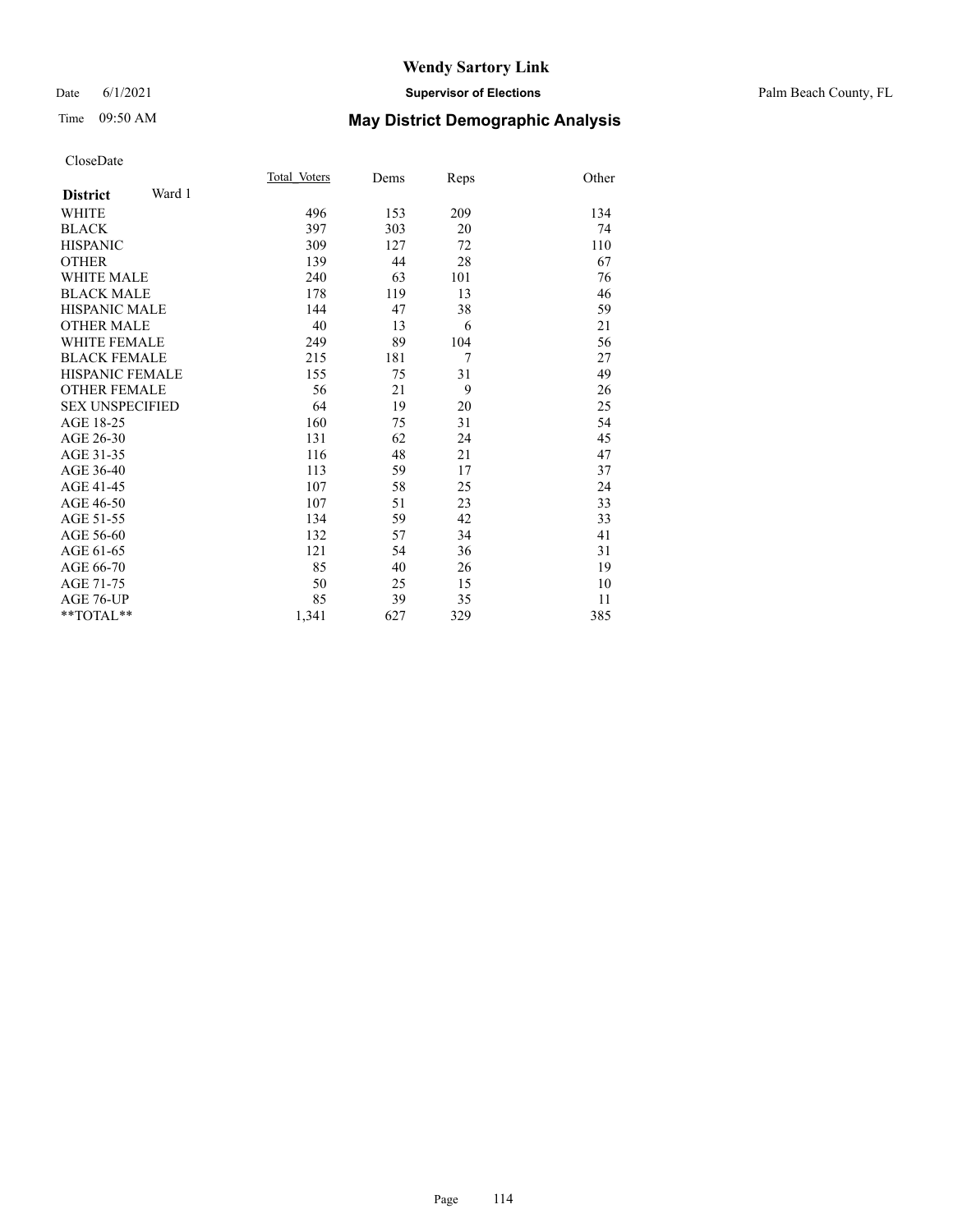# Wendy Sartory Link

Date 6/1/2021 **Supervisor of Elections** Palm Beach County, FL

Time 09:50 AM **May District Demographic Analysis**

CloseDate

| **District** Ward 1 | Total Voters | Dems | Reps | Other |
|---|---|---|---|---|
| WHITE | 496 | 153 | 209 | 134 |
| BLACK | 397 | 303 | 20 | 74 |
| HISPANIC | 309 | 127 | 72 | 110 |
| OTHER | 139 | 44 | 28 | 67 |
| WHITE MALE | 240 | 63 | 101 | 76 |
| BLACK MALE | 178 | 119 | 13 | 46 |
| HISPANIC MALE | 144 | 47 | 38 | 59 |
| OTHER MALE | 40 | 13 | 6 | 21 |
| WHITE FEMALE | 249 | 89 | 104 | 56 |
| BLACK FEMALE | 215 | 181 | 7 | 27 |
| HISPANIC FEMALE | 155 | 75 | 31 | 49 |
| OTHER FEMALE | 56 | 21 | 9 | 26 |
| SEX UNSPECIFIED | 64 | 19 | 20 | 25 |
| AGE 18-25 | 160 | 75 | 31 | 54 |
| AGE 26-30 | 131 | 62 | 24 | 45 |
| AGE 31-35 | 116 | 48 | 21 | 47 |
| AGE 36-40 | 113 | 59 | 17 | 37 |
| AGE 41-45 | 107 | 58 | 25 | 24 |
| AGE 46-50 | 107 | 51 | 23 | 33 |
| AGE 51-55 | 134 | 59 | 42 | 33 |
| AGE 56-60 | 132 | 57 | 34 | 41 |
| AGE 61-65 | 121 | 54 | 36 | 31 |
| AGE 66-70 | 85 | 40 | 26 | 19 |
| AGE 71-75 | 50 | 25 | 15 | 10 |
| AGE 76-UP | 85 | 39 | 35 | 11 |
| **TOTAL** | 1,341 | 627 | 329 | 385 |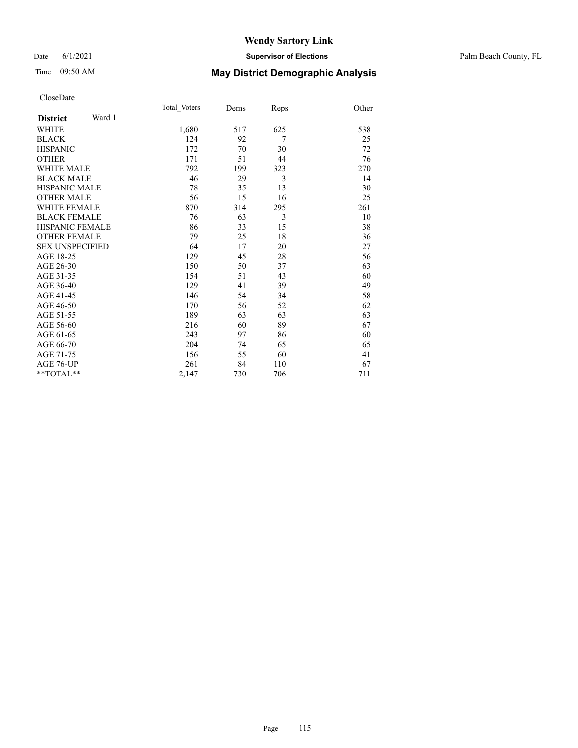# Wendy Sartory Link

Date 6/1/2021 **Supervisor of Elections** Palm Beach County, FL

Time 09:50 AM **May District Demographic Analysis**

CloseDate

| **District** Ward 1 | Total Voters | Dems | Reps | Other |
|---|---|---|---|---|
| WHITE | 1,680 | 517 | 625 | 538 |
| BLACK | 124 | 92 | 7 | 25 |
| HISPANIC | 172 | 70 | 30 | 72 |
| OTHER | 171 | 51 | 44 | 76 |
| WHITE MALE | 792 | 199 | 323 | 270 |
| BLACK MALE | 46 | 29 | 3 | 14 |
| HISPANIC MALE | 78 | 35 | 13 | 30 |
| OTHER MALE | 56 | 15 | 16 | 25 |
| WHITE FEMALE | 870 | 314 | 295 | 261 |
| BLACK FEMALE | 76 | 63 | 3 | 10 |
| HISPANIC FEMALE | 86 | 33 | 15 | 38 |
| OTHER FEMALE | 79 | 25 | 18 | 36 |
| SEX UNSPECIFIED | 64 | 17 | 20 | 27 |
| AGE 18-25 | 129 | 45 | 28 | 56 |
| AGE 26-30 | 150 | 50 | 37 | 63 |
| AGE 31-35 | 154 | 51 | 43 | 60 |
| AGE 36-40 | 129 | 41 | 39 | 49 |
| AGE 41-45 | 146 | 54 | 34 | 58 |
| AGE 46-50 | 170 | 56 | 52 | 62 |
| AGE 51-55 | 189 | 63 | 63 | 63 |
| AGE 56-60 | 216 | 60 | 89 | 67 |
| AGE 61-65 | 243 | 97 | 86 | 60 |
| AGE 66-70 | 204 | 74 | 65 | 65 |
| AGE 71-75 | 156 | 55 | 60 | 41 |
| AGE 76-UP | 261 | 84 | 110 | 67 |
| **TOTAL** | 2,147 | 730 | 706 | 711 |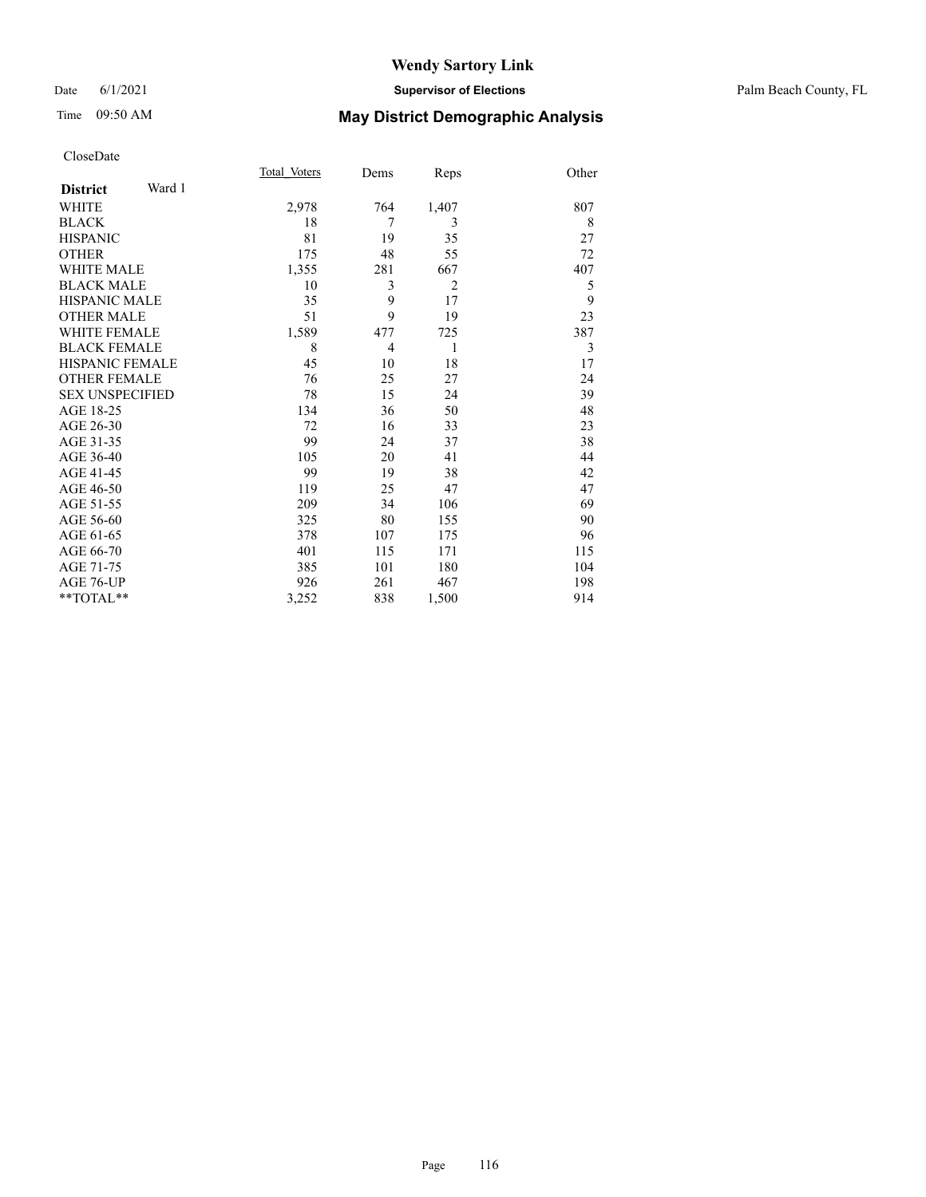# Wendy Sartory Link

Date 6/1/2021 **Supervisor of Elections** Palm Beach County, FL

Time 09:50 AM **May District Demographic Analysis**

CloseDate

| **District** Ward 1 | Total_Voters | Dems | Reps | Other |
|---|---|---|---|---|
| WHITE | 2,978 | 764 | 1,407 | 807 |
| BLACK | 18 | 7 | 3 | 8 |
| HISPANIC | 81 | 19 | 35 | 27 |
| OTHER | 175 | 48 | 55 | 72 |
| WHITE MALE | 1,355 | 281 | 667 | 407 |
| BLACK MALE | 10 | 3 | 2 | 5 |
| HISPANIC MALE | 35 | 9 | 17 | 9 |
| OTHER MALE | 51 | 9 | 19 | 23 |
| WHITE FEMALE | 1,589 | 477 | 725 | 387 |
| BLACK FEMALE | 8 | 4 | 1 | 3 |
| HISPANIC FEMALE | 45 | 10 | 18 | 17 |
| OTHER FEMALE | 76 | 25 | 27 | 24 |
| SEX UNSPECIFIED | 78 | 15 | 24 | 39 |
| AGE 18-25 | 134 | 36 | 50 | 48 |
| AGE 26-30 | 72 | 16 | 33 | 23 |
| AGE 31-35 | 99 | 24 | 37 | 38 |
| AGE 36-40 | 105 | 20 | 41 | 44 |
| AGE 41-45 | 99 | 19 | 38 | 42 |
| AGE 46-50 | 119 | 25 | 47 | 47 |
| AGE 51-55 | 209 | 34 | 106 | 69 |
| AGE 56-60 | 325 | 80 | 155 | 90 |
| AGE 61-65 | 378 | 107 | 175 | 96 |
| AGE 66-70 | 401 | 115 | 171 | 115 |
| AGE 71-75 | 385 | 101 | 180 | 104 |
| AGE 76-UP | 926 | 261 | 467 | 198 |
| **TOTAL** | 3,252 | 838 | 1,500 | 914 |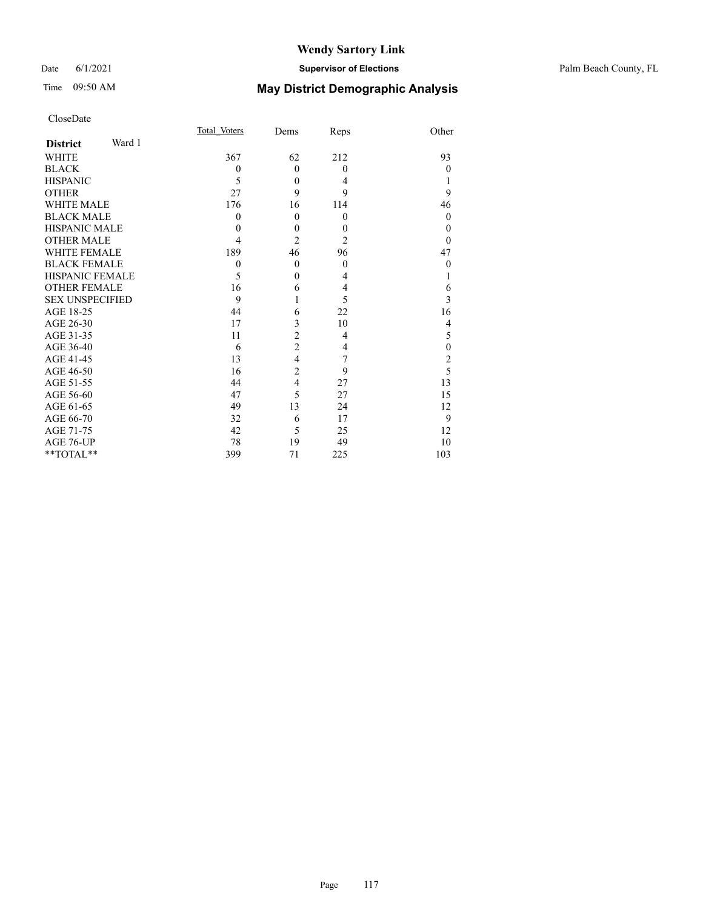# Wendy Sartory Link

Date 6/1/2021 **Supervisor of Elections** Palm Beach County, FL

Time 09:50 AM **May District Demographic Analysis**

CloseDate

| **District** Ward 1 | Total Voters | Dems | Reps | Other |
|---|---|---|---|---|
| WHITE | 367 | 62 | 212 | 93 |
| BLACK | 0 | 0 | 0 | 0 |
| HISPANIC | 5 | 0 | 4 | 1 |
| OTHER | 27 | 9 | 9 | 9 |
| WHITE MALE | 176 | 16 | 114 | 46 |
| BLACK MALE | 0 | 0 | 0 | 0 |
| HISPANIC MALE | 0 | 0 | 0 | 0 |
| OTHER MALE | 4 | 2 | 2 | 0 |
| WHITE FEMALE | 189 | 46 | 96 | 47 |
| BLACK FEMALE | 0 | 0 | 0 | 0 |
| HISPANIC FEMALE | 5 | 0 | 4 | 1 |
| OTHER FEMALE | 16 | 6 | 4 | 6 |
| SEX UNSPECIFIED | 9 | 1 | 5 | 3 |
| AGE 18-25 | 44 | 6 | 22 | 16 |
| AGE 26-30 | 17 | 3 | 10 | 4 |
| AGE 31-35 | 11 | 2 | 4 | 5 |
| AGE 36-40 | 6 | 2 | 4 | 0 |
| AGE 41-45 | 13 | 4 | 7 | 2 |
| AGE 46-50 | 16 | 2 | 9 | 5 |
| AGE 51-55 | 44 | 4 | 27 | 13 |
| AGE 56-60 | 47 | 5 | 27 | 15 |
| AGE 61-65 | 49 | 13 | 24 | 12 |
| AGE 66-70 | 32 | 6 | 17 | 9 |
| AGE 71-75 | 42 | 5 | 25 | 12 |
| AGE 76-UP | 78 | 19 | 49 | 10 |
| **TOTAL** | 399 | 71 | 225 | 103 |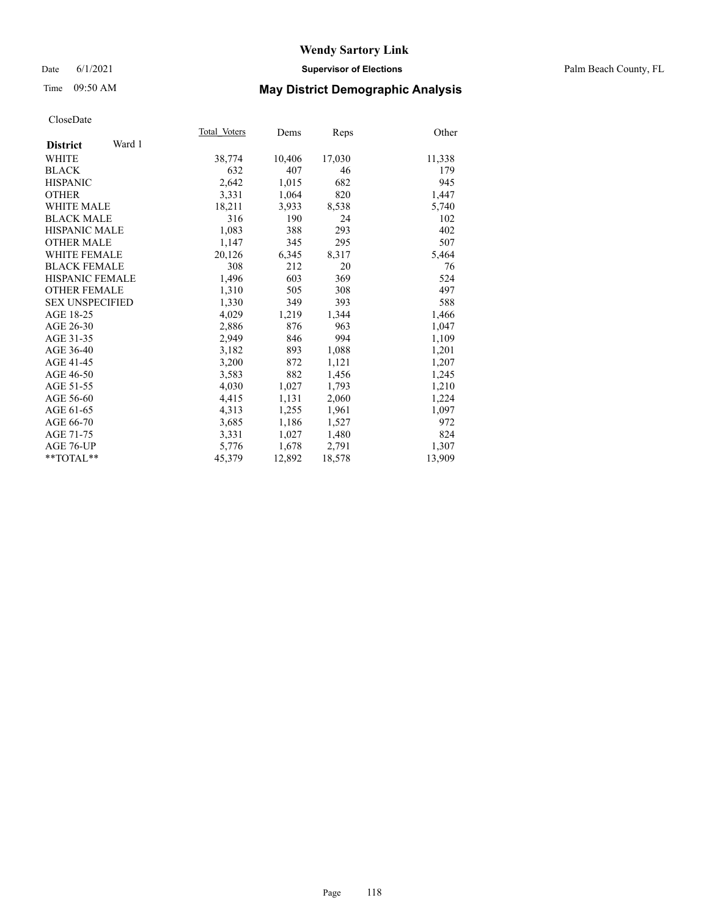# Wendy Sartory Link

Date 6/1/2021 **Supervisor of Elections** Palm Beach County, FL

Time 09:50 AM **May District Demographic Analysis**

CloseDate

| **District** Ward 1 | Total Voters | Dems | Reps | Other |
|---|---|---|---|---|
| WHITE | 38,774 | 10,406 | 17,030 | 11,338 |
| BLACK | 632 | 407 | 46 | 179 |
| HISPANIC | 2,642 | 1,015 | 682 | 945 |
| OTHER | 3,331 | 1,064 | 820 | 1,447 |
| WHITE MALE | 18,211 | 3,933 | 8,538 | 5,740 |
| BLACK MALE | 316 | 190 | 24 | 102 |
| HISPANIC MALE | 1,083 | 388 | 293 | 402 |
| OTHER MALE | 1,147 | 345 | 295 | 507 |
| WHITE FEMALE | 20,126 | 6,345 | 8,317 | 5,464 |
| BLACK FEMALE | 308 | 212 | 20 | 76 |
| HISPANIC FEMALE | 1,496 | 603 | 369 | 524 |
| OTHER FEMALE | 1,310 | 505 | 308 | 497 |
| SEX UNSPECIFIED | 1,330 | 349 | 393 | 588 |
| AGE 18-25 | 4,029 | 1,219 | 1,344 | 1,466 |
| AGE 26-30 | 2,886 | 876 | 963 | 1,047 |
| AGE 31-35 | 2,949 | 846 | 994 | 1,109 |
| AGE 36-40 | 3,182 | 893 | 1,088 | 1,201 |
| AGE 41-45 | 3,200 | 872 | 1,121 | 1,207 |
| AGE 46-50 | 3,583 | 882 | 1,456 | 1,245 |
| AGE 51-55 | 4,030 | 1,027 | 1,793 | 1,210 |
| AGE 56-60 | 4,415 | 1,131 | 2,060 | 1,224 |
| AGE 61-65 | 4,313 | 1,255 | 1,961 | 1,097 |
| AGE 66-70 | 3,685 | 1,186 | 1,527 | 972 |
| AGE 71-75 | 3,331 | 1,027 | 1,480 | 824 |
| AGE 76-UP | 5,776 | 1,678 | 2,791 | 1,307 |
| **TOTAL** | 45,379 | 12,892 | 18,578 | 13,909 |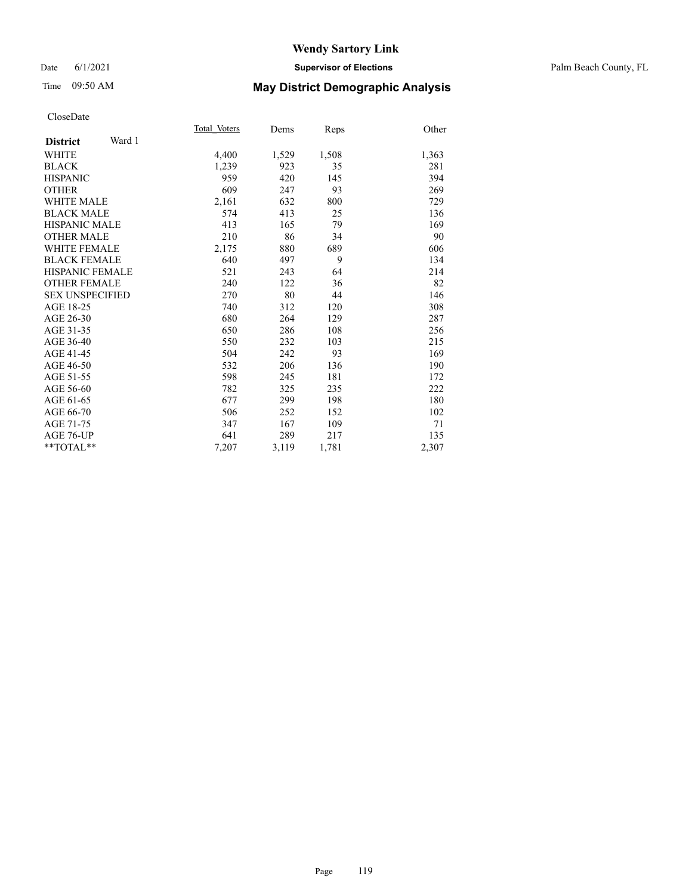# Wendy Sartory Link

Date 6/1/2021 **Supervisor of Elections** Palm Beach County, FL

Time 09:50 AM **May District Demographic Analysis**

CloseDate

| **District** Ward 1 | Total_Voters | Dems | Reps | Other |
|---|---|---|---|---|
| WHITE | 4,400 | 1,529 | 1,508 | 1,363 |
| BLACK | 1,239 | 923 | 35 | 281 |
| HISPANIC | 959 | 420 | 145 | 394 |
| OTHER | 609 | 247 | 93 | 269 |
| WHITE MALE | 2,161 | 632 | 800 | 729 |
| BLACK MALE | 574 | 413 | 25 | 136 |
| HISPANIC MALE | 413 | 165 | 79 | 169 |
| OTHER MALE | 210 | 86 | 34 | 90 |
| WHITE FEMALE | 2,175 | 880 | 689 | 606 |
| BLACK FEMALE | 640 | 497 | 9 | 134 |
| HISPANIC FEMALE | 521 | 243 | 64 | 214 |
| OTHER FEMALE | 240 | 122 | 36 | 82 |
| SEX UNSPECIFIED | 270 | 80 | 44 | 146 |
| AGE 18-25 | 740 | 312 | 120 | 308 |
| AGE 26-30 | 680 | 264 | 129 | 287 |
| AGE 31-35 | 650 | 286 | 108 | 256 |
| AGE 36-40 | 550 | 232 | 103 | 215 |
| AGE 41-45 | 504 | 242 | 93 | 169 |
| AGE 46-50 | 532 | 206 | 136 | 190 |
| AGE 51-55 | 598 | 245 | 181 | 172 |
| AGE 56-60 | 782 | 325 | 235 | 222 |
| AGE 61-65 | 677 | 299 | 198 | 180 |
| AGE 66-70 | 506 | 252 | 152 | 102 |
| AGE 71-75 | 347 | 167 | 109 | 71 |
| AGE 76-UP | 641 | 289 | 217 | 135 |
| **TOTAL** | 7,207 | 3,119 | 1,781 | 2,307 |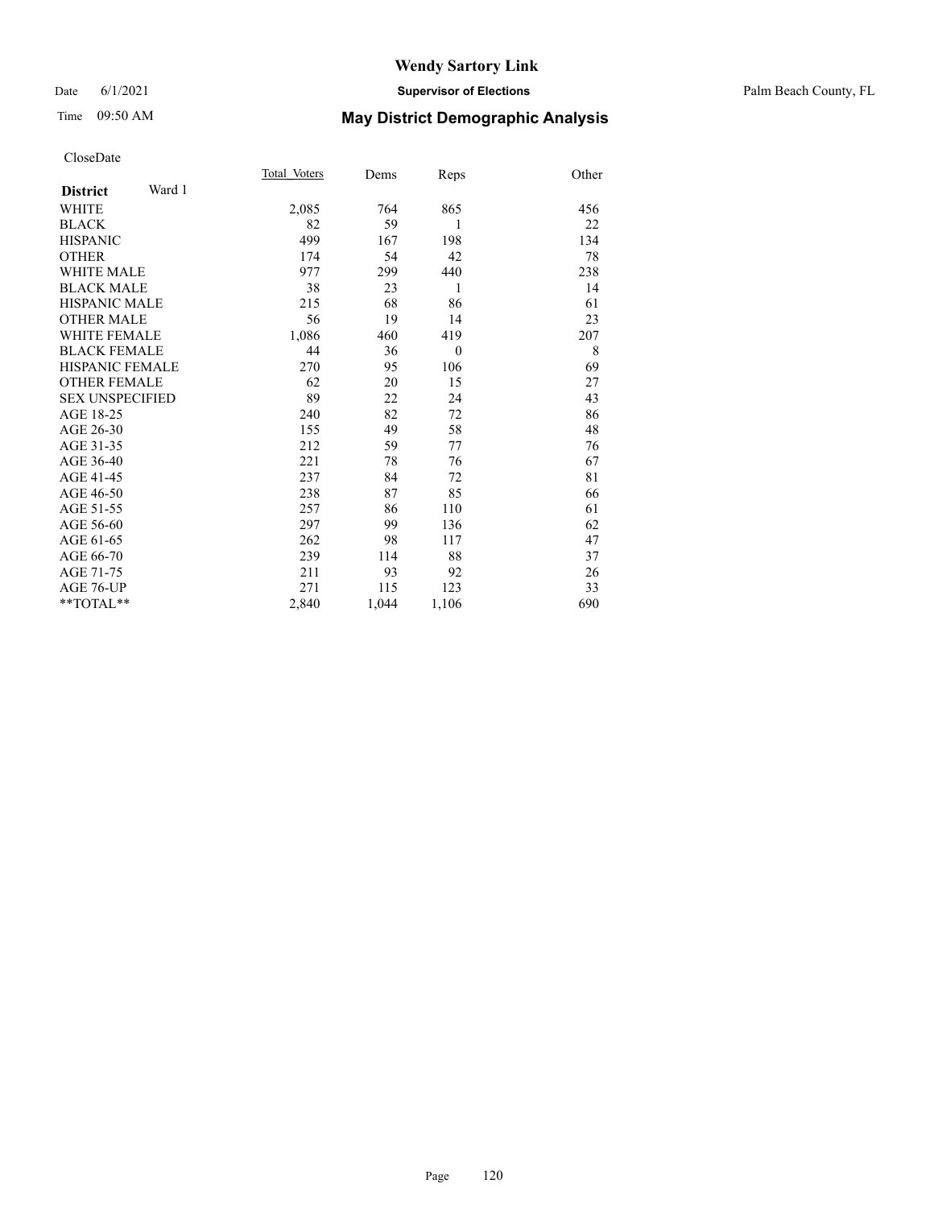# Wendy Sartory Link

Date 6/1/2021 **Supervisor of Elections** Palm Beach County, FL

Time 09:50 AM **May District Demographic Analysis**

CloseDate

| **District** Ward 1 | Total Voters | Dems | Reps | Other |
|---|---|---|---|---|
| WHITE | 2,085 | 764 | 865 | 456 |
| BLACK | 82 | 59 | 1 | 22 |
| HISPANIC | 499 | 167 | 198 | 134 |
| OTHER | 174 | 54 | 42 | 78 |
| WHITE MALE | 977 | 299 | 440 | 238 |
| BLACK MALE | 38 | 23 | 1 | 14 |
| HISPANIC MALE | 215 | 68 | 86 | 61 |
| OTHER MALE | 56 | 19 | 14 | 23 |
| WHITE FEMALE | 1,086 | 460 | 419 | 207 |
| BLACK FEMALE | 44 | 36 | 0 | 8 |
| HISPANIC FEMALE | 270 | 95 | 106 | 69 |
| OTHER FEMALE | 62 | 20 | 15 | 27 |
| SEX UNSPECIFIED | 89 | 22 | 24 | 43 |
| AGE 18-25 | 240 | 82 | 72 | 86 |
| AGE 26-30 | 155 | 49 | 58 | 48 |
| AGE 31-35 | 212 | 59 | 77 | 76 |
| AGE 36-40 | 221 | 78 | 76 | 67 |
| AGE 41-45 | 237 | 84 | 72 | 81 |
| AGE 46-50 | 238 | 87 | 85 | 66 |
| AGE 51-55 | 257 | 86 | 110 | 61 |
| AGE 56-60 | 297 | 99 | 136 | 62 |
| AGE 61-65 | 262 | 98 | 117 | 47 |
| AGE 66-70 | 239 | 114 | 88 | 37 |
| AGE 71-75 | 211 | 93 | 92 | 26 |
| AGE 76-UP | 271 | 115 | 123 | 33 |
| **TOTAL** | 2,840 | 1,044 | 1,106 | 690 |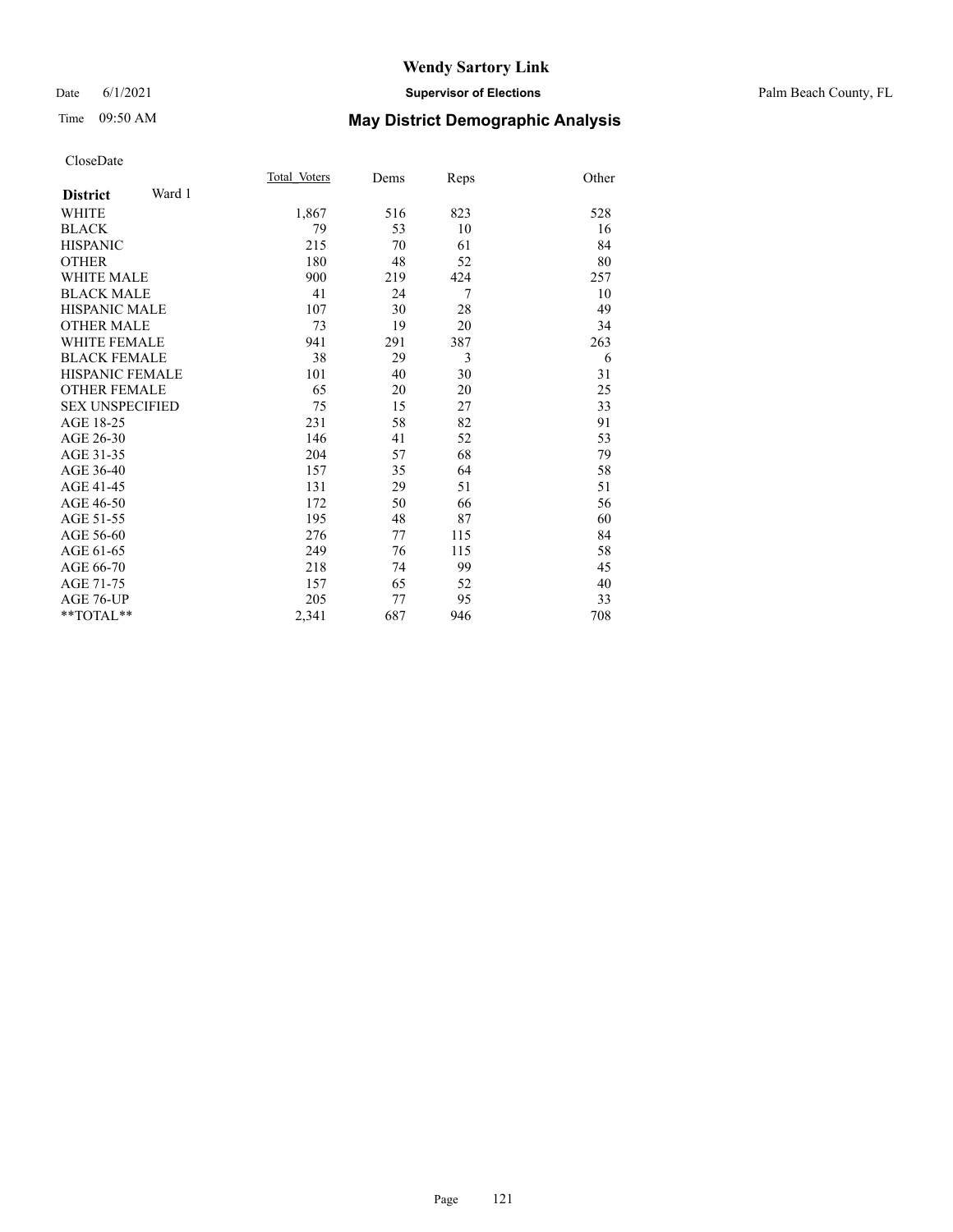# Wendy Sartory Link

Date 6/1/2021 **Supervisor of Elections** Palm Beach County, FL

Time 09:50 AM **May District Demographic Analysis**

CloseDate

| **District** Ward 1 | Total Voters | Dems | Reps | Other |
|---|---|---|---|---|
| WHITE | 1,867 | 516 | 823 | 528 |
| BLACK | 79 | 53 | 10 | 16 |
| HISPANIC | 215 | 70 | 61 | 84 |
| OTHER | 180 | 48 | 52 | 80 |
| WHITE MALE | 900 | 219 | 424 | 257 |
| BLACK MALE | 41 | 24 | 7 | 10 |
| HISPANIC MALE | 107 | 30 | 28 | 49 |
| OTHER MALE | 73 | 19 | 20 | 34 |
| WHITE FEMALE | 941 | 291 | 387 | 263 |
| BLACK FEMALE | 38 | 29 | 3 | 6 |
| HISPANIC FEMALE | 101 | 40 | 30 | 31 |
| OTHER FEMALE | 65 | 20 | 20 | 25 |
| SEX UNSPECIFIED | 75 | 15 | 27 | 33 |
| AGE 18-25 | 231 | 58 | 82 | 91 |
| AGE 26-30 | 146 | 41 | 52 | 53 |
| AGE 31-35 | 204 | 57 | 68 | 79 |
| AGE 36-40 | 157 | 35 | 64 | 58 |
| AGE 41-45 | 131 | 29 | 51 | 51 |
| AGE 46-50 | 172 | 50 | 66 | 56 |
| AGE 51-55 | 195 | 48 | 87 | 60 |
| AGE 56-60 | 276 | 77 | 115 | 84 |
| AGE 61-65 | 249 | 76 | 115 | 58 |
| AGE 66-70 | 218 | 74 | 99 | 45 |
| AGE 71-75 | 157 | 65 | 52 | 40 |
| AGE 76-UP | 205 | 77 | 95 | 33 |
| **TOTAL** | 2,341 | 687 | 946 | 708 |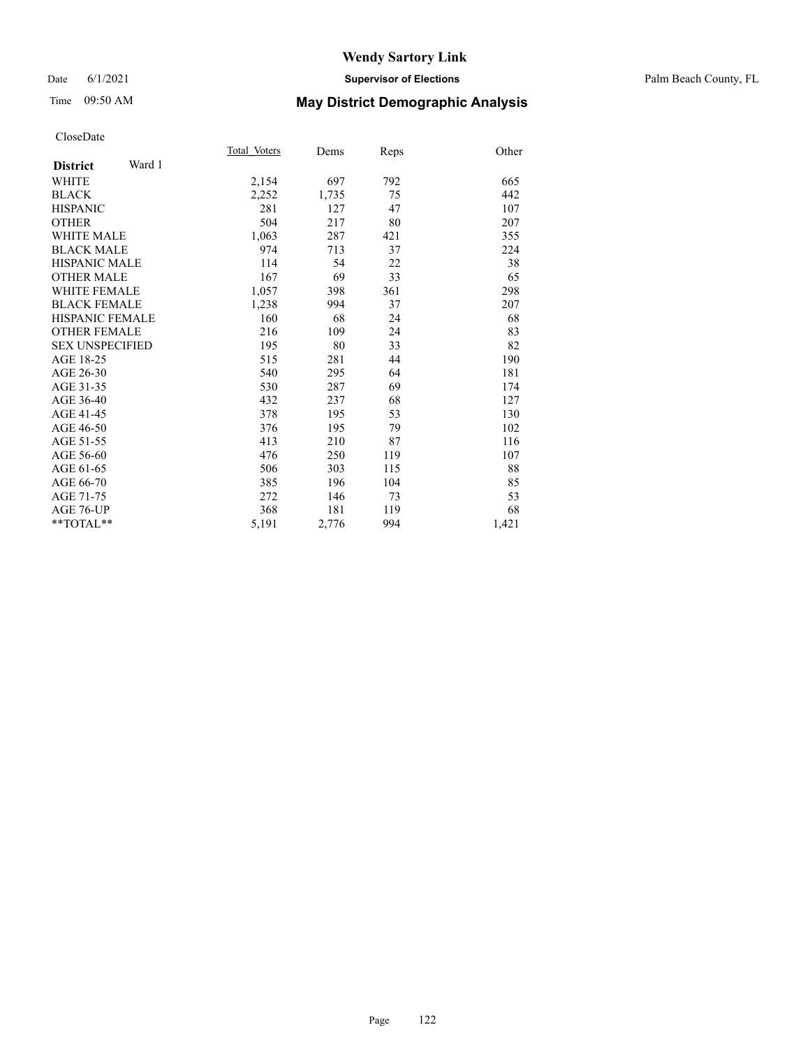# Wendy Sartory Link

Date 6/1/2021 **Supervisor of Elections** Palm Beach County, FL

Time 09:50 AM **May District Demographic Analysis**

CloseDate

| **District** Ward 1 | Total_Voters | Dems | Reps | Other |
|---|---|---|---|---|
| WHITE | 2,154 | 697 | 792 | 665 |
| BLACK | 2,252 | 1,735 | 75 | 442 |
| HISPANIC | 281 | 127 | 47 | 107 |
| OTHER | 504 | 217 | 80 | 207 |
| WHITE MALE | 1,063 | 287 | 421 | 355 |
| BLACK MALE | 974 | 713 | 37 | 224 |
| HISPANIC MALE | 114 | 54 | 22 | 38 |
| OTHER MALE | 167 | 69 | 33 | 65 |
| WHITE FEMALE | 1,057 | 398 | 361 | 298 |
| BLACK FEMALE | 1,238 | 994 | 37 | 207 |
| HISPANIC FEMALE | 160 | 68 | 24 | 68 |
| OTHER FEMALE | 216 | 109 | 24 | 83 |
| SEX UNSPECIFIED | 195 | 80 | 33 | 82 |
| AGE 18-25 | 515 | 281 | 44 | 190 |
| AGE 26-30 | 540 | 295 | 64 | 181 |
| AGE 31-35 | 530 | 287 | 69 | 174 |
| AGE 36-40 | 432 | 237 | 68 | 127 |
| AGE 41-45 | 378 | 195 | 53 | 130 |
| AGE 46-50 | 376 | 195 | 79 | 102 |
| AGE 51-55 | 413 | 210 | 87 | 116 |
| AGE 56-60 | 476 | 250 | 119 | 107 |
| AGE 61-65 | 506 | 303 | 115 | 88 |
| AGE 66-70 | 385 | 196 | 104 | 85 |
| AGE 71-75 | 272 | 146 | 73 | 53 |
| AGE 76-UP | 368 | 181 | 119 | 68 |
| **TOTAL** | 5,191 | 2,776 | 994 | 1,421 |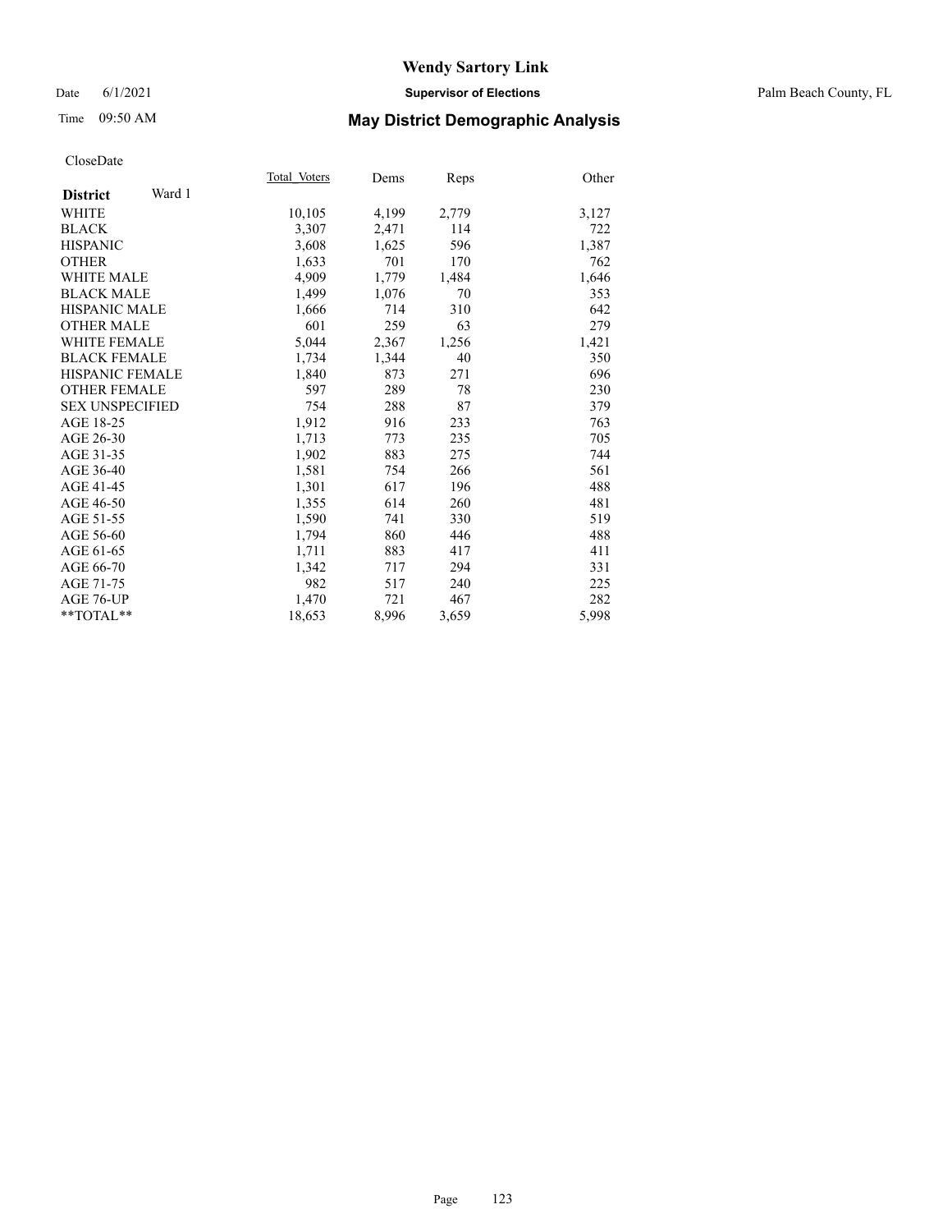# Wendy Sartory Link

Date 6/1/2021 **Supervisor of Elections** Palm Beach County, FL

Time 09:50 AM **May District Demographic Analysis**

CloseDate

| **District** Ward 1 | Total Voters | Dems | Reps | Other |
|---|---|---|---|---|
| WHITE | 10,105 | 4,199 | 2,779 | 3,127 |
| BLACK | 3,307 | 2,471 | 114 | 722 |
| HISPANIC | 3,608 | 1,625 | 596 | 1,387 |
| OTHER | 1,633 | 701 | 170 | 762 |
| WHITE MALE | 4,909 | 1,779 | 1,484 | 1,646 |
| BLACK MALE | 1,499 | 1,076 | 70 | 353 |
| HISPANIC MALE | 1,666 | 714 | 310 | 642 |
| OTHER MALE | 601 | 259 | 63 | 279 |
| WHITE FEMALE | 5,044 | 2,367 | 1,256 | 1,421 |
| BLACK FEMALE | 1,734 | 1,344 | 40 | 350 |
| HISPANIC FEMALE | 1,840 | 873 | 271 | 696 |
| OTHER FEMALE | 597 | 289 | 78 | 230 |
| SEX UNSPECIFIED | 754 | 288 | 87 | 379 |
| AGE 18-25 | 1,912 | 916 | 233 | 763 |
| AGE 26-30 | 1,713 | 773 | 235 | 705 |
| AGE 31-35 | 1,902 | 883 | 275 | 744 |
| AGE 36-40 | 1,581 | 754 | 266 | 561 |
| AGE 41-45 | 1,301 | 617 | 196 | 488 |
| AGE 46-50 | 1,355 | 614 | 260 | 481 |
| AGE 51-55 | 1,590 | 741 | 330 | 519 |
| AGE 56-60 | 1,794 | 860 | 446 | 488 |
| AGE 61-65 | 1,711 | 883 | 417 | 411 |
| AGE 66-70 | 1,342 | 717 | 294 | 331 |
| AGE 71-75 | 982 | 517 | 240 | 225 |
| AGE 76-UP | 1,470 | 721 | 467 | 282 |
| **TOTAL** | 18,653 | 8,996 | 3,659 | 5,998 |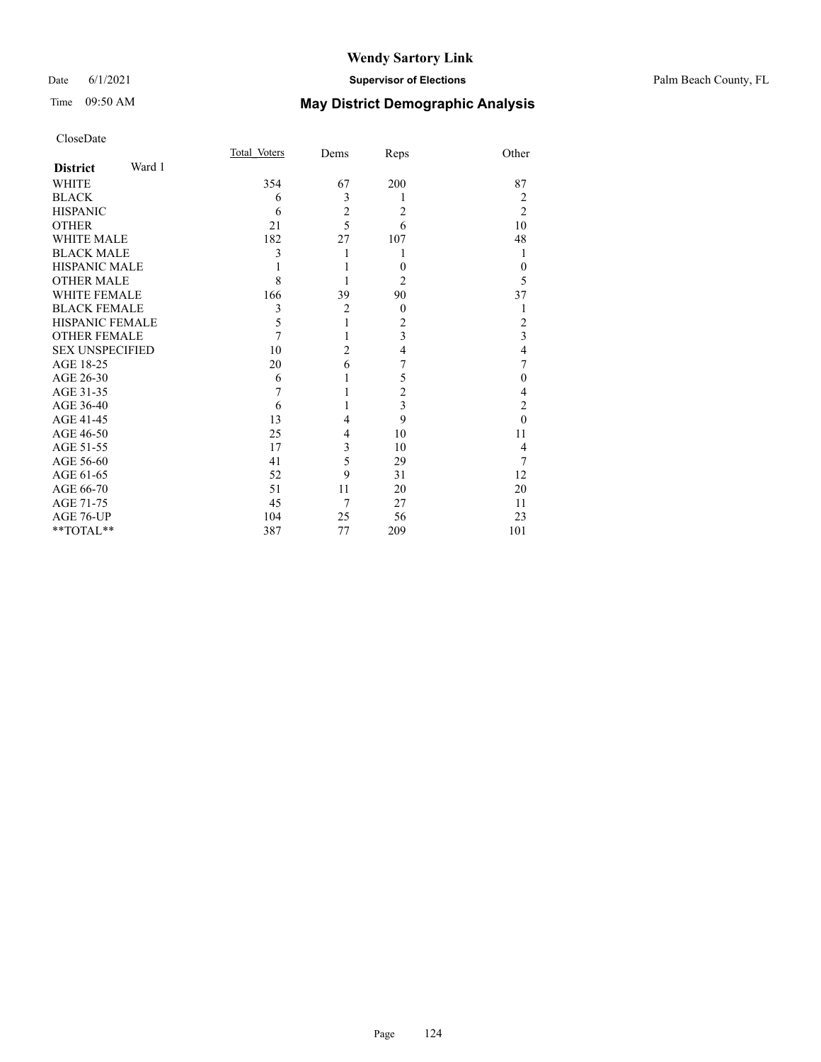# Wendy Sartory Link

Date 6/1/2021 **Supervisor of Elections** Palm Beach County, FL

Time 09:50 AM **May District Demographic Analysis**

CloseDate

| **District** Ward 1 | Total Voters | Dems | Reps | Other |
|---|---|---|---|---|
| WHITE | 354 | 67 | 200 | 87 |
| BLACK | 6 | 3 | 1 | 2 |
| HISPANIC | 6 | 2 | 2 | 2 |
| OTHER | 21 | 5 | 6 | 10 |
| WHITE MALE | 182 | 27 | 107 | 48 |
| BLACK MALE | 3 | 1 | 1 | 1 |
| HISPANIC MALE | 1 | 1 | 0 | 0 |
| OTHER MALE | 8 | 1 | 2 | 5 |
| WHITE FEMALE | 166 | 39 | 90 | 37 |
| BLACK FEMALE | 3 | 2 | 0 | 1 |
| HISPANIC FEMALE | 5 | 1 | 2 | 2 |
| OTHER FEMALE | 7 | 1 | 3 | 3 |
| SEX UNSPECIFIED | 10 | 2 | 4 | 4 |
| AGE 18-25 | 20 | 6 | 7 | 7 |
| AGE 26-30 | 6 | 1 | 5 | 0 |
| AGE 31-35 | 7 | 1 | 2 | 4 |
| AGE 36-40 | 6 | 1 | 3 | 2 |
| AGE 41-45 | 13 | 4 | 9 | 0 |
| AGE 46-50 | 25 | 4 | 10 | 11 |
| AGE 51-55 | 17 | 3 | 10 | 4 |
| AGE 56-60 | 41 | 5 | 29 | 7 |
| AGE 61-65 | 52 | 9 | 31 | 12 |
| AGE 66-70 | 51 | 11 | 20 | 20 |
| AGE 71-75 | 45 | 7 | 27 | 11 |
| AGE 76-UP | 104 | 25 | 56 | 23 |
| **TOTAL** | 387 | 77 | 209 | 101 |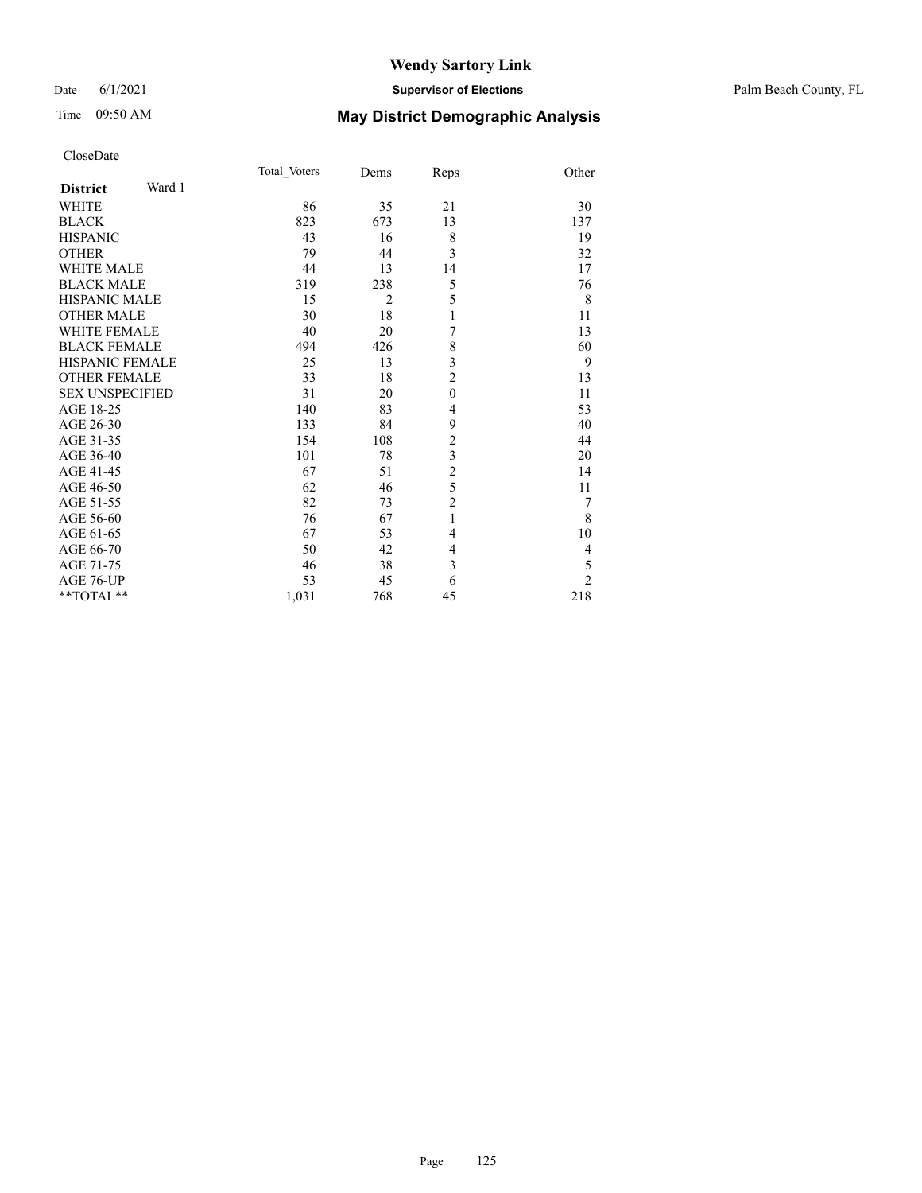# Wendy Sartory Link

Date 6/1/2021 **Supervisor of Elections** Palm Beach County, FL

Time 09:50 AM **May District Demographic Analysis**

CloseDate

| **District** Ward 1 | Total_Voters | Dems | Reps | Other |
|---|---|---|---|---|
| WHITE | 86 | 35 | 21 | 30 |
| BLACK | 823 | 673 | 13 | 137 |
| HISPANIC | 43 | 16 | 8 | 19 |
| OTHER | 79 | 44 | 3 | 32 |
| WHITE MALE | 44 | 13 | 14 | 17 |
| BLACK MALE | 319 | 238 | 5 | 76 |
| HISPANIC MALE | 15 | 2 | 5 | 8 |
| OTHER MALE | 30 | 18 | 1 | 11 |
| WHITE FEMALE | 40 | 20 | 7 | 13 |
| BLACK FEMALE | 494 | 426 | 8 | 60 |
| HISPANIC FEMALE | 25 | 13 | 3 | 9 |
| OTHER FEMALE | 33 | 18 | 2 | 13 |
| SEX UNSPECIFIED | 31 | 20 | 0 | 11 |
| AGE 18-25 | 140 | 83 | 4 | 53 |
| AGE 26-30 | 133 | 84 | 9 | 40 |
| AGE 31-35 | 154 | 108 | 2 | 44 |
| AGE 36-40 | 101 | 78 | 3 | 20 |
| AGE 41-45 | 67 | 51 | 2 | 14 |
| AGE 46-50 | 62 | 46 | 5 | 11 |
| AGE 51-55 | 82 | 73 | 2 | 7 |
| AGE 56-60 | 76 | 67 | 1 | 8 |
| AGE 61-65 | 67 | 53 | 4 | 10 |
| AGE 66-70 | 50 | 42 | 4 | 4 |
| AGE 71-75 | 46 | 38 | 3 | 5 |
| AGE 76-UP | 53 | 45 | 6 | 2 |
| **TOTAL** | 1,031 | 768 | 45 | 218 |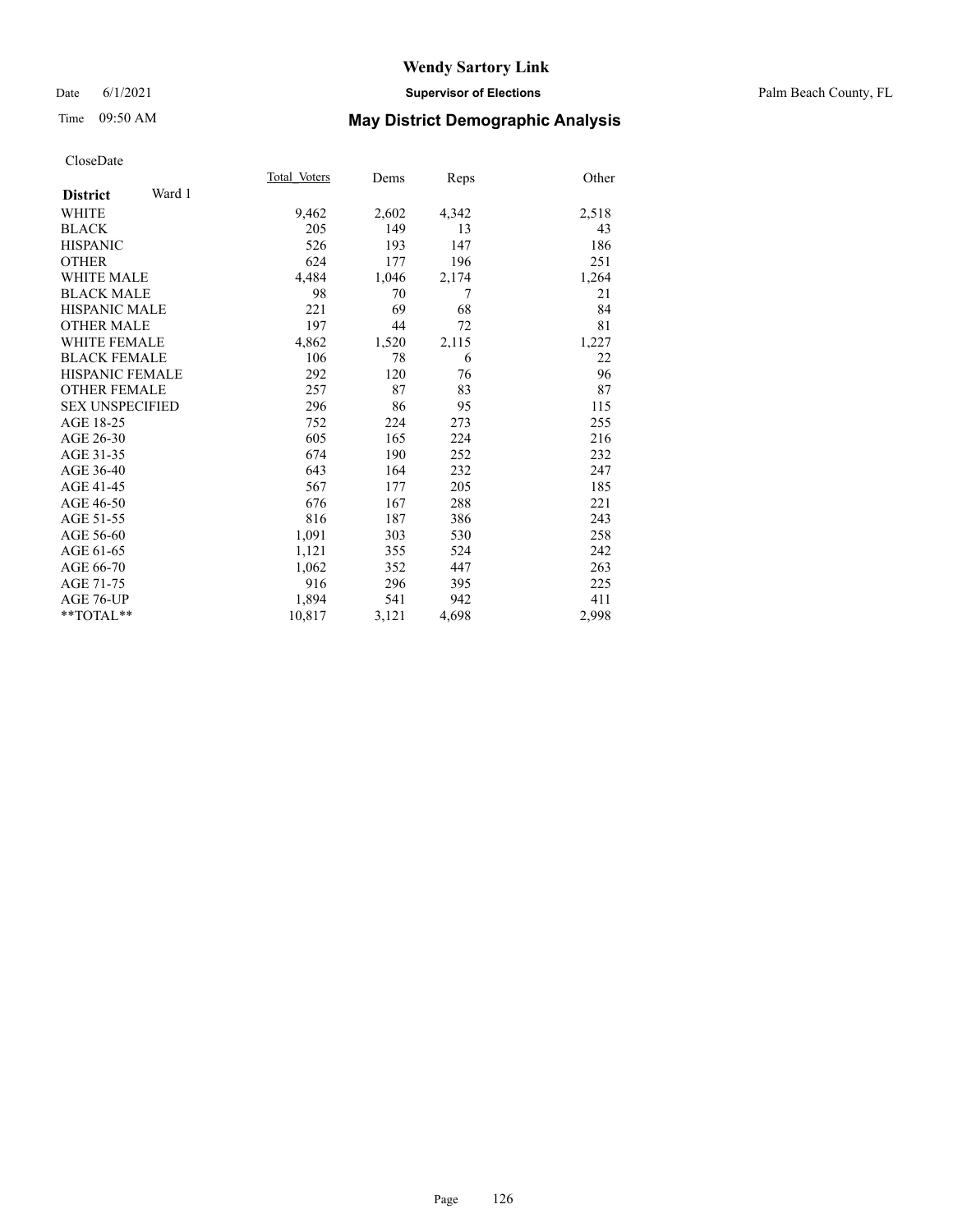# Wendy Sartory Link

Date 6/1/2021 **Supervisor of Elections** Palm Beach County, FL

Time 09:50 AM **May District Demographic Analysis**

CloseDate

| **District** Ward 1 | Total Voters | Dems | Reps | Other |
|---|---|---|---|---|
| WHITE | 9,462 | 2,602 | 4,342 | 2,518 |
| BLACK | 205 | 149 | 13 | 43 |
| HISPANIC | 526 | 193 | 147 | 186 |
| OTHER | 624 | 177 | 196 | 251 |
| WHITE MALE | 4,484 | 1,046 | 2,174 | 1,264 |
| BLACK MALE | 98 | 70 | 7 | 21 |
| HISPANIC MALE | 221 | 69 | 68 | 84 |
| OTHER MALE | 197 | 44 | 72 | 81 |
| WHITE FEMALE | 4,862 | 1,520 | 2,115 | 1,227 |
| BLACK FEMALE | 106 | 78 | 6 | 22 |
| HISPANIC FEMALE | 292 | 120 | 76 | 96 |
| OTHER FEMALE | 257 | 87 | 83 | 87 |
| SEX UNSPECIFIED | 296 | 86 | 95 | 115 |
| AGE 18-25 | 752 | 224 | 273 | 255 |
| AGE 26-30 | 605 | 165 | 224 | 216 |
| AGE 31-35 | 674 | 190 | 252 | 232 |
| AGE 36-40 | 643 | 164 | 232 | 247 |
| AGE 41-45 | 567 | 177 | 205 | 185 |
| AGE 46-50 | 676 | 167 | 288 | 221 |
| AGE 51-55 | 816 | 187 | 386 | 243 |
| AGE 56-60 | 1,091 | 303 | 530 | 258 |
| AGE 61-65 | 1,121 | 355 | 524 | 242 |
| AGE 66-70 | 1,062 | 352 | 447 | 263 |
| AGE 71-75 | 916 | 296 | 395 | 225 |
| AGE 76-UP | 1,894 | 541 | 942 | 411 |
| **TOTAL** | 10,817 | 3,121 | 4,698 | 2,998 |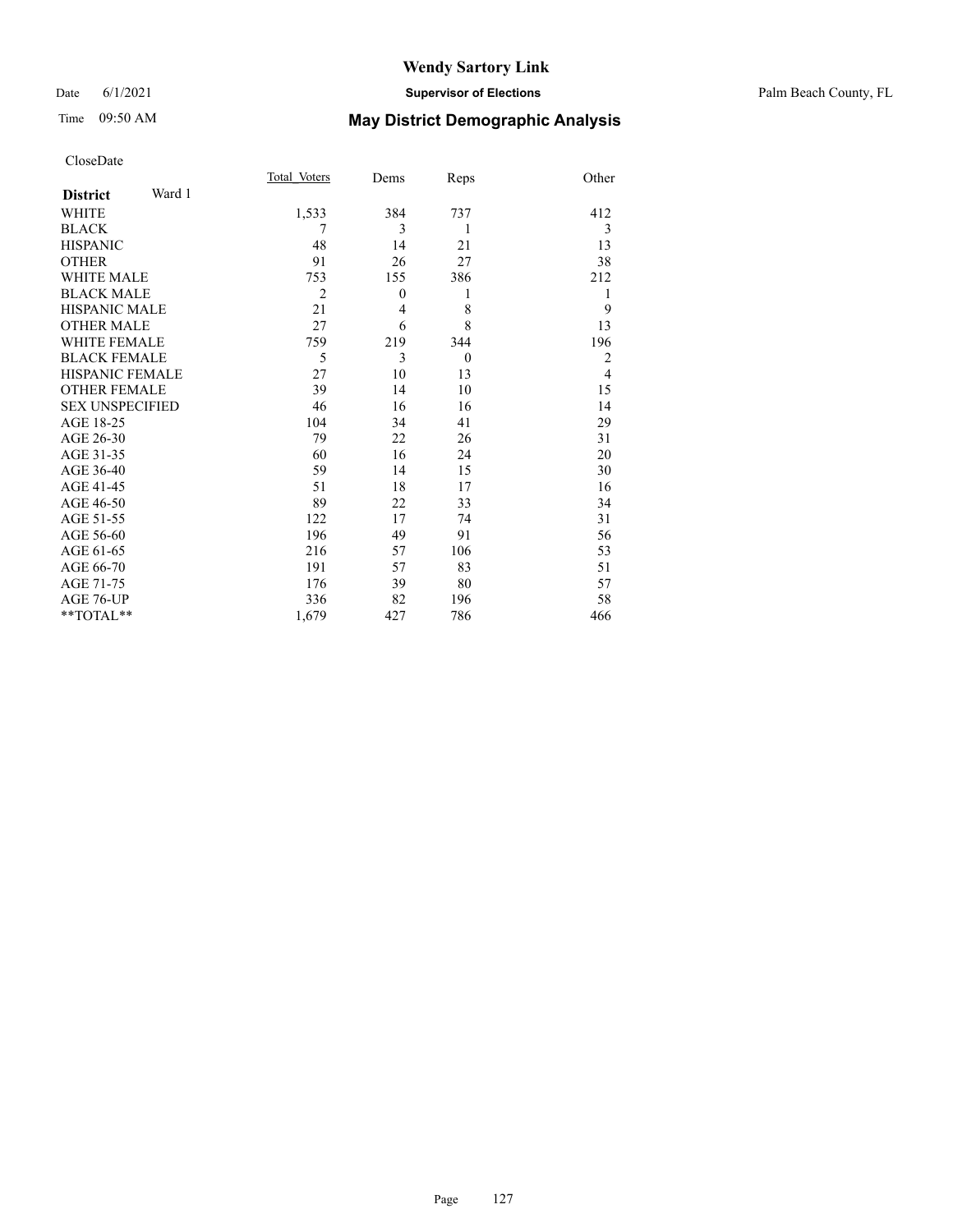# Wendy Sartory Link

Date 6/1/2021 **Supervisor of Elections** Palm Beach County, FL

Time 09:50 AM **May District Demographic Analysis**

CloseDate

| **District** Ward 1 | Total_Voters | Dems | Reps | Other |
|---|---|---|---|---|
| WHITE | 1,533 | 384 | 737 | 412 |
| BLACK | 7 | 3 | 1 | 3 |
| HISPANIC | 48 | 14 | 21 | 13 |
| OTHER | 91 | 26 | 27 | 38 |
| WHITE MALE | 753 | 155 | 386 | 212 |
| BLACK MALE | 2 | 0 | 1 | 1 |
| HISPANIC MALE | 21 | 4 | 8 | 9 |
| OTHER MALE | 27 | 6 | 8 | 13 |
| WHITE FEMALE | 759 | 219 | 344 | 196 |
| BLACK FEMALE | 5 | 3 | 0 | 2 |
| HISPANIC FEMALE | 27 | 10 | 13 | 4 |
| OTHER FEMALE | 39 | 14 | 10 | 15 |
| SEX UNSPECIFIED | 46 | 16 | 16 | 14 |
| AGE 18-25 | 104 | 34 | 41 | 29 |
| AGE 26-30 | 79 | 22 | 26 | 31 |
| AGE 31-35 | 60 | 16 | 24 | 20 |
| AGE 36-40 | 59 | 14 | 15 | 30 |
| AGE 41-45 | 51 | 18 | 17 | 16 |
| AGE 46-50 | 89 | 22 | 33 | 34 |
| AGE 51-55 | 122 | 17 | 74 | 31 |
| AGE 56-60 | 196 | 49 | 91 | 56 |
| AGE 61-65 | 216 | 57 | 106 | 53 |
| AGE 66-70 | 191 | 57 | 83 | 51 |
| AGE 71-75 | 176 | 39 | 80 | 57 |
| AGE 76-UP | 336 | 82 | 196 | 58 |
| **TOTAL** | 1,679 | 427 | 786 | 466 |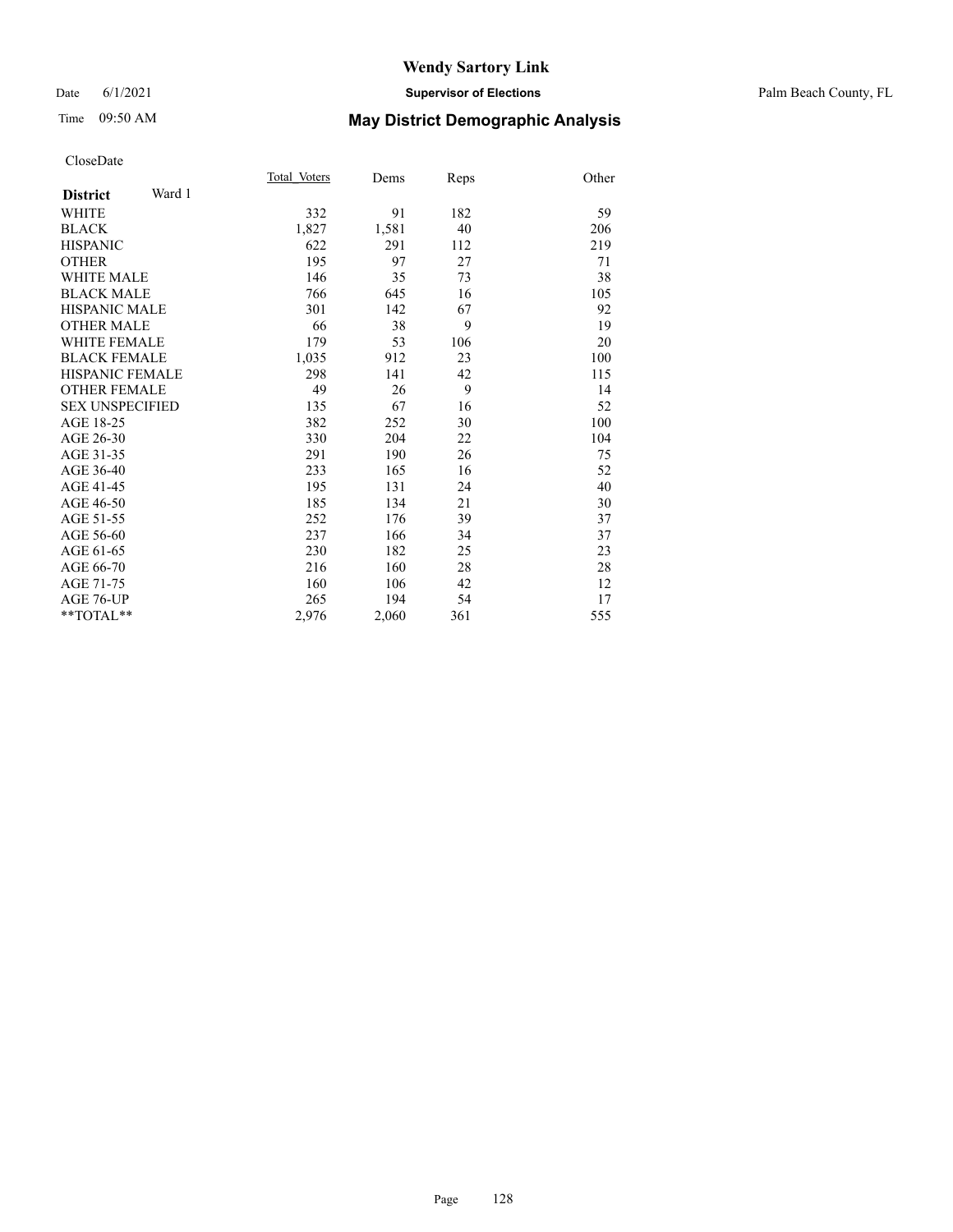# Wendy Sartory Link

Date 6/1/2021 **Supervisor of Elections** Palm Beach County, FL

Time 09:50 AM **May District Demographic Analysis**

CloseDate

| **District** Ward 1 | Total Voters | Dems | Reps | Other |
|---|---|---|---|---|
| WHITE | 332 | 91 | 182 | 59 |
| BLACK | 1,827 | 1,581 | 40 | 206 |
| HISPANIC | 622 | 291 | 112 | 219 |
| OTHER | 195 | 97 | 27 | 71 |
| WHITE MALE | 146 | 35 | 73 | 38 |
| BLACK MALE | 766 | 645 | 16 | 105 |
| HISPANIC MALE | 301 | 142 | 67 | 92 |
| OTHER MALE | 66 | 38 | 9 | 19 |
| WHITE FEMALE | 179 | 53 | 106 | 20 |
| BLACK FEMALE | 1,035 | 912 | 23 | 100 |
| HISPANIC FEMALE | 298 | 141 | 42 | 115 |
| OTHER FEMALE | 49 | 26 | 9 | 14 |
| SEX UNSPECIFIED | 135 | 67 | 16 | 52 |
| AGE 18-25 | 382 | 252 | 30 | 100 |
| AGE 26-30 | 330 | 204 | 22 | 104 |
| AGE 31-35 | 291 | 190 | 26 | 75 |
| AGE 36-40 | 233 | 165 | 16 | 52 |
| AGE 41-45 | 195 | 131 | 24 | 40 |
| AGE 46-50 | 185 | 134 | 21 | 30 |
| AGE 51-55 | 252 | 176 | 39 | 37 |
| AGE 56-60 | 237 | 166 | 34 | 37 |
| AGE 61-65 | 230 | 182 | 25 | 23 |
| AGE 66-70 | 216 | 160 | 28 | 28 |
| AGE 71-75 | 160 | 106 | 42 | 12 |
| AGE 76-UP | 265 | 194 | 54 | 17 |
| **TOTAL** | 2,976 | 2,060 | 361 | 555 |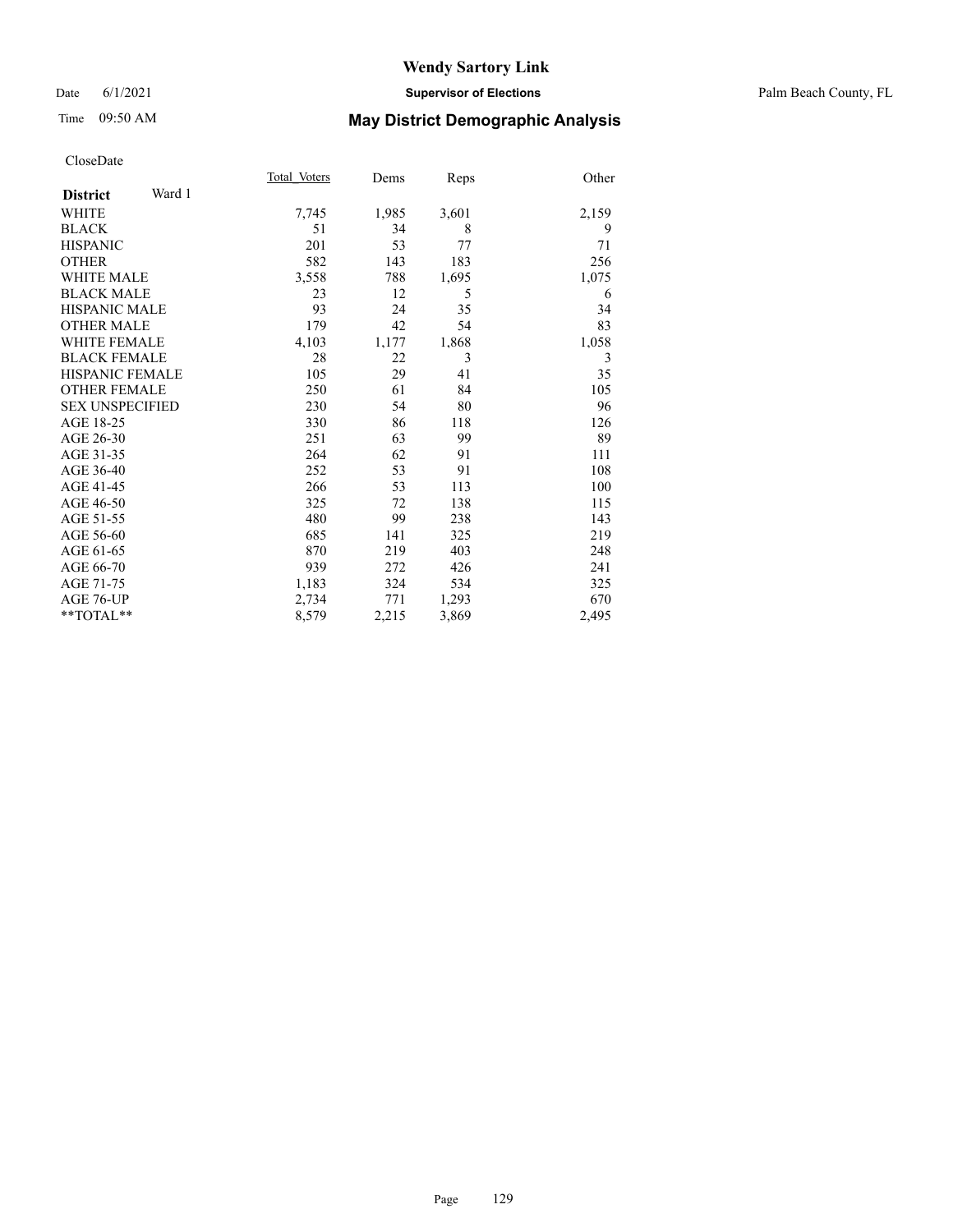# Wendy Sartory Link

Date 6/1/2021 **Supervisor of Elections** Palm Beach County, FL

Time 09:50 AM **May District Demographic Analysis**

CloseDate

| **District** Ward 1 | Total_Voters | Dems | Reps | Other |
|---|---|---|---|---|
| WHITE | 7,745 | 1,985 | 3,601 | 2,159 |
| BLACK | 51 | 34 | 8 | 9 |
| HISPANIC | 201 | 53 | 77 | 71 |
| OTHER | 582 | 143 | 183 | 256 |
| WHITE MALE | 3,558 | 788 | 1,695 | 1,075 |
| BLACK MALE | 23 | 12 | 5 | 6 |
| HISPANIC MALE | 93 | 24 | 35 | 34 |
| OTHER MALE | 179 | 42 | 54 | 83 |
| WHITE FEMALE | 4,103 | 1,177 | 1,868 | 1,058 |
| BLACK FEMALE | 28 | 22 | 3 | 3 |
| HISPANIC FEMALE | 105 | 29 | 41 | 35 |
| OTHER FEMALE | 250 | 61 | 84 | 105 |
| SEX UNSPECIFIED | 230 | 54 | 80 | 96 |
| AGE 18-25 | 330 | 86 | 118 | 126 |
| AGE 26-30 | 251 | 63 | 99 | 89 |
| AGE 31-35 | 264 | 62 | 91 | 111 |
| AGE 36-40 | 252 | 53 | 91 | 108 |
| AGE 41-45 | 266 | 53 | 113 | 100 |
| AGE 46-50 | 325 | 72 | 138 | 115 |
| AGE 51-55 | 480 | 99 | 238 | 143 |
| AGE 56-60 | 685 | 141 | 325 | 219 |
| AGE 61-65 | 870 | 219 | 403 | 248 |
| AGE 66-70 | 939 | 272 | 426 | 241 |
| AGE 71-75 | 1,183 | 324 | 534 | 325 |
| AGE 76-UP | 2,734 | 771 | 1,293 | 670 |
| **TOTAL** | 8,579 | 2,215 | 3,869 | 2,495 |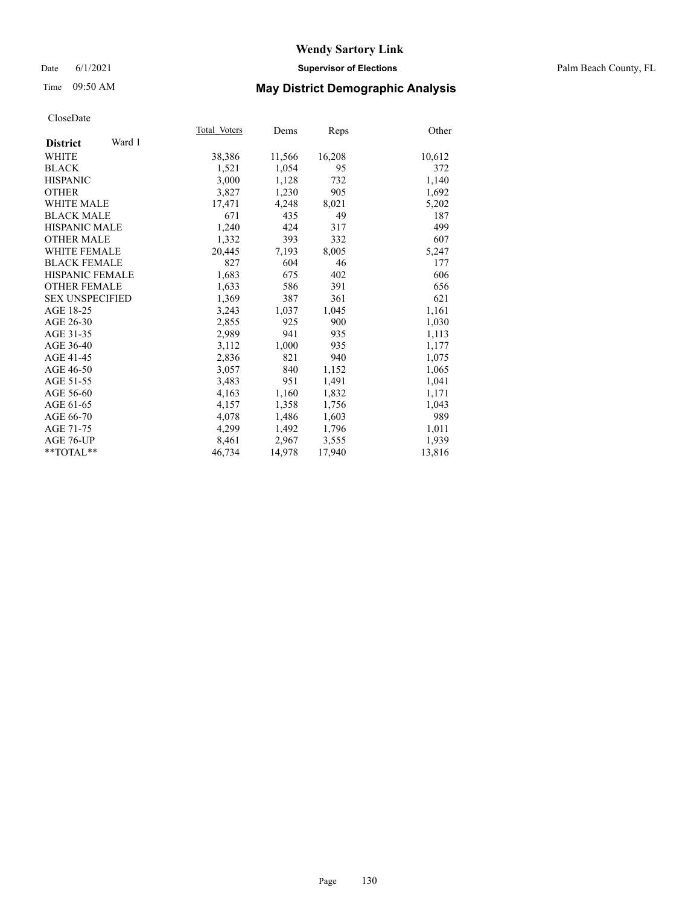# Wendy Sartory Link

Date 6/1/2021 **Supervisor of Elections** Palm Beach County, FL

Time 09:50 AM **May District Demographic Analysis**

CloseDate

| **District** Ward 1 | Total Voters | Dems | Reps | Other |
|---|---|---|---|---|
| WHITE | 38,386 | 11,566 | 16,208 | 10,612 |
| BLACK | 1,521 | 1,054 | 95 | 372 |
| HISPANIC | 3,000 | 1,128 | 732 | 1,140 |
| OTHER | 3,827 | 1,230 | 905 | 1,692 |
| WHITE MALE | 17,471 | 4,248 | 8,021 | 5,202 |
| BLACK MALE | 671 | 435 | 49 | 187 |
| HISPANIC MALE | 1,240 | 424 | 317 | 499 |
| OTHER MALE | 1,332 | 393 | 332 | 607 |
| WHITE FEMALE | 20,445 | 7,193 | 8,005 | 5,247 |
| BLACK FEMALE | 827 | 604 | 46 | 177 |
| HISPANIC FEMALE | 1,683 | 675 | 402 | 606 |
| OTHER FEMALE | 1,633 | 586 | 391 | 656 |
| SEX UNSPECIFIED | 1,369 | 387 | 361 | 621 |
| AGE 18-25 | 3,243 | 1,037 | 1,045 | 1,161 |
| AGE 26-30 | 2,855 | 925 | 900 | 1,030 |
| AGE 31-35 | 2,989 | 941 | 935 | 1,113 |
| AGE 36-40 | 3,112 | 1,000 | 935 | 1,177 |
| AGE 41-45 | 2,836 | 821 | 940 | 1,075 |
| AGE 46-50 | 3,057 | 840 | 1,152 | 1,065 |
| AGE 51-55 | 3,483 | 951 | 1,491 | 1,041 |
| AGE 56-60 | 4,163 | 1,160 | 1,832 | 1,171 |
| AGE 61-65 | 4,157 | 1,358 | 1,756 | 1,043 |
| AGE 66-70 | 4,078 | 1,486 | 1,603 | 989 |
| AGE 71-75 | 4,299 | 1,492 | 1,796 | 1,011 |
| AGE 76-UP | 8,461 | 2,967 | 3,555 | 1,939 |
| **TOTAL** | 46,734 | 14,978 | 17,940 | 13,816 |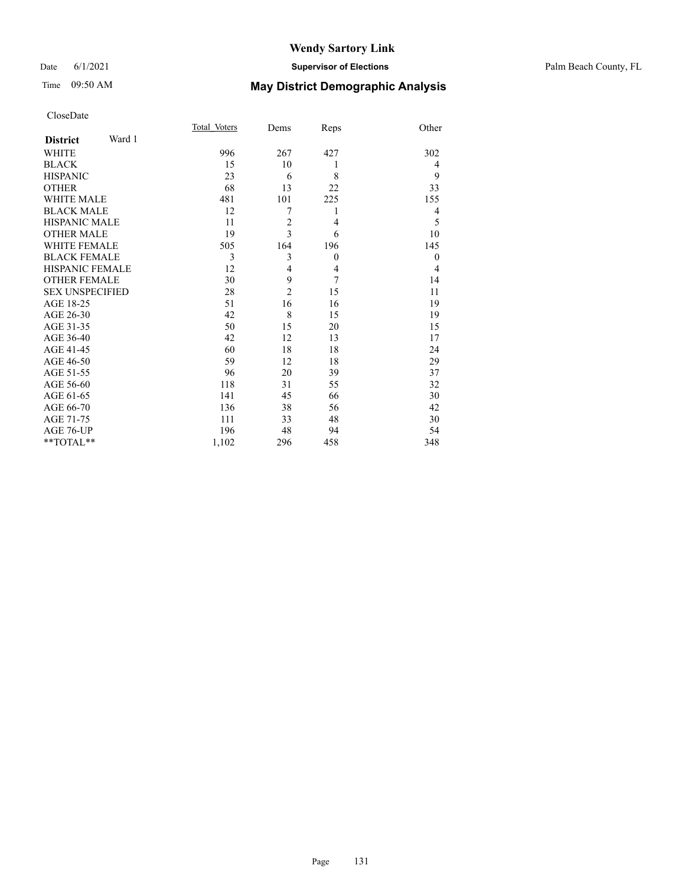# Wendy Sartory Link

Date 6/1/2021 **Supervisor of Elections** Palm Beach County, FL

Time 09:50 AM **May District Demographic Analysis**

CloseDate

| **District** Ward 1 | Total_Voters | Dems | Reps | Other |
|---|---|---|---|---|
| WHITE | 996 | 267 | 427 | 302 |
| BLACK | 15 | 10 | 1 | 4 |
| HISPANIC | 23 | 6 | 8 | 9 |
| OTHER | 68 | 13 | 22 | 33 |
| WHITE MALE | 481 | 101 | 225 | 155 |
| BLACK MALE | 12 | 7 | 1 | 4 |
| HISPANIC MALE | 11 | 2 | 4 | 5 |
| OTHER MALE | 19 | 3 | 6 | 10 |
| WHITE FEMALE | 505 | 164 | 196 | 145 |
| BLACK FEMALE | 3 | 3 | 0 | 0 |
| HISPANIC FEMALE | 12 | 4 | 4 | 4 |
| OTHER FEMALE | 30 | 9 | 7 | 14 |
| SEX UNSPECIFIED | 28 | 2 | 15 | 11 |
| AGE 18-25 | 51 | 16 | 16 | 19 |
| AGE 26-30 | 42 | 8 | 15 | 19 |
| AGE 31-35 | 50 | 15 | 20 | 15 |
| AGE 36-40 | 42 | 12 | 13 | 17 |
| AGE 41-45 | 60 | 18 | 18 | 24 |
| AGE 46-50 | 59 | 12 | 18 | 29 |
| AGE 51-55 | 96 | 20 | 39 | 37 |
| AGE 56-60 | 118 | 31 | 55 | 32 |
| AGE 61-65 | 141 | 45 | 66 | 30 |
| AGE 66-70 | 136 | 38 | 56 | 42 |
| AGE 71-75 | 111 | 33 | 48 | 30 |
| AGE 76-UP | 196 | 48 | 94 | 54 |
| **TOTAL** | 1,102 | 296 | 458 | 348 |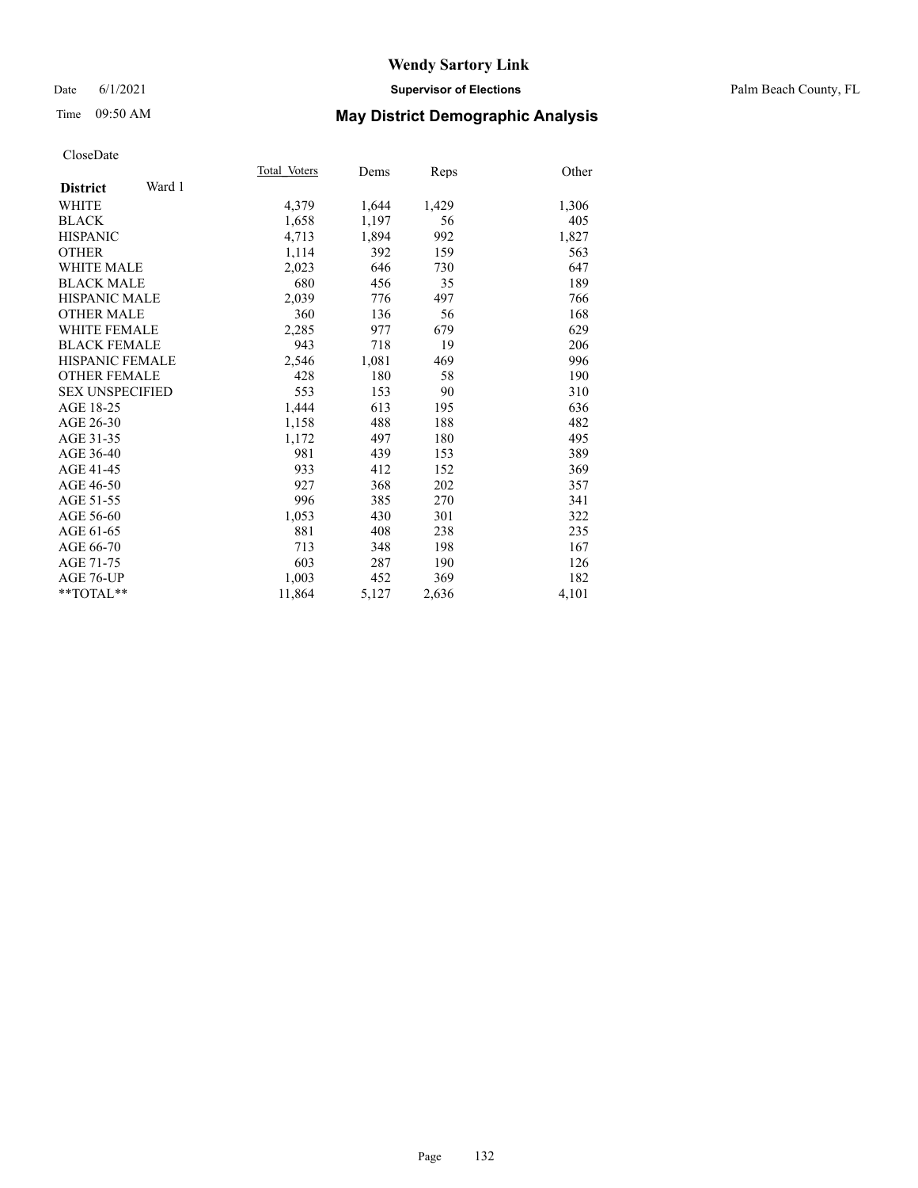# Wendy Sartory Link

Date 6/1/2021 **Supervisor of Elections** Palm Beach County, FL

Time 09:50 AM **May District Demographic Analysis**

CloseDate

| **District** Ward 1 | Total Voters | Dems | Reps | Other |
|---|---|---|---|---|
| WHITE | 4,379 | 1,644 | 1,429 | 1,306 |
| BLACK | 1,658 | 1,197 | 56 | 405 |
| HISPANIC | 4,713 | 1,894 | 992 | 1,827 |
| OTHER | 1,114 | 392 | 159 | 563 |
| WHITE MALE | 2,023 | 646 | 730 | 647 |
| BLACK MALE | 680 | 456 | 35 | 189 |
| HISPANIC MALE | 2,039 | 776 | 497 | 766 |
| OTHER MALE | 360 | 136 | 56 | 168 |
| WHITE FEMALE | 2,285 | 977 | 679 | 629 |
| BLACK FEMALE | 943 | 718 | 19 | 206 |
| HISPANIC FEMALE | 2,546 | 1,081 | 469 | 996 |
| OTHER FEMALE | 428 | 180 | 58 | 190 |
| SEX UNSPECIFIED | 553 | 153 | 90 | 310 |
| AGE 18-25 | 1,444 | 613 | 195 | 636 |
| AGE 26-30 | 1,158 | 488 | 188 | 482 |
| AGE 31-35 | 1,172 | 497 | 180 | 495 |
| AGE 36-40 | 981 | 439 | 153 | 389 |
| AGE 41-45 | 933 | 412 | 152 | 369 |
| AGE 46-50 | 927 | 368 | 202 | 357 |
| AGE 51-55 | 996 | 385 | 270 | 341 |
| AGE 56-60 | 1,053 | 430 | 301 | 322 |
| AGE 61-65 | 881 | 408 | 238 | 235 |
| AGE 66-70 | 713 | 348 | 198 | 167 |
| AGE 71-75 | 603 | 287 | 190 | 126 |
| AGE 76-UP | 1,003 | 452 | 369 | 182 |
| **TOTAL** | 11,864 | 5,127 | 2,636 | 4,101 |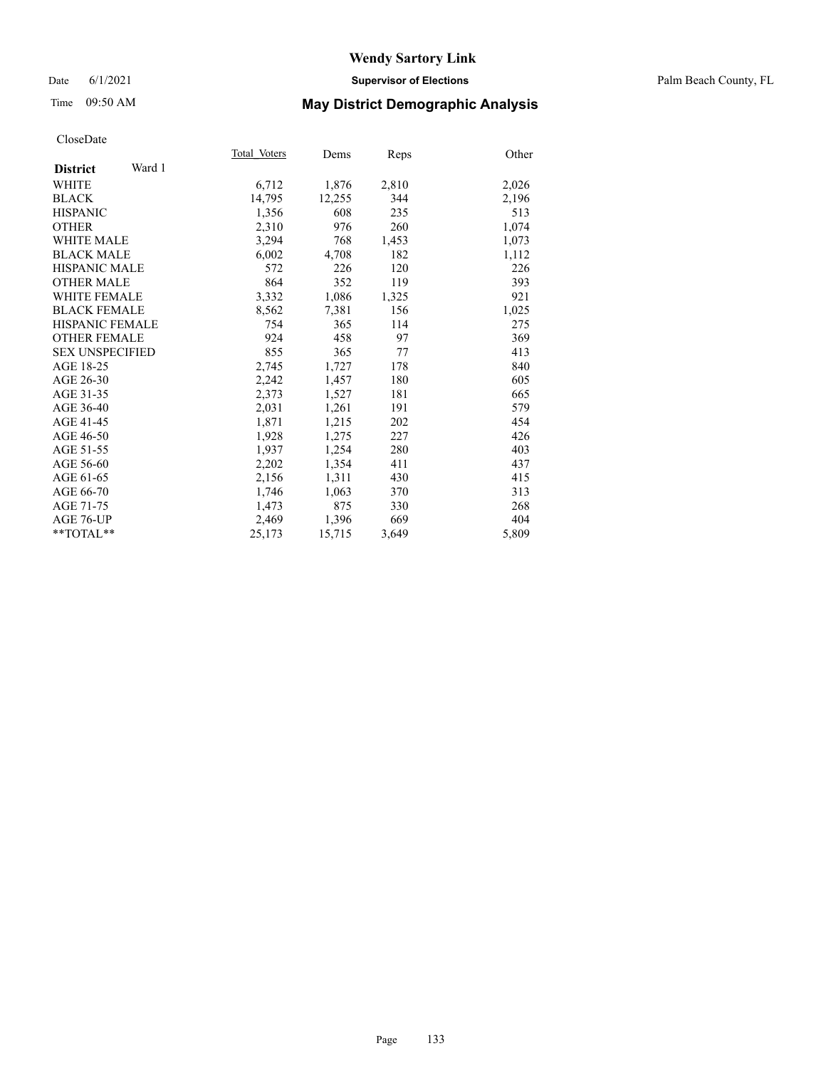# Wendy Sartory Link

Date 6/1/2021 **Supervisor of Elections** Palm Beach County, FL

Time 09:50 AM **May District Demographic Analysis**

CloseDate

| **District** Ward 1 | Total Voters | Dems | Reps | Other |
|---|---|---|---|---|
| WHITE | 6,712 | 1,876 | 2,810 | 2,026 |
| BLACK | 14,795 | 12,255 | 344 | 2,196 |
| HISPANIC | 1,356 | 608 | 235 | 513 |
| OTHER | 2,310 | 976 | 260 | 1,074 |
| WHITE MALE | 3,294 | 768 | 1,453 | 1,073 |
| BLACK MALE | 6,002 | 4,708 | 182 | 1,112 |
| HISPANIC MALE | 572 | 226 | 120 | 226 |
| OTHER MALE | 864 | 352 | 119 | 393 |
| WHITE FEMALE | 3,332 | 1,086 | 1,325 | 921 |
| BLACK FEMALE | 8,562 | 7,381 | 156 | 1,025 |
| HISPANIC FEMALE | 754 | 365 | 114 | 275 |
| OTHER FEMALE | 924 | 458 | 97 | 369 |
| SEX UNSPECIFIED | 855 | 365 | 77 | 413 |
| AGE 18-25 | 2,745 | 1,727 | 178 | 840 |
| AGE 26-30 | 2,242 | 1,457 | 180 | 605 |
| AGE 31-35 | 2,373 | 1,527 | 181 | 665 |
| AGE 36-40 | 2,031 | 1,261 | 191 | 579 |
| AGE 41-45 | 1,871 | 1,215 | 202 | 454 |
| AGE 46-50 | 1,928 | 1,275 | 227 | 426 |
| AGE 51-55 | 1,937 | 1,254 | 280 | 403 |
| AGE 56-60 | 2,202 | 1,354 | 411 | 437 |
| AGE 61-65 | 2,156 | 1,311 | 430 | 415 |
| AGE 66-70 | 1,746 | 1,063 | 370 | 313 |
| AGE 71-75 | 1,473 | 875 | 330 | 268 |
| AGE 76-UP | 2,469 | 1,396 | 669 | 404 |
| **TOTAL** | 25,173 | 15,715 | 3,649 | 5,809 |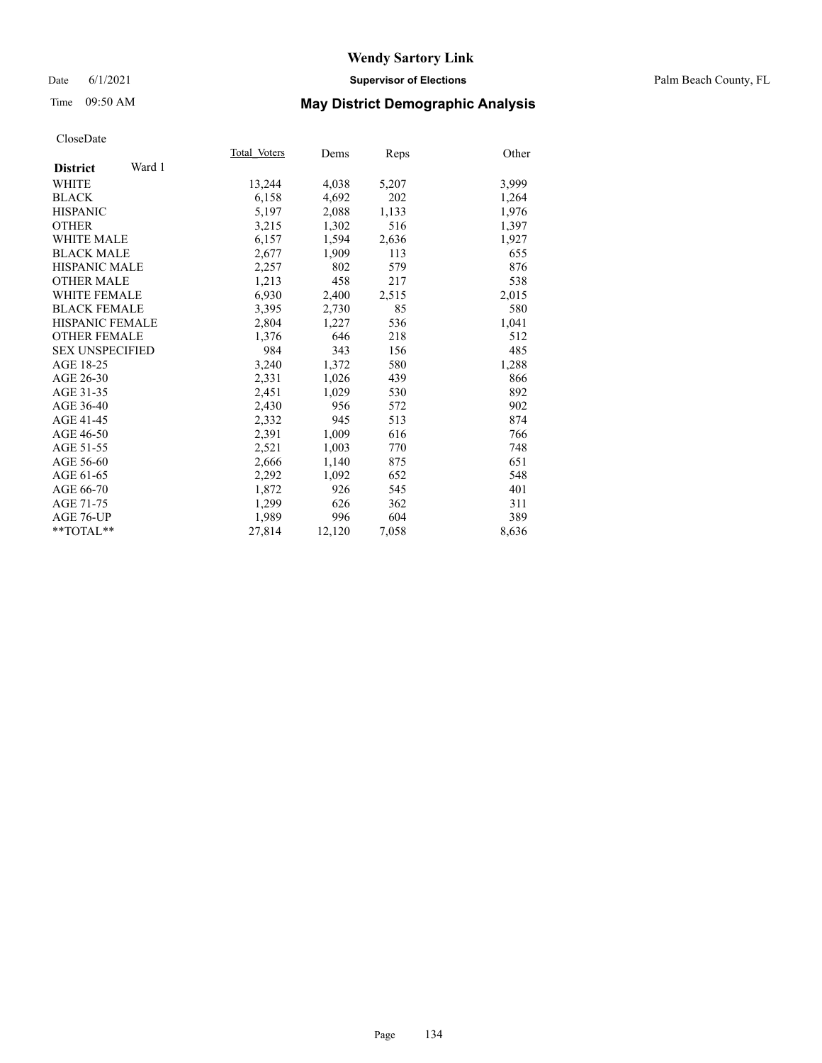# Wendy Sartory Link

Date 6/1/2021 **Supervisor of Elections** Palm Beach County, FL

Time 09:50 AM **May District Demographic Analysis**

CloseDate

| **District** Ward 1 | Total Voters | Dems | Reps | Other |
|---|---|---|---|---|
| WHITE | 13,244 | 4,038 | 5,207 | 3,999 |
| BLACK | 6,158 | 4,692 | 202 | 1,264 |
| HISPANIC | 5,197 | 2,088 | 1,133 | 1,976 |
| OTHER | 3,215 | 1,302 | 516 | 1,397 |
| WHITE MALE | 6,157 | 1,594 | 2,636 | 1,927 |
| BLACK MALE | 2,677 | 1,909 | 113 | 655 |
| HISPANIC MALE | 2,257 | 802 | 579 | 876 |
| OTHER MALE | 1,213 | 458 | 217 | 538 |
| WHITE FEMALE | 6,930 | 2,400 | 2,515 | 2,015 |
| BLACK FEMALE | 3,395 | 2,730 | 85 | 580 |
| HISPANIC FEMALE | 2,804 | 1,227 | 536 | 1,041 |
| OTHER FEMALE | 1,376 | 646 | 218 | 512 |
| SEX UNSPECIFIED | 984 | 343 | 156 | 485 |
| AGE 18-25 | 3,240 | 1,372 | 580 | 1,288 |
| AGE 26-30 | 2,331 | 1,026 | 439 | 866 |
| AGE 31-35 | 2,451 | 1,029 | 530 | 892 |
| AGE 36-40 | 2,430 | 956 | 572 | 902 |
| AGE 41-45 | 2,332 | 945 | 513 | 874 |
| AGE 46-50 | 2,391 | 1,009 | 616 | 766 |
| AGE 51-55 | 2,521 | 1,003 | 770 | 748 |
| AGE 56-60 | 2,666 | 1,140 | 875 | 651 |
| AGE 61-65 | 2,292 | 1,092 | 652 | 548 |
| AGE 66-70 | 1,872 | 926 | 545 | 401 |
| AGE 71-75 | 1,299 | 626 | 362 | 311 |
| AGE 76-UP | 1,989 | 996 | 604 | 389 |
| **TOTAL** | 27,814 | 12,120 | 7,058 | 8,636 |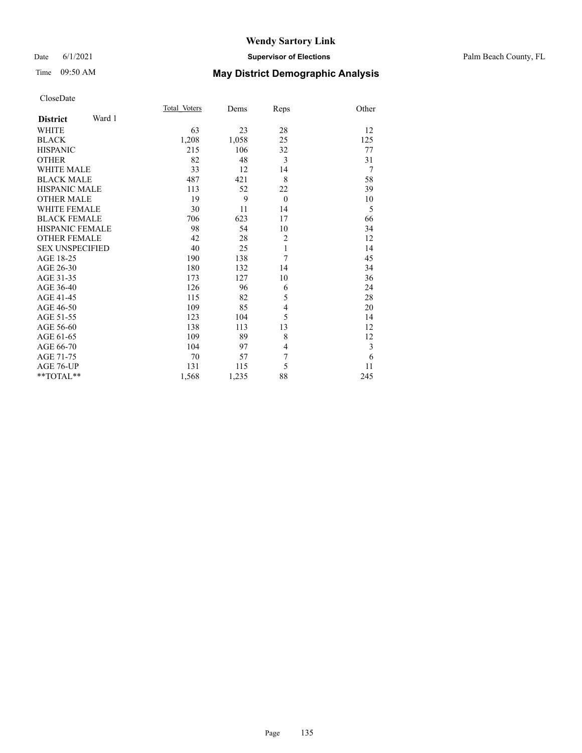# Wendy Sartory Link

Date 6/1/2021 **Supervisor of Elections** Palm Beach County, FL

Time 09:50 AM **May District Demographic Analysis**

CloseDate

| **District** Ward 1 | Total_Voters | Dems | Reps | Other |
|---|---|---|---|---|
| WHITE | 63 | 23 | 28 | 12 |
| BLACK | 1,208 | 1,058 | 25 | 125 |
| HISPANIC | 215 | 106 | 32 | 77 |
| OTHER | 82 | 48 | 3 | 31 |
| WHITE MALE | 33 | 12 | 14 | 7 |
| BLACK MALE | 487 | 421 | 8 | 58 |
| HISPANIC MALE | 113 | 52 | 22 | 39 |
| OTHER MALE | 19 | 9 | 0 | 10 |
| WHITE FEMALE | 30 | 11 | 14 | 5 |
| BLACK FEMALE | 706 | 623 | 17 | 66 |
| HISPANIC FEMALE | 98 | 54 | 10 | 34 |
| OTHER FEMALE | 42 | 28 | 2 | 12 |
| SEX UNSPECIFIED | 40 | 25 | 1 | 14 |
| AGE 18-25 | 190 | 138 | 7 | 45 |
| AGE 26-30 | 180 | 132 | 14 | 34 |
| AGE 31-35 | 173 | 127 | 10 | 36 |
| AGE 36-40 | 126 | 96 | 6 | 24 |
| AGE 41-45 | 115 | 82 | 5 | 28 |
| AGE 46-50 | 109 | 85 | 4 | 20 |
| AGE 51-55 | 123 | 104 | 5 | 14 |
| AGE 56-60 | 138 | 113 | 13 | 12 |
| AGE 61-65 | 109 | 89 | 8 | 12 |
| AGE 66-70 | 104 | 97 | 4 | 3 |
| AGE 71-75 | 70 | 57 | 7 | 6 |
| AGE 76-UP | 131 | 115 | 5 | 11 |
| **TOTAL** | 1,568 | 1,235 | 88 | 245 |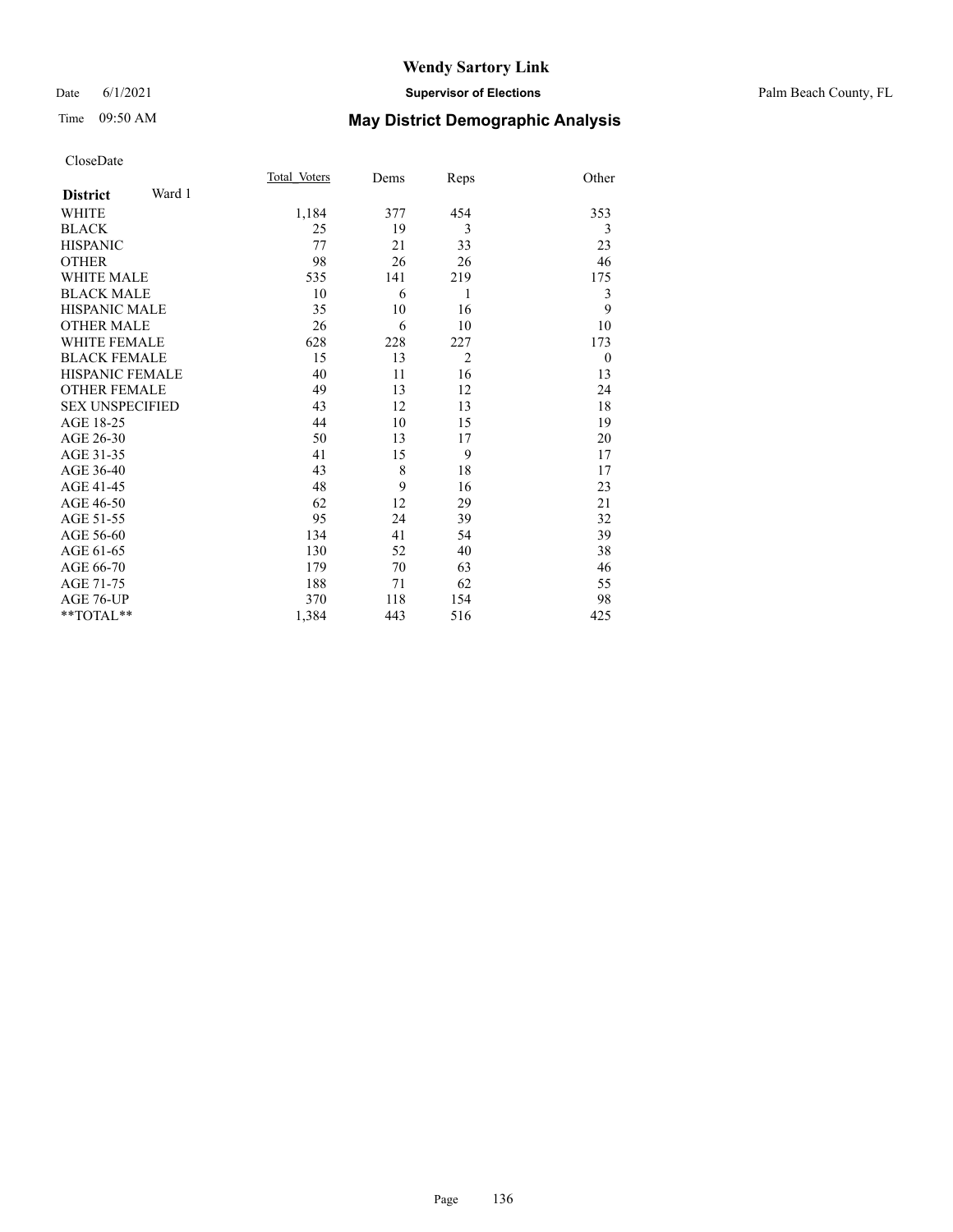# Wendy Sartory Link

Date 6/1/2021 **Supervisor of Elections** Palm Beach County, FL

Time 09:50 AM **May District Demographic Analysis**

CloseDate

| **District** Ward 1 | Total Voters | Dems | Reps | Other |
|---|---|---|---|---|
| WHITE | 1,184 | 377 | 454 | 353 |
| BLACK | 25 | 19 | 3 | 3 |
| HISPANIC | 77 | 21 | 33 | 23 |
| OTHER | 98 | 26 | 26 | 46 |
| WHITE MALE | 535 | 141 | 219 | 175 |
| BLACK MALE | 10 | 6 | 1 | 3 |
| HISPANIC MALE | 35 | 10 | 16 | 9 |
| OTHER MALE | 26 | 6 | 10 | 10 |
| WHITE FEMALE | 628 | 228 | 227 | 173 |
| BLACK FEMALE | 15 | 13 | 2 | 0 |
| HISPANIC FEMALE | 40 | 11 | 16 | 13 |
| OTHER FEMALE | 49 | 13 | 12 | 24 |
| SEX UNSPECIFIED | 43 | 12 | 13 | 18 |
| AGE 18-25 | 44 | 10 | 15 | 19 |
| AGE 26-30 | 50 | 13 | 17 | 20 |
| AGE 31-35 | 41 | 15 | 9 | 17 |
| AGE 36-40 | 43 | 8 | 18 | 17 |
| AGE 41-45 | 48 | 9 | 16 | 23 |
| AGE 46-50 | 62 | 12 | 29 | 21 |
| AGE 51-55 | 95 | 24 | 39 | 32 |
| AGE 56-60 | 134 | 41 | 54 | 39 |
| AGE 61-65 | 130 | 52 | 40 | 38 |
| AGE 66-70 | 179 | 70 | 63 | 46 |
| AGE 71-75 | 188 | 71 | 62 | 55 |
| AGE 76-UP | 370 | 118 | 154 | 98 |
| **TOTAL** | 1,384 | 443 | 516 | 425 |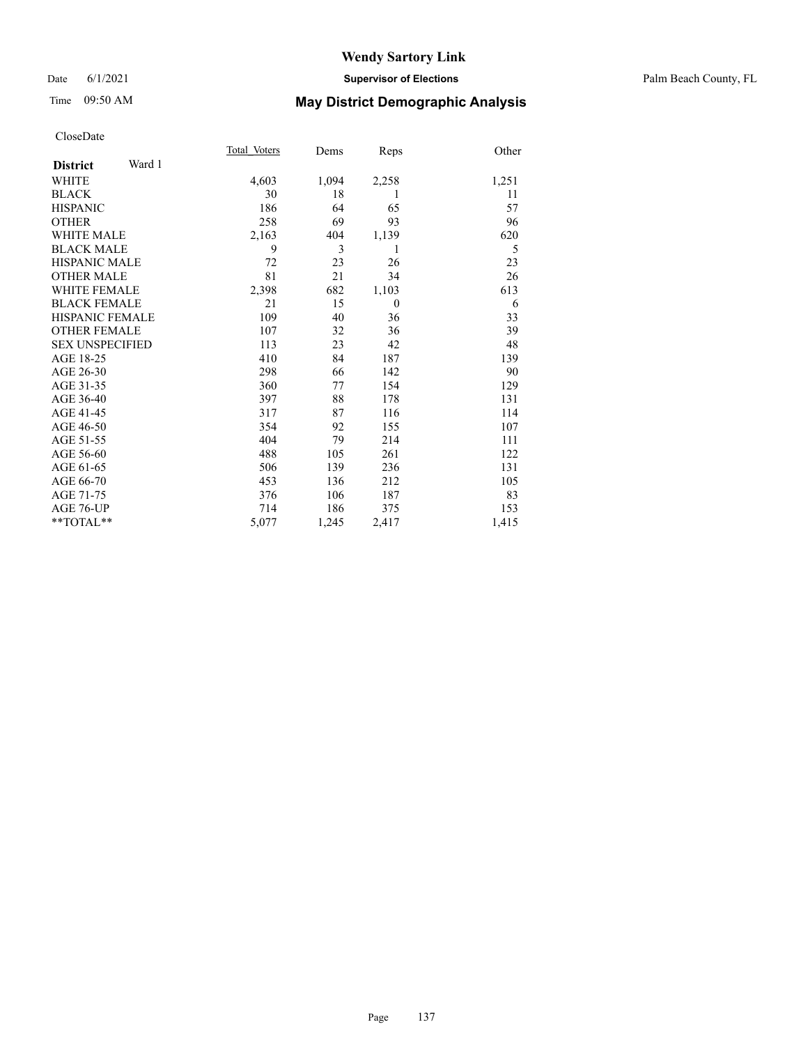CloseDate

| District Ward 1 | Total_Voters | Dems | Reps | Other |
|---|---|---|---|---|
| WHITE | 4,603 | 1,094 | 2,258 | 1,251 |
| BLACK | 30 | 18 | 1 | 11 |
| HISPANIC | 186 | 64 | 65 | 57 |
| OTHER | 258 | 69 | 93 | 96 |
| WHITE MALE | 2,163 | 404 | 1,139 | 620 |
| BLACK MALE | 9 | 3 | 1 | 5 |
| HISPANIC MALE | 72 | 23 | 26 | 23 |
| OTHER MALE | 81 | 21 | 34 | 26 |
| WHITE FEMALE | 2,398 | 682 | 1,103 | 613 |
| BLACK FEMALE | 21 | 15 | 0 | 6 |
| HISPANIC FEMALE | 109 | 40 | 36 | 33 |
| OTHER FEMALE | 107 | 32 | 36 | 39 |
| SEX UNSPECIFIED | 113 | 23 | 42 | 48 |
| AGE 18-25 | 410 | 84 | 187 | 139 |
| AGE 26-30 | 298 | 66 | 142 | 90 |
| AGE 31-35 | 360 | 77 | 154 | 129 |
| AGE 36-40 | 397 | 88 | 178 | 131 |
| AGE 41-45 | 317 | 87 | 116 | 114 |
| AGE 46-50 | 354 | 92 | 155 | 107 |
| AGE 51-55 | 404 | 79 | 214 | 111 |
| AGE 56-60 | 488 | 105 | 261 | 122 |
| AGE 61-65 | 506 | 139 | 236 | 131 |
| AGE 66-70 | 453 | 136 | 212 | 105 |
| AGE 71-75 | 376 | 106 | 187 | 83 |
| AGE 76-UP | 714 | 186 | 375 | 153 |
| **TOTAL** | 5,077 | 1,245 | 2,417 | 1,415 |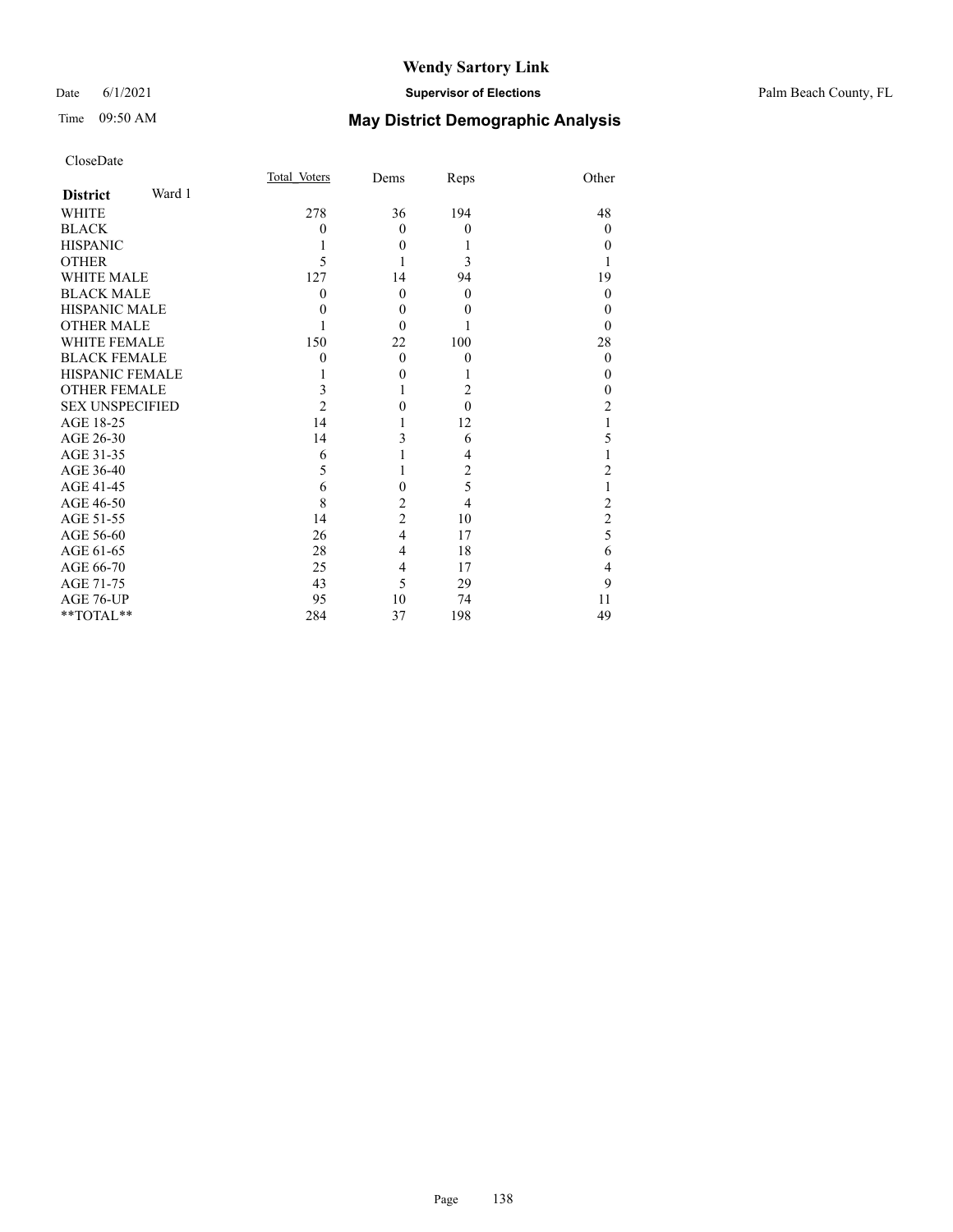# Wendy Sartory Link

Date 6/1/2021 **Supervisor of Elections** Palm Beach County, FL

Time 09:50 AM **May District Demographic Analysis**

CloseDate

| **District** Ward 1 | Total Voters | Dems | Reps | Other |
|---|---|---|---|---|
| WHITE | 278 | 36 | 194 | 48 |
| BLACK | 0 | 0 | 0 | 0 |
| HISPANIC | 1 | 0 | 1 | 0 |
| OTHER | 5 | 1 | 3 | 1 |
| WHITE MALE | 127 | 14 | 94 | 19 |
| BLACK MALE | 0 | 0 | 0 | 0 |
| HISPANIC MALE | 0 | 0 | 0 | 0 |
| OTHER MALE | 1 | 0 | 1 | 0 |
| WHITE FEMALE | 150 | 22 | 100 | 28 |
| BLACK FEMALE | 0 | 0 | 0 | 0 |
| HISPANIC FEMALE | 1 | 0 | 1 | 0 |
| OTHER FEMALE | 3 | 1 | 2 | 0 |
| SEX UNSPECIFIED | 2 | 0 | 0 | 2 |
| AGE 18-25 | 14 | 1 | 12 | 1 |
| AGE 26-30 | 14 | 3 | 6 | 5 |
| AGE 31-35 | 6 | 1 | 4 | 1 |
| AGE 36-40 | 5 | 1 | 2 | 2 |
| AGE 41-45 | 6 | 0 | 5 | 1 |
| AGE 46-50 | 8 | 2 | 4 | 2 |
| AGE 51-55 | 14 | 2 | 10 | 2 |
| AGE 56-60 | 26 | 4 | 17 | 5 |
| AGE 61-65 | 28 | 4 | 18 | 6 |
| AGE 66-70 | 25 | 4 | 17 | 4 |
| AGE 71-75 | 43 | 5 | 29 | 9 |
| AGE 76-UP | 95 | 10 | 74 | 11 |
| **TOTAL** | 284 | 37 | 198 | 49 |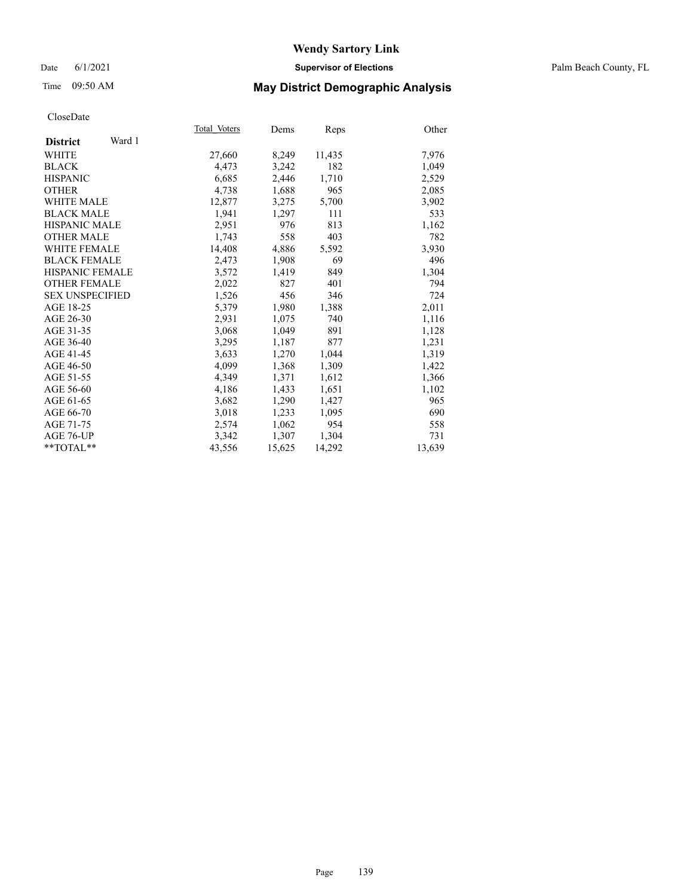# Wendy Sartory Link

Date 6/1/2021 **Supervisor of Elections** Palm Beach County, FL

Time 09:50 AM **May District Demographic Analysis**

CloseDate

| **District** Ward 1 | Total Voters | Dems | Reps | Other |
|---|---|---|---|---|
| WHITE | 27,660 | 8,249 | 11,435 | 7,976 |
| BLACK | 4,473 | 3,242 | 182 | 1,049 |
| HISPANIC | 6,685 | 2,446 | 1,710 | 2,529 |
| OTHER | 4,738 | 1,688 | 965 | 2,085 |
| WHITE MALE | 12,877 | 3,275 | 5,700 | 3,902 |
| BLACK MALE | 1,941 | 1,297 | 111 | 533 |
| HISPANIC MALE | 2,951 | 976 | 813 | 1,162 |
| OTHER MALE | 1,743 | 558 | 403 | 782 |
| WHITE FEMALE | 14,408 | 4,886 | 5,592 | 3,930 |
| BLACK FEMALE | 2,473 | 1,908 | 69 | 496 |
| HISPANIC FEMALE | 3,572 | 1,419 | 849 | 1,304 |
| OTHER FEMALE | 2,022 | 827 | 401 | 794 |
| SEX UNSPECIFIED | 1,526 | 456 | 346 | 724 |
| AGE 18-25 | 5,379 | 1,980 | 1,388 | 2,011 |
| AGE 26-30 | 2,931 | 1,075 | 740 | 1,116 |
| AGE 31-35 | 3,068 | 1,049 | 891 | 1,128 |
| AGE 36-40 | 3,295 | 1,187 | 877 | 1,231 |
| AGE 41-45 | 3,633 | 1,270 | 1,044 | 1,319 |
| AGE 46-50 | 4,099 | 1,368 | 1,309 | 1,422 |
| AGE 51-55 | 4,349 | 1,371 | 1,612 | 1,366 |
| AGE 56-60 | 4,186 | 1,433 | 1,651 | 1,102 |
| AGE 61-65 | 3,682 | 1,290 | 1,427 | 965 |
| AGE 66-70 | 3,018 | 1,233 | 1,095 | 690 |
| AGE 71-75 | 2,574 | 1,062 | 954 | 558 |
| AGE 76-UP | 3,342 | 1,307 | 1,304 | 731 |
| **TOTAL** | 43,556 | 15,625 | 14,292 | 13,639 |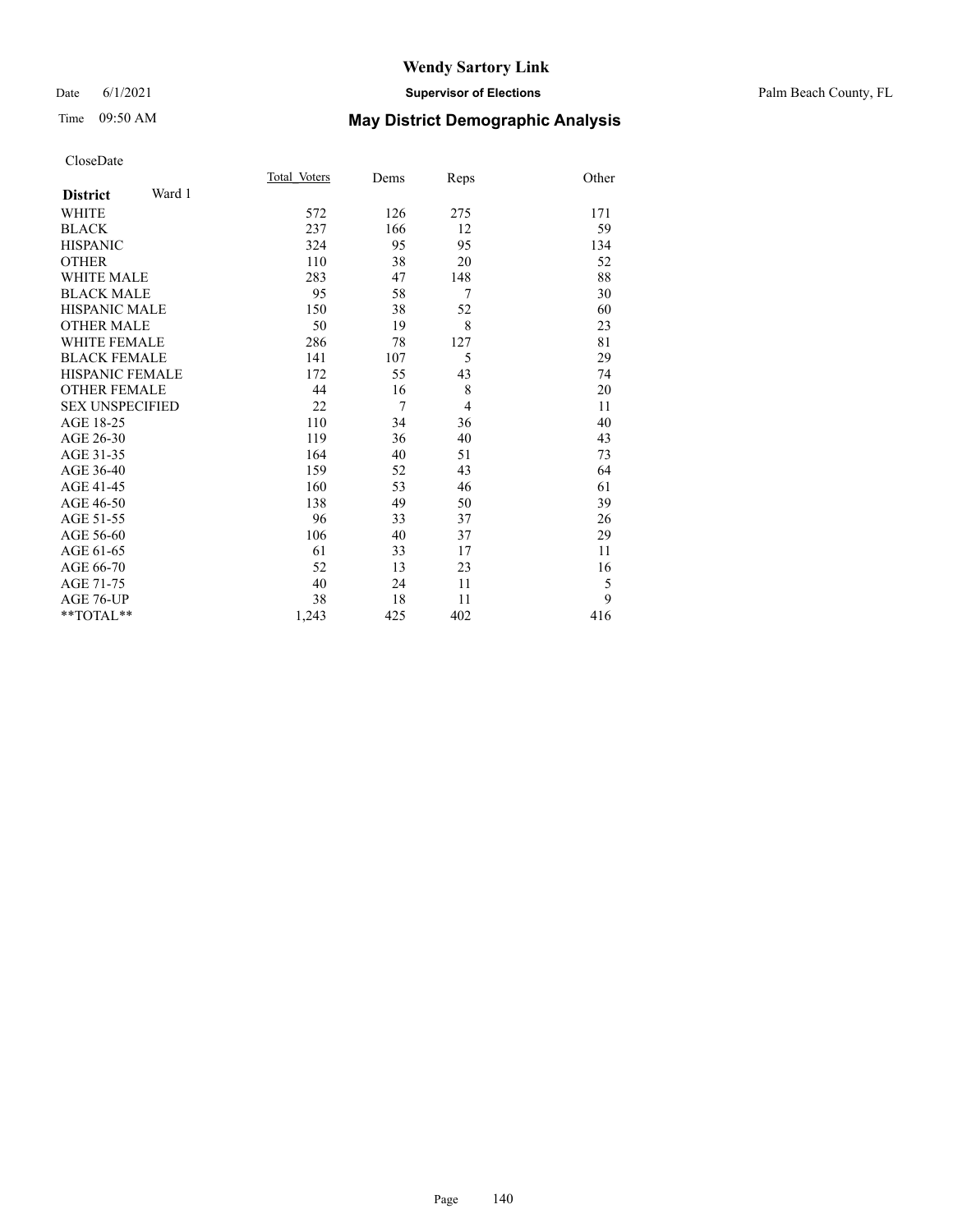# Wendy Sartory Link

Date 6/1/2021 **Supervisor of Elections** Palm Beach County, FL

Time 09:50 AM **May District Demographic Analysis**

CloseDate

| **District** Ward 1 | Total_Voters | Dems | Reps | Other |
|---|---|---|---|---|
| WHITE | 572 | 126 | 275 | 171 |
| BLACK | 237 | 166 | 12 | 59 |
| HISPANIC | 324 | 95 | 95 | 134 |
| OTHER | 110 | 38 | 20 | 52 |
| WHITE MALE | 283 | 47 | 148 | 88 |
| BLACK MALE | 95 | 58 | 7 | 30 |
| HISPANIC MALE | 150 | 38 | 52 | 60 |
| OTHER MALE | 50 | 19 | 8 | 23 |
| WHITE FEMALE | 286 | 78 | 127 | 81 |
| BLACK FEMALE | 141 | 107 | 5 | 29 |
| HISPANIC FEMALE | 172 | 55 | 43 | 74 |
| OTHER FEMALE | 44 | 16 | 8 | 20 |
| SEX UNSPECIFIED | 22 | 7 | 4 | 11 |
| AGE 18-25 | 110 | 34 | 36 | 40 |
| AGE 26-30 | 119 | 36 | 40 | 43 |
| AGE 31-35 | 164 | 40 | 51 | 73 |
| AGE 36-40 | 159 | 52 | 43 | 64 |
| AGE 41-45 | 160 | 53 | 46 | 61 |
| AGE 46-50 | 138 | 49 | 50 | 39 |
| AGE 51-55 | 96 | 33 | 37 | 26 |
| AGE 56-60 | 106 | 40 | 37 | 29 |
| AGE 61-65 | 61 | 33 | 17 | 11 |
| AGE 66-70 | 52 | 13 | 23 | 16 |
| AGE 71-75 | 40 | 24 | 11 | 5 |
| AGE 76-UP | 38 | 18 | 11 | 9 |
| **TOTAL** | 1,243 | 425 | 402 | 416 |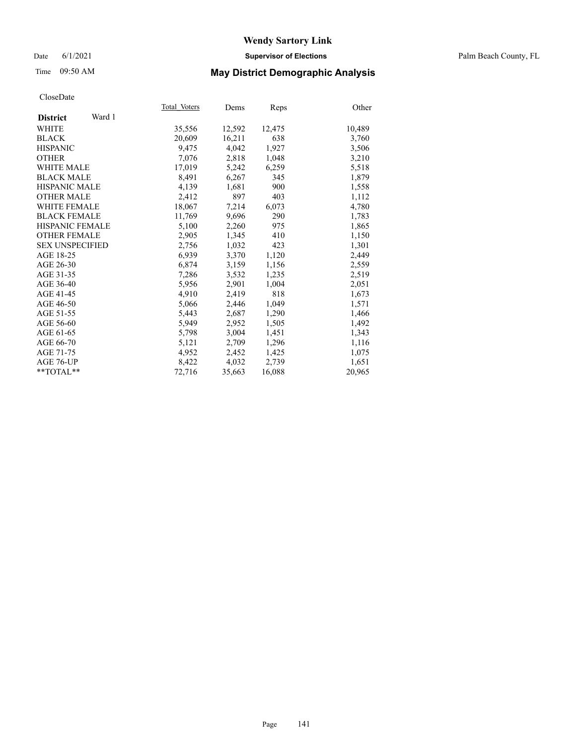# Wendy Sartory Link

Date 6/1/2021 **Supervisor of Elections** Palm Beach County, FL

Time 09:50 AM **May District Demographic Analysis**

CloseDate

| **District** Ward 1 | Total Voters | Dems | Reps | Other |
|---|---|---|---|---|
| WHITE | 35,556 | 12,592 | 12,475 | 10,489 |
| BLACK | 20,609 | 16,211 | 638 | 3,760 |
| HISPANIC | 9,475 | 4,042 | 1,927 | 3,506 |
| OTHER | 7,076 | 2,818 | 1,048 | 3,210 |
| WHITE MALE | 17,019 | 5,242 | 6,259 | 5,518 |
| BLACK MALE | 8,491 | 6,267 | 345 | 1,879 |
| HISPANIC MALE | 4,139 | 1,681 | 900 | 1,558 |
| OTHER MALE | 2,412 | 897 | 403 | 1,112 |
| WHITE FEMALE | 18,067 | 7,214 | 6,073 | 4,780 |
| BLACK FEMALE | 11,769 | 9,696 | 290 | 1,783 |
| HISPANIC FEMALE | 5,100 | 2,260 | 975 | 1,865 |
| OTHER FEMALE | 2,905 | 1,345 | 410 | 1,150 |
| SEX UNSPECIFIED | 2,756 | 1,032 | 423 | 1,301 |
| AGE 18-25 | 6,939 | 3,370 | 1,120 | 2,449 |
| AGE 26-30 | 6,874 | 3,159 | 1,156 | 2,559 |
| AGE 31-35 | 7,286 | 3,532 | 1,235 | 2,519 |
| AGE 36-40 | 5,956 | 2,901 | 1,004 | 2,051 |
| AGE 41-45 | 4,910 | 2,419 | 818 | 1,673 |
| AGE 46-50 | 5,066 | 2,446 | 1,049 | 1,571 |
| AGE 51-55 | 5,443 | 2,687 | 1,290 | 1,466 |
| AGE 56-60 | 5,949 | 2,952 | 1,505 | 1,492 |
| AGE 61-65 | 5,798 | 3,004 | 1,451 | 1,343 |
| AGE 66-70 | 5,121 | 2,709 | 1,296 | 1,116 |
| AGE 71-75 | 4,952 | 2,452 | 1,425 | 1,075 |
| AGE 76-UP | 8,422 | 4,032 | 2,739 | 1,651 |
| **TOTAL** | 72,716 | 35,663 | 16,088 | 20,965 |